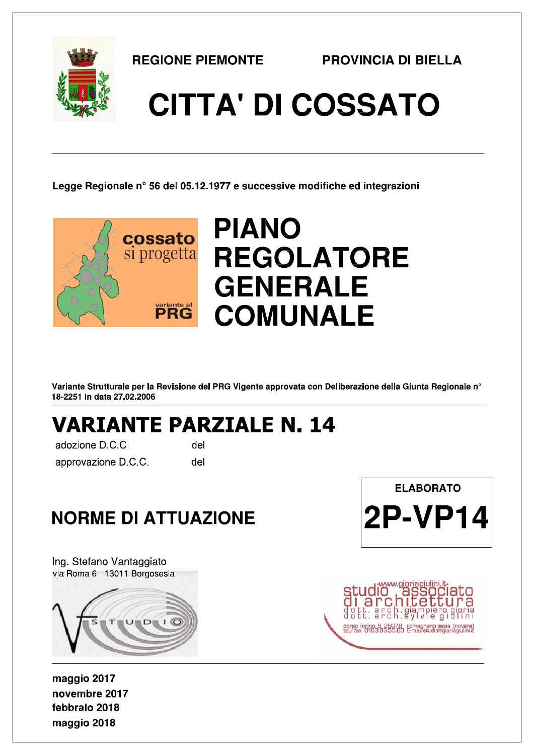REGIONE PIEMONTE PROVINCIA DI BIELLA

# CITTA' DI COSSATO

Legge Regionale n° 56 del 05.12.1977 e successive modifiche ed integrazioni

cossato si progetta

variante al PRG

# PIANO REGOLATORE GENERALE COMUNALE

Variante Strutturale per la Revisione del PRG Vigente approvata con Deliberazione della Giunta Regionale n° 18-2251 in data 27.02.2006

# VARIANTE PARZIALE N. 14

adozione D.C.C. del

approvazione D.C.C. del

ELABORATO

**2P-VP14**

## NORME DI ATTUAZIONE

Ing. Stefano Vantaggiato
via Roma 6 - 13011 Borgosesia

STUDIO

www.gioriagiulini.it
studio associato di architettura
dott. arch. giampiero gioria
dott. arch. sylvie giulini
corso Torino, 8 28078 romagnano sesia (novara)
tel/fax 0163.83.55.80 E-mail studio@gioriagiulini.it

maggio 2017
novembre 2017
febbraio 2018
maggio 2018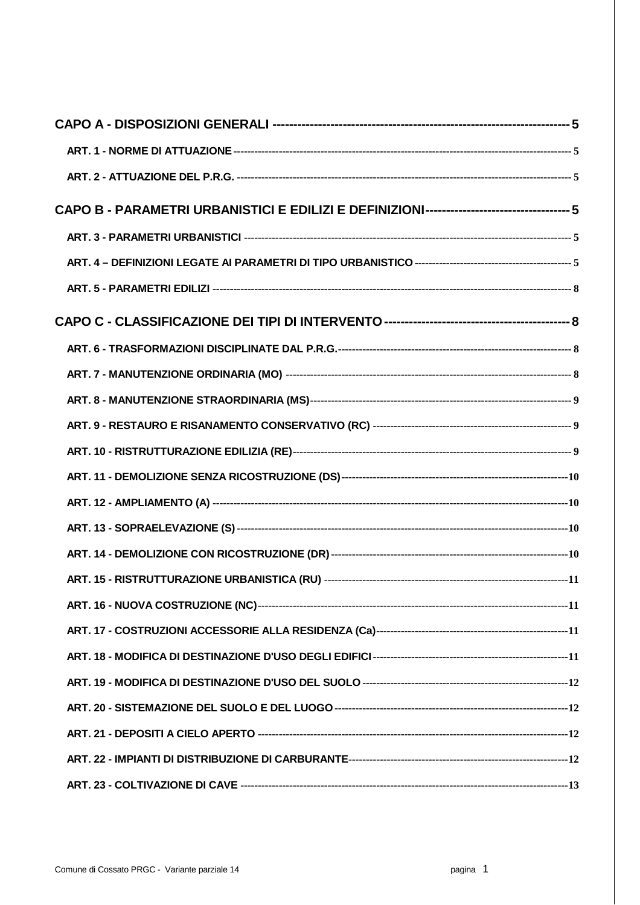CAPO A - DISPOSIZIONI GENERALI ---------------------------------------------------------------------- 5

ART. 1 - NORME DI ATTUAZIONE ---------------------------------------------------------------------------------------------------- 5

ART. 2 - ATTUAZIONE DEL P.R.G. ------------------------------------------------------------------------------------------------------ 5

CAPO B - PARAMETRI URBANISTICI E EDILIZI E DEFINIZIONI ---------------------------------- 5

ART. 3 - PARAMETRI URBANISTICI ------------------------------------------------------------------------------------------------------ 5

ART. 4 – DEFINIZIONI LEGATE AI PARAMETRI DI TIPO URBANISTICO -------------------------------------------------- 5

ART. 5 - PARAMETRI EDILIZI ------------------------------------------------------------------------------------------------------------- 8

CAPO C - CLASSIFICAZIONE DEI TIPI DI INTERVENTO ------------------------------------------- 8

ART. 6 - TRASFORMAZIONI DISCIPLINATE DAL P.R.G. ------------------------------------------------------------------------- 8

ART. 7 - MANUTENZIONE ORDINARIA (MO) ---------------------------------------------------------------------------------------- 8

ART. 8 - MANUTENZIONE STRAORDINARIA (MS) -------------------------------------------------------------------------------- 9

ART. 9 - RESTAURO E RISANAMENTO CONSERVATIVO (RC) ------------------------------------------------------------- 9

ART. 10 - RISTRUTTURAZIONE EDILIZIA (RE) ------------------------------------------------------------------------------------- 9

ART. 11 - DEMOLIZIONE SENZA RICOSTRUZIONE (DS) ----------------------------------------------------------------------- 10

ART. 12 - AMPLIAMENTO (A) -------------------------------------------------------------------------------------------------------------- 10

ART. 13 - SOPRAELEVAZIONE (S) ------------------------------------------------------------------------------------------------------- 10

ART. 14 - DEMOLIZIONE CON RICOSTRUZIONE (DR) ------------------------------------------------------------------------- 10

ART. 15 - RISTRUTTURAZIONE URBANISTICA (RU) --------------------------------------------------------------------------- 11

ART. 16 - NUOVA COSTRUZIONE (NC) ------------------------------------------------------------------------------------------------ 11

ART. 17 - COSTRUZIONI ACCESSORIE ALLA RESIDENZA (Ca) ------------------------------------------------------------ 11

ART. 18 - MODIFICA DI DESTINAZIONE D'USO DEGLI EDIFICI ------------------------------------------------------------ 11

ART. 19 - MODIFICA DI DESTINAZIONE D'USO DEL SUOLO --------------------------------------------------------------- 12

ART. 20 - SISTEMAZIONE DEL SUOLO E DEL LUOGO ------------------------------------------------------------------------ 12

ART. 21 - DEPOSITI A CIELO APERTO ------------------------------------------------------------------------------------------------ 12

ART. 22 - IMPIANTI DI DISTRIBUZIONE DI CARBURANTE ------------------------------------------------------------------- 12

ART. 23 - COLTIVAZIONE DI CAVE ----------------------------------------------------------------------------------------------------- 13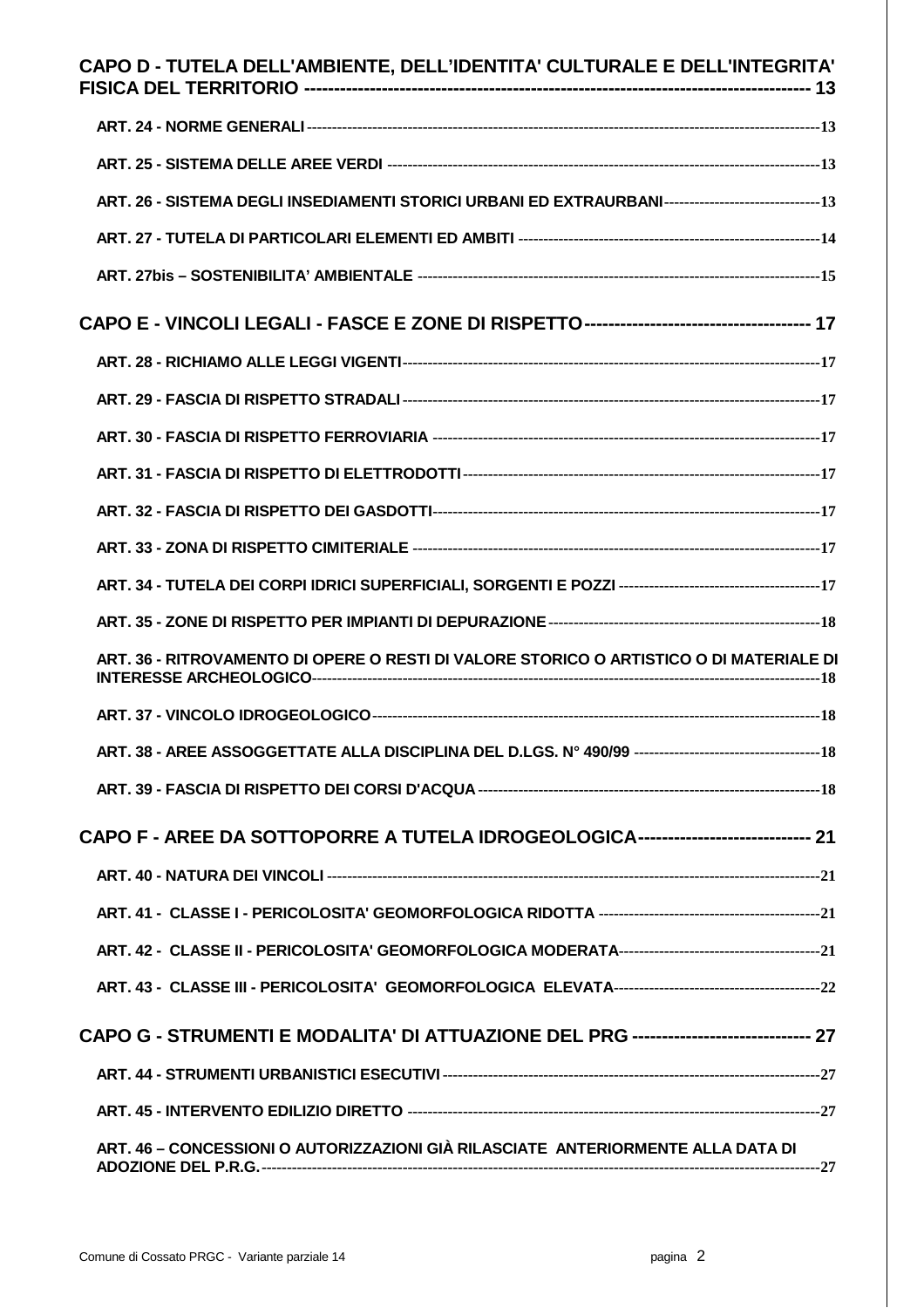CAPO D - TUTELA DELL'AMBIENTE, DELL’IDENTITA' CULTURALE E DELL'INTEGRITA' FISICA DEL TERRITORIO ---------------------------------------------------------------------------------- 13

ART. 24 - NORME GENERALI ----------------------------------------------------------------------------------------------------13

ART. 25 - SISTEMA DELLE AREE VERDI ----------------------------------------------------------------------------------------13

ART. 26 - SISTEMA DEGLI INSEDIAMENTI STORICI URBANI ED EXTRAURBANI -------------------------------13

ART. 27 - TUTELA DI PARTICOLARI ELEMENTI ED AMBITI -------------------------------------------------------------14

ART. 27bis – SOSTENIBILITA’ AMBIENTALE ---------------------------------------------------------------------------------15

CAPO E - VINCOLI LEGALI - FASCE E ZONE DI RISPETTO ------------------------------------- 17

ART. 28 - RICHIAMO ALLE LEGGI VIGENTI ----------------------------------------------------------------------------------17

ART. 29 - FASCIA DI RISPETTO STRADALI ----------------------------------------------------------------------------------17

ART. 30 - FASCIA DI RISPETTO FERROVIARIA ----------------------------------------------------------------------------17

ART. 31 - FASCIA DI RISPETTO DI ELETTRODOTTI ----------------------------------------------------------------------17

ART. 32 - FASCIA DI RISPETTO DEI GASDOTTI ---------------------------------------------------------------------------17

ART. 33 - ZONA DI RISPETTO CIMITERIALE --------------------------------------------------------------------------------17

ART. 34 - TUTELA DEI CORPI IDRICI SUPERFICIALI, SORGENTI E POZZI -----------------------------------------17

ART. 35 - ZONE DI RISPETTO PER IMPIANTI DI DEPURAZIONE ------------------------------------------------------18

ART. 36 - RITROVAMENTO DI OPERE O RESTI DI VALORE STORICO O ARTISTICO O DI MATERIALE DI INTERESSE ARCHEOLOGICO -------------------------------------------------------------------------------------------------18

ART. 37 - VINCOLO IDROGEOLOGICO ----------------------------------------------------------------------------------------18

ART. 38 - AREE ASSOGGETTATE ALLA DISCIPLINA DEL D.LGS. N° 490/99 -------------------------------------18

ART. 39 - FASCIA DI RISPETTO DEI CORSI D'ACQUA --------------------------------------------------------------------18

CAPO F - AREE DA SOTTOPORRE A TUTELA IDROGEOLOGICA ---------------------------- 21

ART. 40 - NATURA DEI VINCOLI --------------------------------------------------------------------------------------------------21

ART. 41 - CLASSE I - PERICOLOSITA' GEOMORFOLOGICA RIDOTTA ---------------------------------------------21

ART. 42 - CLASSE II - PERICOLOSITA' GEOMORFOLOGICA MODERATA -----------------------------------------21

ART. 43 - CLASSE III - PERICOLOSITA' GEOMORFOLOGICA ELEVATA ------------------------------------------22

CAPO G - STRUMENTI E MODALITA' DI ATTUAZIONE DEL PRG ----------------------------- 27

ART. 44 - STRUMENTI URBANISTICI ESECUTIVI ---------------------------------------------------------------------------27

ART. 45 - INTERVENTO EDILIZIO DIRETTO ---------------------------------------------------------------------------------27

ART. 46 – CONCESSIONI O AUTORIZZAZIONI GIÀ RILASCIATE ANTERIORMENTE ALLA DATA DI ADOZIONE DEL P.R.G. ---------------------------------------------------------------------------------------------------------27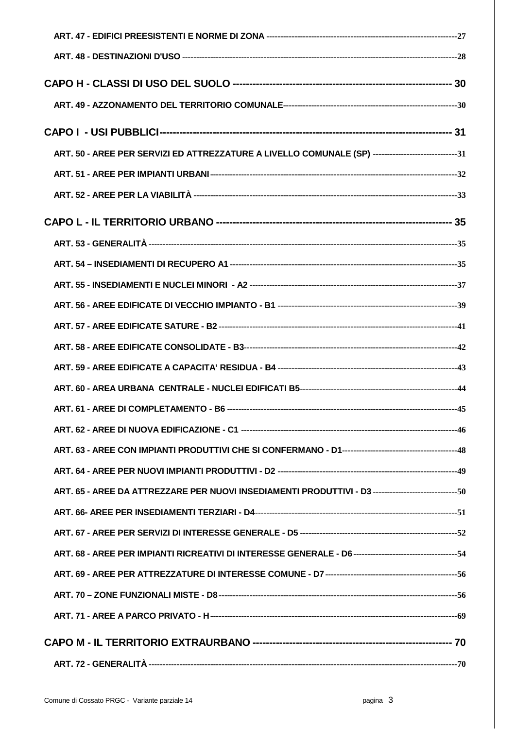ART. 47 - EDIFICI PREESISTENTI E NORME DI ZONA ---------------------------------------------------------------------27

ART. 48 - DESTINAZIONI D'USO ----------------------------------------------------------------------------------------------28

**CAPO H - CLASSI DI USO DEL SUOLO -------------------------------------------------------------- 30**

ART. 49 - AZZONAMENTO DEL TERRITORIO COMUNALE------------------------------------------------------------30

**CAPO I - USI PUBBLICI------------------------------------------------------------------------------------ 31**

ART. 50 - AREE PER SERVIZI ED ATTREZZATURE A LIVELLO COMUNALE (SP) ------------------------------31

ART. 51 - AREE PER IMPIANTI URBANI-------------------------------------------------------------------------------------32

ART. 52 - AREE PER LA VIABILITÀ ------------------------------------------------------------------------------------------33

**CAPO L - IL TERRITORIO URBANO ------------------------------------------------------------------ 35**

ART. 53 - GENERALITÀ --------------------------------------------------------------------------------------------------------35

ART. 54 – INSEDIAMENTI DI RECUPERO A1 ----------------------------------------------------------------------------35

ART. 55 - INSEDIAMENTI E NUCLEI MINORI - A2 -----------------------------------------------------------------------37

ART. 56 - AREE EDIFICATE DI VECCHIO IMPIANTO - B1 ------------------------------------------------------------39

ART. 57 - AREE EDIFICATE SATURE - B2 --------------------------------------------------------------------------------41

ART. 58 - AREE EDIFICATE CONSOLIDATE - B3-----------------------------------------------------------------------42

ART. 59 - AREE EDIFICATE A CAPACITA' RESIDUA - B4 -------------------------------------------------------------43

ART. 60 - AREA URBANA CENTRALE - NUCLEI EDIFICATI B5------------------------------------------------------44

ART. 61 - AREE DI COMPLETAMENTO - B6 ------------------------------------------------------------------------------45

ART. 62 - AREE DI NUOVA EDIFICAZIONE - C1 -------------------------------------------------------------------------46

ART. 63 - AREE CON IMPIANTI PRODUTTIVI CHE SI CONFERMANO - D1-------------------------------------48

ART. 64 - AREE PER NUOVI IMPIANTI PRODUTTIVI - D2 -------------------------------------------------------------49

ART. 65 - AREE DA ATTREZZARE PER NUOVI INSEDIAMENTI PRODUTTIVI - D3 ---------------------------50

ART. 66- AREE PER INSEDIAMENTI TERZIARI - D4-------------------------------------------------------------------51

ART. 67 - AREE PER SERVIZI DI INTERESSE GENERALE - D5 -----------------------------------------------------52

ART. 68 - AREE PER IMPIANTI RICREATIVI DI INTERESSE GENERALE - D6 ----------------------------------54

ART. 69 - AREE PER ATTREZZATURE DI INTERESSE COMUNE - D7 --------------------------------------------56

ART. 70 – ZONE FUNZIONALI MISTE - D8 --------------------------------------------------------------------------------56

ART. 71 - AREE A PARCO PRIVATO - H -----------------------------------------------------------------------------------69

**CAPO M - IL TERRITORIO EXTRAURBANO ------------------------------------------------------ 70**

ART. 72 - GENERALITÀ --------------------------------------------------------------------------------------------------------70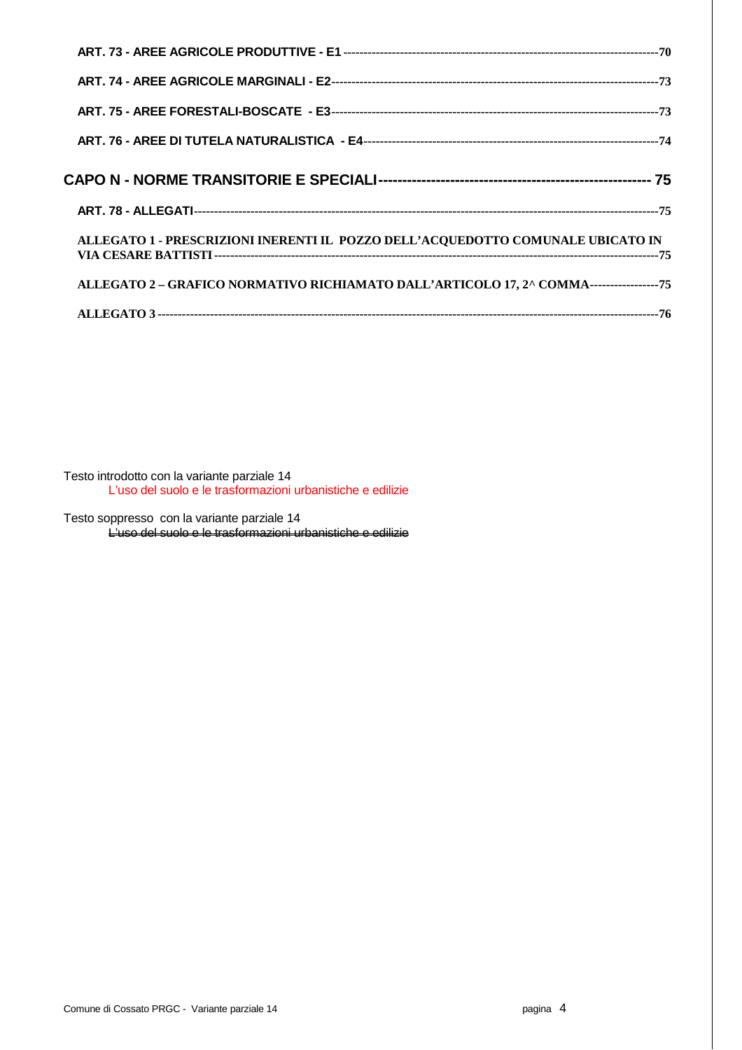**ART. 73 - AREE AGRICOLE PRODUTTIVE - E1** ---------------------------------------------------------------------------70

**ART. 74 - AREE AGRICOLE MARGINALI - E2**---------------------------------------------------------------------------73

**ART. 75 - AREE FORESTALI-BOSCATE - E3**--------------------------------------------------------------------------73

**ART. 76 - AREE DI TUTELA NATURALISTICA - E4**-------------------------------------------------------------------74

**CAPO N - NORME TRANSITORIE E SPECIALI**--------------------------------------------------- 75

**ART. 78 - ALLEGATI**---------------------------------------------------------------------------------------------------75

**ALLEGATO 1 - PRESCRIZIONI INERENTI IL POZZO DELL'ACQUEDOTTO COMUNALE UBICATO IN VIA CESARE BATTISTI**-----------------------------------------------------------------------------------------------75

**ALLEGATO 2 – GRAFICO NORMATIVO RICHIAMATO DALL'ARTICOLO 17, 2^ COMMA**----------------75

**ALLEGATO 3** -----------------------------------------------------------------------------------------------------------76

Testo introdotto con la variante parziale 14

L'uso del suolo e le trasformazioni urbanistiche e edilizie

Testo soppresso con la variante parziale 14

~~L'uso del suolo e le trasformazioni urbanistiche e edilizie~~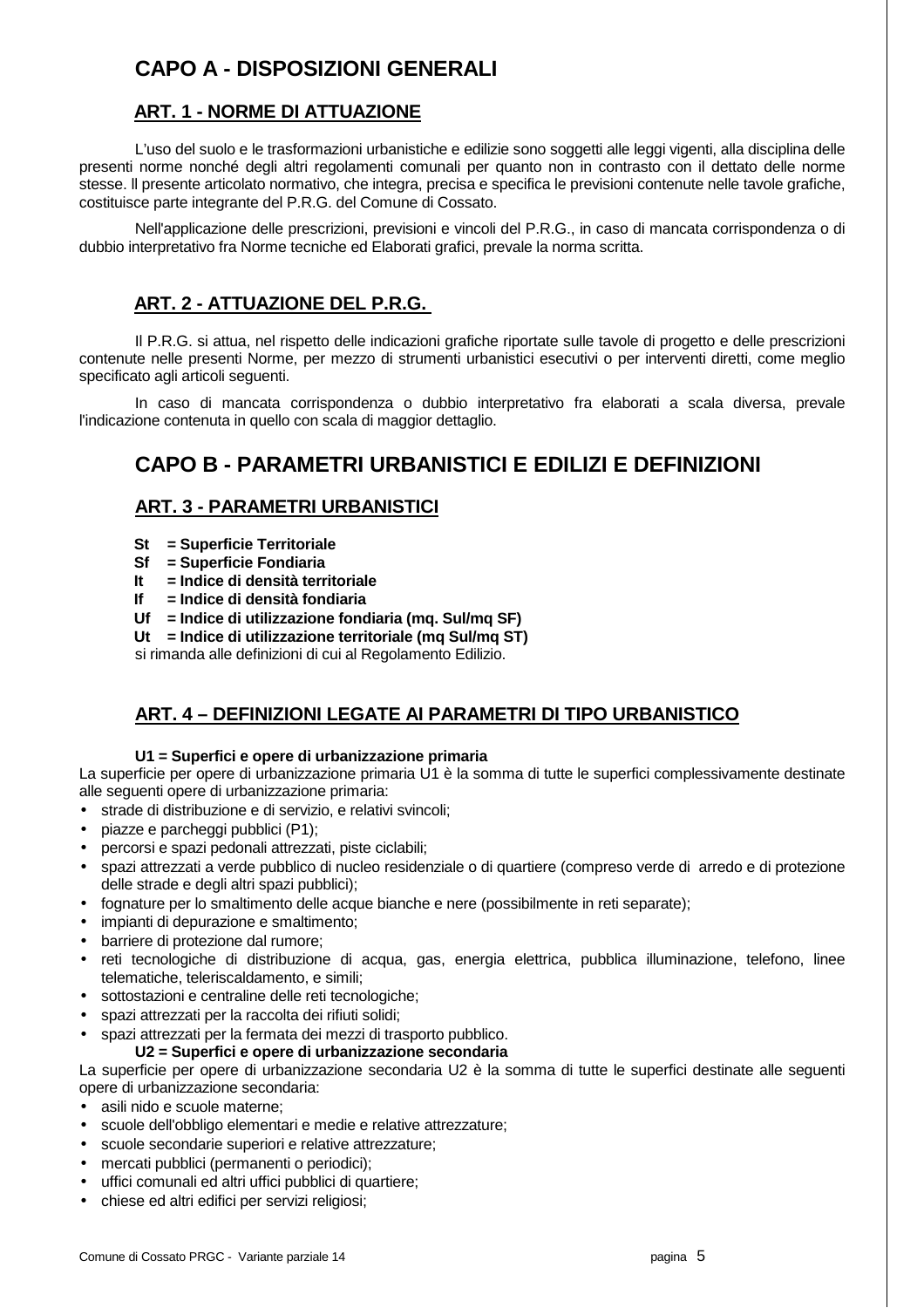# CAPO A - DISPOSIZIONI GENERALI

## ART. 1 - NORME DI ATTUAZIONE

L'uso del suolo e le trasformazioni urbanistiche e edilizie sono soggetti alle leggi vigenti, alla disciplina delle presenti norme nonché degli altri regolamenti comunali per quanto non in contrasto con il dettato delle norme stesse. Il presente articolato normativo, che integra, precisa e specifica le previsioni contenute nelle tavole grafiche, costituisce parte integrante del P.R.G. del Comune di Cossato.

Nell'applicazione delle prescrizioni, previsioni e vincoli del P.R.G., in caso di mancata corrispondenza o di dubbio interpretativo fra Norme tecniche ed Elaborati grafici, prevale la norma scritta.

## ART. 2 - ATTUAZIONE DEL P.R.G.

Il P.R.G. si attua, nel rispetto delle indicazioni grafiche riportate sulle tavole di progetto e delle prescrizioni contenute nelle presenti Norme, per mezzo di strumenti urbanistici esecutivi o per interventi diretti, come meglio specificato agli articoli seguenti.

In caso di mancata corrispondenza o dubbio interpretativo fra elaborati a scala diversa, prevale l'indicazione contenuta in quello con scala di maggior dettaglio.

# CAPO B - PARAMETRI URBANISTICI E EDILIZI E DEFINIZIONI

## ART. 3 - PARAMETRI URBANISTICI

**St = Superficie Territoriale**
**Sf = Superficie Fondiaria**
**It = Indice di densità territoriale**
**If = Indice di densità fondiaria**
**Uf = Indice di utilizzazione fondiaria (mq. Sul/mq SF)**
**Ut = Indice di utilizzazione territoriale (mq Sul/mq ST)**
si rimanda alle definizioni di cui al Regolamento Edilizio.

## ART. 4 – DEFINIZIONI LEGATE AI PARAMETRI DI TIPO URBANISTICO

**U1 = Superfici e opere di urbanizzazione primaria**

La superficie per opere di urbanizzazione primaria U1 è la somma di tutte le superfici complessivamente destinate alle seguenti opere di urbanizzazione primaria:

- strade di distribuzione e di servizio, e relativi svincoli;
- piazze e parcheggi pubblici (P1);
- percorsi e spazi pedonali attrezzati, piste ciclabili;
- spazi attrezzati a verde pubblico di nucleo residenziale o di quartiere (compreso verde di arredo e di protezione delle strade e degli altri spazi pubblici);
- fognature per lo smaltimento delle acque bianche e nere (possibilmente in reti separate);
- impianti di depurazione e smaltimento;
- barriere di protezione dal rumore;
- reti tecnologiche di distribuzione di acqua, gas, energia elettrica, pubblica illuminazione, telefono, linee telematiche, teleriscaldamento, e simili;
- sottostazioni e centraline delle reti tecnologiche;
- spazi attrezzati per la raccolta dei rifiuti solidi;
- spazi attrezzati per la fermata dei mezzi di trasporto pubblico.

**U2 = Superfici e opere di urbanizzazione secondaria**

La superficie per opere di urbanizzazione secondaria U2 è la somma di tutte le superfici destinate alle seguenti opere di urbanizzazione secondaria:

- asili nido e scuole materne;
- scuole dell'obbligo elementari e medie e relative attrezzature;
- scuole secondarie superiori e relative attrezzature;
- mercati pubblici (permanenti o periodici);
- uffici comunali ed altri uffici pubblici di quartiere;
- chiese ed altri edifici per servizi religiosi;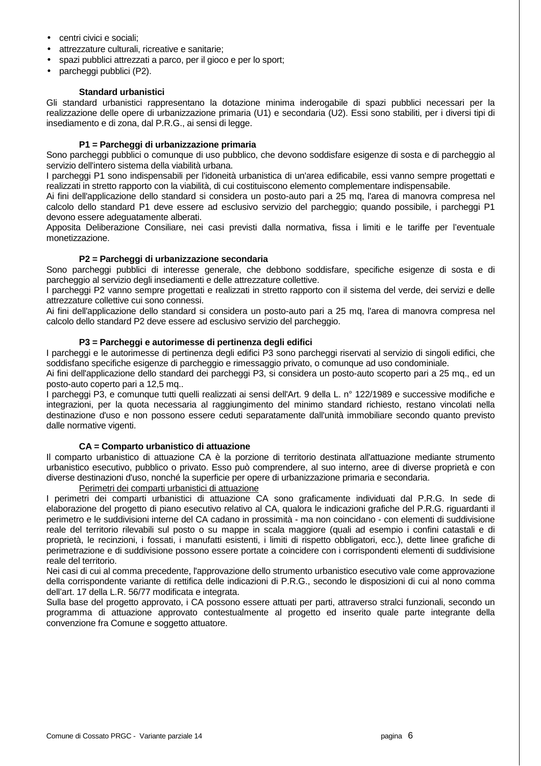- centri civici e sociali;
- attrezzature culturali, ricreative e sanitarie;
- spazi pubblici attrezzati a parco, per il gioco e per lo sport;
- parcheggi pubblici (P2).

**Standard urbanistici**

Gli standard urbanistici rappresentano la dotazione minima inderogabile di spazi pubblici necessari per la realizzazione delle opere di urbanizzazione primaria (U1) e secondaria (U2). Essi sono stabiliti, per i diversi tipi di insediamento e di zona, dal P.R.G., ai sensi di legge.

**P1 = Parcheggi di urbanizzazione primaria**

Sono parcheggi pubblici o comunque di uso pubblico, che devono soddisfare esigenze di sosta e di parcheggio al servizio dell'intero sistema della viabilità urbana.

I parcheggi P1 sono indispensabili per l'idoneità urbanistica di un'area edificabile, essi vanno sempre progettati e realizzati in stretto rapporto con la viabilità, di cui costituiscono elemento complementare indispensabile.

Ai fini dell'applicazione dello standard si considera un posto-auto pari a 25 mq, l'area di manovra compresa nel calcolo dello standard P1 deve essere ad esclusivo servizio del parcheggio; quando possibile, i parcheggi P1 devono essere adeguatamente alberati.

Apposita Deliberazione Consiliare, nei casi previsti dalla normativa, fissa i limiti e le tariffe per l'eventuale monetizzazione.

**P2 = Parcheggi di urbanizzazione secondaria**

Sono parcheggi pubblici di interesse generale, che debbono soddisfare, specifiche esigenze di sosta e di parcheggio al servizio degli insediamenti e delle attrezzature collettive.

I parcheggi P2 vanno sempre progettati e realizzati in stretto rapporto con il sistema del verde, dei servizi e delle attrezzature collettive cui sono connessi.

Ai fini dell'applicazione dello standard si considera un posto-auto pari a 25 mq, l'area di manovra compresa nel calcolo dello standard P2 deve essere ad esclusivo servizio del parcheggio.

**P3 = Parcheggi e autorimesse di pertinenza degli edifici**

I parcheggi e le autorimesse di pertinenza degli edifici P3 sono parcheggi riservati al servizio di singoli edifici, che soddisfano specifiche esigenze di parcheggio e rimessaggio privato, o comunque ad uso condominiale.

Ai fini dell'applicazione dello standard dei parcheggi P3, si considera un posto-auto scoperto pari a 25 mq., ed un posto-auto coperto pari a 12,5 mq..

I parcheggi P3, e comunque tutti quelli realizzati ai sensi dell'Art. 9 della L. n° 122/1989 e successive modifiche e integrazioni, per la quota necessaria al raggiungimento del minimo standard richiesto, restano vincolati nella destinazione d'uso e non possono essere ceduti separatamente dall'unità immobiliare secondo quanto previsto dalle normative vigenti.

**CA = Comparto urbanistico di attuazione**

Il comparto urbanistico di attuazione CA è la porzione di territorio destinata all'attuazione mediante strumento urbanistico esecutivo, pubblico o privato. Esso può comprendere, al suo interno, aree di diverse proprietà e con diverse destinazioni d'uso, nonché la superficie per opere di urbanizzazione primaria e secondaria.

Perimetri dei comparti urbanistici di attuazione

I perimetri dei comparti urbanistici di attuazione CA sono graficamente individuati dal P.R.G. In sede di elaborazione del progetto di piano esecutivo relativo al CA, qualora le indicazioni grafiche del P.R.G. riguardanti il perimetro e le suddivisioni interne del CA cadano in prossimità - ma non coincidano - con elementi di suddivisione reale del territorio rilevabili sul posto o su mappe in scala maggiore (quali ad esempio i confini catastali e di proprietà, le recinzioni, i fossati, i manufatti esistenti, i limiti di rispetto obbligatori, ecc.), dette linee grafiche di perimetrazione e di suddivisione possono essere portate a coincidere con i corrispondenti elementi di suddivisione reale del territorio.

Nei casi di cui al comma precedente, l'approvazione dello strumento urbanistico esecutivo vale come approvazione della corrispondente variante di rettifica delle indicazioni di P.R.G., secondo le disposizioni di cui al nono comma dell'art. 17 della L.R. 56/77 modificata e integrata.

Sulla base del progetto approvato, i CA possono essere attuati per parti, attraverso stralci funzionali, secondo un programma di attuazione approvato contestualmente al progetto ed inserito quale parte integrante della convenzione fra Comune e soggetto attuatore.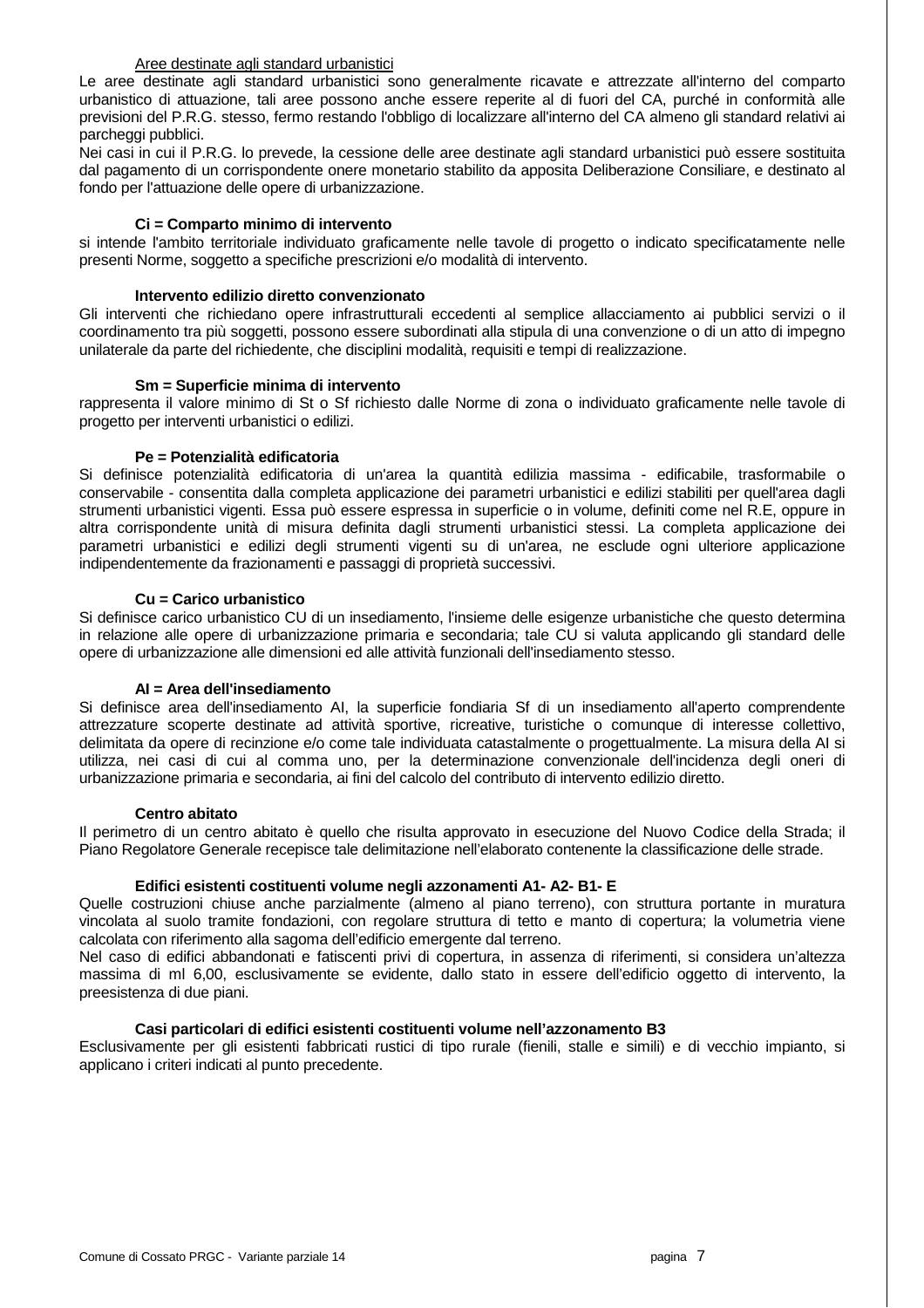Aree destinate agli standard urbanistici

Le aree destinate agli standard urbanistici sono generalmente ricavate e attrezzate all'interno del comparto urbanistico di attuazione, tali aree possono anche essere reperite al di fuori del CA, purché in conformità alle previsioni del P.R.G. stesso, fermo restando l'obbligo di localizzare all'interno del CA almeno gli standard relativi ai parcheggi pubblici.

Nei casi in cui il P.R.G. lo prevede, la cessione delle aree destinate agli standard urbanistici può essere sostituita dal pagamento di un corrispondente onere monetario stabilito da apposita Deliberazione Consiliare, e destinato al fondo per l'attuazione delle opere di urbanizzazione.

**Ci = Comparto minimo di intervento**

si intende l'ambito territoriale individuato graficamente nelle tavole di progetto o indicato specificatamente nelle presenti Norme, soggetto a specifiche prescrizioni e/o modalità di intervento.

**Intervento edilizio diretto convenzionato**

Gli interventi che richiedano opere infrastrutturali eccedenti al semplice allacciamento ai pubblici servizi o il coordinamento tra più soggetti, possono essere subordinati alla stipula di una convenzione o di un atto di impegno unilaterale da parte del richiedente, che disciplini modalità, requisiti e tempi di realizzazione.

**Sm = Superficie minima di intervento**

rappresenta il valore minimo di St o Sf richiesto dalle Norme di zona o individuato graficamente nelle tavole di progetto per interventi urbanistici o edilizi.

**Pe = Potenzialità edificatoria**

Si definisce potenzialità edificatoria di un'area la quantità edilizia massima - edificabile, trasformabile o conservabile - consentita dalla completa applicazione dei parametri urbanistici e edilizi stabiliti per quell'area dagli strumenti urbanistici vigenti. Essa può essere espressa in superficie o in volume, definiti come nel R.E, oppure in altra corrispondente unità di misura definita dagli strumenti urbanistici stessi. La completa applicazione dei parametri urbanistici e edilizi degli strumenti vigenti su di un'area, ne esclude ogni ulteriore applicazione indipendentemente da frazionamenti e passaggi di proprietà successivi.

**Cu = Carico urbanistico**

Si definisce carico urbanistico CU di un insediamento, l'insieme delle esigenze urbanistiche che questo determina in relazione alle opere di urbanizzazione primaria e secondaria; tale CU si valuta applicando gli standard delle opere di urbanizzazione alle dimensioni ed alle attività funzionali dell'insediamento stesso.

**AI = Area dell'insediamento**

Si definisce area dell'insediamento AI, la superficie fondiaria Sf di un insediamento all'aperto comprendente attrezzature scoperte destinate ad attività sportive, ricreative, turistiche o comunque di interesse collettivo, delimitata da opere di recinzione e/o come tale individuata catastalmente o progettualmente. La misura della AI si utilizza, nei casi di cui al comma uno, per la determinazione convenzionale dell'incidenza degli oneri di urbanizzazione primaria e secondaria, ai fini del calcolo del contributo di intervento edilizio diretto.

**Centro abitato**

Il perimetro di un centro abitato è quello che risulta approvato in esecuzione del Nuovo Codice della Strada; il Piano Regolatore Generale recepisce tale delimitazione nell'elaborato contenente la classificazione delle strade.

**Edifici esistenti costituenti volume negli azzonamenti A1- A2- B1- E**

Quelle costruzioni chiuse anche parzialmente (almeno al piano terreno), con struttura portante in muratura vincolata al suolo tramite fondazioni, con regolare struttura di tetto e manto di copertura; la volumetria viene calcolata con riferimento alla sagoma dell'edificio emergente dal terreno.

Nel caso di edifici abbandonati e fatiscenti privi di copertura, in assenza di riferimenti, si considera un'altezza massima di ml 6,00, esclusivamente se evidente, dallo stato in essere dell'edificio oggetto di intervento, la preesistenza di due piani.

**Casi particolari di edifici esistenti costituenti volume nell'azzonamento B3**

Esclusivamente per gli esistenti fabbricati rustici di tipo rurale (fienili, stalle e simili) e di vecchio impianto, si applicano i criteri indicati al punto precedente.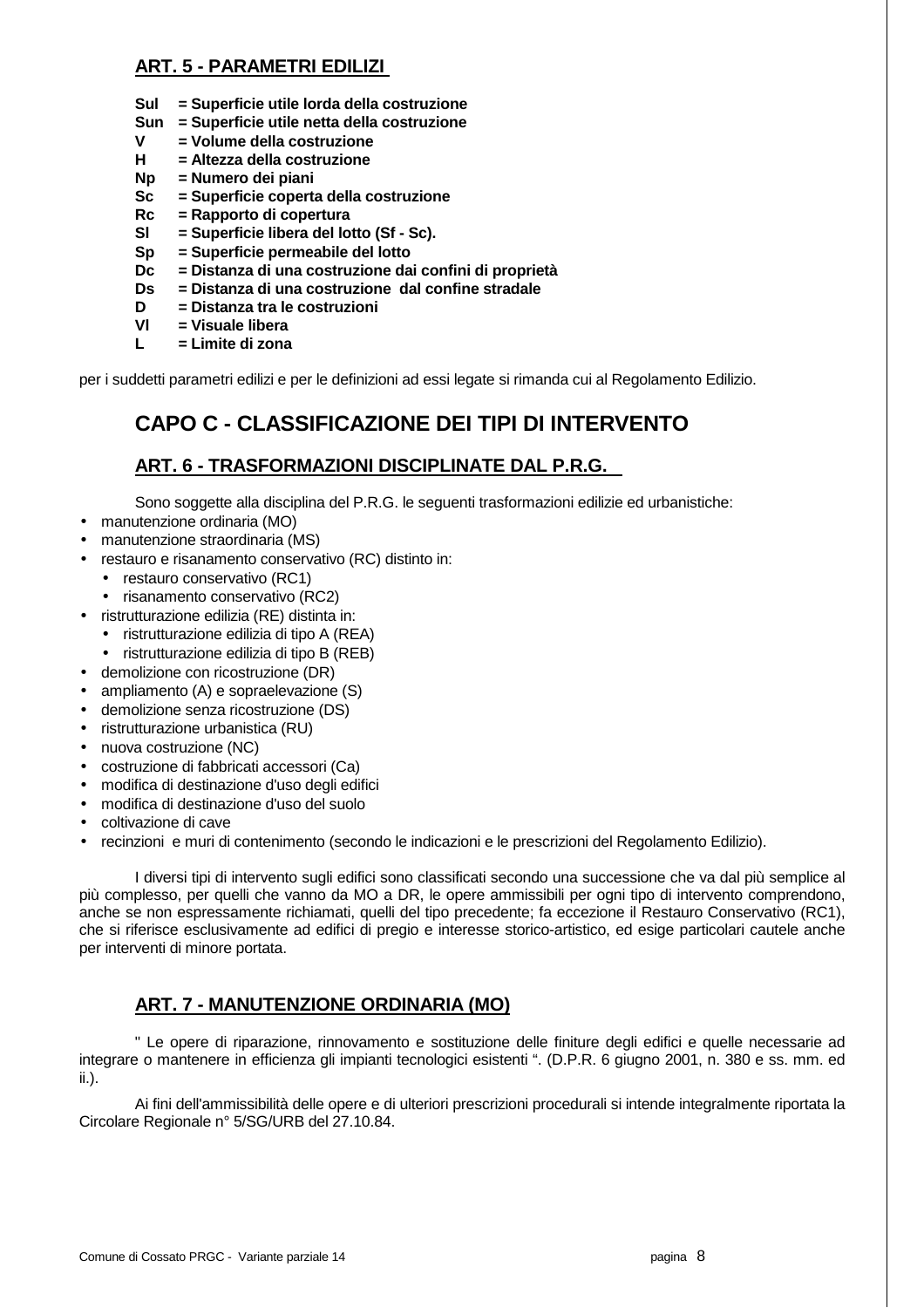## ART. 5 - PARAMETRI EDILIZI

**Sul = Superficie utile lorda della costruzione**
**Sun = Superficie utile netta della costruzione**
**V = Volume della costruzione**
**H = Altezza della costruzione**
**Np = Numero dei piani**
**Sc = Superficie coperta della costruzione**
**Rc = Rapporto di copertura**
**Sl = Superficie libera del lotto (Sf - Sc).**
**Sp = Superficie permeabile del lotto**
**Dc = Distanza di una costruzione dai confini di proprietà**
**Ds = Distanza di una costruzione dal confine stradale**
**D = Distanza tra le costruzioni**
**Vl = Visuale libera**
**L = Limite di zona**

per i suddetti parametri edilizi e per le definizioni ad essi legate si rimanda cui al Regolamento Edilizio.

# CAPO C - CLASSIFICAZIONE DEI TIPI DI INTERVENTO

## ART. 6 - TRASFORMAZIONI DISCIPLINATE DAL P.R.G.

Sono soggette alla disciplina del P.R.G. le seguenti trasformazioni edilizie ed urbanistiche:

- manutenzione ordinaria (MO)
- manutenzione straordinaria (MS)
- restauro e risanamento conservativo (RC) distinto in:
  - restauro conservativo (RC1)
  - risanamento conservativo (RC2)
- ristrutturazione edilizia (RE) distinta in:
  - ristrutturazione edilizia di tipo A (REA)
  - ristrutturazione edilizia di tipo B (REB)
- demolizione con ricostruzione (DR)
- ampliamento (A) e sopraelevazione (S)
- demolizione senza ricostruzione (DS)
- ristrutturazione urbanistica (RU)
- nuova costruzione (NC)
- costruzione di fabbricati accessori (Ca)
- modifica di destinazione d'uso degli edifici
- modifica di destinazione d'uso del suolo
- coltivazione di cave
- recinzioni e muri di contenimento (secondo le indicazioni e le prescrizioni del Regolamento Edilizio).

I diversi tipi di intervento sugli edifici sono classificati secondo una successione che va dal più semplice al più complesso, per quelli che vanno da MO a DR, le opere ammissibili per ogni tipo di intervento comprendono, anche se non espressamente richiamati, quelli del tipo precedente; fa eccezione il Restauro Conservativo (RC1), che si riferisce esclusivamente ad edifici di pregio e interesse storico-artistico, ed esige particolari cautele anche per interventi di minore portata.

## ART. 7 - MANUTENZIONE ORDINARIA (MO)

" Le opere di riparazione, rinnovamento e sostituzione delle finiture degli edifici e quelle necessarie ad integrare o mantenere in efficienza gli impianti tecnologici esistenti ". (D.P.R. 6 giugno 2001, n. 380 e ss. mm. ed ii.).

Ai fini dell'ammissibilità delle opere e di ulteriori prescrizioni procedurali si intende integralmente riportata la Circolare Regionale n° 5/SG/URB del 27.10.84.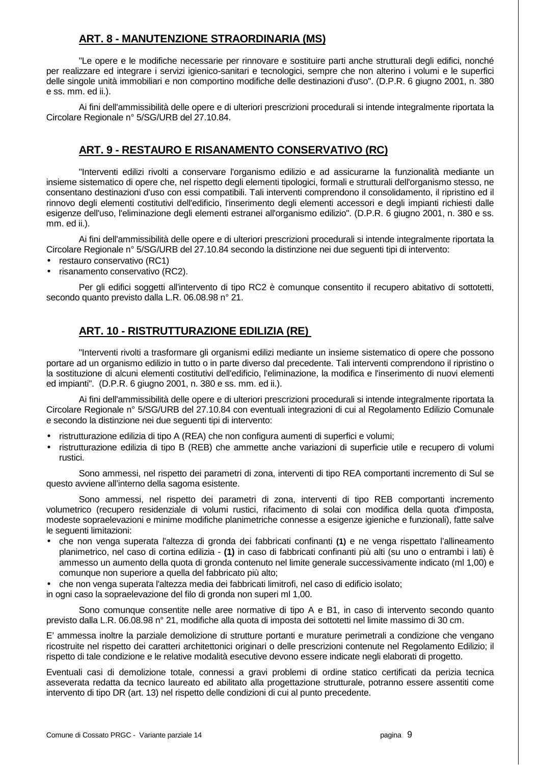## ART. 8 - MANUTENZIONE STRAORDINARIA (MS)

"Le opere e le modifiche necessarie per rinnovare e sostituire parti anche strutturali degli edifici, nonché per realizzare ed integrare i servizi igienico-sanitari e tecnologici, sempre che non alterino i volumi e le superfici delle singole unità immobiliari e non comportino modifiche delle destinazioni d'uso". (D.P.R. 6 giugno 2001, n. 380 e ss. mm. ed ii.).

Ai fini dell'ammissibilità delle opere e di ulteriori prescrizioni procedurali si intende integralmente riportata la Circolare Regionale n° 5/SG/URB del 27.10.84.

## ART. 9 - RESTAURO E RISANAMENTO CONSERVATIVO (RC)

"Interventi edilizi rivolti a conservare l'organismo edilizio e ad assicurarne la funzionalità mediante un insieme sistematico di opere che, nel rispetto degli elementi tipologici, formali e strutturali dell'organismo stesso, ne consentano destinazioni d'uso con essi compatibili. Tali interventi comprendono il consolidamento, il ripristino ed il rinnovo degli elementi costitutivi dell'edificio, l'inserimento degli elementi accessori e degli impianti richiesti dalle esigenze dell'uso, l'eliminazione degli elementi estranei all'organismo edilizio". (D.P.R. 6 giugno 2001, n. 380 e ss. mm. ed ii.).

Ai fini dell'ammissibilità delle opere e di ulteriori prescrizioni procedurali si intende integralmente riportata la Circolare Regionale n° 5/SG/URB del 27.10.84 secondo la distinzione nei due seguenti tipi di intervento:

- restauro conservativo (RC1)
- risanamento conservativo (RC2).

Per gli edifici soggetti all'intervento di tipo RC2 è comunque consentito il recupero abitativo di sottotetti, secondo quanto previsto dalla L.R. 06.08.98 n° 21.

## ART. 10 - RISTRUTTURAZIONE EDILIZIA (RE)

"Interventi rivolti a trasformare gli organismi edilizi mediante un insieme sistematico di opere che possono portare ad un organismo edilizio in tutto o in parte diverso dal precedente. Tali interventi comprendono il ripristino o la sostituzione di alcuni elementi costitutivi dell'edificio, l'eliminazione, la modifica e l'inserimento di nuovi elementi ed impianti". (D.P.R. 6 giugno 2001, n. 380 e ss. mm. ed ii.).

Ai fini dell'ammissibilità delle opere e di ulteriori prescrizioni procedurali si intende integralmente riportata la Circolare Regionale n° 5/SG/URB del 27.10.84 con eventuali integrazioni di cui al Regolamento Edilizio Comunale e secondo la distinzione nei due seguenti tipi di intervento:

- ristrutturazione edilizia di tipo A (REA) che non configura aumenti di superfici e volumi;
- ristrutturazione edilizia di tipo B (REB) che ammette anche variazioni di superficie utile e recupero di volumi rustici.

Sono ammessi, nel rispetto dei parametri di zona, interventi di tipo REA comportanti incremento di Sul se questo avviene all'interno della sagoma esistente.

Sono ammessi, nel rispetto dei parametri di zona, interventi di tipo REB comportanti incremento volumetrico (recupero residenziale di volumi rustici, rifacimento di solai con modifica della quota d'imposta, modeste sopraelevazioni e minime modifiche planimetriche connesse a esigenze igieniche e funzionali), fatte salve le seguenti limitazioni:

- che non venga superata l'altezza di gronda dei fabbricati confinanti **(1)** e ne venga rispettato l'allineamento planimetrico, nel caso di cortina edilizia - **(1)** in caso di fabbricati confinanti più alti (su uno o entrambi i lati) è ammesso un aumento della quota di gronda contenuto nel limite generale successivamente indicato (ml 1,00) e comunque non superiore a quella del fabbricato più alto;
- che non venga superata l'altezza media dei fabbricati limitrofi, nel caso di edificio isolato;

in ogni caso la sopraelevazione del filo di gronda non superi ml 1,00.

Sono comunque consentite nelle aree normative di tipo A e B1, in caso di intervento secondo quanto previsto dalla L.R. 06.08.98 n° 21, modifiche alla quota di imposta dei sottotetti nel limite massimo di 30 cm.

E' ammessa inoltre la parziale demolizione di strutture portanti e murature perimetrali a condizione che vengano ricostruite nel rispetto dei caratteri architettonici originari o delle prescrizioni contenute nel Regolamento Edilizio; il rispetto di tale condizione e le relative modalità esecutive devono essere indicate negli elaborati di progetto.

Eventuali casi di demolizione totale, connessi a gravi problemi di ordine statico certificati da perizia tecnica asseverata redatta da tecnico laureato ed abilitato alla progettazione strutturale, potranno essere assentiti come intervento di tipo DR (art. 13) nel rispetto delle condizioni di cui al punto precedente.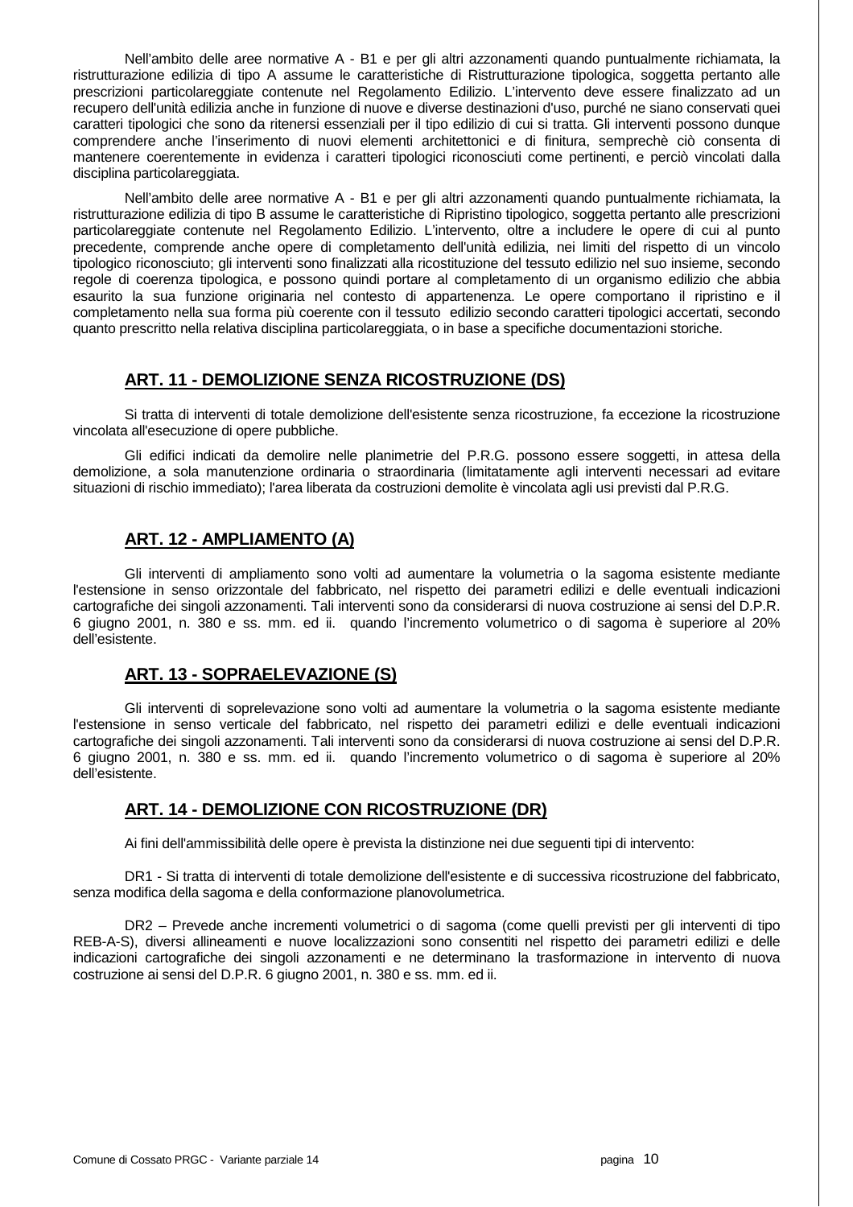Nell'ambito delle aree normative A - B1 e per gli altri azzonamenti quando puntualmente richiamata, la ristrutturazione edilizia di tipo A assume le caratteristiche di Ristrutturazione tipologica, soggetta pertanto alle prescrizioni particolareggiate contenute nel Regolamento Edilizio. L'intervento deve essere finalizzato ad un recupero dell'unità edilizia anche in funzione di nuove e diverse destinazioni d'uso, purché ne siano conservati quei caratteri tipologici che sono da ritenersi essenziali per il tipo edilizio di cui si tratta. Gli interventi possono dunque comprendere anche l'inserimento di nuovi elementi architettonici e di finitura, semprechè ciò consenta di mantenere coerentemente in evidenza i caratteri tipologici riconosciuti come pertinenti, e perciò vincolati dalla disciplina particolareggiata.

Nell'ambito delle aree normative A - B1 e per gli altri azzonamenti quando puntualmente richiamata, la ristrutturazione edilizia di tipo B assume le caratteristiche di Ripristino tipologico, soggetta pertanto alle prescrizioni particolareggiate contenute nel Regolamento Edilizio. L'intervento, oltre a includere le opere di cui al punto precedente, comprende anche opere di completamento dell'unità edilizia, nei limiti del rispetto di un vincolo tipologico riconosciuto; gli interventi sono finalizzati alla ricostituzione del tessuto edilizio nel suo insieme, secondo regole di coerenza tipologica, e possono quindi portare al completamento di un organismo edilizio che abbia esaurito la sua funzione originaria nel contesto di appartenenza. Le opere comportano il ripristino e il completamento nella sua forma più coerente con il tessuto edilizio secondo caratteri tipologici accertati, secondo quanto prescritto nella relativa disciplina particolareggiata, o in base a specifiche documentazioni storiche.

## ART. 11 - DEMOLIZIONE SENZA RICOSTRUZIONE (DS)

Si tratta di interventi di totale demolizione dell'esistente senza ricostruzione, fa eccezione la ricostruzione vincolata all'esecuzione di opere pubbliche.

Gli edifici indicati da demolire nelle planimetrie del P.R.G. possono essere soggetti, in attesa della demolizione, a sola manutenzione ordinaria o straordinaria (limitatamente agli interventi necessari ad evitare situazioni di rischio immediato); l'area liberata da costruzioni demolite è vincolata agli usi previsti dal P.R.G.

## ART. 12 - AMPLIAMENTO (A)

Gli interventi di ampliamento sono volti ad aumentare la volumetria o la sagoma esistente mediante l'estensione in senso orizzontale del fabbricato, nel rispetto dei parametri edilizi e delle eventuali indicazioni cartografiche dei singoli azzonamenti. Tali interventi sono da considerarsi di nuova costruzione ai sensi del D.P.R. 6 giugno 2001, n. 380 e ss. mm. ed ii. quando l'incremento volumetrico o di sagoma è superiore al 20% dell'esistente.

## ART. 13 - SOPRAELEVAZIONE (S)

Gli interventi di soprelevazione sono volti ad aumentare la volumetria o la sagoma esistente mediante l'estensione in senso verticale del fabbricato, nel rispetto dei parametri edilizi e delle eventuali indicazioni cartografiche dei singoli azzonamenti. Tali interventi sono da considerarsi di nuova costruzione ai sensi del D.P.R. 6 giugno 2001, n. 380 e ss. mm. ed ii. quando l'incremento volumetrico o di sagoma è superiore al 20% dell'esistente.

## ART. 14 - DEMOLIZIONE CON RICOSTRUZIONE (DR)

Ai fini dell'ammissibilità delle opere è prevista la distinzione nei due seguenti tipi di intervento:

DR1 - Si tratta di interventi di totale demolizione dell'esistente e di successiva ricostruzione del fabbricato, senza modifica della sagoma e della conformazione planovolumetrica.

DR2 – Prevede anche incrementi volumetrici o di sagoma (come quelli previsti per gli interventi di tipo REB-A-S), diversi allineamenti e nuove localizzazioni sono consentiti nel rispetto dei parametri edilizi e delle indicazioni cartografiche dei singoli azzonamenti e ne determinano la trasformazione in intervento di nuova costruzione ai sensi del D.P.R. 6 giugno 2001, n. 380 e ss. mm. ed ii.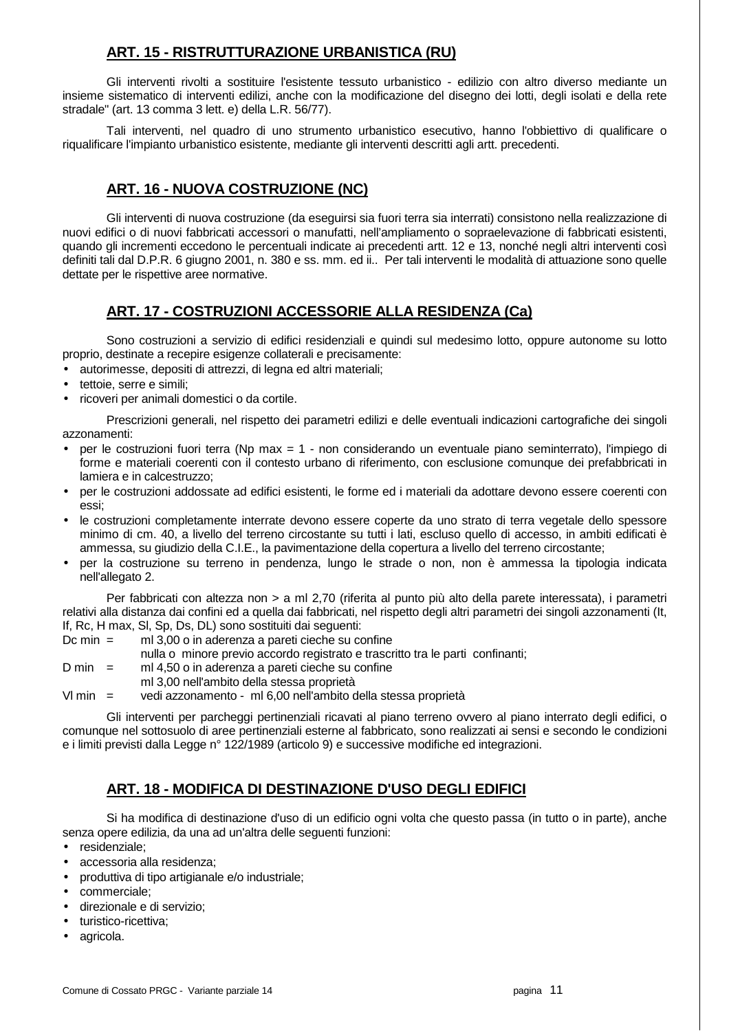## ART. 15 - RISTRUTTURAZIONE URBANISTICA (RU)

Gli interventi rivolti a sostituire l'esistente tessuto urbanistico - edilizio con altro diverso mediante un insieme sistematico di interventi edilizi, anche con la modificazione del disegno dei lotti, degli isolati e della rete stradale" (art. 13 comma 3 lett. e) della L.R. 56/77).

Tali interventi, nel quadro di uno strumento urbanistico esecutivo, hanno l'obbiettivo di qualificare o riqualificare l'impianto urbanistico esistente, mediante gli interventi descritti agli artt. precedenti.

## ART. 16 - NUOVA COSTRUZIONE (NC)

Gli interventi di nuova costruzione (da eseguirsi sia fuori terra sia interrati) consistono nella realizzazione di nuovi edifici o di nuovi fabbricati accessori o manufatti, nell'ampliamento o sopraelevazione di fabbricati esistenti, quando gli incrementi eccedono le percentuali indicate ai precedenti artt. 12 e 13, nonché negli altri interventi così definiti tali dal D.P.R. 6 giugno 2001, n. 380 e ss. mm. ed ii.. Per tali interventi le modalità di attuazione sono quelle dettate per le rispettive aree normative.

## ART. 17 - COSTRUZIONI ACCESSORIE ALLA RESIDENZA (Ca)

Sono costruzioni a servizio di edifici residenziali e quindi sul medesimo lotto, oppure autonome su lotto proprio, destinate a recepire esigenze collaterali e precisamente:

- autorimesse, depositi di attrezzi, di legna ed altri materiali;
- tettoie, serre e simili;
- ricoveri per animali domestici o da cortile.

Prescrizioni generali, nel rispetto dei parametri edilizi e delle eventuali indicazioni cartografiche dei singoli azzonamenti:

- per le costruzioni fuori terra (Np max = 1 - non considerando un eventuale piano seminterrato), l'impiego di forme e materiali coerenti con il contesto urbano di riferimento, con esclusione comunque dei prefabbricati in lamiera e in calcestruzzo;
- per le costruzioni addossate ad edifici esistenti, le forme ed i materiali da adottare devono essere coerenti con essi;
- le costruzioni completamente interrate devono essere coperte da uno strato di terra vegetale dello spessore minimo di cm. 40, a livello del terreno circostante su tutti i lati, escluso quello di accesso, in ambiti edificati è ammessa, su giudizio della C.I.E., la pavimentazione della copertura a livello del terreno circostante;
- per la costruzione su terreno in pendenza, lungo le strade o non, non è ammessa la tipologia indicata nell'allegato 2.

Per fabbricati con altezza non > a ml 2,70 (riferita al punto più alto della parete interessata), i parametri relativi alla distanza dai confini ed a quella dai fabbricati, nel rispetto degli altri parametri dei singoli azzonamenti (It, If, Rc, H max, Sl, Sp, Ds, DL) sono sostituiti dai seguenti:

Dc min = ml 3,00 o in aderenza a pareti cieche su confine
nulla o minore previo accordo registrato e trascritto tra le parti confinanti;
D min = ml 4,50 o in aderenza a pareti cieche su confine
ml 3,00 nell'ambito della stessa proprietà
Vl min = vedi azzonamento - ml 6,00 nell'ambito della stessa proprietà

Gli interventi per parcheggi pertinenziali ricavati al piano terreno ovvero al piano interrato degli edifici, o comunque nel sottosuolo di aree pertinenziali esterne al fabbricato, sono realizzati ai sensi e secondo le condizioni e i limiti previsti dalla Legge n° 122/1989 (articolo 9) e successive modifiche ed integrazioni.

## ART. 18 - MODIFICA DI DESTINAZIONE D'USO DEGLI EDIFICI

Si ha modifica di destinazione d'uso di un edificio ogni volta che questo passa (in tutto o in parte), anche senza opere edilizia, da una ad un'altra delle seguenti funzioni:

- residenziale;
- accessoria alla residenza;
- produttiva di tipo artigianale e/o industriale;
- commerciale;
- direzionale e di servizio;
- turistico-ricettiva;
- agricola.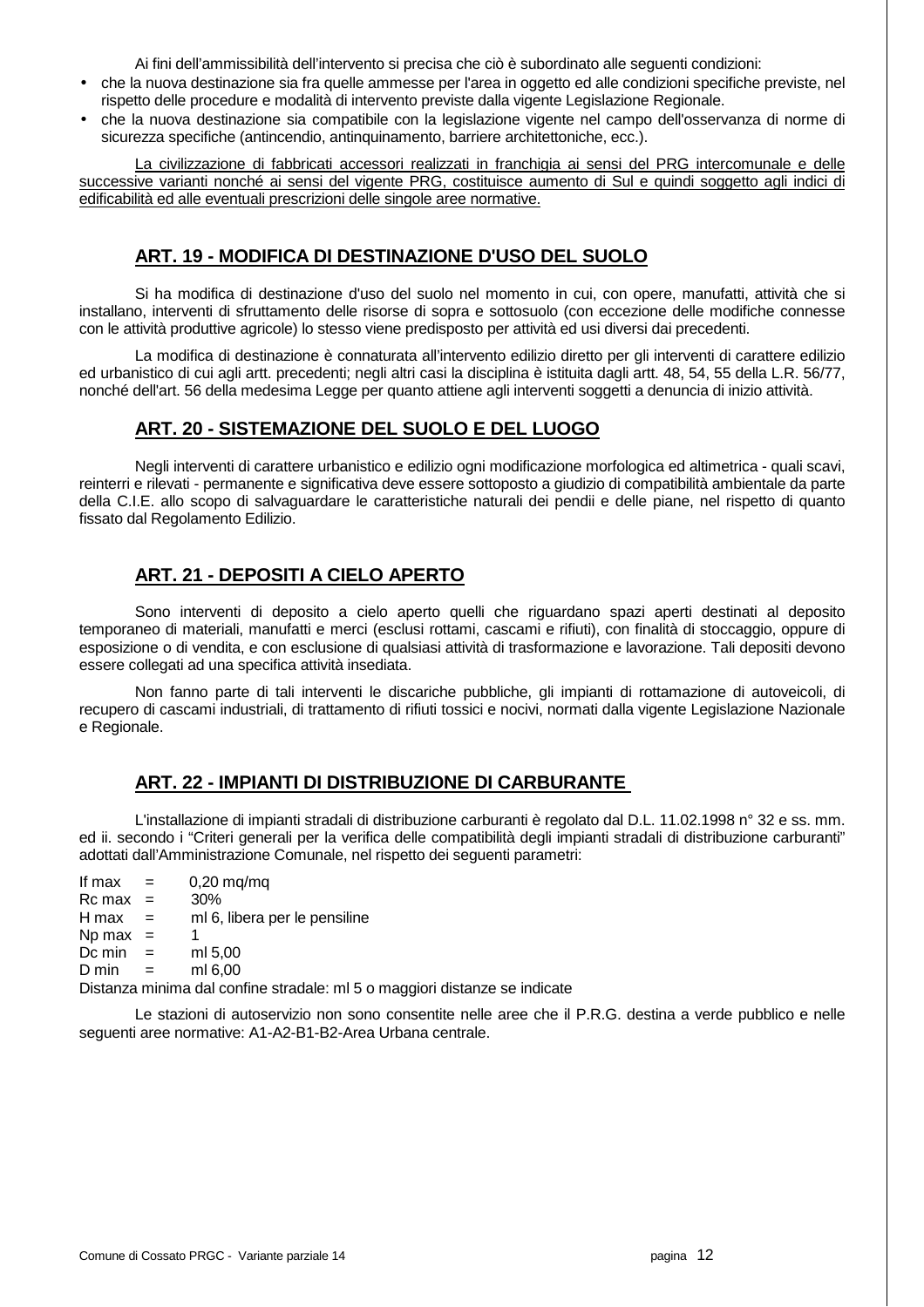Ai fini dell'ammissibilità dell'intervento si precisa che ciò è subordinato alle seguenti condizioni:

- che la nuova destinazione sia fra quelle ammesse per l'area in oggetto ed alle condizioni specifiche previste, nel rispetto delle procedure e modalità di intervento previste dalla vigente Legislazione Regionale.
- che la nuova destinazione sia compatibile con la legislazione vigente nel campo dell'osservanza di norme di sicurezza specifiche (antincendio, antinquinamento, barriere architettoniche, ecc.).

<u>La civilizzazione di fabbricati accessori realizzati in franchigia ai sensi del PRG intercomunale e delle successive varianti nonché ai sensi del vigente PRG, costituisce aumento di Sul e quindi soggetto agli indici di edificabilità ed alle eventuali prescrizioni delle singole aree normative.</u>

## ART. 19 - MODIFICA DI DESTINAZIONE D'USO DEL SUOLO

Si ha modifica di destinazione d'uso del suolo nel momento in cui, con opere, manufatti, attività che si installano, interventi di sfruttamento delle risorse di sopra e sottosuolo (con eccezione delle modifiche connesse con le attività produttive agricole) lo stesso viene predisposto per attività ed usi diversi dai precedenti.

La modifica di destinazione è connaturata all'intervento edilizio diretto per gli interventi di carattere edilizio ed urbanistico di cui agli artt. precedenti; negli altri casi la disciplina è istituita dagli artt. 48, 54, 55 della L.R. 56/77, nonché dell'art. 56 della medesima Legge per quanto attiene agli interventi soggetti a denuncia di inizio attività.

## ART. 20 - SISTEMAZIONE DEL SUOLO E DEL LUOGO

Negli interventi di carattere urbanistico e edilizio ogni modificazione morfologica ed altimetrica - quali scavi, reinterri e rilevati - permanente e significativa deve essere sottoposto a giudizio di compatibilità ambientale da parte della C.I.E. allo scopo di salvaguardare le caratteristiche naturali dei pendii e delle piane, nel rispetto di quanto fissato dal Regolamento Edilizio.

## ART. 21 - DEPOSITI A CIELO APERTO

Sono interventi di deposito a cielo aperto quelli che riguardano spazi aperti destinati al deposito temporaneo di materiali, manufatti e merci (esclusi rottami, cascami e rifiuti), con finalità di stoccaggio, oppure di esposizione o di vendita, e con esclusione di qualsiasi attività di trasformazione e lavorazione. Tali depositi devono essere collegati ad una specifica attività insediata.

Non fanno parte di tali interventi le discariche pubbliche, gli impianti di rottamazione di autoveicoli, di recupero di cascami industriali, di trattamento di rifiuti tossici e nocivi, normati dalla vigente Legislazione Nazionale e Regionale.

## ART. 22 - IMPIANTI DI DISTRIBUZIONE DI CARBURANTE

L'installazione di impianti stradali di distribuzione carburanti è regolato dal D.L. 11.02.1998 n° 32 e ss. mm. ed ii. secondo i "Criteri generali per la verifica delle compatibilità degli impianti stradali di distribuzione carburanti" adottati dall'Amministrazione Comunale, nel rispetto dei seguenti parametri:

If max = 0,20 mq/mq
Rc max = 30%
H max = ml 6, libera per le pensiline
Np max = 1
Dc min = ml 5,00
D min = ml 6,00
Distanza minima dal confine stradale: ml 5 o maggiori distanze se indicate

Le stazioni di autoservizio non sono consentite nelle aree che il P.R.G. destina a verde pubblico e nelle seguenti aree normative: A1-A2-B1-B2-Area Urbana centrale.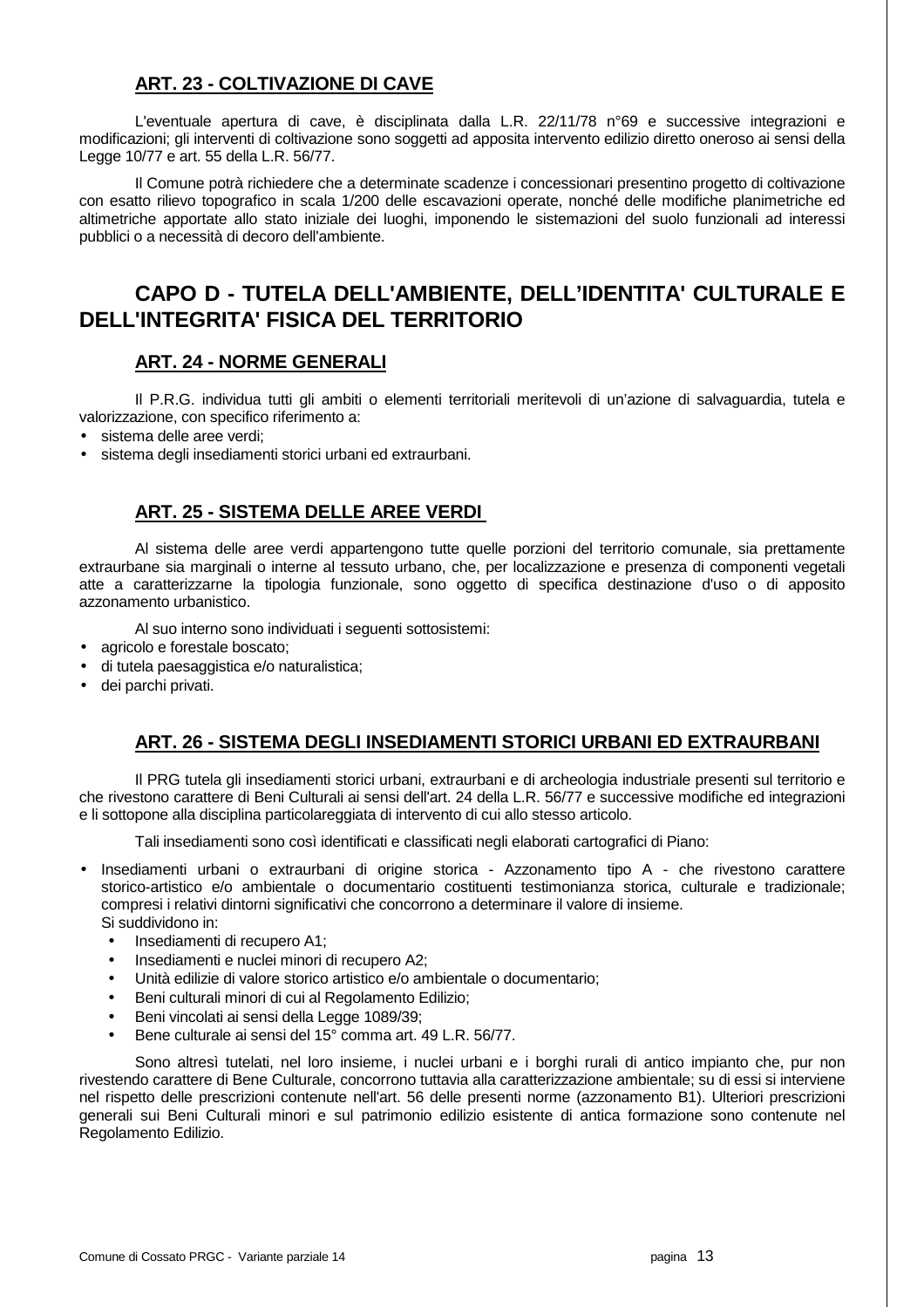## ART. 23 - COLTIVAZIONE DI CAVE

L'eventuale apertura di cave, è disciplinata dalla L.R. 22/11/78 n°69 e successive integrazioni e modificazioni; gli interventi di coltivazione sono soggetti ad apposita intervento edilizio diretto oneroso ai sensi della Legge 10/77 e art. 55 della L.R. 56/77.

Il Comune potrà richiedere che a determinate scadenze i concessionari presentino progetto di coltivazione con esatto rilievo topografico in scala 1/200 delle escavazioni operate, nonché delle modifiche planimetriche ed altimetriche apportate allo stato iniziale dei luoghi, imponendo le sistemazioni del suolo funzionali ad interessi pubblici o a necessità di decoro dell'ambiente.

# CAPO D - TUTELA DELL'AMBIENTE, DELL'IDENTITA' CULTURALE E DELL'INTEGRITA' FISICA DEL TERRITORIO

## ART. 24 - NORME GENERALI

Il P.R.G. individua tutti gli ambiti o elementi territoriali meritevoli di un'azione di salvaguardia, tutela e valorizzazione, con specifico riferimento a:

- sistema delle aree verdi;
- sistema degli insediamenti storici urbani ed extraurbani.

## ART. 25 - SISTEMA DELLE AREE VERDI

Al sistema delle aree verdi appartengono tutte quelle porzioni del territorio comunale, sia prettamente extraurbane sia marginali o interne al tessuto urbano, che, per localizzazione e presenza di componenti vegetali atte a caratterizzarne la tipologia funzionale, sono oggetto di specifica destinazione d'uso o di apposito azzonamento urbanistico.

Al suo interno sono individuati i seguenti sottosistemi:

- agricolo e forestale boscato;
- di tutela paesaggistica e/o naturalistica;
- dei parchi privati.

## ART. 26 - SISTEMA DEGLI INSEDIAMENTI STORICI URBANI ED EXTRAURBANI

Il PRG tutela gli insediamenti storici urbani, extraurbani e di archeologia industriale presenti sul territorio e che rivestono carattere di Beni Culturali ai sensi dell'art. 24 della L.R. 56/77 e successive modifiche ed integrazioni e li sottopone alla disciplina particolareggiata di intervento di cui allo stesso articolo.

Tali insediamenti sono così identificati e classificati negli elaborati cartografici di Piano:

- Insediamenti urbani o extraurbani di origine storica - Azzonamento tipo A - che rivestono carattere storico-artistico e/o ambientale o documentario costituenti testimonianza storica, culturale e tradizionale; compresi i relativi dintorni significativi che concorrono a determinare il valore di insieme.
  Si suddividono in:
  - Insediamenti di recupero A1;
  - Insediamenti e nuclei minori di recupero A2;
  - Unità edilizie di valore storico artistico e/o ambientale o documentario;
  - Beni culturali minori di cui al Regolamento Edilizio;
  - Beni vincolati ai sensi della Legge 1089/39;
  - Bene culturale ai sensi del 15° comma art. 49 L.R. 56/77.

Sono altresì tutelati, nel loro insieme, i nuclei urbani e i borghi rurali di antico impianto che, pur non rivestendo carattere di Bene Culturale, concorrono tuttavia alla caratterizzazione ambientale; su di essi si interviene nel rispetto delle prescrizioni contenute nell'art. 56 delle presenti norme (azzonamento B1). Ulteriori prescrizioni generali sui Beni Culturali minori e sul patrimonio edilizio esistente di antica formazione sono contenute nel Regolamento Edilizio.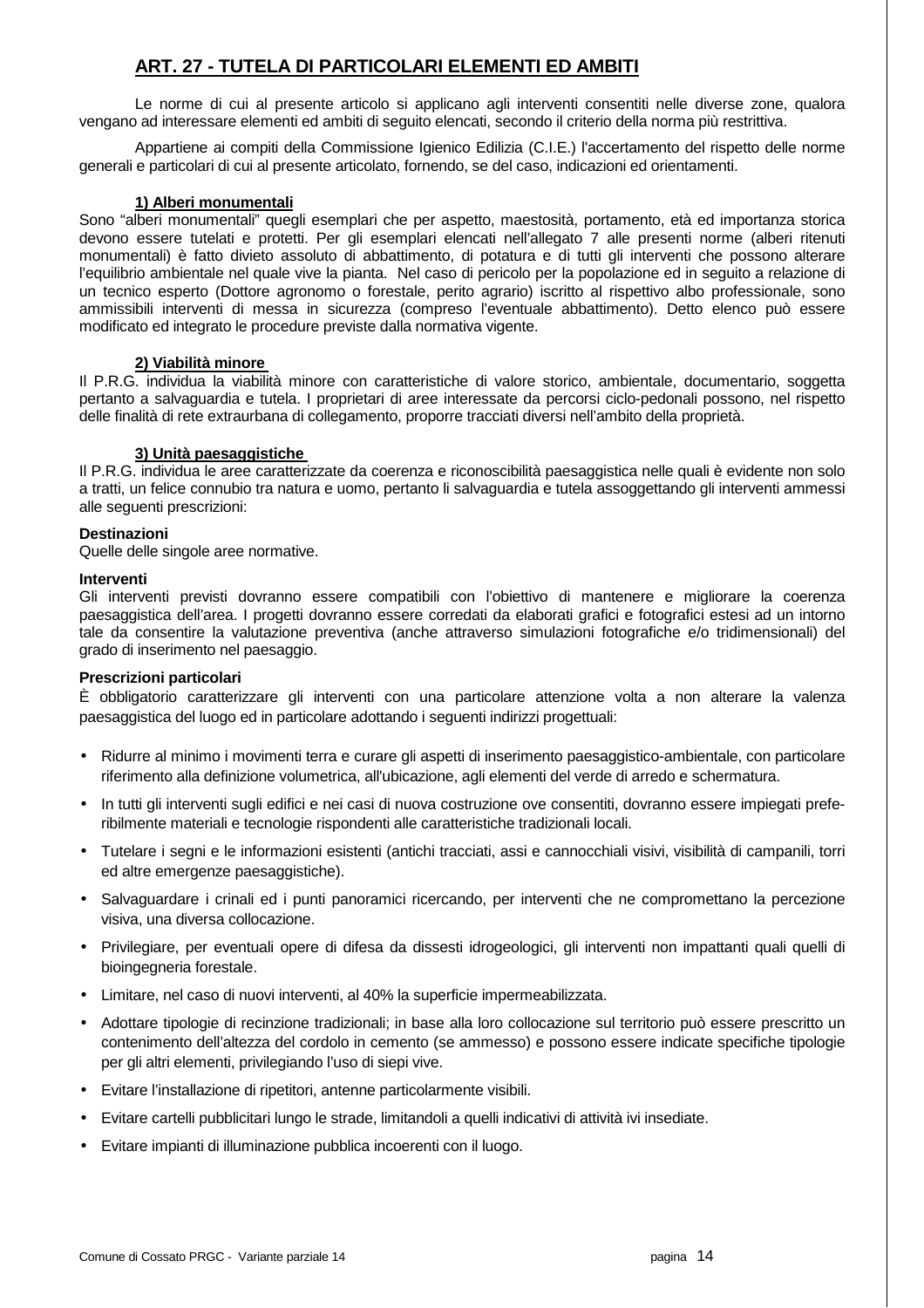## ART. 27 - TUTELA DI PARTICOLARI ELEMENTI ED AMBITI

Le norme di cui al presente articolo si applicano agli interventi consentiti nelle diverse zone, qualora vengano ad interessare elementi ed ambiti di seguito elencati, secondo il criterio della norma più restrittiva.

Appartiene ai compiti della Commissione Igienico Edilizia (C.I.E.) l'accertamento del rispetto delle norme generali e particolari di cui al presente articolato, fornendo, se del caso, indicazioni ed orientamenti.

### 1) Alberi monumentali

Sono “alberi monumentali” quegli esemplari che per aspetto, maestosità, portamento, età ed importanza storica devono essere tutelati e protetti. Per gli esemplari elencati nell’allegato 7 alle presenti norme (alberi ritenuti monumentali) è fatto divieto assoluto di abbattimento, di potatura e di tutti gli interventi che possono alterare l’equilibrio ambientale nel quale vive la pianta. Nel caso di pericolo per la popolazione ed in seguito a relazione di un tecnico esperto (Dottore agronomo o forestale, perito agrario) iscritto al rispettivo albo professionale, sono ammissibili interventi di messa in sicurezza (compreso l’eventuale abbattimento). Detto elenco può essere modificato ed integrato le procedure previste dalla normativa vigente.

### 2) Viabilità minore

Il P.R.G. individua la viabilità minore con caratteristiche di valore storico, ambientale, documentario, soggetta pertanto a salvaguardia e tutela. I proprietari di aree interessate da percorsi ciclo-pedonali possono, nel rispetto delle finalità di rete extraurbana di collegamento, proporre tracciati diversi nell’ambito della proprietà.

### 3) Unità paesaggistiche

Il P.R.G. individua le aree caratterizzate da coerenza e riconoscibilità paesaggistica nelle quali è evidente non solo a tratti, un felice connubio tra natura e uomo, pertanto li salvaguardia e tutela assoggettando gli interventi ammessi alle seguenti prescrizioni:

**Destinazioni**
Quelle delle singole aree normative.

**Interventi**
Gli interventi previsti dovranno essere compatibili con l’obiettivo di mantenere e migliorare la coerenza paesaggistica dell’area. I progetti dovranno essere corredati da elaborati grafici e fotografici estesi ad un intorno tale da consentire la valutazione preventiva (anche attraverso simulazioni fotografiche e/o tridimensionali) del grado di inserimento nel paesaggio.

**Prescrizioni particolari**
È obbligatorio caratterizzare gli interventi con una particolare attenzione volta a non alterare la valenza paesaggistica del luogo ed in particolare adottando i seguenti indirizzi progettuali:

- Ridurre al minimo i movimenti terra e curare gli aspetti di inserimento paesaggistico-ambientale, con particolare riferimento alla definizione volumetrica, all'ubicazione, agli elementi del verde di arredo e schermatura.
- In tutti gli interventi sugli edifici e nei casi di nuova costruzione ove consentiti, dovranno essere impiegati preferibilmente materiali e tecnologie rispondenti alle caratteristiche tradizionali locali.
- Tutelare i segni e le informazioni esistenti (antichi tracciati, assi e cannocchiali visivi, visibilità di campanili, torri ed altre emergenze paesaggistiche).
- Salvaguardare i crinali ed i punti panoramici ricercando, per interventi che ne compromettano la percezione visiva, una diversa collocazione.
- Privilegiare, per eventuali opere di difesa da dissesti idrogeologici, gli interventi non impattanti quali quelli di bioingegneria forestale.
- Limitare, nel caso di nuovi interventi, al 40% la superficie impermeabilizzata.
- Adottare tipologie di recinzione tradizionali; in base alla loro collocazione sul territorio può essere prescritto un contenimento dell’altezza del cordolo in cemento (se ammesso) e possono essere indicate specifiche tipologie per gli altri elementi, privilegiando l’uso di siepi vive.
- Evitare l’installazione di ripetitori, antenne particolarmente visibili.
- Evitare cartelli pubblicitari lungo le strade, limitandoli a quelli indicativi di attività ivi insediate.
- Evitare impianti di illuminazione pubblica incoerenti con il luogo.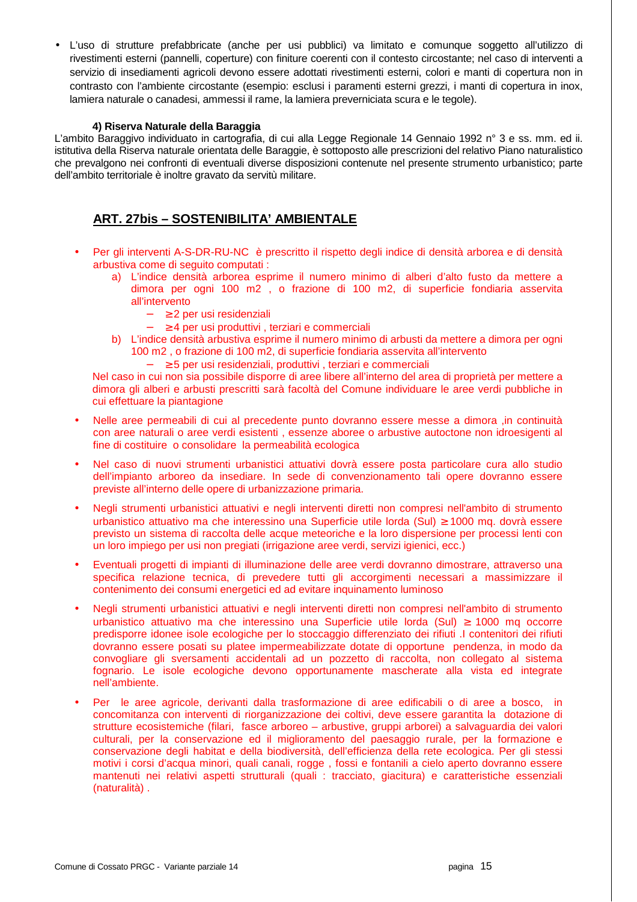- L'uso di strutture prefabbricate (anche per usi pubblici) va limitato e comunque soggetto all'utilizzo di rivestimenti esterni (pannelli, coperture) con finiture coerenti con il contesto circostante; nel caso di interventi a servizio di insediamenti agricoli devono essere adottati rivestimenti esterni, colori e manti di copertura non in contrasto con l'ambiente circostante (esempio: esclusi i paramenti esterni grezzi, i manti di copertura in inox, lamiera naturale o canadesi, ammessi il rame, la lamiera preverniciata scura e le tegole).

**4) Riserva Naturale della Baraggia**

L'ambito Baraggivo individuato in cartografia, di cui alla Legge Regionale 14 Gennaio 1992 n° 3 e ss. mm. ed ii. istitutiva della Riserva naturale orientata delle Baraggie, è sottoposto alle prescrizioni del relativo Piano naturalistico che prevalgono nei confronti di eventuali diverse disposizioni contenute nel presente strumento urbanistico; parte dell'ambito territoriale è inoltre gravato da servitù militare.

## ART. 27bis – SOSTENIBILITA' AMBIENTALE

- Per gli interventi A-S-DR-RU-NC è prescritto il rispetto degli indice di densità arborea e di densità arbustiva come di seguito computati :
  a) L'indice densità arborea esprime il numero minimo di alberi d'alto fusto da mettere a dimora per ogni 100 m2 , o frazione di 100 m2, di superficie fondiaria asservita all'intervento
     - ≥2 per usi residenziali
     - ≥4 per usi produttivi , terziari e commerciali
  b) L'indice densità arbustiva esprime il numero minimo di arbusti da mettere a dimora per ogni 100 m2 , o frazione di 100 m2, di superficie fondiaria asservita all'intervento
     - ≥5 per usi residenziali, produttivi , terziari e commerciali

  Nel caso in cui non sia possibile disporre di aree libere all'interno del area di proprietà per mettere a dimora gli alberi e arbusti prescritti sarà facoltà del Comune individuare le aree verdi pubbliche in cui effettuare la piantagione

- Nelle aree permeabili di cui al precedente punto dovranno essere messe a dimora ,in continuità con aree naturali o aree verdi esistenti , essenze aboree o arbustive autoctone non idroesigenti al fine di costituire o consolidare la permeabilità ecologica

- Nel caso di nuovi strumenti urbanistici attuativi dovrà essere posta particolare cura allo studio dell'impianto arboreo da insediare. In sede di convenzionamento tali opere dovranno essere previste all'interno delle opere di urbanizzazione primaria.

- Negli strumenti urbanistici attuativi e negli interventi diretti non compresi nell'ambito di strumento urbanistico attuativo ma che interessino una Superficie utile lorda (Sul) ≥1000 mq. dovrà essere previsto un sistema di raccolta delle acque meteoriche e la loro dispersione per processi lenti con un loro impiego per usi non pregiati (irrigazione aree verdi, servizi igienici, ecc.)

- Eventuali progetti di impianti di illuminazione delle aree verdi dovranno dimostrare, attraverso una specifica relazione tecnica, di prevedere tutti gli accorgimenti necessari a massimizzare il contenimento dei consumi energetici ed ad evitare inquinamento luminoso

- Negli strumenti urbanistici attuativi e negli interventi diretti non compresi nell'ambito di strumento urbanistico attuativo ma che interessino una Superficie utile lorda (Sul) ≥ 1000 mq occorre predisporre idonee isole ecologiche per lo stoccaggio differenziato dei rifiuti .I contenitori dei rifiuti dovranno essere posati su platee impermeabilizzate dotate di opportune pendenza, in modo da convogliare gli sversamenti accidentali ad un pozzetto di raccolta, non collegato al sistema fognario. Le isole ecologiche devono opportunamente mascherate alla vista ed integrate nell'ambiente.

- Per le aree agricole, derivanti dalla trasformazione di aree edificabili o di aree a bosco, in concomitanza con interventi di riorganizzazione dei coltivi, deve essere garantita la dotazione di strutture ecosistemiche (filari, fasce arboreo – arbustive, gruppi arborei) a salvaguardia dei valori culturali, per la conservazione ed il miglioramento del paesaggio rurale, per la formazione e conservazione degli habitat e della biodiversità, dell'efficienza della rete ecologica. Per gli stessi motivi i corsi d'acqua minori, quali canali, rogge , fossi e fontanili a cielo aperto dovranno essere mantenuti nei relativi aspetti strutturali (quali : tracciato, giacitura) e caratteristiche essenziali (naturalità) .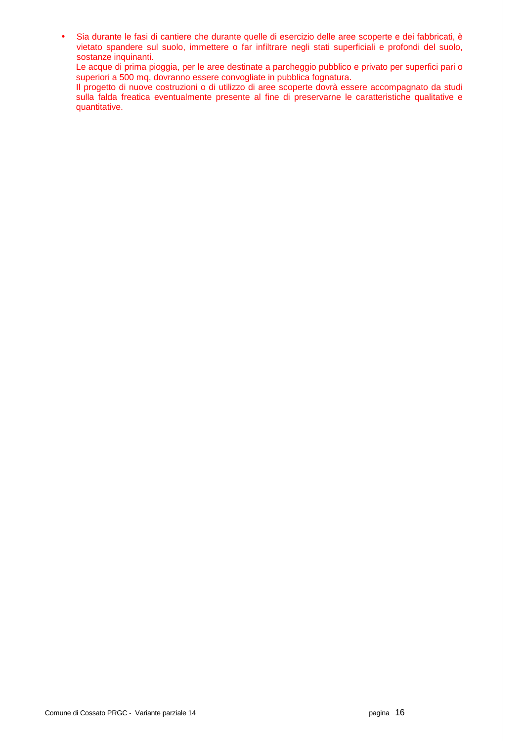- Sia durante le fasi di cantiere che durante quelle di esercizio delle aree scoperte e dei fabbricati, è vietato spandere sul suolo, immettere o far infiltrare negli stati superficiali e profondi del suolo, sostanze inquinanti.

  Le acque di prima pioggia, per le aree destinate a parcheggio pubblico e privato per superfici pari o superiori a 500 mq, dovranno essere convogliate in pubblica fognatura.

  Il progetto di nuove costruzioni o di utilizzo di aree scoperte dovrà essere accompagnato da studi sulla falda freatica eventualmente presente al fine di preservarne le caratteristiche qualitative e quantitative.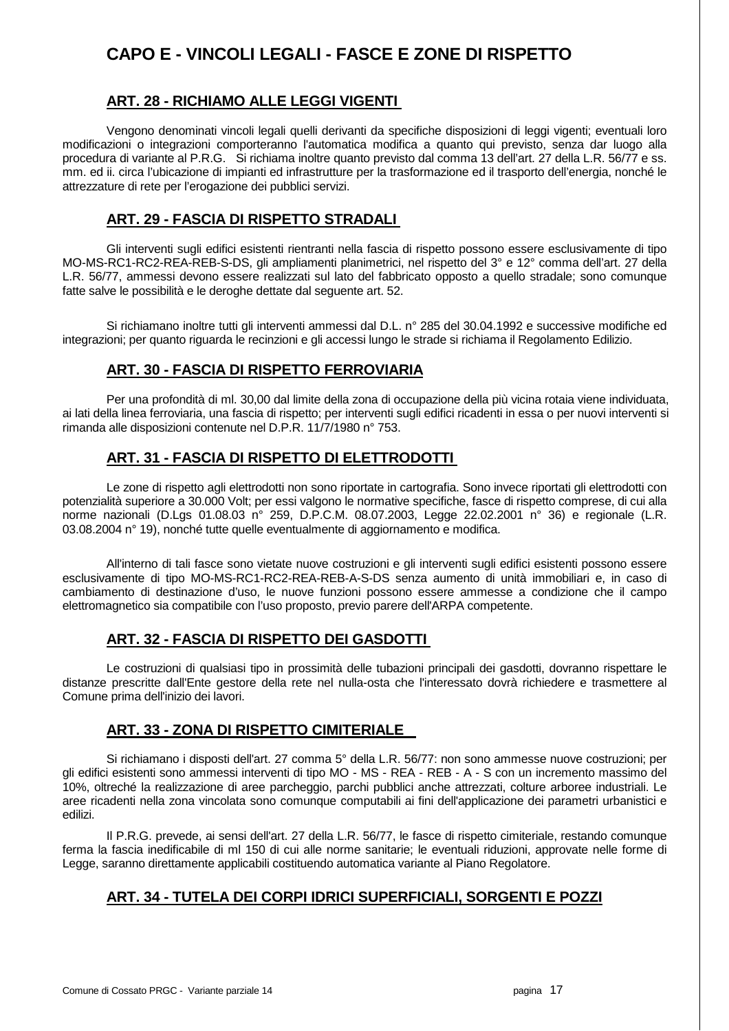# CAPO E - VINCOLI LEGALI - FASCE E ZONE DI RISPETTO

## ART. 28 - RICHIAMO ALLE LEGGI VIGENTI

Vengono denominati vincoli legali quelli derivanti da specifiche disposizioni di leggi vigenti; eventuali loro modificazioni o integrazioni comporteranno l'automatica modifica a quanto qui previsto, senza dar luogo alla procedura di variante al P.R.G. Si richiama inoltre quanto previsto dal comma 13 dell'art. 27 della L.R. 56/77 e ss. mm. ed ii. circa l'ubicazione di impianti ed infrastrutture per la trasformazione ed il trasporto dell'energia, nonché le attrezzature di rete per l'erogazione dei pubblici servizi.

## ART. 29 - FASCIA DI RISPETTO STRADALI

Gli interventi sugli edifici esistenti rientranti nella fascia di rispetto possono essere esclusivamente di tipo MO-MS-RC1-RC2-REA-REB-S-DS, gli ampliamenti planimetrici, nel rispetto del 3° e 12° comma dell'art. 27 della L.R. 56/77, ammessi devono essere realizzati sul lato del fabbricato opposto a quello stradale; sono comunque fatte salve le possibilità e le deroghe dettate dal seguente art. 52.

Si richiamano inoltre tutti gli interventi ammessi dal D.L. n° 285 del 30.04.1992 e successive modifiche ed integrazioni; per quanto riguarda le recinzioni e gli accessi lungo le strade si richiama il Regolamento Edilizio.

## ART. 30 - FASCIA DI RISPETTO FERROVIARIA

Per una profondità di ml. 30,00 dal limite della zona di occupazione della più vicina rotaia viene individuata, ai lati della linea ferroviaria, una fascia di rispetto; per interventi sugli edifici ricadenti in essa o per nuovi interventi si rimanda alle disposizioni contenute nel D.P.R. 11/7/1980 n° 753.

## ART. 31 - FASCIA DI RISPETTO DI ELETTRODOTTI

Le zone di rispetto agli elettrodotti non sono riportate in cartografia. Sono invece riportati gli elettrodotti con potenzialità superiore a 30.000 Volt; per essi valgono le normative specifiche, fasce di rispetto comprese, di cui alla norme nazionali (D.Lgs 01.08.03 n° 259, D.P.C.M. 08.07.2003, Legge 22.02.2001 n° 36) e regionale (L.R. 03.08.2004 n° 19), nonché tutte quelle eventualmente di aggiornamento e modifica.

All'interno di tali fasce sono vietate nuove costruzioni e gli interventi sugli edifici esistenti possono essere esclusivamente di tipo MO-MS-RC1-RC2-REA-REB-A-S-DS senza aumento di unità immobiliari e, in caso di cambiamento di destinazione d'uso, le nuove funzioni possono essere ammesse a condizione che il campo elettromagnetico sia compatibile con l'uso proposto, previo parere dell'ARPA competente.

## ART. 32 - FASCIA DI RISPETTO DEI GASDOTTI

Le costruzioni di qualsiasi tipo in prossimità delle tubazioni principali dei gasdotti, dovranno rispettare le distanze prescritte dall'Ente gestore della rete nel nulla-osta che l'interessato dovrà richiedere e trasmettere al Comune prima dell'inizio dei lavori.

## ART. 33 - ZONA DI RISPETTO CIMITERIALE

Si richiamano i disposti dell'art. 27 comma 5° della L.R. 56/77: non sono ammesse nuove costruzioni; per gli edifici esistenti sono ammessi interventi di tipo MO - MS - REA - REB - A - S con un incremento massimo del 10%, oltreché la realizzazione di aree parcheggio, parchi pubblici anche attrezzati, colture arboree industriali. Le aree ricadenti nella zona vincolata sono comunque computabili ai fini dell'applicazione dei parametri urbanistici e edilizi.

Il P.R.G. prevede, ai sensi dell'art. 27 della L.R. 56/77, le fasce di rispetto cimiteriale, restando comunque ferma la fascia inedificabile di ml 150 di cui alle norme sanitarie; le eventuali riduzioni, approvate nelle forme di Legge, saranno direttamente applicabili costituendo automatica variante al Piano Regolatore.

## ART. 34 - TUTELA DEI CORPI IDRICI SUPERFICIALI, SORGENTI E POZZI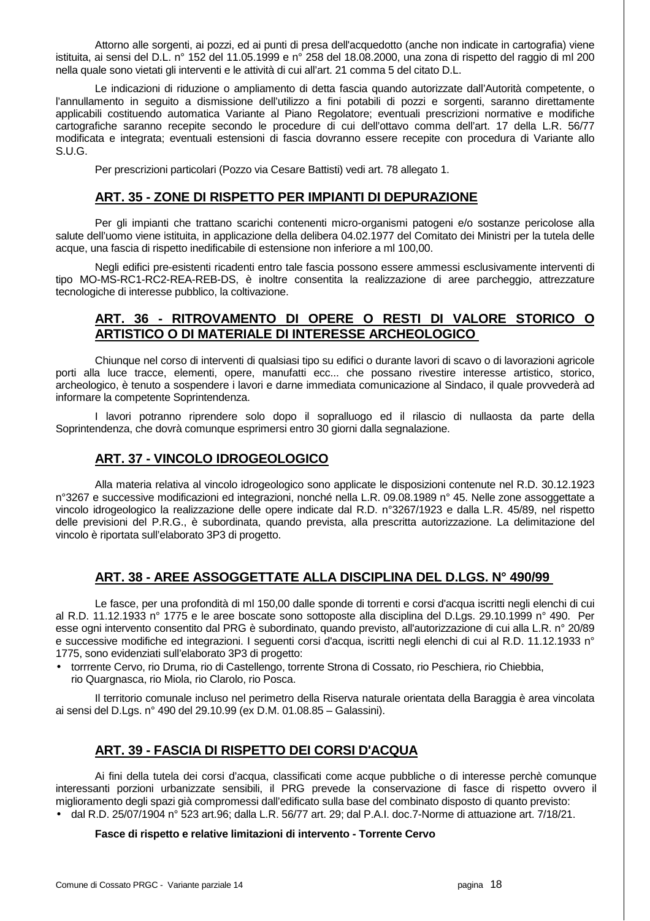Attorno alle sorgenti, ai pozzi, ed ai punti di presa dell'acquedotto (anche non indicate in cartografia) viene istituita, ai sensi del D.L. n° 152 del 11.05.1999 e n° 258 del 18.08.2000, una zona di rispetto del raggio di ml 200 nella quale sono vietati gli interventi e le attività di cui all'art. 21 comma 5 del citato D.L.

Le indicazioni di riduzione o ampliamento di detta fascia quando autorizzate dall'Autorità competente, o l'annullamento in seguito a dismissione dell'utilizzo a fini potabili di pozzi e sorgenti, saranno direttamente applicabili costituendo automatica Variante al Piano Regolatore; eventuali prescrizioni normative e modifiche cartografiche saranno recepite secondo le procedure di cui dell'ottavo comma dell'art. 17 della L.R. 56/77 modificata e integrata; eventuali estensioni di fascia dovranno essere recepite con procedura di Variante allo S.U.G.

Per prescrizioni particolari (Pozzo via Cesare Battisti) vedi art. 78 allegato 1.

## ART. 35 - ZONE DI RISPETTO PER IMPIANTI DI DEPURAZIONE

Per gli impianti che trattano scarichi contenenti micro-organismi patogeni e/o sostanze pericolose alla salute dell'uomo viene istituita, in applicazione della delibera 04.02.1977 del Comitato dei Ministri per la tutela delle acque, una fascia di rispetto inedificabile di estensione non inferiore a ml 100,00.

Negli edifici pre-esistenti ricadenti entro tale fascia possono essere ammessi esclusivamente interventi di tipo MO-MS-RC1-RC2-REA-REB-DS, è inoltre consentita la realizzazione di aree parcheggio, attrezzature tecnologiche di interesse pubblico, la coltivazione.

## ART. 36 - RITROVAMENTO DI OPERE O RESTI DI VALORE STORICO O ARTISTICO O DI MATERIALE DI INTERESSE ARCHEOLOGICO

Chiunque nel corso di interventi di qualsiasi tipo su edifici o durante lavori di scavo o di lavorazioni agricole porti alla luce tracce, elementi, opere, manufatti ecc... che possano rivestire interesse artistico, storico, archeologico, è tenuto a sospendere i lavori e darne immediata comunicazione al Sindaco, il quale provvederà ad informare la competente Soprintendenza.

I lavori potranno riprendere solo dopo il sopralluogo ed il rilascio di nullaosta da parte della Soprintendenza, che dovrà comunque esprimersi entro 30 giorni dalla segnalazione.

## ART. 37 - VINCOLO IDROGEOLOGICO

Alla materia relativa al vincolo idrogeologico sono applicate le disposizioni contenute nel R.D. 30.12.1923 n°3267 e successive modificazioni ed integrazioni, nonché nella L.R. 09.08.1989 n° 45. Nelle zone assoggettate a vincolo idrogeologico la realizzazione delle opere indicate dal R.D. n°3267/1923 e dalla L.R. 45/89, nel rispetto delle previsioni del P.R.G., è subordinata, quando prevista, alla prescritta autorizzazione. La delimitazione del vincolo è riportata sull'elaborato 3P3 di progetto.

## ART. 38 - AREE ASSOGGETTATE ALLA DISCIPLINA DEL D.LGS. N° 490/99

Le fasce, per una profondità di ml 150,00 dalle sponde di torrenti e corsi d'acqua iscritti negli elenchi di cui al R.D. 11.12.1933 n° 1775 e le aree boscate sono sottoposte alla disciplina del D.Lgs. 29.10.1999 n° 490. Per esse ogni intervento consentito dal PRG è subordinato, quando previsto, all'autorizzazione di cui alla L.R. n° 20/89 e successive modifiche ed integrazioni. I seguenti corsi d'acqua, iscritti negli elenchi di cui al R.D. 11.12.1933 n° 1775, sono evidenziati sull'elaborato 3P3 di progetto:

- torrrente Cervo, rio Druma, rio di Castellengo, torrente Strona di Cossato, rio Peschiera, rio Chiebbia, rio Quargnasca, rio Miola, rio Clarolo, rio Posca.

Il territorio comunale incluso nel perimetro della Riserva naturale orientata della Baraggia è area vincolata ai sensi del D.Lgs. n° 490 del 29.10.99 (ex D.M. 01.08.85 – Galassini).

## ART. 39 - FASCIA DI RISPETTO DEI CORSI D'ACQUA

Ai fini della tutela dei corsi d'acqua, classificati come acque pubbliche o di interesse perchè comunque interessanti porzioni urbanizzate sensibili, il PRG prevede la conservazione di fasce di rispetto ovvero il miglioramento degli spazi già compromessi dall'edificato sulla base del combinato disposto di quanto previsto:

- dal R.D. 25/07/1904 n° 523 art.96; dalla L.R. 56/77 art. 29; dal P.A.I. doc.7-Norme di attuazione art. 7/18/21.

**Fasce di rispetto e relative limitazioni di intervento - Torrente Cervo**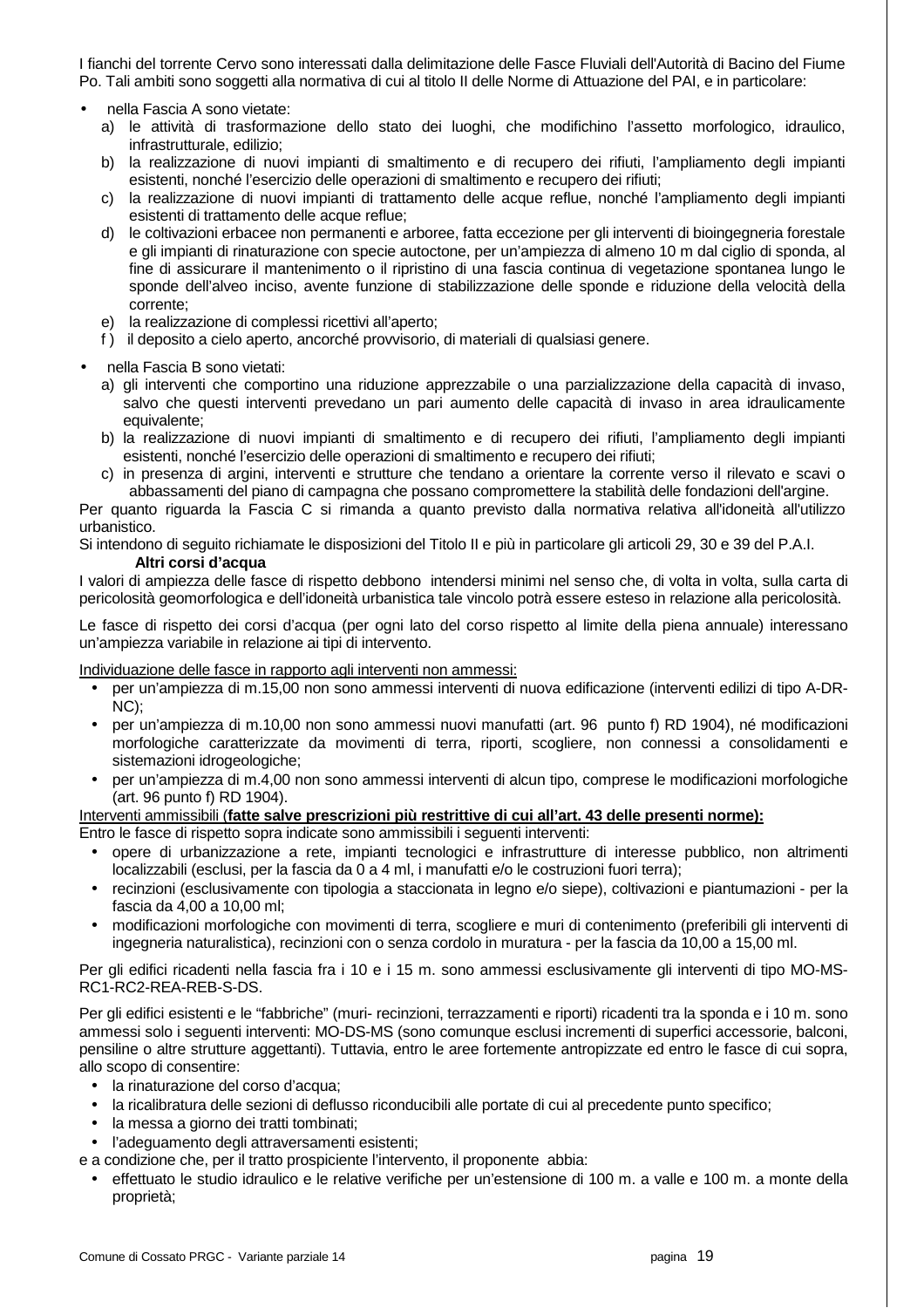I fianchi del torrente Cervo sono interessati dalla delimitazione delle Fasce Fluviali dell'Autorità di Bacino del Fiume Po. Tali ambiti sono soggetti alla normativa di cui al titolo II delle Norme di Attuazione del PAI, e in particolare:

- nella Fascia A sono vietate:
  a) le attività di trasformazione dello stato dei luoghi, che modifichino l'assetto morfologico, idraulico, infrastrutturale, edilizio;
  b) la realizzazione di nuovi impianti di smaltimento e di recupero dei rifiuti, l'ampliamento degli impianti esistenti, nonché l'esercizio delle operazioni di smaltimento e recupero dei rifiuti;
  c) la realizzazione di nuovi impianti di trattamento delle acque reflue, nonché l'ampliamento degli impianti esistenti di trattamento delle acque reflue;
  d) le coltivazioni erbacee non permanenti e arboree, fatta eccezione per gli interventi di bioingegneria forestale e gli impianti di rinaturazione con specie autoctone, per un'ampiezza di almeno 10 m dal ciglio di sponda, al fine di assicurare il mantenimento o il ripristino di una fascia continua di vegetazione spontanea lungo le sponde dell'alveo inciso, avente funzione di stabilizzazione delle sponde e riduzione della velocità della corrente;
  e) la realizzazione di complessi ricettivi all'aperto;
  f ) il deposito a cielo aperto, ancorché provvisorio, di materiali di qualsiasi genere.

- nella Fascia B sono vietati:
  a) gli interventi che comportino una riduzione apprezzabile o una parzializzazione della capacità di invaso, salvo che questi interventi prevedano un pari aumento delle capacità di invaso in area idraulicamente equivalente;
  b) la realizzazione di nuovi impianti di smaltimento e di recupero dei rifiuti, l'ampliamento degli impianti esistenti, nonché l'esercizio delle operazioni di smaltimento e recupero dei rifiuti;
  c) in presenza di argini, interventi e strutture che tendano a orientare la corrente verso il rilevato e scavi o abbassamenti del piano di campagna che possano compromettere la stabilità delle fondazioni dell'argine.

Per quanto riguarda la Fascia C si rimanda a quanto previsto dalla normativa relativa all'idoneità all'utilizzo urbanistico.

Si intendono di seguito richiamate le disposizioni del Titolo II e più in particolare gli articoli 29, 30 e 39 del P.A.I.

**Altri corsi d'acqua**

I valori di ampiezza delle fasce di rispetto debbono intendersi minimi nel senso che, di volta in volta, sulla carta di pericolosità geomorfologica e dell'idoneità urbanistica tale vincolo potrà essere esteso in relazione alla pericolosità.

Le fasce di rispetto dei corsi d'acqua (per ogni lato del corso rispetto al limite della piena annuale) interessano un'ampiezza variabile in relazione ai tipi di intervento.

Individuazione delle fasce in rapporto agli interventi non ammessi:

- per un'ampiezza di m.15,00 non sono ammessi interventi di nuova edificazione (interventi edilizi di tipo A-DR-NC);
- per un'ampiezza di m.10,00 non sono ammessi nuovi manufatti (art. 96 punto f) RD 1904), né modificazioni morfologiche caratterizzate da movimenti di terra, riporti, scogliere, non connessi a consolidamenti e sistemazioni idrogeologiche;
- per un'ampiezza di m.4,00 non sono ammessi interventi di alcun tipo, comprese le modificazioni morfologiche (art. 96 punto f) RD 1904).

Interventi ammissibili (**fatte salve prescrizioni più restrittive di cui all'art. 43 delle presenti norme):**

Entro le fasce di rispetto sopra indicate sono ammissibili i seguenti interventi:

- opere di urbanizzazione a rete, impianti tecnologici e infrastrutture di interesse pubblico, non altrimenti localizzabili (esclusi, per la fascia da 0 a 4 ml, i manufatti e/o le costruzioni fuori terra);
- recinzioni (esclusivamente con tipologia a staccionata in legno e/o siepe), coltivazioni e piantumazioni - per la fascia da 4,00 a 10,00 ml;
- modificazioni morfologiche con movimenti di terra, scogliere e muri di contenimento (preferibili gli interventi di ingegneria naturalistica), recinzioni con o senza cordolo in muratura - per la fascia da 10,00 a 15,00 ml.

Per gli edifici ricadenti nella fascia fra i 10 e i 15 m. sono ammessi esclusivamente gli interventi di tipo MO-MS-RC1-RC2-REA-REB-S-DS.

Per gli edifici esistenti e le "fabbriche" (muri- recinzioni, terrazzamenti e riporti) ricadenti tra la sponda e i 10 m. sono ammessi solo i seguenti interventi: MO-DS-MS (sono comunque esclusi incrementi di superfici accessorie, balconi, pensiline o altre strutture aggettanti). Tuttavia, entro le aree fortemente antropizzate ed entro le fasce di cui sopra, allo scopo di consentire:

- la rinaturazione del corso d'acqua;
- la ricalibratura delle sezioni di deflusso riconducibili alle portate di cui al precedente punto specifico;
- la messa a giorno dei tratti tombinati;
- l'adeguamento degli attraversamenti esistenti;

e a condizione che, per il tratto prospiciente l'intervento, il proponente abbia:

- effettuato le studio idraulico e le relative verifiche per un'estensione di 100 m. a valle e 100 m. a monte della proprietà;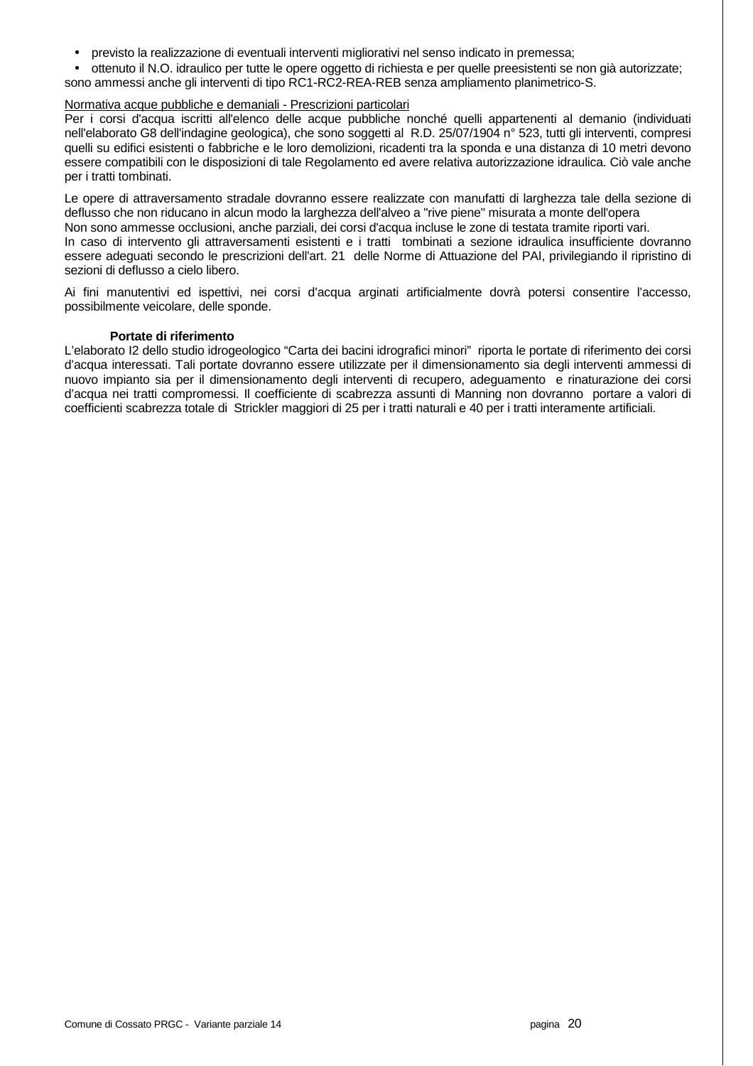- previsto la realizzazione di eventuali interventi migliorativi nel senso indicato in premessa;
- ottenuto il N.O. idraulico per tutte le opere oggetto di richiesta e per quelle preesistenti se non già autorizzate;

sono ammessi anche gli interventi di tipo RC1-RC2-REA-REB senza ampliamento planimetrico-S.

Normativa acque pubbliche e demaniali - Prescrizioni particolari

Per i corsi d'acqua iscritti all'elenco delle acque pubbliche nonché quelli appartenenti al demanio (individuati nell'elaborato G8 dell'indagine geologica), che sono soggetti al R.D. 25/07/1904 n° 523, tutti gli interventi, compresi quelli su edifici esistenti o fabbriche e le loro demolizioni, ricadenti tra la sponda e una distanza di 10 metri devono essere compatibili con le disposizioni di tale Regolamento ed avere relativa autorizzazione idraulica. Ciò vale anche per i tratti tombinati.

Le opere di attraversamento stradale dovranno essere realizzate con manufatti di larghezza tale della sezione di deflusso che non riducano in alcun modo la larghezza dell'alveo a "rive piene" misurata a monte dell'opera

Non sono ammesse occlusioni, anche parziali, dei corsi d'acqua incluse le zone di testata tramite riporti vari.

In caso di intervento gli attraversamenti esistenti e i tratti tombinati a sezione idraulica insufficiente dovranno essere adeguati secondo le prescrizioni dell'art. 21 delle Norme di Attuazione del PAI, privilegiando il ripristino di sezioni di deflusso a cielo libero.

Ai fini manutentivi ed ispettivi, nei corsi d'acqua arginati artificialmente dovrà potersi consentire l'accesso, possibilmente veicolare, delle sponde.

**Portate di riferimento**

L'elaborato I2 dello studio idrogeologico "Carta dei bacini idrografici minori" riporta le portate di riferimento dei corsi d'acqua interessati. Tali portate dovranno essere utilizzate per il dimensionamento sia degli interventi ammessi di nuovo impianto sia per il dimensionamento degli interventi di recupero, adeguamento e rinaturazione dei corsi d'acqua nei tratti compromessi. Il coefficiente di scabrezza assunti di Manning non dovranno portare a valori di coefficienti scabrezza totale di Strickler maggiori di 25 per i tratti naturali e 40 per i tratti interamente artificiali.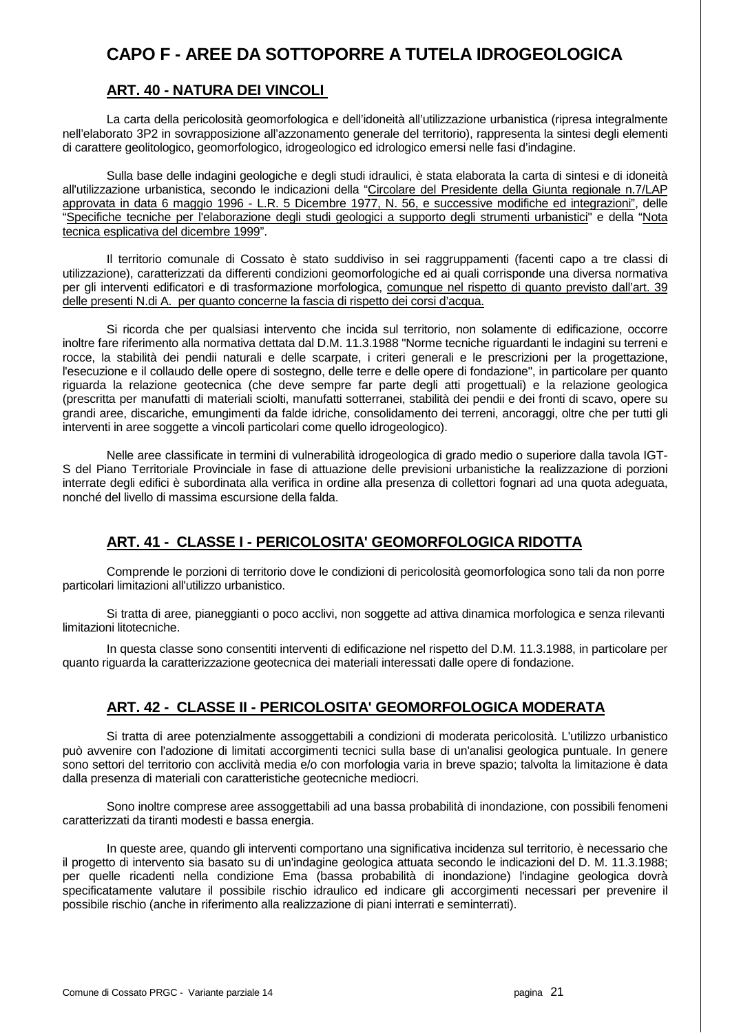# CAPO F - AREE DA SOTTOPORRE A TUTELA IDROGEOLOGICA

## ART. 40 - NATURA DEI VINCOLI

La carta della pericolosità geomorfologica e dell'idoneità all'utilizzazione urbanistica (ripresa integralmente nell'elaborato 3P2 in sovrapposizione all'azzonamento generale del territorio), rappresenta la sintesi degli elementi di carattere geolitologico, geomorfologico, idrogeologico ed idrologico emersi nelle fasi d'indagine.

Sulla base delle indagini geologiche e degli studi idraulici, è stata elaborata la carta di sintesi e di idoneità all'utilizzazione urbanistica, secondo le indicazioni della "Circolare del Presidente della Giunta regionale n.7/LAP approvata in data 6 maggio 1996 - L.R. 5 Dicembre 1977, N. 56, e successive modifiche ed integrazioni", delle "Specifiche tecniche per l'elaborazione degli studi geologici a supporto degli strumenti urbanistici" e della "Nota tecnica esplicativa del dicembre 1999".

Il territorio comunale di Cossato è stato suddiviso in sei raggruppamenti (facenti capo a tre classi di utilizzazione), caratterizzati da differenti condizioni geomorfologiche ed ai quali corrisponde una diversa normativa per gli interventi edificatori e di trasformazione morfologica, comunque nel rispetto di quanto previsto dall'art. 39 delle presenti N.di A. per quanto concerne la fascia di rispetto dei corsi d'acqua.

Si ricorda che per qualsiasi intervento che incida sul territorio, non solamente di edificazione, occorre inoltre fare riferimento alla normativa dettata dal D.M. 11.3.1988 "Norme tecniche riguardanti le indagini su terreni e rocce, la stabilità dei pendii naturali e delle scarpate, i criteri generali e le prescrizioni per la progettazione, l'esecuzione e il collaudo delle opere di sostegno, delle terre e delle opere di fondazione", in particolare per quanto riguarda la relazione geotecnica (che deve sempre far parte degli atti progettuali) e la relazione geologica (prescritta per manufatti di materiali sciolti, manufatti sotterranei, stabilità dei pendii e dei fronti di scavo, opere su grandi aree, discariche, emungimenti da falde idriche, consolidamento dei terreni, ancoraggi, oltre che per tutti gli interventi in aree soggette a vincoli particolari come quello idrogeologico).

Nelle aree classificate in termini di vulnerabilità idrogeologica di grado medio o superiore dalla tavola IGT-S del Piano Territoriale Provinciale in fase di attuazione delle previsioni urbanistiche la realizzazione di porzioni interrate degli edifici è subordinata alla verifica in ordine alla presenza di collettori fognari ad una quota adeguata, nonché del livello di massima escursione della falda.

## ART. 41 - CLASSE I - PERICOLOSITA' GEOMORFOLOGICA RIDOTTA

Comprende le porzioni di territorio dove le condizioni di pericolosità geomorfologica sono tali da non porre particolari limitazioni all'utilizzo urbanistico.

Si tratta di aree, pianeggianti o poco acclivi, non soggette ad attiva dinamica morfologica e senza rilevanti limitazioni litotecniche.

In questa classe sono consentiti interventi di edificazione nel rispetto del D.M. 11.3.1988, in particolare per quanto riguarda la caratterizzazione geotecnica dei materiali interessati dalle opere di fondazione.

## ART. 42 - CLASSE II - PERICOLOSITA' GEOMORFOLOGICA MODERATA

Si tratta di aree potenzialmente assoggettabili a condizioni di moderata pericolosità. L'utilizzo urbanistico può avvenire con l'adozione di limitati accorgimenti tecnici sulla base di un'analisi geologica puntuale. In genere sono settori del territorio con acclività media e/o con morfologia varia in breve spazio; talvolta la limitazione è data dalla presenza di materiali con caratteristiche geotecniche mediocri.

Sono inoltre comprese aree assoggettabili ad una bassa probabilità di inondazione, con possibili fenomeni caratterizzati da tiranti modesti e bassa energia.

In queste aree, quando gli interventi comportano una significativa incidenza sul territorio, è necessario che il progetto di intervento sia basato su di un'indagine geologica attuata secondo le indicazioni del D. M. 11.3.1988; per quelle ricadenti nella condizione Ema (bassa probabilità di inondazione) l'indagine geologica dovrà specificatamente valutare il possibile rischio idraulico ed indicare gli accorgimenti necessari per prevenire il possibile rischio (anche in riferimento alla realizzazione di piani interrati e seminterrati).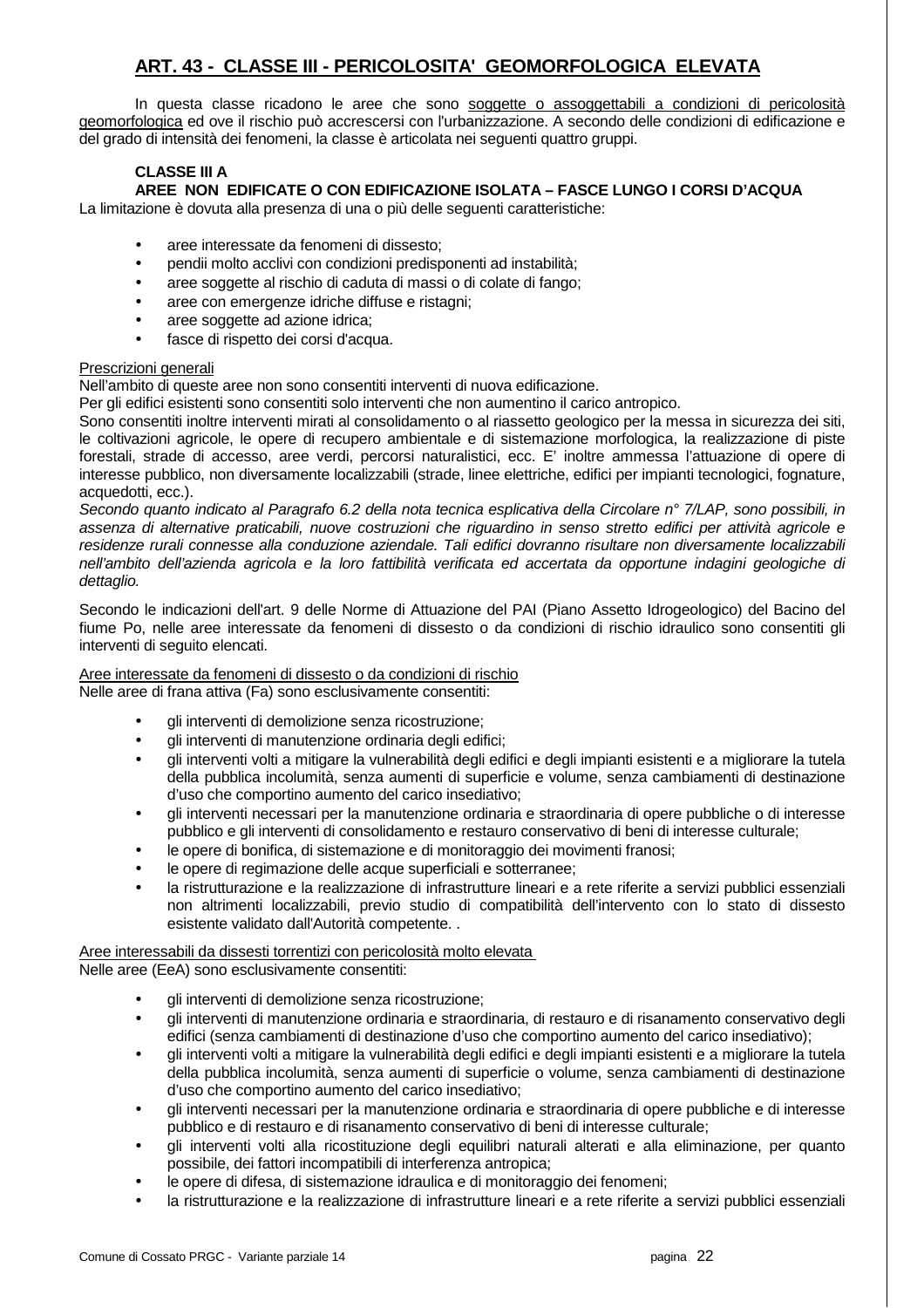## ART. 43 - CLASSE III - PERICOLOSITA' GEOMORFOLOGICA ELEVATA

In questa classe ricadono le aree che sono soggette o assoggettabili a condizioni di pericolosità geomorfologica ed ove il rischio può accrescersi con l'urbanizzazione. A secondo delle condizioni di edificazione e del grado di intensità dei fenomeni, la classe è articolata nei seguenti quattro gruppi.

**CLASSE III A**

**AREE NON EDIFICATE O CON EDIFICAZIONE ISOLATA – FASCE LUNGO I CORSI D'ACQUA**

La limitazione è dovuta alla presenza di una o più delle seguenti caratteristiche:

- aree interessate da fenomeni di dissesto;
- pendii molto acclivi con condizioni predisponenti ad instabilità;
- aree soggette al rischio di caduta di massi o di colate di fango;
- aree con emergenze idriche diffuse e ristagni;
- aree soggette ad azione idrica;
- fasce di rispetto dei corsi d'acqua.

Prescrizioni generali

Nell'ambito di queste aree non sono consentiti interventi di nuova edificazione.

Per gli edifici esistenti sono consentiti solo interventi che non aumentino il carico antropico.

Sono consentiti inoltre interventi mirati al consolidamento o al riassetto geologico per la messa in sicurezza dei siti, le coltivazioni agricole, le opere di recupero ambientale e di sistemazione morfologica, la realizzazione di piste forestali, strade di accesso, aree verdi, percorsi naturalistici, ecc. E' inoltre ammessa l'attuazione di opere di interesse pubblico, non diversamente localizzabili (strade, linee elettriche, edifici per impianti tecnologici, fognature, acquedotti, ecc.).

*Secondo quanto indicato al Paragrafo 6.2 della nota tecnica esplicativa della Circolare n° 7/LAP, sono possibili, in assenza di alternative praticabili, nuove costruzioni che riguardino in senso stretto edifici per attività agricole e residenze rurali connesse alla conduzione aziendale. Tali edifici dovranno risultare non diversamente localizzabili nell'ambito dell'azienda agricola e la loro fattibilità verificata ed accertata da opportune indagini geologiche di dettaglio.*

Secondo le indicazioni dell'art. 9 delle Norme di Attuazione del PAI (Piano Assetto Idrogeologico) del Bacino del fiume Po, nelle aree interessate da fenomeni di dissesto o da condizioni di rischio idraulico sono consentiti gli interventi di seguito elencati.

Aree interessate da fenomeni di dissesto o da condizioni di rischio

Nelle aree di frana attiva (Fa) sono esclusivamente consentiti:

- gli interventi di demolizione senza ricostruzione;
- gli interventi di manutenzione ordinaria degli edifici;
- gli interventi volti a mitigare la vulnerabilità degli edifici e degli impianti esistenti e a migliorare la tutela della pubblica incolumità, senza aumenti di superficie e volume, senza cambiamenti di destinazione d'uso che comportino aumento del carico insediativo;
- gli interventi necessari per la manutenzione ordinaria e straordinaria di opere pubbliche o di interesse pubblico e gli interventi di consolidamento e restauro conservativo di beni di interesse culturale;
- le opere di bonifica, di sistemazione e di monitoraggio dei movimenti franosi;
- le opere di regimazione delle acque superficiali e sotterranee;
- la ristrutturazione e la realizzazione di infrastrutture lineari e a rete riferite a servizi pubblici essenziali non altrimenti localizzabili, previo studio di compatibilità dell'intervento con lo stato di dissesto esistente validato dall'Autorità competente. .

Aree interessabili da dissesti torrentizi con pericolosità molto elevata

Nelle aree (EeA) sono esclusivamente consentiti:

- gli interventi di demolizione senza ricostruzione;
- gli interventi di manutenzione ordinaria e straordinaria, di restauro e di risanamento conservativo degli edifici (senza cambiamenti di destinazione d'uso che comportino aumento del carico insediativo);
- gli interventi volti a mitigare la vulnerabilità degli edifici e degli impianti esistenti e a migliorare la tutela della pubblica incolumità, senza aumenti di superficie o volume, senza cambiamenti di destinazione d'uso che comportino aumento del carico insediativo;
- gli interventi necessari per la manutenzione ordinaria e straordinaria di opere pubbliche e di interesse pubblico e di restauro e di risanamento conservativo di beni di interesse culturale;
- gli interventi volti alla ricostituzione degli equilibri naturali alterati e alla eliminazione, per quanto possibile, dei fattori incompatibili di interferenza antropica;
- le opere di difesa, di sistemazione idraulica e di monitoraggio dei fenomeni;
- la ristrutturazione e la realizzazione di infrastrutture lineari e a rete riferite a servizi pubblici essenziali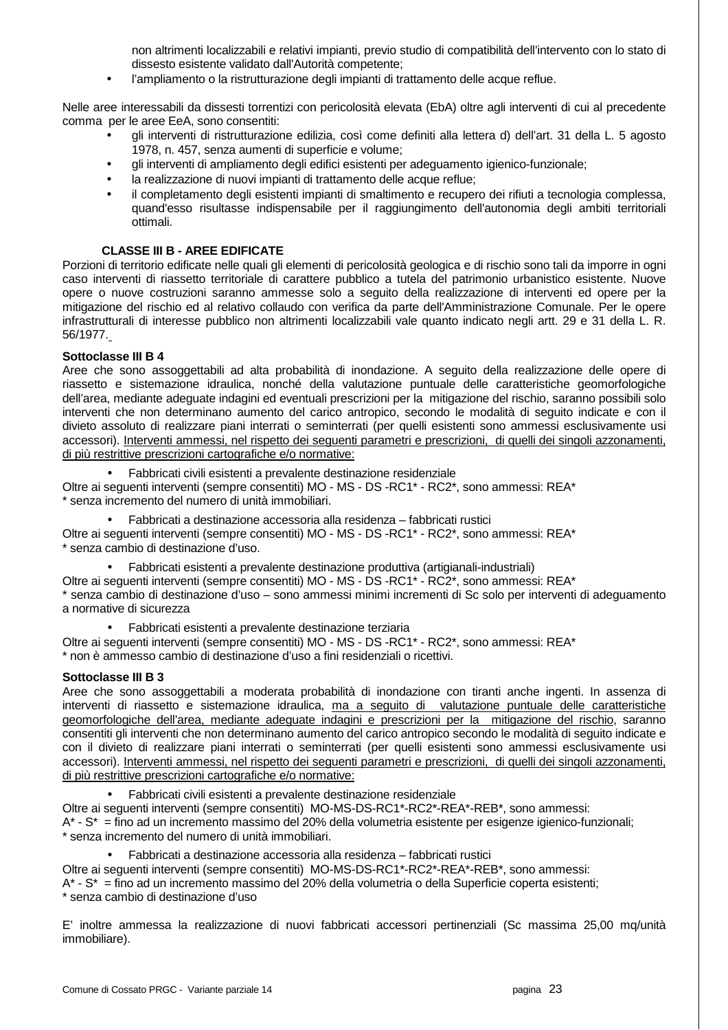non altrimenti localizzabili e relativi impianti, previo studio di compatibilità dell'intervento con lo stato di dissesto esistente validato dall'Autorità competente;

- l'ampliamento o la ristrutturazione degli impianti di trattamento delle acque reflue.

Nelle aree interessabili da dissesti torrentizi con pericolosità elevata (EbA) oltre agli interventi di cui al precedente comma per le aree EeA, sono consentiti:

- gli interventi di ristrutturazione edilizia, così come definiti alla lettera d) dell'art. 31 della L. 5 agosto 1978, n. 457, senza aumenti di superficie e volume;
- gli interventi di ampliamento degli edifici esistenti per adeguamento igienico-funzionale;
- la realizzazione di nuovi impianti di trattamento delle acque reflue;
- il completamento degli esistenti impianti di smaltimento e recupero dei rifiuti a tecnologia complessa, quand'esso risultasse indispensabile per il raggiungimento dell'autonomia degli ambiti territoriali ottimali.

**CLASSE III B - AREE EDIFICATE**

Porzioni di territorio edificate nelle quali gli elementi di pericolosità geologica e di rischio sono tali da imporre in ogni caso interventi di riassetto territoriale di carattere pubblico a tutela del patrimonio urbanistico esistente. Nuove opere o nuove costruzioni saranno ammesse solo a seguito della realizzazione di interventi ed opere per la mitigazione del rischio ed al relativo collaudo con verifica da parte dell'Amministrazione Comunale. Per le opere infrastrutturali di interesse pubblico non altrimenti localizzabili vale quanto indicato negli artt. 29 e 31 della L. R. 56/1977.

**Sottoclasse III B 4**

Aree che sono assoggettabili ad alta probabilità di inondazione. A seguito della realizzazione delle opere di riassetto e sistemazione idraulica, nonché della valutazione puntuale delle caratteristiche geomorfologiche dell'area, mediante adeguate indagini ed eventuali prescrizioni per la mitigazione del rischio, saranno possibili solo interventi che non determinano aumento del carico antropico, secondo le modalità di seguito indicate e con il divieto assoluto di realizzare piani interrati o seminterrati (per quelli esistenti sono ammessi esclusivamente usi accessori). <u>Interventi ammessi, nel rispetto dei seguenti parametri e prescrizioni, di quelli dei singoli azzonamenti, di più restrittive prescrizioni cartografiche e/o normative:</u>

- Fabbricati civili esistenti a prevalente destinazione residenziale

Oltre ai seguenti interventi (sempre consentiti) MO - MS - DS -RC1* - RC2*, sono ammessi: REA*
* senza incremento del numero di unità immobiliari.

- Fabbricati a destinazione accessoria alla residenza – fabbricati rustici

Oltre ai seguenti interventi (sempre consentiti) MO - MS - DS -RC1* - RC2*, sono ammessi: REA*
* senza cambio di destinazione d'uso.

- Fabbricati esistenti a prevalente destinazione produttiva (artigianali-industriali)

Oltre ai seguenti interventi (sempre consentiti) MO - MS - DS -RC1* - RC2*, sono ammessi: REA*
* senza cambio di destinazione d'uso – sono ammessi minimi incrementi di Sc solo per interventi di adeguamento a normative di sicurezza

- Fabbricati esistenti a prevalente destinazione terziaria

Oltre ai seguenti interventi (sempre consentiti) MO - MS - DS -RC1* - RC2*, sono ammessi: REA*
* non è ammesso cambio di destinazione d'uso a fini residenziali o ricettivi.

**Sottoclasse III B 3**

Aree che sono assoggettabili a moderata probabilità di inondazione con tiranti anche ingenti. In assenza di interventi di riassetto e sistemazione idraulica, <u>ma a seguito di valutazione puntuale delle caratteristiche geomorfologiche dell'area, mediante adeguate indagini e prescrizioni per la mitigazione del rischio</u>, saranno consentiti gli interventi che non determinano aumento del carico antropico secondo le modalità di seguito indicate e con il divieto di realizzare piani interrati o seminterrati (per quelli esistenti sono ammessi esclusivamente usi accessori). <u>Interventi ammessi, nel rispetto dei seguenti parametri e prescrizioni, di quelli dei singoli azzonamenti, di più restrittive prescrizioni cartografiche e/o normative:</u>

- Fabbricati civili esistenti a prevalente destinazione residenziale

Oltre ai seguenti interventi (sempre consentiti) MO-MS-DS-RC1*-RC2*-REA*-REB*, sono ammessi:
A* - S* = fino ad un incremento massimo del 20% della volumetria esistente per esigenze igienico-funzionali;
* senza incremento del numero di unità immobiliari.

- Fabbricati a destinazione accessoria alla residenza – fabbricati rustici

Oltre ai seguenti interventi (sempre consentiti) MO-MS-DS-RC1*-RC2*-REA*-REB*, sono ammessi:
A* - S* = fino ad un incremento massimo del 20% della volumetria o della Superficie coperta esistenti;
* senza cambio di destinazione d'uso

E' inoltre ammessa la realizzazione di nuovi fabbricati accessori pertinenziali (Sc massima 25,00 mq/unità immobiliare).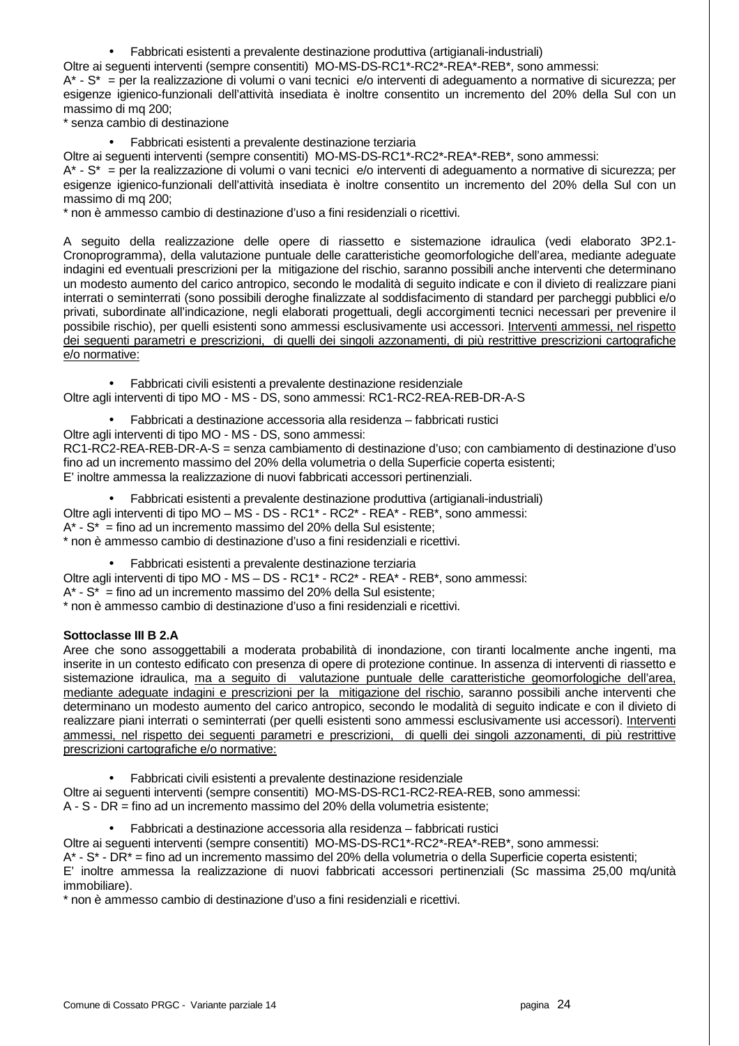- Fabbricati esistenti a prevalente destinazione produttiva (artigianali-industriali)

Oltre ai seguenti interventi (sempre consentiti) MO-MS-DS-RC1*-RC2*-REA*-REB*, sono ammessi:
A* - S* = per la realizzazione di volumi o vani tecnici e/o interventi di adeguamento a normative di sicurezza; per esigenze igienico-funzionali dell'attività insediata è inoltre consentito un incremento del 20% della Sul con un massimo di mq 200;
* senza cambio di destinazione

- Fabbricati esistenti a prevalente destinazione terziaria

Oltre ai seguenti interventi (sempre consentiti) MO-MS-DS-RC1*-RC2*-REA*-REB*, sono ammessi:
A* - S* = per la realizzazione di volumi o vani tecnici e/o interventi di adeguamento a normative di sicurezza; per esigenze igienico-funzionali dell'attività insediata è inoltre consentito un incremento del 20% della Sul con un massimo di mq 200;
* non è ammesso cambio di destinazione d'uso a fini residenziali o ricettivi.

A seguito della realizzazione delle opere di riassetto e sistemazione idraulica (vedi elaborato 3P2.1-Cronoprogramma), della valutazione puntuale delle caratteristiche geomorfologiche dell'area, mediante adeguate indagini ed eventuali prescrizioni per la mitigazione del rischio, saranno possibili anche interventi che determinano un modesto aumento del carico antropico, secondo le modalità di seguito indicate e con il divieto di realizzare piani interrati o seminterrati (sono possibili deroghe finalizzate al soddisfacimento di standard per parcheggi pubblici e/o privati, subordinate all'indicazione, negli elaborati progettuali, degli accorgimenti tecnici necessari per prevenire il possibile rischio), per quelli esistenti sono ammessi esclusivamente usi accessori. <u>Interventi ammessi, nel rispetto dei seguenti parametri e prescrizioni, di quelli dei singoli azzonamenti, di più restrittive prescrizioni cartografiche e/o normative:</u>

- Fabbricati civili esistenti a prevalente destinazione residenziale

Oltre agli interventi di tipo MO - MS - DS, sono ammessi: RC1-RC2-REA-REB-DR-A-S

- Fabbricati a destinazione accessoria alla residenza – fabbricati rustici

Oltre agli interventi di tipo MO - MS - DS, sono ammessi:
RC1-RC2-REA-REB-DR-A-S = senza cambiamento di destinazione d'uso; con cambiamento di destinazione d'uso fino ad un incremento massimo del 20% della volumetria o della Superficie coperta esistenti;
E' inoltre ammessa la realizzazione di nuovi fabbricati accessori pertinenziali.

- Fabbricati esistenti a prevalente destinazione produttiva (artigianali-industriali)

Oltre agli interventi di tipo MO – MS - DS - RC1* - RC2* - REA* - REB*, sono ammessi:
A* - S* = fino ad un incremento massimo del 20% della Sul esistente;
* non è ammesso cambio di destinazione d'uso a fini residenziali e ricettivi.

- Fabbricati esistenti a prevalente destinazione terziaria

Oltre agli interventi di tipo MO - MS – DS - RC1* - RC2* - REA* - REB*, sono ammessi:
A* - S* = fino ad un incremento massimo del 20% della Sul esistente;
* non è ammesso cambio di destinazione d'uso a fini residenziali e ricettivi.

**Sottoclasse III B 2.A**

Aree che sono assoggettabili a moderata probabilità di inondazione, con tiranti localmente anche ingenti, ma inserite in un contesto edificato con presenza di opere di protezione continue. In assenza di interventi di riassetto e sistemazione idraulica, <u>ma a seguito di valutazione puntuale delle caratteristiche geomorfologiche dell'area, mediante adeguate indagini e prescrizioni per la mitigazione del rischio</u>, saranno possibili anche interventi che determinano un modesto aumento del carico antropico, secondo le modalità di seguito indicate e con il divieto di realizzare piani interrati o seminterrati (per quelli esistenti sono ammessi esclusivamente usi accessori). <u>Interventi ammessi, nel rispetto dei seguenti parametri e prescrizioni, di quelli dei singoli azzonamenti, di più restrittive prescrizioni cartografiche e/o normative:</u>

- Fabbricati civili esistenti a prevalente destinazione residenziale

Oltre ai seguenti interventi (sempre consentiti) MO-MS-DS-RC1-RC2-REA-REB, sono ammessi:
A - S - DR = fino ad un incremento massimo del 20% della volumetria esistente;

- Fabbricati a destinazione accessoria alla residenza – fabbricati rustici

Oltre ai seguenti interventi (sempre consentiti) MO-MS-DS-RC1*-RC2*-REA*-REB*, sono ammessi:
A* - S* - DR* = fino ad un incremento massimo del 20% della volumetria o della Superficie coperta esistenti;
E' inoltre ammessa la realizzazione di nuovi fabbricati accessori pertinenziali (Sc massima 25,00 mq/unità immobiliare).
* non è ammesso cambio di destinazione d'uso a fini residenziali e ricettivi.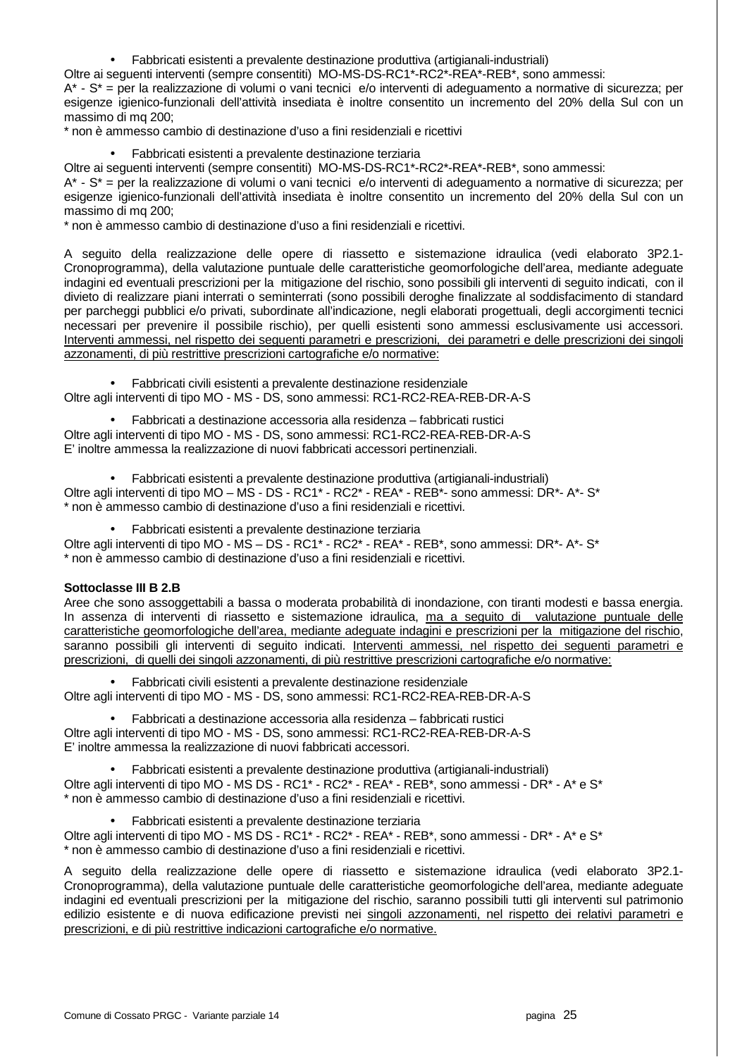- Fabbricati esistenti a prevalente destinazione produttiva (artigianali-industriali)

Oltre ai seguenti interventi (sempre consentiti) MO-MS-DS-RC1*-RC2*-REA*-REB*, sono ammessi:
A* - S* = per la realizzazione di volumi o vani tecnici e/o interventi di adeguamento a normative di sicurezza; per esigenze igienico-funzionali dell'attività insediata è inoltre consentito un incremento del 20% della Sul con un massimo di mq 200;
* non è ammesso cambio di destinazione d'uso a fini residenziali e ricettivi

- Fabbricati esistenti a prevalente destinazione terziaria

Oltre ai seguenti interventi (sempre consentiti) MO-MS-DS-RC1*-RC2*-REA*-REB*, sono ammessi:
A* - S* = per la realizzazione di volumi o vani tecnici e/o interventi di adeguamento a normative di sicurezza; per esigenze igienico-funzionali dell'attività insediata è inoltre consentito un incremento del 20% della Sul con un massimo di mq 200;
* non è ammesso cambio di destinazione d'uso a fini residenziali e ricettivi.

A seguito della realizzazione delle opere di riassetto e sistemazione idraulica (vedi elaborato 3P2.1-Cronoprogramma), della valutazione puntuale delle caratteristiche geomorfologiche dell'area, mediante adeguate indagini ed eventuali prescrizioni per la mitigazione del rischio, sono possibili gli interventi di seguito indicati, con il divieto di realizzare piani interrati o seminterrati (sono possibili deroghe finalizzate al soddisfacimento di standard per parcheggi pubblici e/o privati, subordinate all'indicazione, negli elaborati progettuali, degli accorgimenti tecnici necessari per prevenire il possibile rischio), per quelli esistenti sono ammessi esclusivamente usi accessori. <u>Interventi ammessi, nel rispetto dei seguenti parametri e prescrizioni, dei parametri e delle prescrizioni dei singoli azzonamenti, di più restrittive prescrizioni cartografiche e/o normative:</u>

- Fabbricati civili esistenti a prevalente destinazione residenziale

Oltre agli interventi di tipo MO - MS - DS, sono ammessi: RC1-RC2-REA-REB-DR-A-S

- Fabbricati a destinazione accessoria alla residenza – fabbricati rustici

Oltre agli interventi di tipo MO - MS - DS, sono ammessi: RC1-RC2-REA-REB-DR-A-S
E' inoltre ammessa la realizzazione di nuovi fabbricati accessori pertinenziali.

- Fabbricati esistenti a prevalente destinazione produttiva (artigianali-industriali)

Oltre agli interventi di tipo MO – MS - DS - RC1* - RC2* - REA* - REB*- sono ammessi: DR*- A*- S*
* non è ammesso cambio di destinazione d'uso a fini residenziali e ricettivi.

- Fabbricati esistenti a prevalente destinazione terziaria

Oltre agli interventi di tipo MO - MS – DS - RC1* - RC2* - REA* - REB*, sono ammessi: DR*- A*- S*
* non è ammesso cambio di destinazione d'uso a fini residenziali e ricettivi.

**Sottoclasse III B 2.B**

Aree che sono assoggettabili a bassa o moderata probabilità di inondazione, con tiranti modesti e bassa energia. In assenza di interventi di riassetto e sistemazione idraulica, <u>ma a seguito di valutazione puntuale delle caratteristiche geomorfologiche dell'area, mediante adeguate indagini e prescrizioni per la mitigazione del rischio</u>, saranno possibili gli interventi di seguito indicati. <u>Interventi ammessi, nel rispetto dei seguenti parametri e prescrizioni, di quelli dei singoli azzonamenti, di più restrittive prescrizioni cartografiche e/o normative:</u>

- Fabbricati civili esistenti a prevalente destinazione residenziale

Oltre agli interventi di tipo MO - MS - DS, sono ammessi: RC1-RC2-REA-REB-DR-A-S

- Fabbricati a destinazione accessoria alla residenza – fabbricati rustici

Oltre agli interventi di tipo MO - MS - DS, sono ammessi: RC1-RC2-REA-REB-DR-A-S
E' inoltre ammessa la realizzazione di nuovi fabbricati accessori.

- Fabbricati esistenti a prevalente destinazione produttiva (artigianali-industriali)

Oltre agli interventi di tipo MO - MS DS - RC1* - RC2* - REA* - REB*, sono ammessi - DR* - A* e S*
* non è ammesso cambio di destinazione d'uso a fini residenziali e ricettivi.

- Fabbricati esistenti a prevalente destinazione terziaria

Oltre agli interventi di tipo MO - MS DS - RC1* - RC2* - REA* - REB*, sono ammessi - DR* - A* e S*
* non è ammesso cambio di destinazione d'uso a fini residenziali e ricettivi.

A seguito della realizzazione delle opere di riassetto e sistemazione idraulica (vedi elaborato 3P2.1-Cronoprogramma), della valutazione puntuale delle caratteristiche geomorfologiche dell'area, mediante adeguate indagini ed eventuali prescrizioni per la mitigazione del rischio, saranno possibili tutti gli interventi sul patrimonio edilizio esistente e di nuova edificazione previsti nei <u>singoli azzonamenti, nel rispetto dei relativi parametri e prescrizioni, e di più restrittive indicazioni cartografiche e/o normative.</u>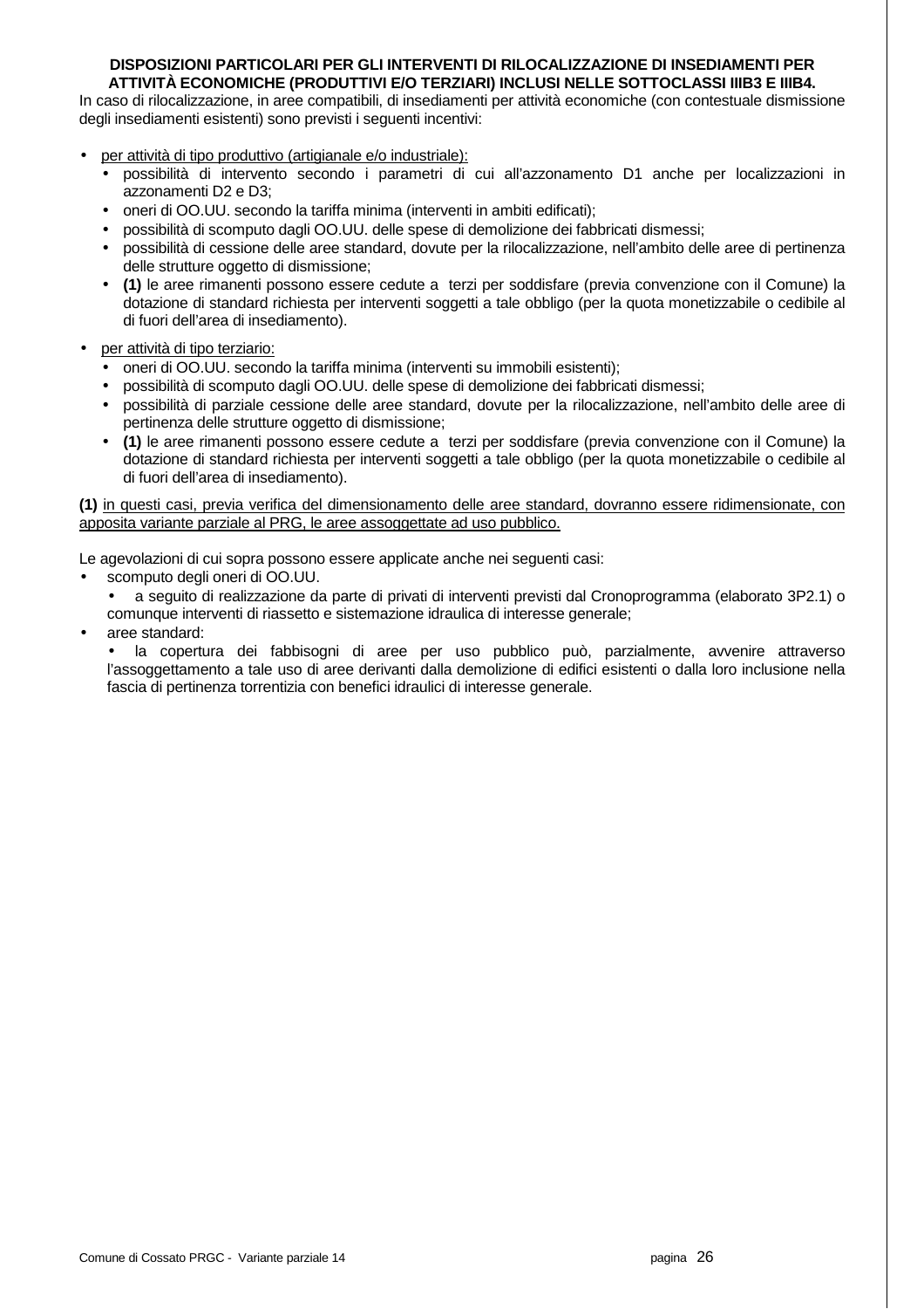**DISPOSIZIONI PARTICOLARI PER GLI INTERVENTI DI RILOCALIZZAZIONE DI INSEDIAMENTI PER ATTIVITÀ ECONOMICHE (PRODUTTIVI E/O TERZIARI) INCLUSI NELLE SOTTOCLASSI IIIB3 E IIIB4.**

In caso di rilocalizzazione, in aree compatibili, di insediamenti per attività economiche (con contestuale dismissione degli insediamenti esistenti) sono previsti i seguenti incentivi:

- per attività di tipo produttivo (artigianale e/o industriale):
  - possibilità di intervento secondo i parametri di cui all'azzonamento D1 anche per localizzazioni in azzonamenti D2 e D3;
  - oneri di OO.UU. secondo la tariffa minima (interventi in ambiti edificati);
  - possibilità di scomputo dagli OO.UU. delle spese di demolizione dei fabbricati dismessi;
  - possibilità di cessione delle aree standard, dovute per la rilocalizzazione, nell'ambito delle aree di pertinenza delle strutture oggetto di dismissione;
  - **(1)** le aree rimanenti possono essere cedute a terzi per soddisfare (previa convenzione con il Comune) la dotazione di standard richiesta per interventi soggetti a tale obbligo (per la quota monetizzabile o cedibile al di fuori dell'area di insediamento).
- per attività di tipo terziario:
  - oneri di OO.UU. secondo la tariffa minima (interventi su immobili esistenti);
  - possibilità di scomputo dagli OO.UU. delle spese di demolizione dei fabbricati dismessi;
  - possibilità di parziale cessione delle aree standard, dovute per la rilocalizzazione, nell'ambito delle aree di pertinenza delle strutture oggetto di dismissione;
  - **(1)** le aree rimanenti possono essere cedute a terzi per soddisfare (previa convenzione con il Comune) la dotazione di standard richiesta per interventi soggetti a tale obbligo (per la quota monetizzabile o cedibile al di fuori dell'area di insediamento).

**(1)** in questi casi, previa verifica del dimensionamento delle aree standard, dovranno essere ridimensionate, con apposita variante parziale al PRG, le aree assoggettate ad uso pubblico.

Le agevolazioni di cui sopra possono essere applicate anche nei seguenti casi:

- scomputo degli oneri di OO.UU.
  - a seguito di realizzazione da parte di privati di interventi previsti dal Cronoprogramma (elaborato 3P2.1) o comunque interventi di riassetto e sistemazione idraulica di interesse generale;
- aree standard:
  - la copertura dei fabbisogni di aree per uso pubblico può, parzialmente, avvenire attraverso l'assoggettamento a tale uso di aree derivanti dalla demolizione di edifici esistenti o dalla loro inclusione nella fascia di pertinenza torrentizia con benefici idraulici di interesse generale.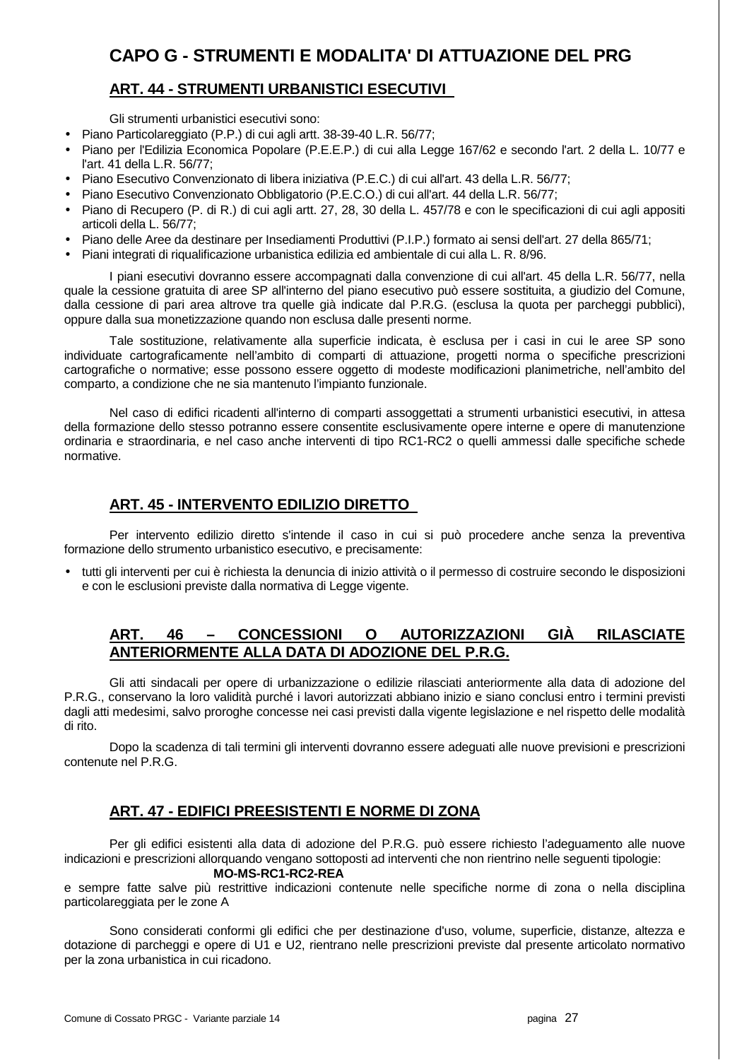# CAPO G - STRUMENTI E MODALITA' DI ATTUAZIONE DEL PRG

## ART. 44 - STRUMENTI URBANISTICI ESECUTIVI

Gli strumenti urbanistici esecutivi sono:

- Piano Particolareggiato (P.P.) di cui agli artt. 38-39-40 L.R. 56/77;
- Piano per l'Edilizia Economica Popolare (P.E.E.P.) di cui alla Legge 167/62 e secondo l'art. 2 della L. 10/77 e l'art. 41 della L.R. 56/77;
- Piano Esecutivo Convenzionato di libera iniziativa (P.E.C.) di cui all'art. 43 della L.R. 56/77;
- Piano Esecutivo Convenzionato Obbligatorio (P.E.C.O.) di cui all'art. 44 della L.R. 56/77;
- Piano di Recupero (P. di R.) di cui agli artt. 27, 28, 30 della L. 457/78 e con le specificazioni di cui agli appositi articoli della L. 56/77;
- Piano delle Aree da destinare per Insediamenti Produttivi (P.I.P.) formato ai sensi dell'art. 27 della 865/71;
- Piani integrati di riqualificazione urbanistica edilizia ed ambientale di cui alla L. R. 8/96.

I piani esecutivi dovranno essere accompagnati dalla convenzione di cui all'art. 45 della L.R. 56/77, nella quale la cessione gratuita di aree SP all'interno del piano esecutivo può essere sostituita, a giudizio del Comune, dalla cessione di pari area altrove tra quelle già indicate dal P.R.G. (esclusa la quota per parcheggi pubblici), oppure dalla sua monetizzazione quando non esclusa dalle presenti norme.

Tale sostituzione, relativamente alla superficie indicata, è esclusa per i casi in cui le aree SP sono individuate cartograficamente nell'ambito di comparti di attuazione, progetti norma o specifiche prescrizioni cartografiche o normative; esse possono essere oggetto di modeste modificazioni planimetriche, nell'ambito del comparto, a condizione che ne sia mantenuto l'impianto funzionale.

Nel caso di edifici ricadenti all'interno di comparti assoggettati a strumenti urbanistici esecutivi, in attesa della formazione dello stesso potranno essere consentite esclusivamente opere interne e opere di manutenzione ordinaria e straordinaria, e nel caso anche interventi di tipo RC1-RC2 o quelli ammessi dalle specifiche schede normative.

## ART. 45 - INTERVENTO EDILIZIO DIRETTO

Per intervento edilizio diretto s'intende il caso in cui si può procedere anche senza la preventiva formazione dello strumento urbanistico esecutivo, e precisamente:

- tutti gli interventi per cui è richiesta la denuncia di inizio attività o il permesso di costruire secondo le disposizioni e con le esclusioni previste dalla normativa di Legge vigente.

## ART. 46 – CONCESSIONI O AUTORIZZAZIONI GIÀ RILASCIATE ANTERIORMENTE ALLA DATA DI ADOZIONE DEL P.R.G.

Gli atti sindacali per opere di urbanizzazione o edilizie rilasciati anteriormente alla data di adozione del P.R.G., conservano la loro validità purché i lavori autorizzati abbiano inizio e siano conclusi entro i termini previsti dagli atti medesimi, salvo proroghe concesse nei casi previsti dalla vigente legislazione e nel rispetto delle modalità di rito.

Dopo la scadenza di tali termini gli interventi dovranno essere adeguati alle nuove previsioni e prescrizioni contenute nel P.R.G.

## ART. 47 - EDIFICI PREESISTENTI E NORME DI ZONA

Per gli edifici esistenti alla data di adozione del P.R.G. può essere richiesto l'adeguamento alle nuove indicazioni e prescrizioni allorquando vengano sottoposti ad interventi che non rientrino nelle seguenti tipologie:

**MO-MS-RC1-RC2-REA**

e sempre fatte salve più restrittive indicazioni contenute nelle specifiche norme di zona o nella disciplina particolareggiata per le zone A

Sono considerati conformi gli edifici che per destinazione d'uso, volume, superficie, distanze, altezza e dotazione di parcheggi e opere di U1 e U2, rientrano nelle prescrizioni previste dal presente articolato normativo per la zona urbanistica in cui ricadono.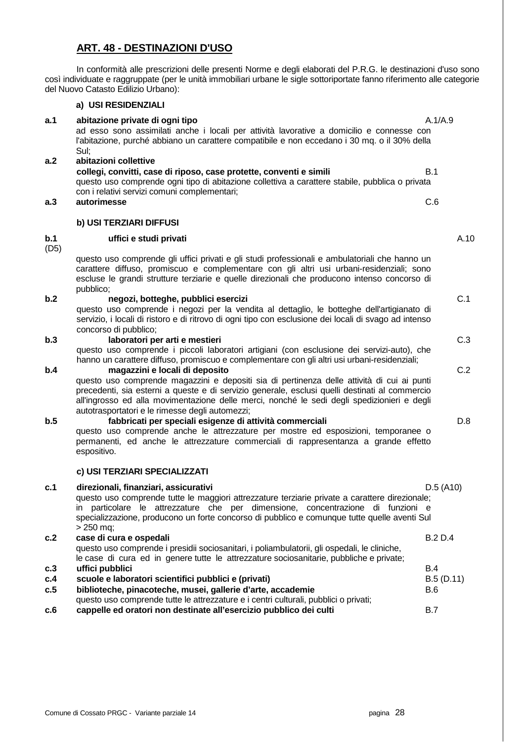## ART. 48 - DESTINAZIONI D'USO

In conformità alle prescrizioni delle presenti Norme e degli elaborati del P.R.G. le destinazioni d'uso sono così individuate e raggruppate (per le unità immobiliari urbane le sigle sottoriportate fanno riferimento alle categorie del Nuovo Catasto Edilizio Urbano):

### a) USI RESIDENZIALI

**a.1 abitazione private di ogni tipo** A.1/A.9
ad esso sono assimilati anche i locali per attività lavorative a domicilio e connesse con l'abitazione, purché abbiano un carattere compatibile e non eccedano i 30 mq. o il 30% della Sul;

**a.2 abitazioni collettive**
**collegi, convitti, case di riposo, case protette, conventi e simili** B.1
questo uso comprende ogni tipo di abitazione collettiva a carattere stabile, pubblica o privata con i relativi servizi comuni complementari;

**a.3 autorimesse** C.6

### b) USI TERZIARI DIFFUSI

**b.1** (D5) **uffici e studi privati** A.10
questo uso comprende gli uffici privati e gli studi professionali e ambulatoriali che hanno un carattere diffuso, promiscuo e complementare con gli altri usi urbani-residenziali; sono escluse le grandi strutture terziarie e quelle direzionali che producono intenso concorso di pubblico;

**b.2 negozi, botteghe, pubblici esercizi** C.1
questo uso comprende i negozi per la vendita al dettaglio, le botteghe dell'artigianato di servizio, i locali di ristoro e di ritrovo di ogni tipo con esclusione dei locali di svago ad intenso concorso di pubblico;

**b.3 laboratori per arti e mestieri** C.3
questo uso comprende i piccoli laboratori artigiani (con esclusione dei servizi-auto), che hanno un carattere diffuso, promiscuo e complementare con gli altri usi urbani-residenziali;

**b.4 magazzini e locali di deposito** C.2
questo uso comprende magazzini e depositi sia di pertinenza delle attività di cui ai punti precedenti, sia esterni a queste e di servizio generale, esclusi quelli destinati al commercio all'ingrosso ed alla movimentazione delle merci, nonché le sedi degli spedizionieri e degli autotrasportatori e le rimesse degli automezzi;

**b.5 fabbricati per speciali esigenze di attività commerciali** D.8
questo uso comprende anche le attrezzature per mostre ed esposizioni, temporanee o permanenti, ed anche le attrezzature commerciali di rappresentanza a grande effetto espositivo.

### c) USI TERZIARI SPECIALIZZATI

**c.1 direzionali, finanziari, assicurativi** D.5 (A10)
questo uso comprende tutte le maggiori attrezzature terziarie private a carattere direzionale; in particolare le attrezzature che per dimensione, concentrazione di funzioni e specializzazione, producono un forte concorso di pubblico e comunque tutte quelle aventi Sul > 250 mq;

**c.2 case di cura e ospedali** B.2 D.4
questo uso comprende i presidii sociosanitari, i poliambulatorii, gli ospedali, le cliniche, le case di cura ed in genere tutte le attrezzature sociosanitarie, pubbliche e private;

**c.3 uffici pubblici** B.4

**c.4 scuole e laboratori scientifici pubblici e (privati)** B.5 (D.11)

**c.5 biblioteche, pinacoteche, musei, gallerie d'arte, accademie** B.6
questo uso comprende tutte le attrezzature e i centri culturali, pubblici o privati;

**c.6 cappelle ed oratori non destinate all'esercizio pubblico dei culti** B.7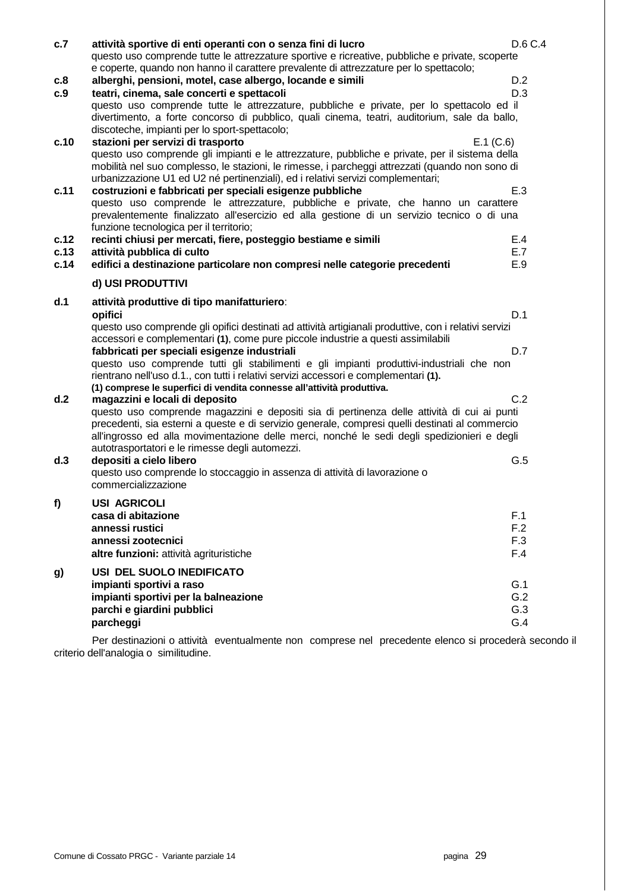**c.7** **attività sportive di enti operanti con o senza fini di lucro** D.6 C.4
questo uso comprende tutte le attrezzature sportive e ricreative, pubbliche e private, scoperte e coperte, quando non hanno il carattere prevalente di attrezzature per lo spettacolo;

**c.8** **alberghi, pensioni, motel, case albergo, locande e simili** D.2

**c.9** **teatri, cinema, sale concerti e spettacoli** D.3
questo uso comprende tutte le attrezzature, pubbliche e private, per lo spettacolo ed il divertimento, a forte concorso di pubblico, quali cinema, teatri, auditorium, sale da ballo, discoteche, impianti per lo sport-spettacolo;

**c.10** **stazioni per servizi di trasporto** E.1 (C.6)
questo uso comprende gli impianti e le attrezzature, pubbliche e private, per il sistema della mobilità nel suo complesso, le stazioni, le rimesse, i parcheggi attrezzati (quando non sono di urbanizzazione U1 ed U2 né pertinenziali), ed i relativi servizi complementari;

**c.11** **costruzioni e fabbricati per speciali esigenze pubbliche** E.3
questo uso comprende le attrezzature, pubbliche e private, che hanno un carattere prevalentemente finalizzato all'esercizio ed alla gestione di un servizio tecnico o di una funzione tecnologica per il territorio;

**c.12** **recinti chiusi per mercati, fiere, posteggio bestiame e simili** E.4

**c.13** **attività pubblica di culto** E.7

**c.14** **edifici a destinazione particolare non compresi nelle categorie precedenti** E.9

**d) USI PRODUTTIVI**

**d.1** **attività produttive di tipo manifatturiero**:

**opifici** D.1
questo uso comprende gli opifici destinati ad attività artigianali produttive, con i relativi servizi accessori e complementari **(1)**, come pure piccole industrie a questi assimilabili

**fabbricati per speciali esigenze industriali** D.7
questo uso comprende tutti gli stabilimenti e gli impianti produttivi-industriali che non rientrano nell'uso d.1., con tutti i relativi servizi accessori e complementari **(1).**

**(1) comprese le superfici di vendita connesse all'attività produttiva.**

**d.2** **magazzini e locali di deposito** C.2
questo uso comprende magazzini e depositi sia di pertinenza delle attività di cui ai punti precedenti, sia esterni a queste e di servizio generale, compresi quelli destinati al commercio all'ingrosso ed alla movimentazione delle merci, nonché le sedi degli spedizionieri e degli autotrasportatori e le rimesse degli automezzi.

**d.3** **depositi a cielo libero** G.5
questo uso comprende lo stoccaggio in assenza di attività di lavorazione o commercializzazione

**f)** **USI AGRICOLI**

**casa di abitazione** F.1
**annessi rustici** F.2
**annessi zootecnici** F.3
**altre funzioni:** attività agrituristiche F.4

**g)** **USI DEL SUOLO INEDIFICATO**

**impianti sportivi a raso** G.1
**impianti sportivi per la balneazione** G.2
**parchi e giardini pubblici** G.3
**parcheggi** G.4

Per destinazioni o attività eventualmente non comprese nel precedente elenco si procederà secondo il criterio dell'analogia o similitudine.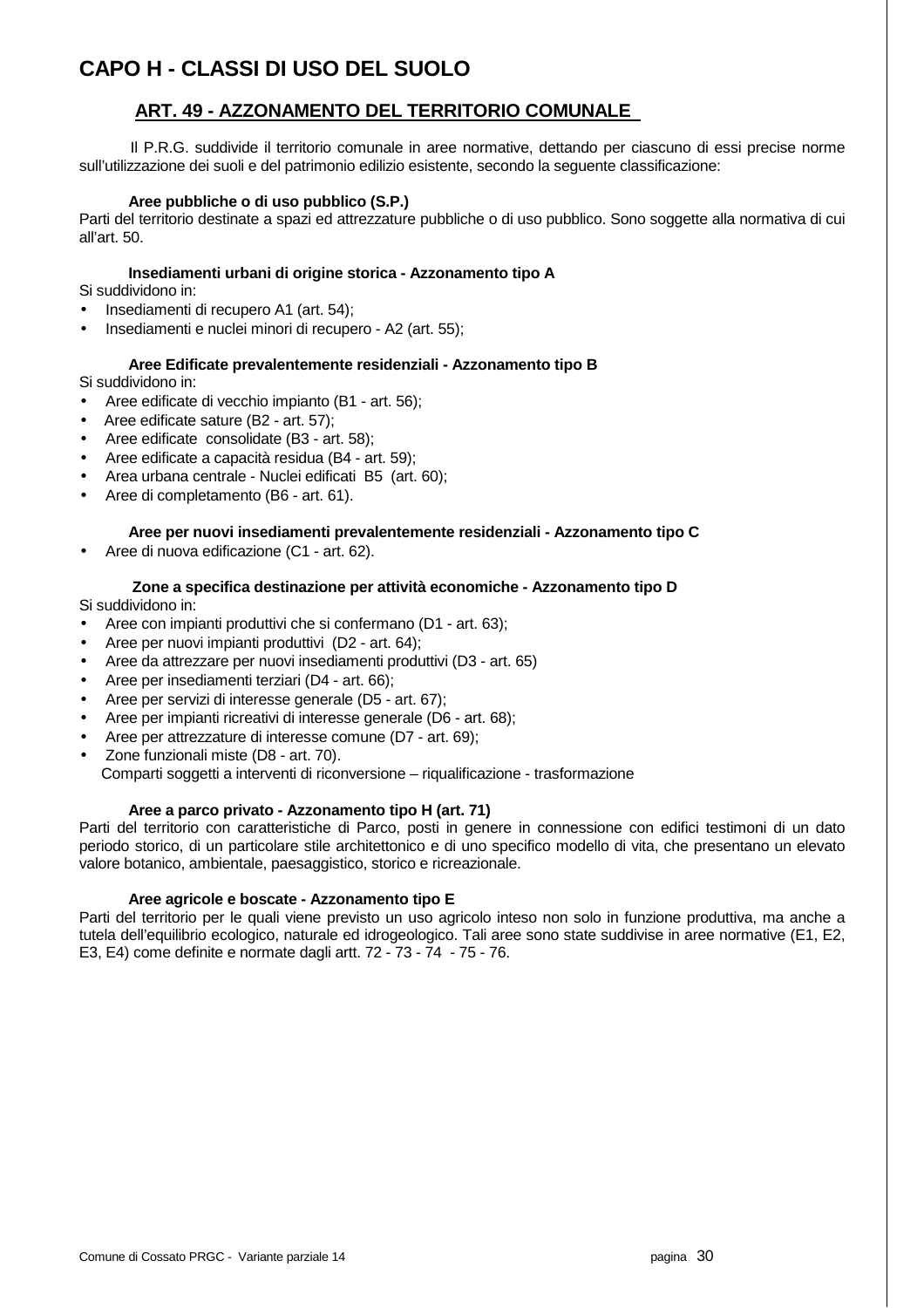# CAPO H - CLASSI DI USO DEL SUOLO

## ART. 49 - AZZONAMENTO DEL TERRITORIO COMUNALE

Il P.R.G. suddivide il territorio comunale in aree normative, dettando per ciascuno di essi precise norme sull'utilizzazione dei suoli e del patrimonio edilizio esistente, secondo la seguente classificazione:

**Aree pubbliche o di uso pubblico (S.P.)**

Parti del territorio destinate a spazi ed attrezzature pubbliche o di uso pubblico. Sono soggette alla normativa di cui all'art. 50.

**Insediamenti urbani di origine storica - Azzonamento tipo A**

Si suddividono in:

- Insediamenti di recupero A1 (art. 54);
- Insediamenti e nuclei minori di recupero - A2 (art. 55);

**Aree Edificate prevalentemente residenziali - Azzonamento tipo B**

Si suddividono in:

- Aree edificate di vecchio impianto (B1 - art. 56);
- Aree edificate sature (B2 - art. 57);
- Aree edificate consolidate (B3 - art. 58);
- Aree edificate a capacità residua (B4 - art. 59);
- Area urbana centrale - Nuclei edificati B5 (art. 60);
- Aree di completamento (B6 - art. 61).

**Aree per nuovi insediamenti prevalentemente residenziali - Azzonamento tipo C**

- Aree di nuova edificazione (C1 - art. 62).

**Zone a specifica destinazione per attività economiche - Azzonamento tipo D**

Si suddividono in:

- Aree con impianti produttivi che si confermano (D1 - art. 63);
- Aree per nuovi impianti produttivi (D2 - art. 64);
- Aree da attrezzare per nuovi insediamenti produttivi (D3 - art. 65)
- Aree per insediamenti terziari (D4 - art. 66);
- Aree per servizi di interesse generale (D5 - art. 67);
- Aree per impianti ricreativi di interesse generale (D6 - art. 68);
- Aree per attrezzature di interesse comune (D7 - art. 69);
- Zone funzionali miste (D8 - art. 70).

Comparti soggetti a interventi di riconversione – riqualificazione - trasformazione

**Aree a parco privato - Azzonamento tipo H (art. 71)**

Parti del territorio con caratteristiche di Parco, posti in genere in connessione con edifici testimoni di un dato periodo storico, di un particolare stile architettonico e di uno specifico modello di vita, che presentano un elevato valore botanico, ambientale, paesaggistico, storico e ricreazionale.

**Aree agricole e boscate - Azzonamento tipo E**

Parti del territorio per le quali viene previsto un uso agricolo inteso non solo in funzione produttiva, ma anche a tutela dell'equilibrio ecologico, naturale ed idrogeologico. Tali aree sono state suddivise in aree normative (E1, E2, E3, E4) come definite e normate dagli artt. 72 - 73 - 74 - 75 - 76.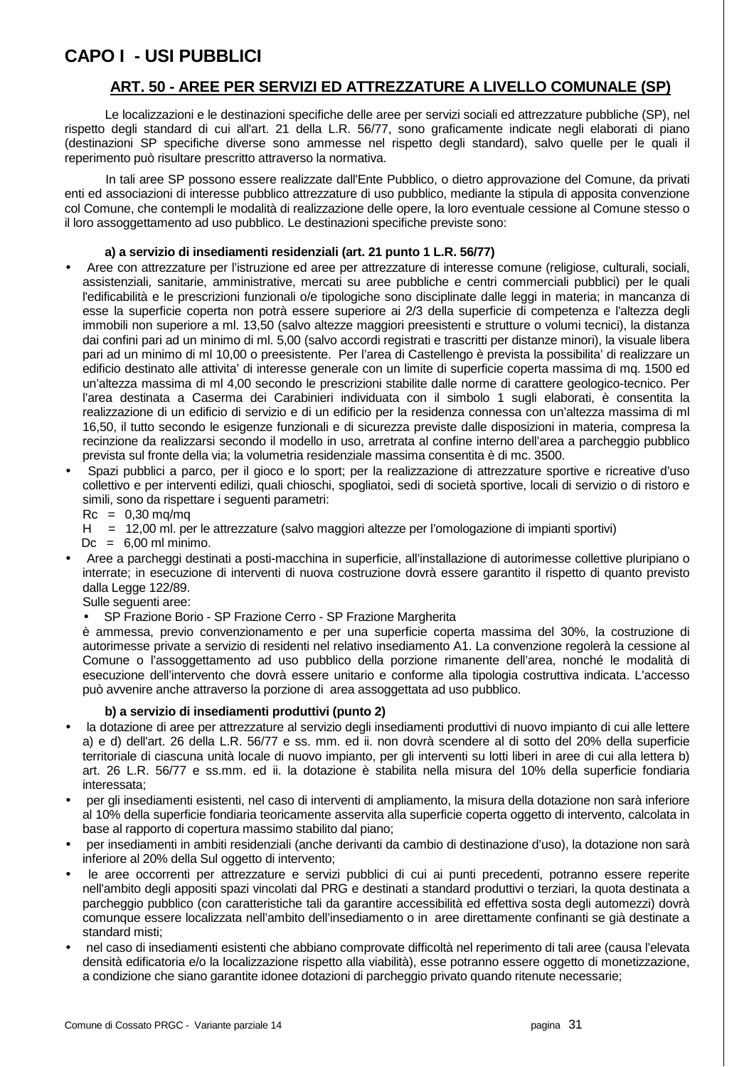# CAPO I - USI PUBBLICI

## ART. 50 - AREE PER SERVIZI ED ATTREZZATURE A LIVELLO COMUNALE (SP)

Le localizzazioni e le destinazioni specifiche delle aree per servizi sociali ed attrezzature pubbliche (SP), nel rispetto degli standard di cui all'art. 21 della L.R. 56/77, sono graficamente indicate negli elaborati di piano (destinazioni SP specifiche diverse sono ammesse nel rispetto degli standard), salvo quelle per le quali il reperimento può risultare prescritto attraverso la normativa.

In tali aree SP possono essere realizzate dall'Ente Pubblico, o dietro approvazione del Comune, da privati enti ed associazioni di interesse pubblico attrezzature di uso pubblico, mediante la stipula di apposita convenzione col Comune, che contempli le modalità di realizzazione delle opere, la loro eventuale cessione al Comune stesso o il loro assoggettamento ad uso pubblico. Le destinazioni specifiche previste sono:

**a) a servizio di insediamenti residenziali (art. 21 punto 1 L.R. 56/77)**

- Aree con attrezzature per l'istruzione ed aree per attrezzature di interesse comune (religiose, culturali, sociali, assistenziali, sanitarie, amministrative, mercati su aree pubbliche e centri commerciali pubblici) per le quali l'edificabilità e le prescrizioni funzionali o/e tipologiche sono disciplinate dalle leggi in materia; in mancanza di esse la superficie coperta non potrà essere superiore ai 2/3 della superficie di competenza e l'altezza degli immobili non superiore a ml. 13,50 (salvo altezze maggiori preesistenti e strutture o volumi tecnici), la distanza dai confini pari ad un minimo di ml. 5,00 (salvo accordi registrati e trascritti per distanze minori), la visuale libera pari ad un minimo di ml 10,00 o preesistente. Per l'area di Castellengo è prevista la possibilita' di realizzare un edificio destinato alle attivita' di interesse generale con un limite di superficie coperta massima di mq. 1500 ed un'altezza massima di ml 4,00 secondo le prescrizioni stabilite dalle norme di carattere geologico-tecnico. Per l'area destinata a Caserma dei Carabinieri individuata con il simbolo 1 sugli elaborati, è consentita la realizzazione di un edificio di servizio e di un edificio per la residenza connessa con un'altezza massima di ml 16,50, il tutto secondo le esigenze funzionali e di sicurezza previste dalle disposizioni in materia, compresa la recinzione da realizzarsi secondo il modello in uso, arretrata al confine interno dell'area a parcheggio pubblico prevista sul fronte della via; la volumetria residenziale massima consentita è di mc. 3500.
- Spazi pubblici a parco, per il gioco e lo sport; per la realizzazione di attrezzature sportive e ricreative d'uso collettivo e per interventi edilizi, quali chioschi, spogliatoi, sedi di società sportive, locali di servizio o di ristoro e simili, sono da rispettare i seguenti parametri:
  Rc = 0,30 mq/mq
  H = 12,00 ml. per le attrezzature (salvo maggiori altezze per l'omologazione di impianti sportivi)
  Dc = 6,00 ml minimo.
- Aree a parcheggi destinati a posti-macchina in superficie, all'installazione di autorimesse collettive pluripiano o interrate; in esecuzione di interventi di nuova costruzione dovrà essere garantito il rispetto di quanto previsto dalla Legge 122/89.
  Sulle seguenti aree:
  - SP Frazione Borio - SP Frazione Cerro - SP Frazione Margherita

  è ammessa, previo convenzionamento e per una superficie coperta massima del 30%, la costruzione di autorimesse private a servizio di residenti nel relativo insediamento A1. La convenzione regolerà la cessione al Comune o l'assoggettamento ad uso pubblico della porzione rimanente dell'area, nonché le modalità di esecuzione dell'intervento che dovrà essere unitario e conforme alla tipologia costruttiva indicata. L'accesso può avvenire anche attraverso la porzione di area assoggettata ad uso pubblico.

**b) a servizio di insediamenti produttivi (punto 2)**

- la dotazione di aree per attrezzature al servizio degli insediamenti produttivi di nuovo impianto di cui alle lettere a) e d) dell'art. 26 della L.R. 56/77 e ss. mm. ed ii. non dovrà scendere al di sotto del 20% della superficie territoriale di ciascuna unità locale di nuovo impianto, per gli interventi su lotti liberi in aree di cui alla lettera b) art. 26 L.R. 56/77 e ss.mm. ed ii. la dotazione è stabilita nella misura del 10% della superficie fondiaria interessata;
- per gli insediamenti esistenti, nel caso di interventi di ampliamento, la misura della dotazione non sarà inferiore al 10% della superficie fondiaria teoricamente asservita alla superficie coperta oggetto di intervento, calcolata in base al rapporto di copertura massimo stabilito dal piano;
- per insediamenti in ambiti residenziali (anche derivanti da cambio di destinazione d'uso), la dotazione non sarà inferiore al 20% della Sul oggetto di intervento;
- le aree occorrenti per attrezzature e servizi pubblici di cui ai punti precedenti, potranno essere reperite nell'ambito degli appositi spazi vincolati dal PRG e destinati a standard produttivi o terziari, la quota destinata a parcheggio pubblico (con caratteristiche tali da garantire accessibilità ed effettiva sosta degli automezzi) dovrà comunque essere localizzata nell'ambito dell'insediamento o in aree direttamente confinanti se già destinate a standard misti;
- nel caso di insediamenti esistenti che abbiano comprovate difficoltà nel reperimento di tali aree (causa l'elevata densità edificatoria e/o la localizzazione rispetto alla viabilità), esse potranno essere oggetto di monetizzazione, a condizione che siano garantite idonee dotazioni di parcheggio privato quando ritenute necessarie;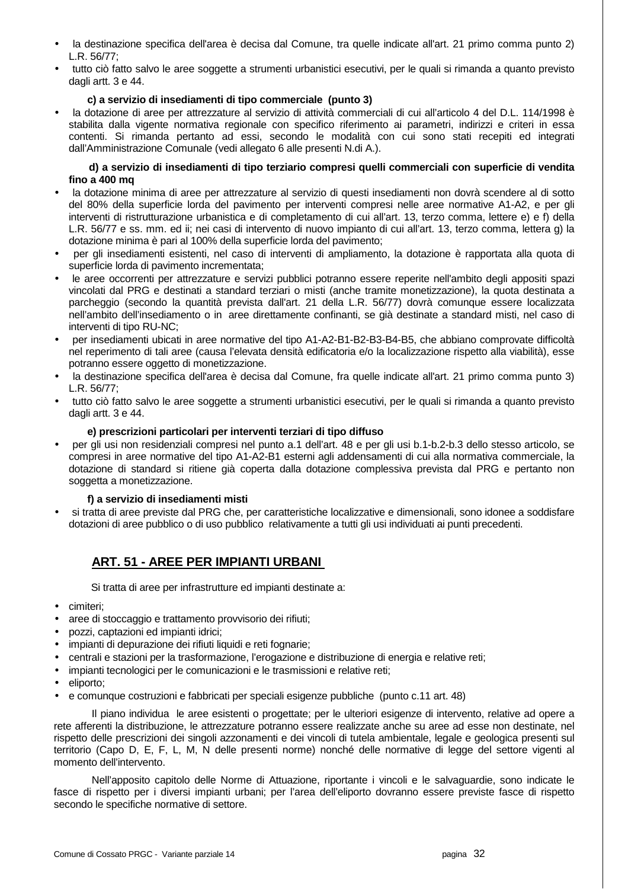- la destinazione specifica dell'area è decisa dal Comune, tra quelle indicate all'art. 21 primo comma punto 2) L.R. 56/77;
- tutto ciò fatto salvo le aree soggette a strumenti urbanistici esecutivi, per le quali si rimanda a quanto previsto dagli artt. 3 e 44.

**c) a servizio di insediamenti di tipo commerciale (punto 3)**

- la dotazione di aree per attrezzature al servizio di attività commerciali di cui all'articolo 4 del D.L. 114/1998 è stabilita dalla vigente normativa regionale con specifico riferimento ai parametri, indirizzi e criteri in essa contenti. Si rimanda pertanto ad essi, secondo le modalità con cui sono stati recepiti ed integrati dall'Amministrazione Comunale (vedi allegato 6 alle presenti N.di A.).

**d) a servizio di insediamenti di tipo terziario compresi quelli commerciali con superficie di vendita fino a 400 mq**

- la dotazione minima di aree per attrezzature al servizio di questi insediamenti non dovrà scendere al di sotto del 80% della superficie lorda del pavimento per interventi compresi nelle aree normative A1-A2, e per gli interventi di ristrutturazione urbanistica e di completamento di cui all'art. 13, terzo comma, lettere e) e f) della L.R. 56/77 e ss. mm. ed ii; nei casi di intervento di nuovo impianto di cui all'art. 13, terzo comma, lettera g) la dotazione minima è pari al 100% della superficie lorda del pavimento;
- per gli insediamenti esistenti, nel caso di interventi di ampliamento, la dotazione è rapportata alla quota di superficie lorda di pavimento incrementata;
- le aree occorrenti per attrezzature e servizi pubblici potranno essere reperite nell'ambito degli appositi spazi vincolati dal PRG e destinati a standard terziari o misti (anche tramite monetizzazione), la quota destinata a parcheggio (secondo la quantità prevista dall'art. 21 della L.R. 56/77) dovrà comunque essere localizzata nell'ambito dell'insediamento o in aree direttamente confinanti, se già destinate a standard misti, nel caso di interventi di tipo RU-NC;
- per insediamenti ubicati in aree normative del tipo A1-A2-B1-B2-B3-B4-B5, che abbiano comprovate difficoltà nel reperimento di tali aree (causa l'elevata densità edificatoria e/o la localizzazione rispetto alla viabilità), esse potranno essere oggetto di monetizzazione.
- la destinazione specifica dell'area è decisa dal Comune, fra quelle indicate all'art. 21 primo comma punto 3) L.R. 56/77;
- tutto ciò fatto salvo le aree soggette a strumenti urbanistici esecutivi, per le quali si rimanda a quanto previsto dagli artt. 3 e 44.

**e) prescrizioni particolari per interventi terziari di tipo diffuso**

- per gli usi non residenziali compresi nel punto a.1 dell'art. 48 e per gli usi b.1-b.2-b.3 dello stesso articolo, se compresi in aree normative del tipo A1-A2-B1 esterni agli addensamenti di cui alla normativa commerciale, la dotazione di standard si ritiene già coperta dalla dotazione complessiva prevista dal PRG e pertanto non soggetta a monetizzazione.

**f) a servizio di insediamenti misti**

- si tratta di aree previste dal PRG che, per caratteristiche localizzative e dimensionali, sono idonee a soddisfare dotazioni di aree pubblico o di uso pubblico relativamente a tutti gli usi individuati ai punti precedenti.

## ART. 51 - AREE PER IMPIANTI URBANI

Si tratta di aree per infrastrutture ed impianti destinate a:

- cimiteri;
- aree di stoccaggio e trattamento provvisorio dei rifiuti;
- pozzi, captazioni ed impianti idrici;
- impianti di depurazione dei rifiuti liquidi e reti fognarie;
- centrali e stazioni per la trasformazione, l'erogazione e distribuzione di energia e relative reti;
- impianti tecnologici per le comunicazioni e le trasmissioni e relative reti;
- eliporto;
- e comunque costruzioni e fabbricati per speciali esigenze pubbliche (punto c.11 art. 48)

Il piano individua le aree esistenti o progettate; per le ulteriori esigenze di intervento, relative ad opere a rete afferenti la distribuzione, le attrezzature potranno essere realizzate anche su aree ad esse non destinate, nel rispetto delle prescrizioni dei singoli azzonamenti e dei vincoli di tutela ambientale, legale e geologica presenti sul territorio (Capo D, E, F, L, M, N delle presenti norme) nonché delle normative di legge del settore vigenti al momento dell'intervento.

Nell'apposito capitolo delle Norme di Attuazione, riportante i vincoli e le salvaguardie, sono indicate le fasce di rispetto per i diversi impianti urbani; per l'area dell'eliporto dovranno essere previste fasce di rispetto secondo le specifiche normative di settore.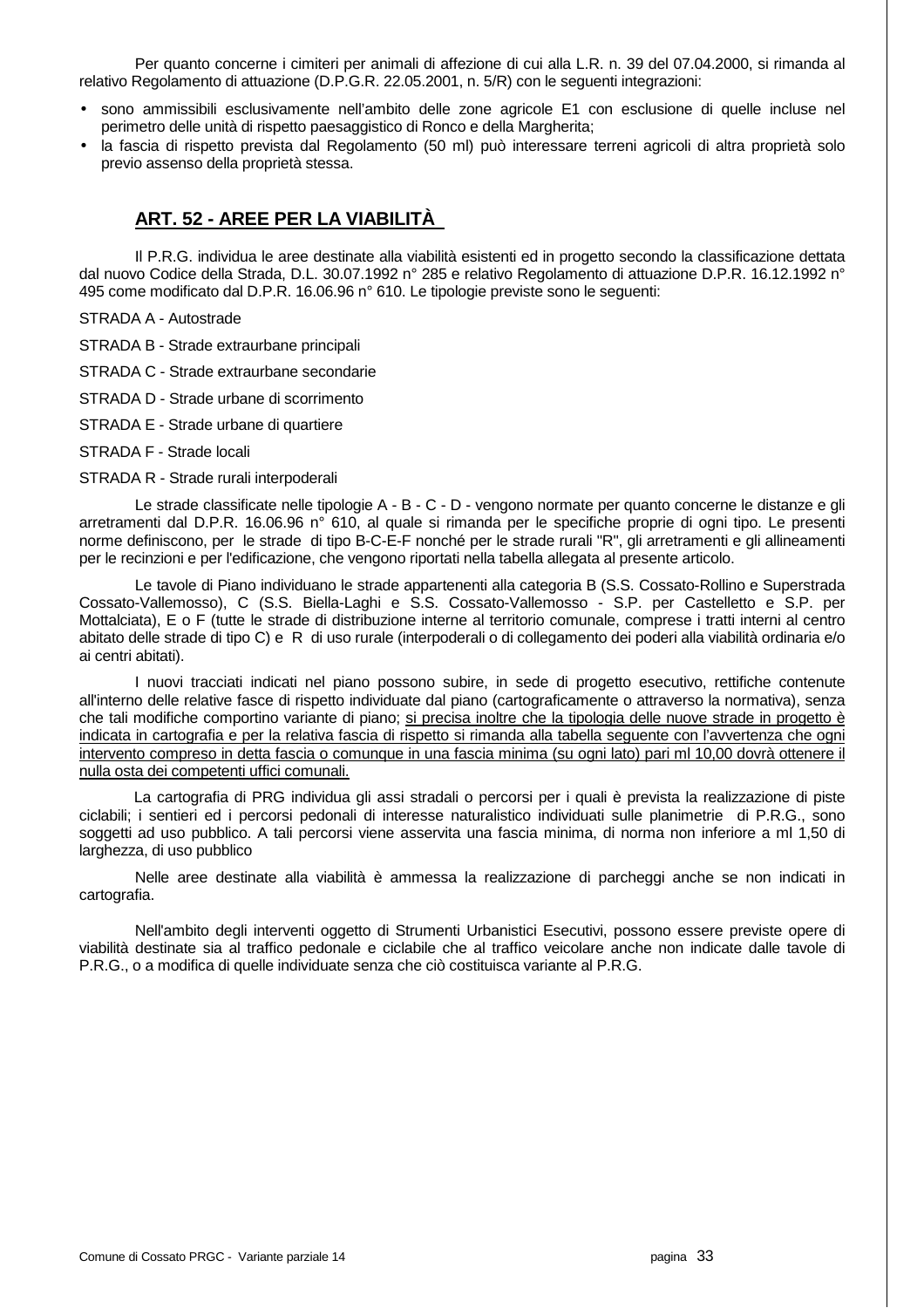Per quanto concerne i cimiteri per animali di affezione di cui alla L.R. n. 39 del 07.04.2000, si rimanda al relativo Regolamento di attuazione (D.P.G.R. 22.05.2001, n. 5/R) con le seguenti integrazioni:

- sono ammissibili esclusivamente nell'ambito delle zone agricole E1 con esclusione di quelle incluse nel perimetro delle unità di rispetto paesaggistico di Ronco e della Margherita;
- la fascia di rispetto prevista dal Regolamento (50 ml) può interessare terreni agricoli di altra proprietà solo previo assenso della proprietà stessa.

## ART. 52 - AREE PER LA VIABILITÀ

Il P.R.G. individua le aree destinate alla viabilità esistenti ed in progetto secondo la classificazione dettata dal nuovo Codice della Strada, D.L. 30.07.1992 n° 285 e relativo Regolamento di attuazione D.P.R. 16.12.1992 n° 495 come modificato dal D.P.R. 16.06.96 n° 610. Le tipologie previste sono le seguenti:

STRADA A - Autostrade

STRADA B - Strade extraurbane principali

STRADA C - Strade extraurbane secondarie

STRADA D - Strade urbane di scorrimento

STRADA E - Strade urbane di quartiere

STRADA F - Strade locali

STRADA R - Strade rurali interpoderali

Le strade classificate nelle tipologie A - B - C - D - vengono normate per quanto concerne le distanze e gli arretramenti dal D.P.R. 16.06.96 n° 610, al quale si rimanda per le specifiche proprie di ogni tipo. Le presenti norme definiscono, per le strade di tipo B-C-E-F nonché per le strade rurali "R", gli arretramenti e gli allineamenti per le recinzioni e per l'edificazione, che vengono riportati nella tabella allegata al presente articolo.

Le tavole di Piano individuano le strade appartenenti alla categoria B (S.S. Cossato-Rollino e Superstrada Cossato-Vallemosso), C (S.S. Biella-Laghi e S.S. Cossato-Vallemosso - S.P. per Castelletto e S.P. per Mottalciata), E o F (tutte le strade di distribuzione interne al territorio comunale, comprese i tratti interni al centro abitato delle strade di tipo C) e R di uso rurale (interpoderali o di collegamento dei poderi alla viabilità ordinaria e/o ai centri abitati).

I nuovi tracciati indicati nel piano possono subire, in sede di progetto esecutivo, rettifiche contenute all'interno delle relative fasce di rispetto individuate dal piano (cartograficamente o attraverso la normativa), senza che tali modifiche comportino variante di piano; <u>si precisa inoltre che la tipologia delle nuove strade in progetto è indicata in cartografia e per la relativa fascia di rispetto si rimanda alla tabella seguente con l'avvertenza che ogni intervento compreso in detta fascia o comunque in una fascia minima (su ogni lato) pari ml 10,00 dovrà ottenere il nulla osta dei competenti uffici comunali.</u>

La cartografia di PRG individua gli assi stradali o percorsi per i quali è prevista la realizzazione di piste ciclabili; i sentieri ed i percorsi pedonali di interesse naturalistico individuati sulle planimetrie di P.R.G., sono soggetti ad uso pubblico. A tali percorsi viene asservita una fascia minima, di norma non inferiore a ml 1,50 di larghezza, di uso pubblico

Nelle aree destinate alla viabilità è ammessa la realizzazione di parcheggi anche se non indicati in cartografia.

Nell'ambito degli interventi oggetto di Strumenti Urbanistici Esecutivi, possono essere previste opere di viabilità destinate sia al traffico pedonale e ciclabile che al traffico veicolare anche non indicate dalle tavole di P.R.G., o a modifica di quelle individuate senza che ciò costituisca variante al P.R.G.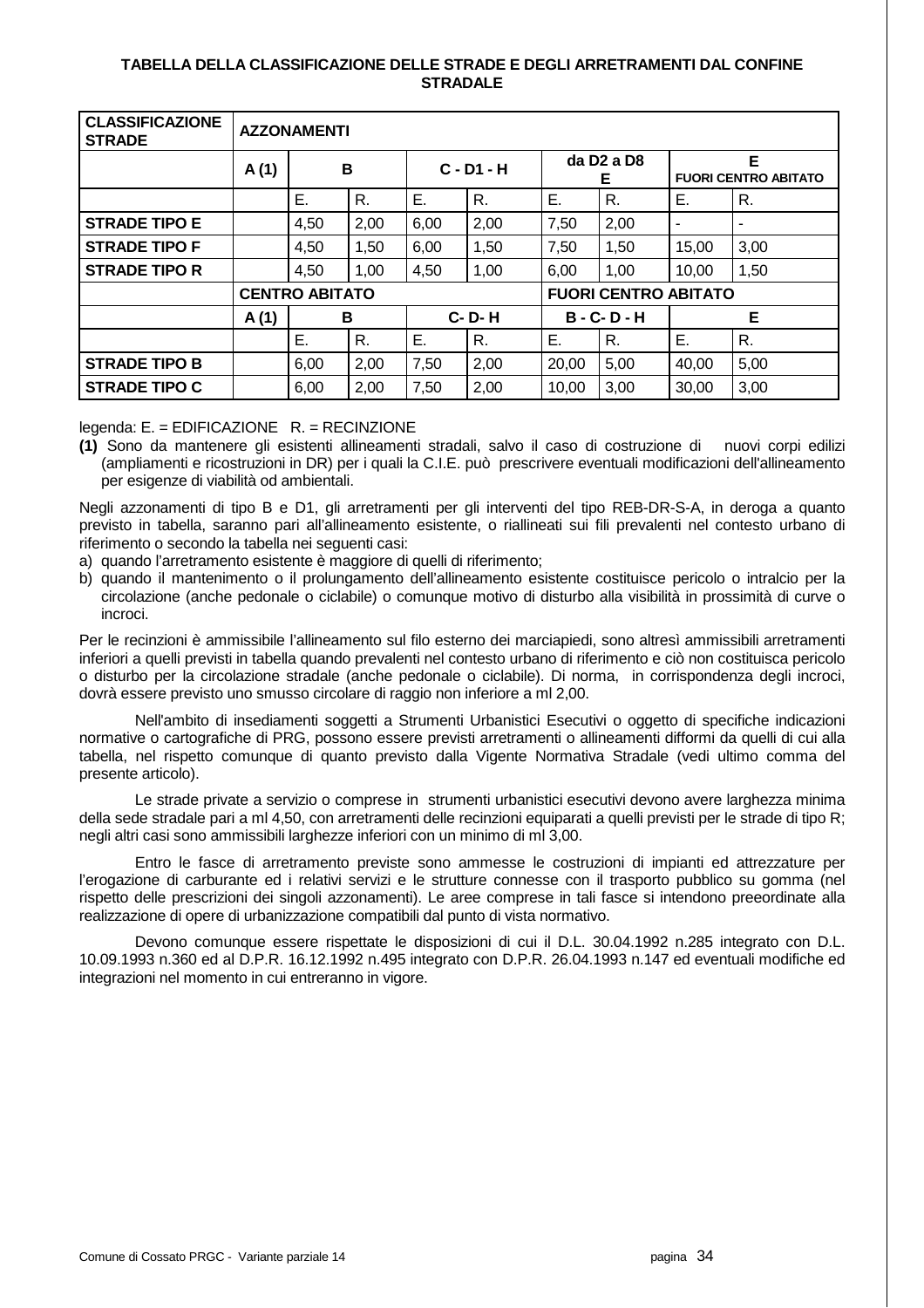**TABELLA DELLA CLASSIFICAZIONE DELLE STRADE E DEGLI ARRETRAMENTI DAL CONFINE STRADALE**

| CLASSIFICAZIONE STRADE | AZZONAMENTI | | | | | | | | |
|---|---|---|---|---|---|---|---|---|---|
| | A (1) | B | | C - D1 - H | | da D2 a D8 E | | E FUORI CENTRO ABITATO | |
| | | E. | R. | E. | R. | E. | R. | E. | R. |
| **STRADE TIPO E** | | 4,50 | 2,00 | 6,00 | 2,00 | 7,50 | 2,00 | - | - |
| **STRADE TIPO F** | | 4,50 | 1,50 | 6,00 | 1,50 | 7,50 | 1,50 | 15,00 | 3,00 |
| **STRADE TIPO R** | | 4,50 | 1,00 | 4,50 | 1,00 | 6,00 | 1,00 | 10,00 | 1,50 |
| | **CENTRO ABITATO** | | | | | **FUORI CENTRO ABITATO** | | | |
| | A (1) | B | | C- D- H | | B - C- D - H | | E | |
| | | E. | R. | E. | R. | E. | R. | E. | R. |
| **STRADE TIPO B** | | 6,00 | 2,00 | 7,50 | 2,00 | 20,00 | 5,00 | 40,00 | 5,00 |
| **STRADE TIPO C** | | 6,00 | 2,00 | 7,50 | 2,00 | 10,00 | 3,00 | 30,00 | 3,00 |

legenda: E. = EDIFICAZIONE R. = RECINZIONE

**(1)** Sono da mantenere gli esistenti allineamenti stradali, salvo il caso di costruzione di nuovi corpi edilizi (ampliamenti e ricostruzioni in DR) per i quali la C.I.E. può prescrivere eventuali modificazioni dell'allineamento per esigenze di viabilità od ambientali.

Negli azzonamenti di tipo B e D1, gli arretramenti per gli interventi del tipo REB-DR-S-A, in deroga a quanto previsto in tabella, saranno pari all'allineamento esistente, o riallineati sui fili prevalenti nel contesto urbano di riferimento o secondo la tabella nei seguenti casi:

a) quando l'arretramento esistente è maggiore di quelli di riferimento;
b) quando il mantenimento o il prolungamento dell'allineamento esistente costituisce pericolo o intralcio per la circolazione (anche pedonale o ciclabile) o comunque motivo di disturbo alla visibilità in prossimità di curve o incroci.

Per le recinzioni è ammissibile l'allineamento sul filo esterno dei marciapiedi, sono altresì ammissibili arretramenti inferiori a quelli previsti in tabella quando prevalenti nel contesto urbano di riferimento e ciò non costituisca pericolo o disturbo per la circolazione stradale (anche pedonale o ciclabile). Di norma, in corrispondenza degli incroci, dovrà essere previsto uno smusso circolare di raggio non inferiore a ml 2,00.

Nell'ambito di insediamenti soggetti a Strumenti Urbanistici Esecutivi o oggetto di specifiche indicazioni normative o cartografiche di PRG, possono essere previsti arretramenti o allineamenti difformi da quelli di cui alla tabella, nel rispetto comunque di quanto previsto dalla Vigente Normativa Stradale (vedi ultimo comma del presente articolo).

Le strade private a servizio o comprese in strumenti urbanistici esecutivi devono avere larghezza minima della sede stradale pari a ml 4,50, con arretramenti delle recinzioni equiparati a quelli previsti per le strade di tipo R; negli altri casi sono ammissibili larghezze inferiori con un minimo di ml 3,00.

Entro le fasce di arretramento previste sono ammesse le costruzioni di impianti ed attrezzature per l'erogazione di carburante ed i relativi servizi e le strutture connesse con il trasporto pubblico su gomma (nel rispetto delle prescrizioni dei singoli azzonamenti). Le aree comprese in tali fasce si intendono preeordinate alla realizzazione di opere di urbanizzazione compatibili dal punto di vista normativo.

Devono comunque essere rispettate le disposizioni di cui il D.L. 30.04.1992 n.285 integrato con D.L. 10.09.1993 n.360 ed al D.P.R. 16.12.1992 n.495 integrato con D.P.R. 26.04.1993 n.147 ed eventuali modifiche ed integrazioni nel momento in cui entreranno in vigore.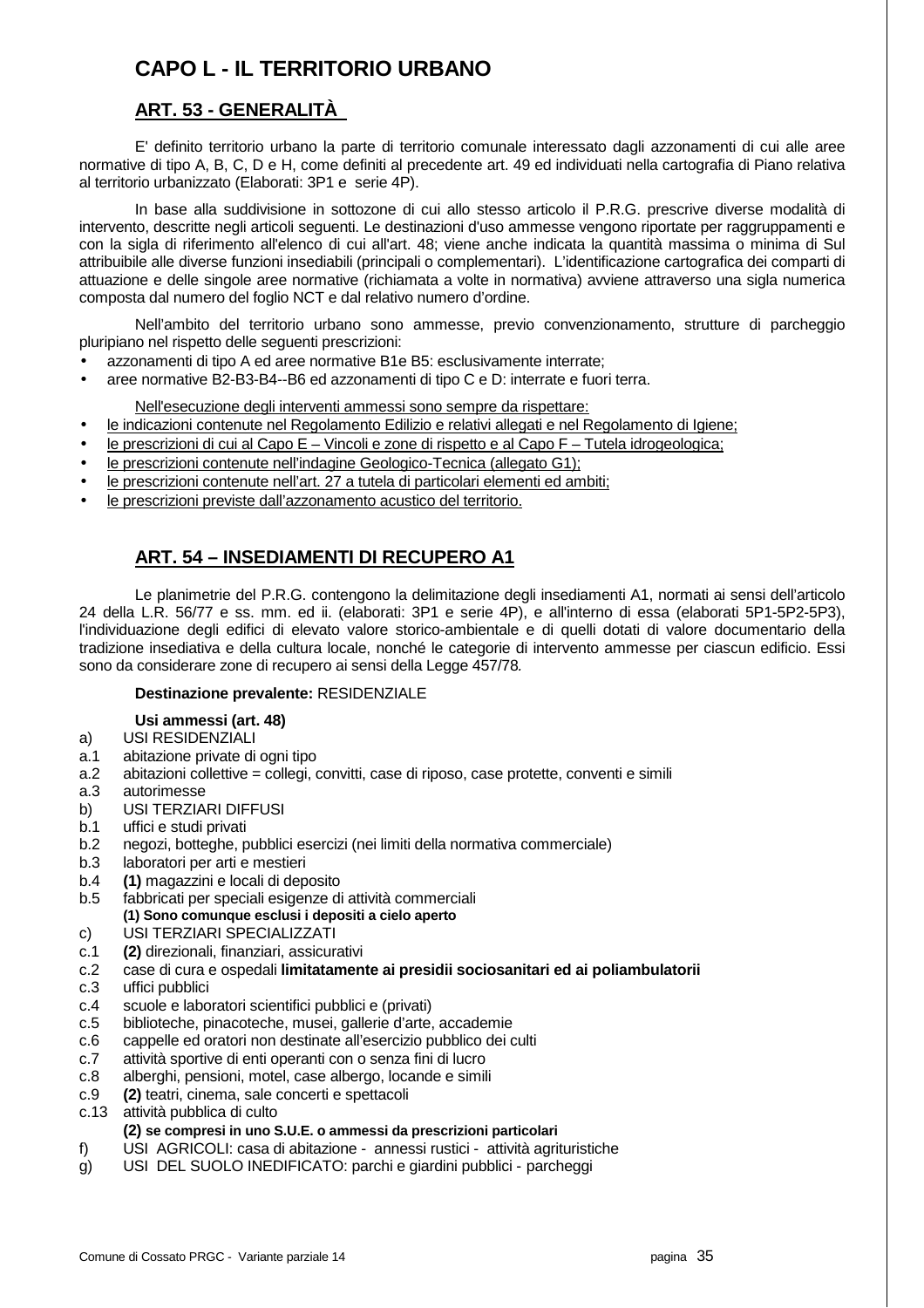# CAPO L - IL TERRITORIO URBANO

## ART. 53 - GENERALITÀ

E' definito territorio urbano la parte di territorio comunale interessato dagli azzonamenti di cui alle aree normative di tipo A, B, C, D e H, come definiti al precedente art. 49 ed individuati nella cartografia di Piano relativa al territorio urbanizzato (Elaborati: 3P1 e serie 4P).

In base alla suddivisione in sottozone di cui allo stesso articolo il P.R.G. prescrive diverse modalità di intervento, descritte negli articoli seguenti. Le destinazioni d'uso ammesse vengono riportate per raggruppamenti e con la sigla di riferimento all'elenco di cui all'art. 48; viene anche indicata la quantità massima o minima di Sul attribuibile alle diverse funzioni insediabili (principali o complementari). L'identificazione cartografica dei comparti di attuazione e delle singole aree normative (richiamata a volte in normativa) avviene attraverso una sigla numerica composta dal numero del foglio NCT e dal relativo numero d'ordine.

Nell'ambito del territorio urbano sono ammesse, previo convenzionamento, strutture di parcheggio pluripiano nel rispetto delle seguenti prescrizioni:

- azzonamenti di tipo A ed aree normative B1e B5: esclusivamente interrate;
- aree normative B2-B3-B4--B6 ed azzonamenti di tipo C e D: interrate e fuori terra.

<u>Nell'esecuzione degli interventi ammessi sono sempre da rispettare:</u>

- <u>le indicazioni contenute nel Regolamento Edilizio e relativi allegati e nel Regolamento di Igiene;</u>
- <u>le prescrizioni di cui al Capo E – Vincoli e zone di rispetto e al Capo F – Tutela idrogeologica;</u>
- <u>le prescrizioni contenute nell'indagine Geologico-Tecnica (allegato G1);</u>
- <u>le prescrizioni contenute nell'art. 27 a tutela di particolari elementi ed ambiti;</u>
- <u>le prescrizioni previste dall'azzonamento acustico del territorio.</u>

## ART. 54 – INSEDIAMENTI DI RECUPERO A1

Le planimetrie del P.R.G. contengono la delimitazione degli insediamenti A1, normati ai sensi dell'articolo 24 della L.R. 56/77 e ss. mm. ed ii. (elaborati: 3P1 e serie 4P), e all'interno di essa (elaborati 5P1-5P2-5P3), l'individuazione degli edifici di elevato valore storico-ambientale e di quelli dotati di valore documentario della tradizione insediativa e della cultura locale, nonché le categorie di intervento ammesse per ciascun edificio. Essi sono da considerare zone di recupero ai sensi della Legge 457/78.

**Destinazione prevalente:** RESIDENZIALE

**Usi ammessi (art. 48)**

a) USI RESIDENZIALI
a.1 abitazione private di ogni tipo
a.2 abitazioni collettive = collegi, convitti, case di riposo, case protette, conventi e simili
a.3 autorimesse
b) USI TERZIARI DIFFUSI
b.1 uffici e studi privati
b.2 negozi, botteghe, pubblici esercizi (nei limiti della normativa commerciale)
b.3 laboratori per arti e mestieri
b.4 **(1)** magazzini e locali di deposito
b.5 fabbricati per speciali esigenze di attività commerciali
**(1) Sono comunque esclusi i depositi a cielo aperto**
c) USI TERZIARI SPECIALIZZATI
c.1 **(2)** direzionali, finanziari, assicurativi
c.2 case di cura e ospedali **limitatamente ai presidii sociosanitari ed ai poliambulatorii**
c.3 uffici pubblici
c.4 scuole e laboratori scientifici pubblici e (privati)
c.5 biblioteche, pinacoteche, musei, gallerie d'arte, accademie
c.6 cappelle ed oratori non destinate all'esercizio pubblico dei culti
c.7 attività sportive di enti operanti con o senza fini di lucro
c.8 alberghi, pensioni, motel, case albergo, locande e simili
c.9 **(2)** teatri, cinema, sale concerti e spettacoli
c.13 attività pubblica di culto
**(2) se compresi in uno S.U.E. o ammessi da prescrizioni particolari**
f) USI AGRICOLI: casa di abitazione - annessi rustici - attività agrituristiche
g) USI DEL SUOLO INEDIFICATO: parchi e giardini pubblici - parcheggi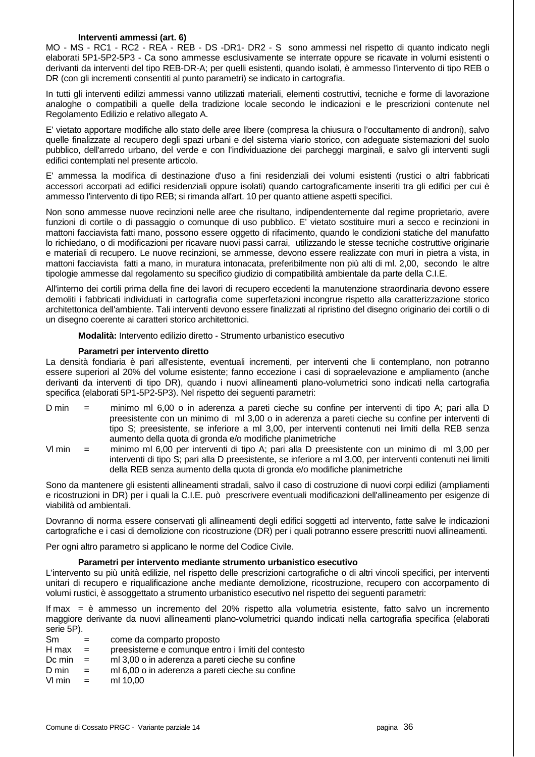**Interventi ammessi (art. 6)**

MO - MS - RC1 - RC2 - REA - REB - DS -DR1- DR2 - S sono ammessi nel rispetto di quanto indicato negli elaborati 5P1-5P2-5P3 - Ca sono ammesse esclusivamente se interrate oppure se ricavate in volumi esistenti o derivanti da interventi del tipo REB-DR-A; per quelli esistenti, quando isolati, è ammesso l'intervento di tipo REB o DR (con gli incrementi consentiti al punto parametri) se indicato in cartografia.

In tutti gli interventi edilizi ammessi vanno utilizzati materiali, elementi costruttivi, tecniche e forme di lavorazione analoghe o compatibili a quelle della tradizione locale secondo le indicazioni e le prescrizioni contenute nel Regolamento Edilizio e relativo allegato A.

E' vietato apportare modifiche allo stato delle aree libere (compresa la chiusura o l'occultamento di androni), salvo quelle finalizzate al recupero degli spazi urbani e del sistema viario storico, con adeguate sistemazioni del suolo pubblico, dell'arredo urbano, del verde e con l'individuazione dei parcheggi marginali, e salvo gli interventi sugli edifici contemplati nel presente articolo.

E' ammessa la modifica di destinazione d'uso a fini residenziali dei volumi esistenti (rustici o altri fabbricati accessori accorpati ad edifici residenziali oppure isolati) quando cartograficamente inseriti tra gli edifici per cui è ammesso l'intervento di tipo REB; si rimanda all'art. 10 per quanto attiene aspetti specifici.

Non sono ammesse nuove recinzioni nelle aree che risultano, indipendentemente dal regime proprietario, avere funzioni di cortile o di passaggio o comunque di uso pubblico. E' vietato sostituire muri a secco e recinzioni in mattoni facciavista fatti mano, possono essere oggetto di rifacimento, quando le condizioni statiche del manufatto lo richiedano, o di modificazioni per ricavare nuovi passi carrai, utilizzando le stesse tecniche costruttive originarie e materiali di recupero. Le nuove recinzioni, se ammesse, devono essere realizzate con muri in pietra a vista, in mattoni facciavista fatti a mano, in muratura intonacata, preferibilmente non più alti di ml. 2,00, secondo le altre tipologie ammesse dal regolamento su specifico giudizio di compatibilità ambientale da parte della C.I.E.

All'interno dei cortili prima della fine dei lavori di recupero eccedenti la manutenzione straordinaria devono essere demoliti i fabbricati individuati in cartografia come superfetazioni incongrue rispetto alla caratterizzazione storico architettonica dell'ambiente. Tali interventi devono essere finalizzati al ripristino del disegno originario dei cortili o di un disegno coerente ai caratteri storico architettonici.

**Modalità:** Intervento edilizio diretto - Strumento urbanistico esecutivo

**Parametri per intervento diretto**

La densità fondiaria è pari all'esistente, eventuali incrementi, per interventi che li contemplano, non potranno essere superiori al 20% del volume esistente; fanno eccezione i casi di sopraelevazione e ampliamento (anche derivanti da interventi di tipo DR), quando i nuovi allineamenti plano-volumetrici sono indicati nella cartografia specifica (elaborati 5P1-5P2-5P3). Nel rispetto dei seguenti parametri:

D min = minimo ml 6,00 o in aderenza a pareti cieche su confine per interventi di tipo A; pari alla D preesistente con un minimo di ml 3,00 o in aderenza a pareti cieche su confine per interventi di tipo S; preesistente, se inferiore a ml 3,00, per interventi contenuti nei limiti della REB senza aumento della quota di gronda e/o modifiche planimetriche

Vl min = minimo ml 6,00 per interventi di tipo A; pari alla D preesistente con un minimo di ml 3,00 per interventi di tipo S; pari alla D preesistente, se inferiore a ml 3,00, per interventi contenuti nei limiti della REB senza aumento della quota di gronda e/o modifiche planimetriche

Sono da mantenere gli esistenti allineamenti stradali, salvo il caso di costruzione di nuovi corpi edilizi (ampliamenti e ricostruzioni in DR) per i quali la C.I.E. può prescrivere eventuali modificazioni dell'allineamento per esigenze di viabilità od ambientali.

Dovranno di norma essere conservati gli allineamenti degli edifici soggetti ad intervento, fatte salve le indicazioni cartografiche e i casi di demolizione con ricostruzione (DR) per i quali potranno essere prescritti nuovi allineamenti.

Per ogni altro parametro si applicano le norme del Codice Civile.

**Parametri per intervento mediante strumento urbanistico esecutivo**

L'intervento su più unità edilizie, nel rispetto delle prescrizioni cartografiche o di altri vincoli specifici, per interventi unitari di recupero e riqualificazione anche mediante demolizione, ricostruzione, recupero con accorpamento di volumi rustici, è assoggettato a strumento urbanistico esecutivo nel rispetto dei seguenti parametri:

If max = è ammesso un incremento del 20% rispetto alla volumetria esistente, fatto salvo un incremento maggiore derivante da nuovi allineamenti plano-volumetrici quando indicati nella cartografia specifica (elaborati serie 5P).

Sm = come da comparto proposto
H max = preesisterne e comunque entro i limiti del contesto
Dc min = ml 3,00 o in aderenza a pareti cieche su confine
D min = ml 6,00 o in aderenza a pareti cieche su confine
Vl min = ml 10,00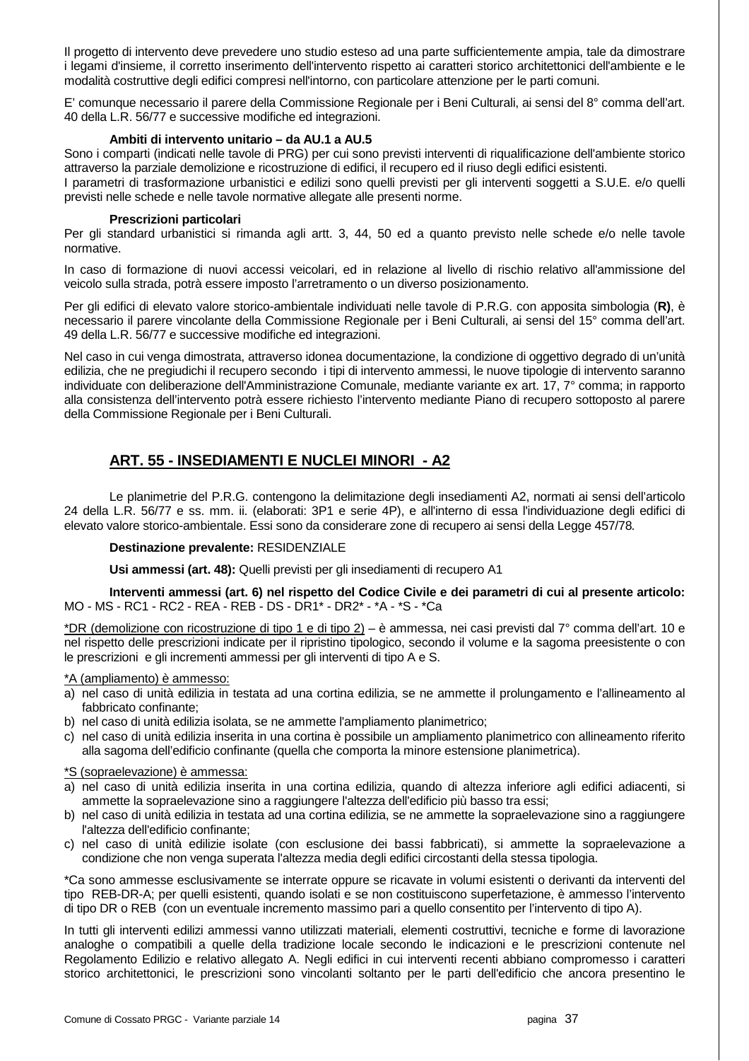Il progetto di intervento deve prevedere uno studio esteso ad una parte sufficientemente ampia, tale da dimostrare i legami d'insieme, il corretto inserimento dell'intervento rispetto ai caratteri storico architettonici dell'ambiente e le modalità costruttive degli edifici compresi nell'intorno, con particolare attenzione per le parti comuni.

E' comunque necessario il parere della Commissione Regionale per i Beni Culturali, ai sensi del 8° comma dell'art. 40 della L.R. 56/77 e successive modifiche ed integrazioni.

**Ambiti di intervento unitario – da AU.1 a AU.5**

Sono i comparti (indicati nelle tavole di PRG) per cui sono previsti interventi di riqualificazione dell'ambiente storico attraverso la parziale demolizione e ricostruzione di edifici, il recupero ed il riuso degli edifici esistenti.
I parametri di trasformazione urbanistici e edilizi sono quelli previsti per gli interventi soggetti a S.U.E. e/o quelli previsti nelle schede e nelle tavole normative allegate alle presenti norme.

**Prescrizioni particolari**

Per gli standard urbanistici si rimanda agli artt. 3, 44, 50 ed a quanto previsto nelle schede e/o nelle tavole normative.

In caso di formazione di nuovi accessi veicolari, ed in relazione al livello di rischio relativo all'ammissione del veicolo sulla strada, potrà essere imposto l'arretramento o un diverso posizionamento.

Per gli edifici di elevato valore storico-ambientale individuati nelle tavole di P.R.G. con apposita simbologia (**R)**, è necessario il parere vincolante della Commissione Regionale per i Beni Culturali, ai sensi del 15° comma dell'art. 49 della L.R. 56/77 e successive modifiche ed integrazioni.

Nel caso in cui venga dimostrata, attraverso idonea documentazione, la condizione di oggettivo degrado di un'unità edilizia, che ne pregiudichi il recupero secondo i tipi di intervento ammessi, le nuove tipologie di intervento saranno individuate con deliberazione dell'Amministrazione Comunale, mediante variante ex art. 17, 7° comma; in rapporto alla consistenza dell'intervento potrà essere richiesto l'intervento mediante Piano di recupero sottoposto al parere della Commissione Regionale per i Beni Culturali.

## ART. 55 - INSEDIAMENTI E NUCLEI MINORI - A2

Le planimetrie del P.R.G. contengono la delimitazione degli insediamenti A2, normati ai sensi dell'articolo 24 della L.R. 56/77 e ss. mm. ii. (elaborati: 3P1 e serie 4P), e all'interno di essa l'individuazione degli edifici di elevato valore storico-ambientale. Essi sono da considerare zone di recupero ai sensi della Legge 457/78.

**Destinazione prevalente:** RESIDENZIALE

**Usi ammessi (art. 48):** Quelli previsti per gli insediamenti di recupero A1

**Interventi ammessi (art. 6) nel rispetto del Codice Civile e dei parametri di cui al presente articolo:**
MO - MS - RC1 - RC2 - REA - REB - DS - DR1* - DR2* - *A - *S - *Ca

<u>*DR (demolizione con ricostruzione di tipo 1 e di tipo 2)</u> – è ammessa, nei casi previsti dal 7° comma dell'art. 10 e nel rispetto delle prescrizioni indicate per il ripristino tipologico, secondo il volume e la sagoma preesistente o con le prescrizioni e gli incrementi ammessi per gli interventi di tipo A e S.

<u>*A (ampliamento) è ammesso:</u>

a) nel caso di unità edilizia in testata ad una cortina edilizia, se ne ammette il prolungamento e l'allineamento al fabbricato confinante;
b) nel caso di unità edilizia isolata, se ne ammette l'ampliamento planimetrico;
c) nel caso di unità edilizia inserita in una cortina è possibile un ampliamento planimetrico con allineamento riferito alla sagoma dell'edificio confinante (quella che comporta la minore estensione planimetrica).

<u>*S (sopraelevazione) è ammessa:</u>

a) nel caso di unità edilizia inserita in una cortina edilizia, quando di altezza inferiore agli edifici adiacenti, si ammette la sopraelevazione sino a raggiungere l'altezza dell'edificio più basso tra essi;
b) nel caso di unità edilizia in testata ad una cortina edilizia, se ne ammette la sopraelevazione sino a raggiungere l'altezza dell'edificio confinante;
c) nel caso di unità edilizie isolate (con esclusione dei bassi fabbricati), si ammette la sopraelevazione a condizione che non venga superata l'altezza media degli edifici circostanti della stessa tipologia.

*Ca sono ammesse esclusivamente se interrate oppure se ricavate in volumi esistenti o derivanti da interventi del tipo REB-DR-A; per quelli esistenti, quando isolati e se non costituiscono superfetazione, è ammesso l'intervento di tipo DR o REB (con un eventuale incremento massimo pari a quello consentito per l'intervento di tipo A).

In tutti gli interventi edilizi ammessi vanno utilizzati materiali, elementi costruttivi, tecniche e forme di lavorazione analoghe o compatibili a quelle della tradizione locale secondo le indicazioni e le prescrizioni contenute nel Regolamento Edilizio e relativo allegato A. Negli edifici in cui interventi recenti abbiano compromesso i caratteri storico architettonici, le prescrizioni sono vincolanti soltanto per le parti dell'edificio che ancora presentino le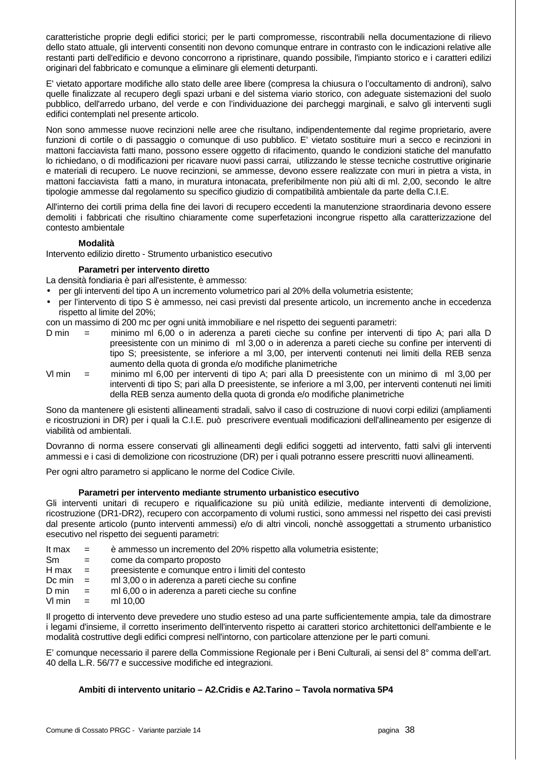caratteristiche proprie degli edifici storici; per le parti compromesse, riscontrabili nella documentazione di rilievo dello stato attuale, gli interventi consentiti non devono comunque entrare in contrasto con le indicazioni relative alle restanti parti dell'edificio e devono concorrono a ripristinare, quando possibile, l'impianto storico e i caratteri edilizi originari del fabbricato e comunque a eliminare gli elementi deturpanti.

E' vietato apportare modifiche allo stato delle aree libere (compresa la chiusura o l'occultamento di androni), salvo quelle finalizzate al recupero degli spazi urbani e del sistema viario storico, con adeguate sistemazioni del suolo pubblico, dell'arredo urbano, del verde e con l'individuazione dei parcheggi marginali, e salvo gli interventi sugli edifici contemplati nel presente articolo.

Non sono ammesse nuove recinzioni nelle aree che risultano, indipendentemente dal regime proprietario, avere funzioni di cortile o di passaggio o comunque di uso pubblico. E' vietato sostituire muri a secco e recinzioni in mattoni facciavista fatti mano, possono essere oggetto di rifacimento, quando le condizioni statiche del manufatto lo richiedano, o di modificazioni per ricavare nuovi passi carrai, utilizzando le stesse tecniche costruttive originarie e materiali di recupero. Le nuove recinzioni, se ammesse, devono essere realizzate con muri in pietra a vista, in mattoni facciavista fatti a mano, in muratura intonacata, preferibilmente non più alti di ml. 2,00, secondo le altre tipologie ammesse dal regolamento su specifico giudizio di compatibilità ambientale da parte della C.I.E.

All'interno dei cortili prima della fine dei lavori di recupero eccedenti la manutenzione straordinaria devono essere demoliti i fabbricati che risultino chiaramente come superfetazioni incongrue rispetto alla caratterizzazione del contesto ambientale

**Modalità**

Intervento edilizio diretto - Strumento urbanistico esecutivo

**Parametri per intervento diretto**

La densità fondiaria è pari all'esistente, è ammesso:

- per gli interventi del tipo A un incremento volumetrico pari al 20% della volumetria esistente;
- per l'intervento di tipo S è ammesso, nei casi previsti dal presente articolo, un incremento anche in eccedenza rispetto al limite del 20%;

con un massimo di 200 mc per ogni unità immobiliare e nel rispetto dei seguenti parametri:

D min = minimo ml 6,00 o in aderenza a pareti cieche su confine per interventi di tipo A; pari alla D preesistente con un minimo di ml 3,00 o in aderenza a pareti cieche su confine per interventi di tipo S; preesistente, se inferiore a ml 3,00, per interventi contenuti nei limiti della REB senza aumento della quota di gronda e/o modifiche planimetriche

Vl min = minimo ml 6,00 per interventi di tipo A; pari alla D preesistente con un minimo di ml 3,00 per interventi di tipo S; pari alla D preesistente, se inferiore a ml 3,00, per interventi contenuti nei limiti della REB senza aumento della quota di gronda e/o modifiche planimetriche

Sono da mantenere gli esistenti allineamenti stradali, salvo il caso di costruzione di nuovi corpi edilizi (ampliamenti e ricostruzioni in DR) per i quali la C.I.E. può prescrivere eventuali modificazioni dell'allineamento per esigenze di viabilità od ambientali.

Dovranno di norma essere conservati gli allineamenti degli edifici soggetti ad intervento, fatti salvi gli interventi ammessi e i casi di demolizione con ricostruzione (DR) per i quali potranno essere prescritti nuovi allineamenti.

Per ogni altro parametro si applicano le norme del Codice Civile.

**Parametri per intervento mediante strumento urbanistico esecutivo**

Gli interventi unitari di recupero e riqualificazione su più unità edilizie, mediante interventi di demolizione, ricostruzione (DR1-DR2), recupero con accorpamento di volumi rustici, sono ammessi nel rispetto dei casi previsti dal presente articolo (punto interventi ammessi) e/o di altri vincoli, nonchè assoggettati a strumento urbanistico esecutivo nel rispetto dei seguenti parametri:

It max = è ammesso un incremento del 20% rispetto alla volumetria esistente;
Sm = come da comparto proposto
H max = preesistente e comunque entro i limiti del contesto
Dc min = ml 3,00 o in aderenza a pareti cieche su confine
D min = ml 6,00 o in aderenza a pareti cieche su confine
Vl min = ml 10,00

Il progetto di intervento deve prevedere uno studio esteso ad una parte sufficientemente ampia, tale da dimostrare i legami d'insieme, il corretto inserimento dell'intervento rispetto ai caratteri storico architettonici dell'ambiente e le modalità costruttive degli edifici compresi nell'intorno, con particolare attenzione per le parti comuni.

E' comunque necessario il parere della Commissione Regionale per i Beni Culturali, ai sensi del 8° comma dell'art. 40 della L.R. 56/77 e successive modifiche ed integrazioni.

**Ambiti di intervento unitario – A2.Cridis e A2.Tarino – Tavola normativa 5P4**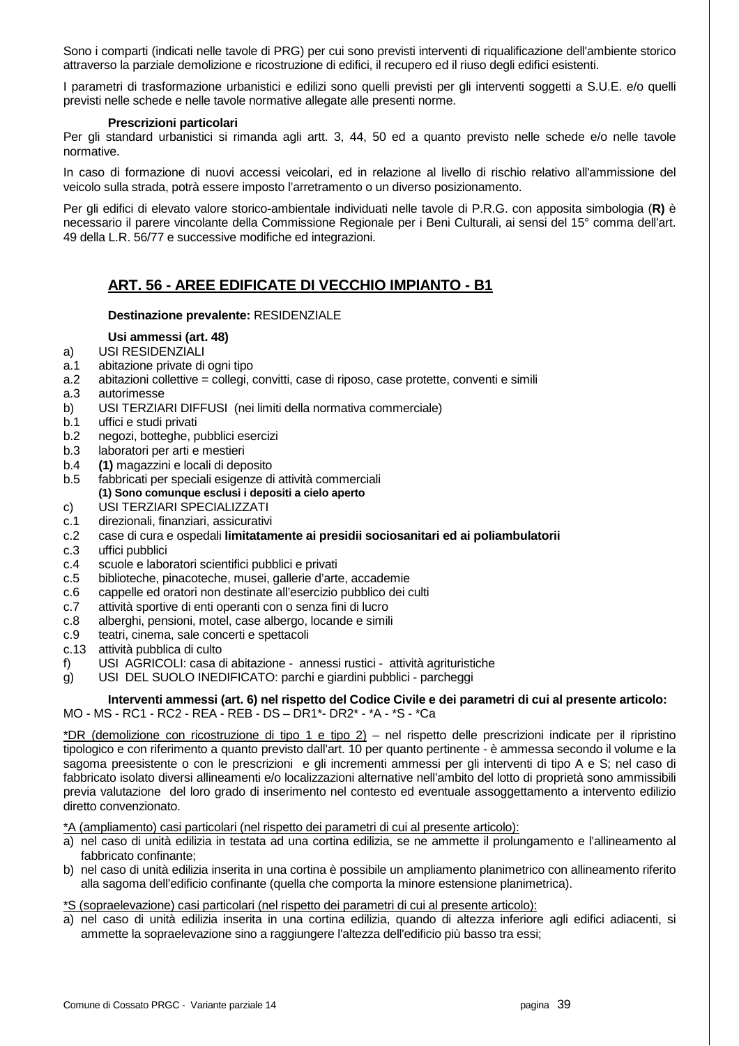Sono i comparti (indicati nelle tavole di PRG) per cui sono previsti interventi di riqualificazione dell'ambiente storico attraverso la parziale demolizione e ricostruzione di edifici, il recupero ed il riuso degli edifici esistenti.

I parametri di trasformazione urbanistici e edilizi sono quelli previsti per gli interventi soggetti a S.U.E. e/o quelli previsti nelle schede e nelle tavole normative allegate alle presenti norme.

**Prescrizioni particolari**

Per gli standard urbanistici si rimanda agli artt. 3, 44, 50 ed a quanto previsto nelle schede e/o nelle tavole normative.

In caso di formazione di nuovi accessi veicolari, ed in relazione al livello di rischio relativo all'ammissione del veicolo sulla strada, potrà essere imposto l'arretramento o un diverso posizionamento.

Per gli edifici di elevato valore storico-ambientale individuati nelle tavole di P.R.G. con apposita simbologia (**R)** è necessario il parere vincolante della Commissione Regionale per i Beni Culturali, ai sensi del 15° comma dell'art. 49 della L.R. 56/77 e successive modifiche ed integrazioni.

## ART. 56 - AREE EDIFICATE DI VECCHIO IMPIANTO - B1

**Destinazione prevalente:** RESIDENZIALE

**Usi ammessi (art. 48)**

a) USI RESIDENZIALI
a.1 abitazione private di ogni tipo
a.2 abitazioni collettive = collegi, convitti, case di riposo, case protette, conventi e simili
a.3 autorimesse
b) USI TERZIARI DIFFUSI (nei limiti della normativa commerciale)
b.1 uffici e studi privati
b.2 negozi, botteghe, pubblici esercizi
b.3 laboratori per arti e mestieri
b.4 **(1)** magazzini e locali di deposito
b.5 fabbricati per speciali esigenze di attività commerciali
**(1) Sono comunque esclusi i depositi a cielo aperto**
c) USI TERZIARI SPECIALIZZATI
c.1 direzionali, finanziari, assicurativi
c.2 case di cura e ospedali **limitatamente ai presidii sociosanitari ed ai poliambulatorii**
c.3 uffici pubblici
c.4 scuole e laboratori scientifici pubblici e privati
c.5 biblioteche, pinacoteche, musei, gallerie d'arte, accademie
c.6 cappelle ed oratori non destinate all'esercizio pubblico dei culti
c.7 attività sportive di enti operanti con o senza fini di lucro
c.8 alberghi, pensioni, motel, case albergo, locande e simili
c.9 teatri, cinema, sale concerti e spettacoli
c.13 attività pubblica di culto
f) USI AGRICOLI: casa di abitazione - annessi rustici - attività agrituristiche
g) USI DEL SUOLO INEDIFICATO: parchi e giardini pubblici - parcheggi

**Interventi ammessi (art. 6) nel rispetto del Codice Civile e dei parametri di cui al presente articolo:**
MO - MS - RC1 - RC2 - REA - REB - DS – DR1*- DR2* - *A - *S - *Ca

<u>*DR (demolizione con ricostruzione di tipo 1 e tipo 2)</u> – nel rispetto delle prescrizioni indicate per il ripristino tipologico e con riferimento a quanto previsto dall'art. 10 per quanto pertinente - è ammessa secondo il volume e la sagoma preesistente o con le prescrizioni e gli incrementi ammessi per gli interventi di tipo A e S; nel caso di fabbricato isolato diversi allineamenti e/o localizzazioni alternative nell'ambito del lotto di proprietà sono ammissibili previa valutazione del loro grado di inserimento nel contesto ed eventuale assoggettamento a intervento edilizio diretto convenzionato.

<u>*A (ampliamento) casi particolari (nel rispetto dei parametri di cui al presente articolo):</u>

a) nel caso di unità edilizia in testata ad una cortina edilizia, se ne ammette il prolungamento e l'allineamento al fabbricato confinante;
b) nel caso di unità edilizia inserita in una cortina è possibile un ampliamento planimetrico con allineamento riferito alla sagoma dell'edificio confinante (quella che comporta la minore estensione planimetrica).

<u>*S (sopraelevazione) casi particolari (nel rispetto dei parametri di cui al presente articolo):</u>

a) nel caso di unità edilizia inserita in una cortina edilizia, quando di altezza inferiore agli edifici adiacenti, si ammette la sopraelevazione sino a raggiungere l'altezza dell'edificio più basso tra essi;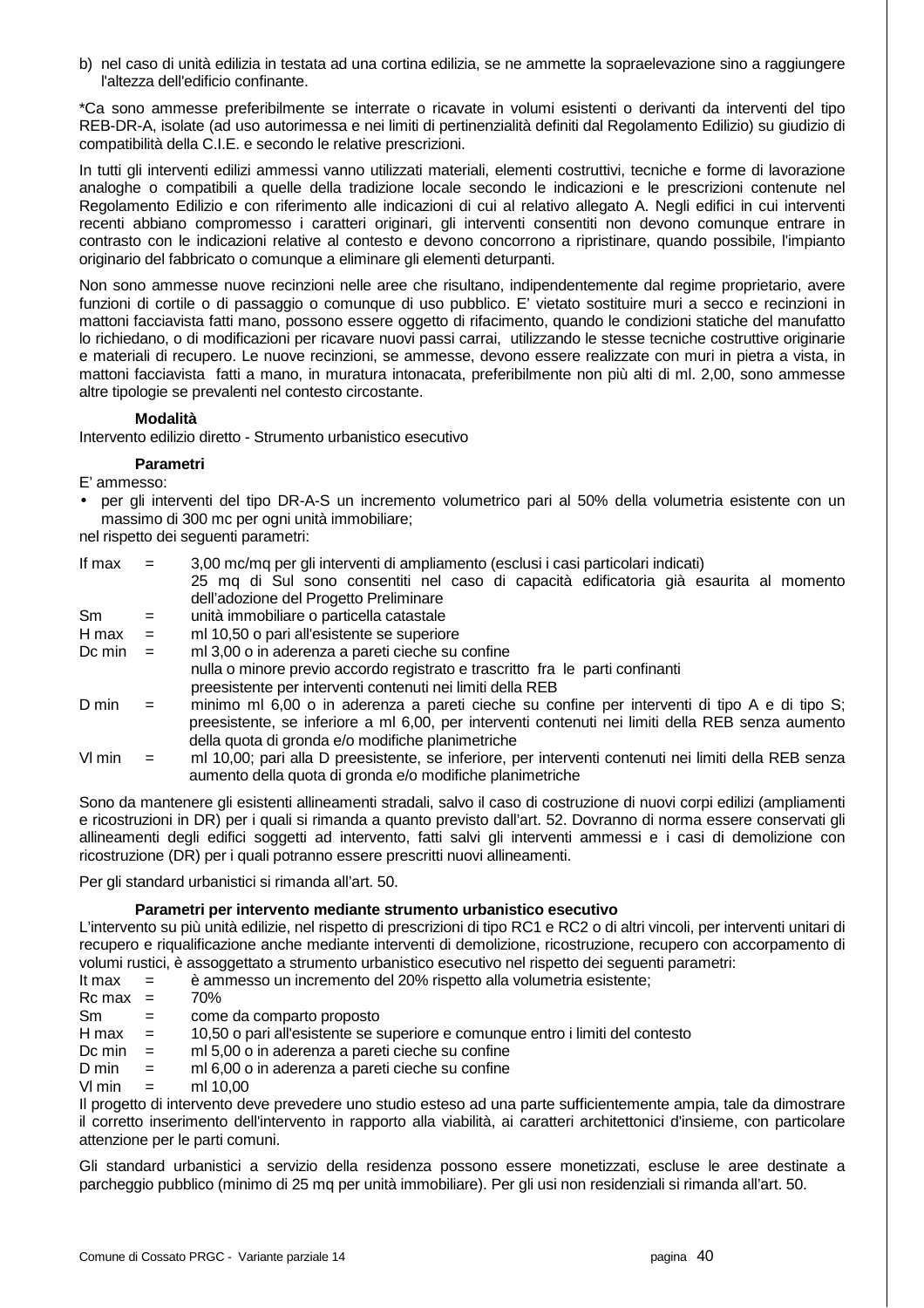b) nel caso di unità edilizia in testata ad una cortina edilizia, se ne ammette la sopraelevazione sino a raggiungere l'altezza dell'edificio confinante.

*Ca sono ammesse preferibilmente se interrate o ricavate in volumi esistenti o derivanti da interventi del tipo REB-DR-A, isolate (ad uso autorimessa e nei limiti di pertinenzialità definiti dal Regolamento Edilizio) su giudizio di compatibilità della C.I.E. e secondo le relative prescrizioni.

In tutti gli interventi edilizi ammessi vanno utilizzati materiali, elementi costruttivi, tecniche e forme di lavorazione analoghe o compatibili a quelle della tradizione locale secondo le indicazioni e le prescrizioni contenute nel Regolamento Edilizio e con riferimento alle indicazioni di cui al relativo allegato A. Negli edifici in cui interventi recenti abbiano compromesso i caratteri originari, gli interventi consentiti non devono comunque entrare in contrasto con le indicazioni relative al contesto e devono concorrono a ripristinare, quando possibile, l'impianto originario del fabbricato o comunque a eliminare gli elementi deturpanti.

Non sono ammesse nuove recinzioni nelle aree che risultano, indipendentemente dal regime proprietario, avere funzioni di cortile o di passaggio o comunque di uso pubblico. E' vietato sostituire muri a secco e recinzioni in mattoni facciavista fatti mano, possono essere oggetto di rifacimento, quando le condizioni statiche del manufatto lo richiedano, o di modificazioni per ricavare nuovi passi carrai, utilizzando le stesse tecniche costruttive originarie e materiali di recupero. Le nuove recinzioni, se ammesse, devono essere realizzate con muri in pietra a vista, in mattoni facciavista fatti a mano, in muratura intonacata, preferibilmente non più alti di ml. 2,00, sono ammesse altre tipologie se prevalenti nel contesto circostante.

**Modalità**

Intervento edilizio diretto - Strumento urbanistico esecutivo

**Parametri**

E' ammesso:

- per gli interventi del tipo DR-A-S un incremento volumetrico pari al 50% della volumetria esistente con un massimo di 300 mc per ogni unità immobiliare;

nel rispetto dei seguenti parametri:

| | | |
|---|---|---|
| If max | = | 3,00 mc/mq per gli interventi di ampliamento (esclusi i casi particolari indicati)<br>25 mq di Sul sono consentiti nel caso di capacità edificatoria già esaurita al momento dell'adozione del Progetto Preliminare |
| Sm | = | unità immobiliare o particella catastale |
| H max | = | ml 10,50 o pari all'esistente se superiore |
| Dc min | = | ml 3,00 o in aderenza a pareti cieche su confine<br>nulla o minore previo accordo registrato e trascritto fra le parti confinanti<br>preesistente per interventi contenuti nei limiti della REB |
| D min | = | minimo ml 6,00 o in aderenza a pareti cieche su confine per interventi di tipo A e di tipo S; preesistente, se inferiore a ml 6,00, per interventi contenuti nei limiti della REB senza aumento della quota di gronda e/o modifiche planimetriche |
| Vl min | = | ml 10,00; pari alla D preesistente, se inferiore, per interventi contenuti nei limiti della REB senza aumento della quota di gronda e/o modifiche planimetriche |

Sono da mantenere gli esistenti allineamenti stradali, salvo il caso di costruzione di nuovi corpi edilizi (ampliamenti e ricostruzioni in DR) per i quali si rimanda a quanto previsto dall'art. 52. Dovranno di norma essere conservati gli allineamenti degli edifici soggetti ad intervento, fatti salvi gli interventi ammessi e i casi di demolizione con ricostruzione (DR) per i quali potranno essere prescritti nuovi allineamenti.

Per gli standard urbanistici si rimanda all'art. 50.

**Parametri per intervento mediante strumento urbanistico esecutivo**

L'intervento su più unità edilizie, nel rispetto di prescrizioni di tipo RC1 e RC2 o di altri vincoli, per interventi unitari di recupero e riqualificazione anche mediante interventi di demolizione, ricostruzione, recupero con accorpamento di volumi rustici, è assoggettato a strumento urbanistico esecutivo nel rispetto dei seguenti parametri:

| | | |
|---|---|---|
| It max | = | è ammesso un incremento del 20% rispetto alla volumetria esistente; |
| Rc max | = | 70% |
| Sm | = | come da comparto proposto |
| H max | = | 10,50 o pari all'esistente se superiore e comunque entro i limiti del contesto |
| Dc min | = | ml 5,00 o in aderenza a pareti cieche su confine |
| D min | = | ml 6,00 o in aderenza a pareti cieche su confine |
| Vl min | = | ml 10,00 |

Il progetto di intervento deve prevedere uno studio esteso ad una parte sufficientemente ampia, tale da dimostrare il corretto inserimento dell'intervento in rapporto alla viabilità, ai caratteri architettonici d'insieme, con particolare attenzione per le parti comuni.

Gli standard urbanistici a servizio della residenza possono essere monetizzati, escluse le aree destinate a parcheggio pubblico (minimo di 25 mq per unità immobiliare). Per gli usi non residenziali si rimanda all'art. 50.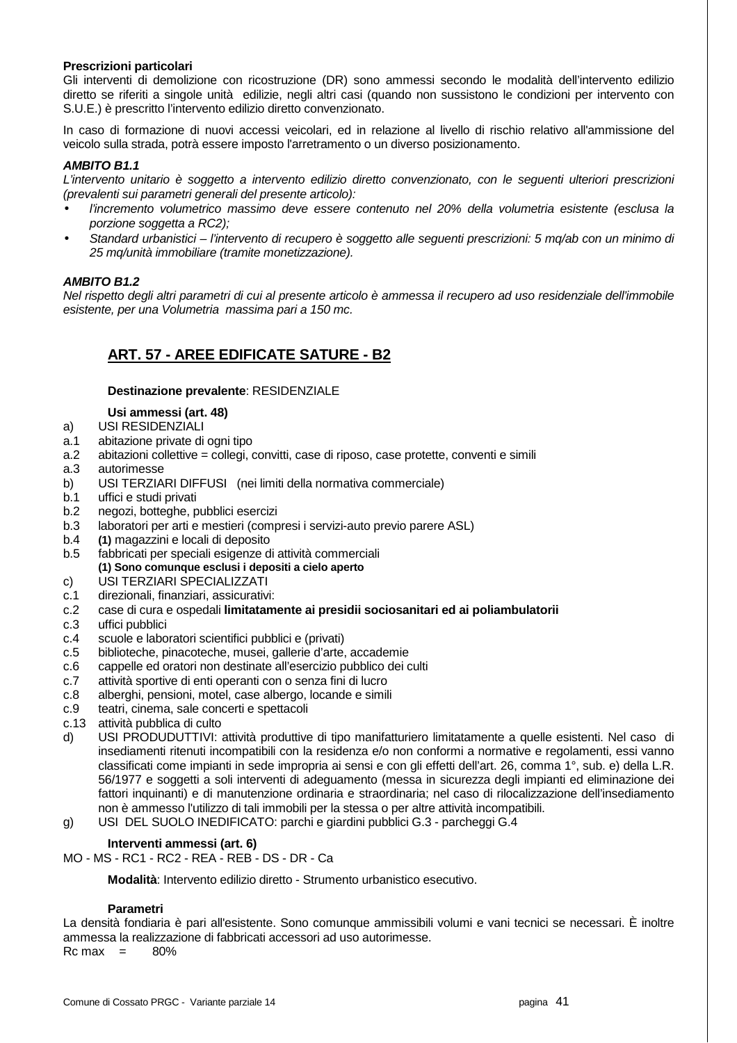**Prescrizioni particolari**
Gli interventi di demolizione con ricostruzione (DR) sono ammessi secondo le modalità dell'intervento edilizio diretto se riferiti a singole unità edilizie, negli altri casi (quando non sussistono le condizioni per intervento con S.U.E.) è prescritto l'intervento edilizio diretto convenzionato.

In caso di formazione di nuovi accessi veicolari, ed in relazione al livello di rischio relativo all'ammissione del veicolo sulla strada, potrà essere imposto l'arretramento o un diverso posizionamento.

***AMBITO B1.1***
*L'intervento unitario è soggetto a intervento edilizio diretto convenzionato, con le seguenti ulteriori prescrizioni (prevalenti sui parametri generali del presente articolo):*

- *l'incremento volumetrico massimo deve essere contenuto nel 20% della volumetria esistente (esclusa la porzione soggetta a RC2);*
- *Standard urbanistici – l'intervento di recupero è soggetto alle seguenti prescrizioni: 5 mq/ab con un minimo di 25 mq/unità immobiliare (tramite monetizzazione).*

***AMBITO B1.2***
*Nel rispetto degli altri parametri di cui al presente articolo è ammessa il recupero ad uso residenziale dell'immobile esistente, per una Volumetria massima pari a 150 mc.*

## ART. 57 - AREE EDIFICATE SATURE - B2

**Destinazione prevalente**: RESIDENZIALE

**Usi ammessi (art. 48)**

a) USI RESIDENZIALI
a.1 abitazione private di ogni tipo
a.2 abitazioni collettive = collegi, convitti, case di riposo, case protette, conventi e simili
a.3 autorimesse
b) USI TERZIARI DIFFUSI (nei limiti della normativa commerciale)
b.1 uffici e studi privati
b.2 negozi, botteghe, pubblici esercizi
b.3 laboratori per arti e mestieri (compresi i servizi-auto previo parere ASL)
b.4 **(1)** magazzini e locali di deposito
b.5 fabbricati per speciali esigenze di attività commerciali
**(1) Sono comunque esclusi i depositi a cielo aperto**
c) USI TERZIARI SPECIALIZZATI
c.1 direzionali, finanziari, assicurativi:
c.2 case di cura e ospedali **limitatamente ai presidii sociosanitari ed ai poliambulatorii**
c.3 uffici pubblici
c.4 scuole e laboratori scientifici pubblici e (privati)
c.5 biblioteche, pinacoteche, musei, gallerie d'arte, accademie
c.6 cappelle ed oratori non destinate all'esercizio pubblico dei culti
c.7 attività sportive di enti operanti con o senza fini di lucro
c.8 alberghi, pensioni, motel, case albergo, locande e simili
c.9 teatri, cinema, sale concerti e spettacoli
c.13 attività pubblica di culto
d) USI PRODUDUTTIVI: attività produttive di tipo manifatturiero limitatamente a quelle esistenti. Nel caso di insediamenti ritenuti incompatibili con la residenza e/o non conformi a normative e regolamenti, essi vanno classificati come impianti in sede impropria ai sensi e con gli effetti dell'art. 26, comma 1°, sub. e) della L.R. 56/1977 e soggetti a soli interventi di adeguamento (messa in sicurezza degli impianti ed eliminazione dei fattori inquinanti) e di manutenzione ordinaria e straordinaria; nel caso di rilocalizzazione dell'insediamento non è ammesso l'utilizzo di tali immobili per la stessa o per altre attività incompatibili.
g) USI DEL SUOLO INEDIFICATO: parchi e giardini pubblici G.3 - parcheggi G.4

**Interventi ammessi (art. 6)**
MO - MS - RC1 - RC2 - REA - REB - DS - DR - Ca

**Modalità**: Intervento edilizio diretto - Strumento urbanistico esecutivo.

**Parametri**
La densità fondiaria è pari all'esistente. Sono comunque ammissibili volumi e vani tecnici se necessari. È inoltre ammessa la realizzazione di fabbricati accessori ad uso autorimesse.
Rc max = 80%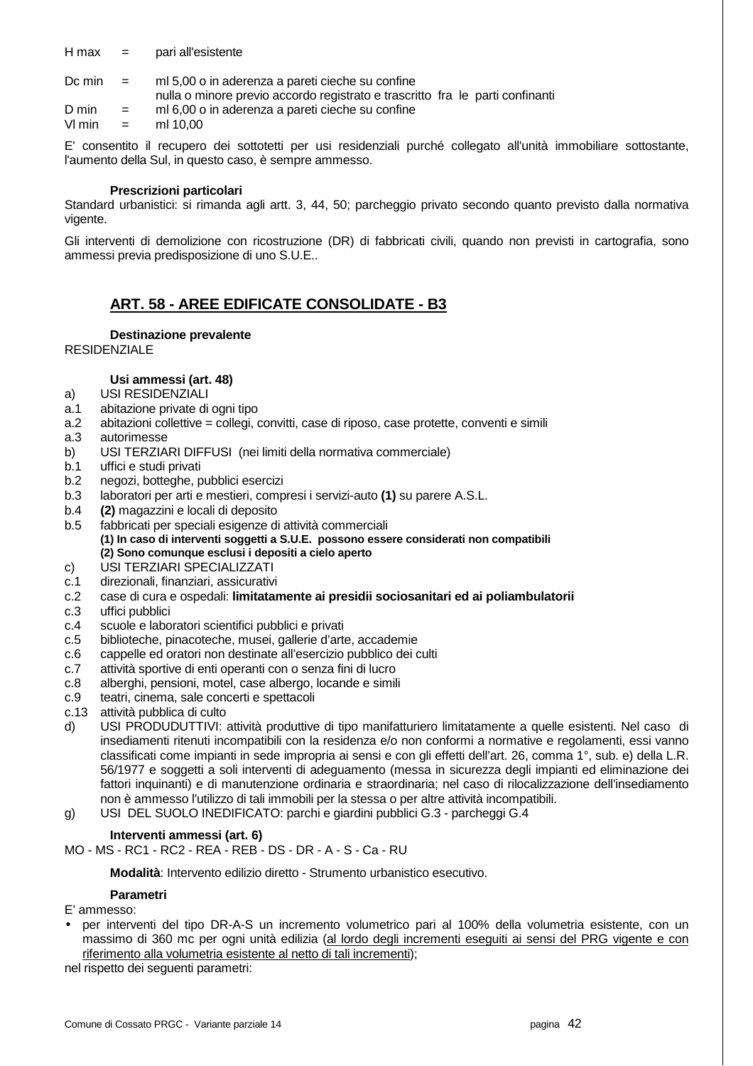H max = pari all'esistente

Dc min = ml 5,00 o in aderenza a pareti cieche su confine
nulla o minore previo accordo registrato e trascritto fra le parti confinanti

D min = ml 6,00 o in aderenza a pareti cieche su confine

Vl min = ml 10,00

E' consentito il recupero dei sottotetti per usi residenziali purché collegato all'unità immobiliare sottostante, l'aumento della Sul, in questo caso, è sempre ammesso.

**Prescrizioni particolari**

Standard urbanistici: si rimanda agli artt. 3, 44, 50; parcheggio privato secondo quanto previsto dalla normativa vigente.

Gli interventi di demolizione con ricostruzione (DR) di fabbricati civili, quando non previsti in cartografia, sono ammessi previa predisposizione di uno S.U.E..

## ART. 58 - AREE EDIFICATE CONSOLIDATE - B3

**Destinazione prevalente**

RESIDENZIALE

**Usi ammessi (art. 48)**

a) USI RESIDENZIALI
a.1 abitazione private di ogni tipo
a.2 abitazioni collettive = collegi, convitti, case di riposo, case protette, conventi e simili
a.3 autorimesse
b) USI TERZIARI DIFFUSI (nei limiti della normativa commerciale)
b.1 uffici e studi privati
b.2 negozi, botteghe, pubblici esercizi
b.3 laboratori per arti e mestieri, compresi i servizi-auto **(1)** su parere A.S.L.
b.4 **(2)** magazzini e locali di deposito
b.5 fabbricati per speciali esigenze di attività commerciali
**(1) In caso di interventi soggetti a S.U.E. possono essere considerati non compatibili**
**(2) Sono comunque esclusi i depositi a cielo aperto**
c) USI TERZIARI SPECIALIZZATI
c.1 direzionali, finanziari, assicurativi
c.2 case di cura e ospedali: **limitatamente ai presidii sociosanitari ed ai poliambulatorii**
c.3 uffici pubblici
c.4 scuole e laboratori scientifici pubblici e privati
c.5 biblioteche, pinacoteche, musei, gallerie d'arte, accademie
c.6 cappelle ed oratori non destinate all'esercizio pubblico dei culti
c.7 attività sportive di enti operanti con o senza fini di lucro
c.8 alberghi, pensioni, motel, case albergo, locande e simili
c.9 teatri, cinema, sale concerti e spettacoli
c.13 attività pubblica di culto
d) USI PRODUDUTTIVI: attività produttive di tipo manifatturiero limitatamente a quelle esistenti. Nel caso di insediamenti ritenuti incompatibili con la residenza e/o non conformi a normative e regolamenti, essi vanno classificati come impianti in sede impropria ai sensi e con gli effetti dell'art. 26, comma 1°, sub. e) della L.R. 56/1977 e soggetti a soli interventi di adeguamento (messa in sicurezza degli impianti ed eliminazione dei fattori inquinanti) e di manutenzione ordinaria e straordinaria; nel caso di rilocalizzazione dell'insediamento non è ammesso l'utilizzo di tali immobili per la stessa o per altre attività incompatibili.
g) USI DEL SUOLO INEDIFICATO: parchi e giardini pubblici G.3 - parcheggi G.4

**Interventi ammessi (art. 6)**

MO - MS - RC1 - RC2 - REA - REB - DS - DR - A - S - Ca - RU

**Modalità**: Intervento edilizio diretto - Strumento urbanistico esecutivo.

**Parametri**

E' ammesso:

- per interventi del tipo DR-A-S un incremento volumetrico pari al 100% della volumetria esistente, con un massimo di 360 mc per ogni unità edilizia (<u>al lordo degli incrementi eseguiti ai sensi del PRG vigente e con riferimento alla volumetria esistente al netto di tali incrementi</u>);

nel rispetto dei seguenti parametri: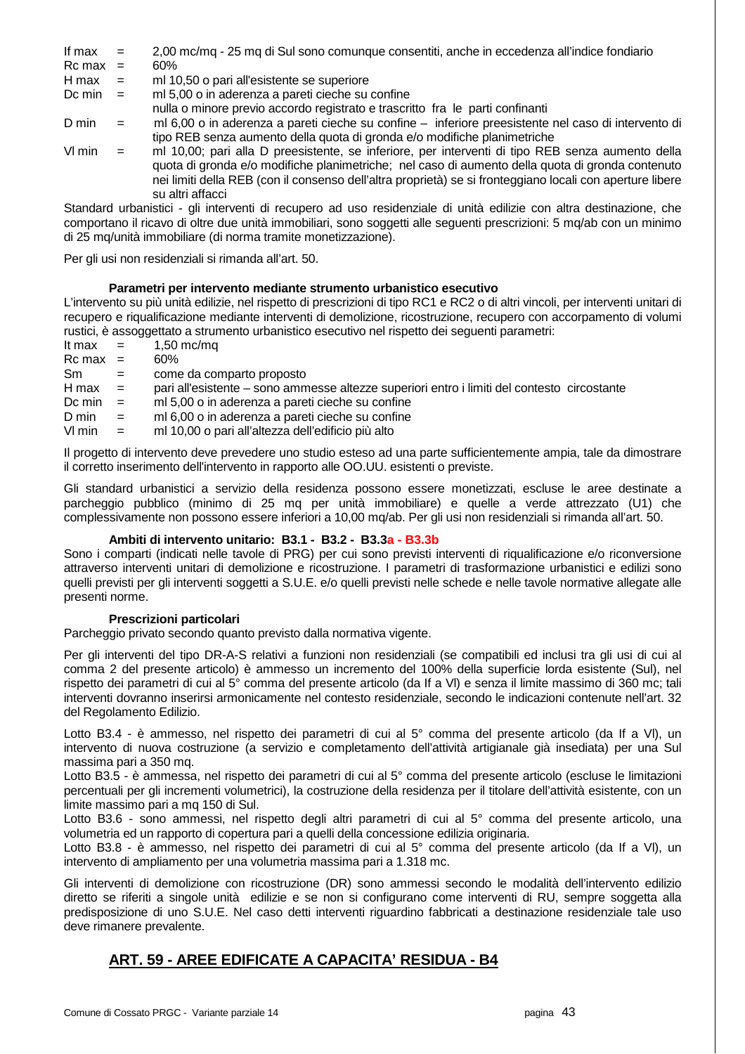If max = 2,00 mc/mq - 25 mq di Sul sono comunque consentiti, anche in eccedenza all'indice fondiario
Rc max = 60%
H max = ml 10,50 o pari all'esistente se superiore
Dc min = ml 5,00 o in aderenza a pareti cieche su confine
nulla o minore previo accordo registrato e trascritto fra le parti confinanti
D min = ml 6,00 o in aderenza a pareti cieche su confine – inferiore preesistente nel caso di intervento di tipo REB senza aumento della quota di gronda e/o modifiche planimetriche
Vl min = ml 10,00; pari alla D preesistente, se inferiore, per interventi di tipo REB senza aumento della quota di gronda e/o modifiche planimetriche; nel caso di aumento della quota di gronda contenuto nei limiti della REB (con il consenso dell'altra proprietà) se si fronteggiano locali con aperture libere su altri affacci

Standard urbanistici - gli interventi di recupero ad uso residenziale di unità edilizie con altra destinazione, che comportano il ricavo di oltre due unità immobiliari, sono soggetti alle seguenti prescrizioni: 5 mq/ab con un minimo di 25 mq/unità immobiliare (di norma tramite monetizzazione).

Per gli usi non residenziali si rimanda all'art. 50.

**Parametri per intervento mediante strumento urbanistico esecutivo**

L'intervento su più unità edilizie, nel rispetto di prescrizioni di tipo RC1 e RC2 o di altri vincoli, per interventi unitari di recupero e riqualificazione mediante interventi di demolizione, ricostruzione, recupero con accorpamento di volumi rustici, è assoggettato a strumento urbanistico esecutivo nel rispetto dei seguenti parametri:

It max = 1,50 mc/mq
Rc max = 60%
Sm = come da comparto proposto
H max = pari all'esistente – sono ammesse altezze superiori entro i limiti del contesto circostante
Dc min = ml 5,00 o in aderenza a pareti cieche su confine
D min = ml 6,00 o in aderenza a pareti cieche su confine
Vl min = ml 10,00 o pari all'altezza dell'edificio più alto

Il progetto di intervento deve prevedere uno studio esteso ad una parte sufficientemente ampia, tale da dimostrare il corretto inserimento dell'intervento in rapporto alle OO.UU. esistenti o previste.

Gli standard urbanistici a servizio della residenza possono essere monetizzati, escluse le aree destinate a parcheggio pubblico (minimo di 25 mq per unità immobiliare) e quelle a verde attrezzato (U1) che complessivamente non possono essere inferiori a 10,00 mq/ab. Per gli usi non residenziali si rimanda all'art. 50.

**Ambiti di intervento unitario: B3.1 - B3.2 - B3.3a - B3.3b**

Sono i comparti (indicati nelle tavole di PRG) per cui sono previsti interventi di riqualificazione e/o riconversione attraverso interventi unitari di demolizione e ricostruzione. I parametri di trasformazione urbanistici e edilizi sono quelli previsti per gli interventi soggetti a S.U.E. e/o quelli previsti nelle schede e nelle tavole normative allegate alle presenti norme.

**Prescrizioni particolari**

Parcheggio privato secondo quanto previsto dalla normativa vigente.

Per gli interventi del tipo DR-A-S relativi a funzioni non residenziali (se compatibili ed inclusi tra gli usi di cui al comma 2 del presente articolo) è ammesso un incremento del 100% della superficie lorda esistente (Sul), nel rispetto dei parametri di cui al 5° comma del presente articolo (da If a Vl) e senza il limite massimo di 360 mc; tali interventi dovranno inserirsi armonicamente nel contesto residenziale, secondo le indicazioni contenute nell'art. 32 del Regolamento Edilizio.

Lotto B3.4 - è ammesso, nel rispetto dei parametri di cui al 5° comma del presente articolo (da If a Vl), un intervento di nuova costruzione (a servizio e completamento dell'attività artigianale già insediata) per una Sul massima pari a 350 mq.
Lotto B3.5 - è ammessa, nel rispetto dei parametri di cui al 5° comma del presente articolo (escluse le limitazioni percentuali per gli incrementi volumetrici), la costruzione della residenza per il titolare dell'attività esistente, con un limite massimo pari a mq 150 di Sul.
Lotto B3.6 - sono ammessi, nel rispetto degli altri parametri di cui al 5° comma del presente articolo, una volumetria ed un rapporto di copertura pari a quelli della concessione edilizia originaria.
Lotto B3.8 - è ammesso, nel rispetto dei parametri di cui al 5° comma del presente articolo (da If a Vl), un intervento di ampliamento per una volumetria massima pari a 1.318 mc.

Gli interventi di demolizione con ricostruzione (DR) sono ammessi secondo le modalità dell'intervento edilizio diretto se riferiti a singole unità edilizie e se non si configurano come interventi di RU, sempre soggetta alla predisposizione di uno S.U.E. Nel caso detti interventi riguardino fabbricati a destinazione residenziale tale uso deve rimanere prevalente.

## ART. 59 - AREE EDIFICATE A CAPACITA' RESIDUA - B4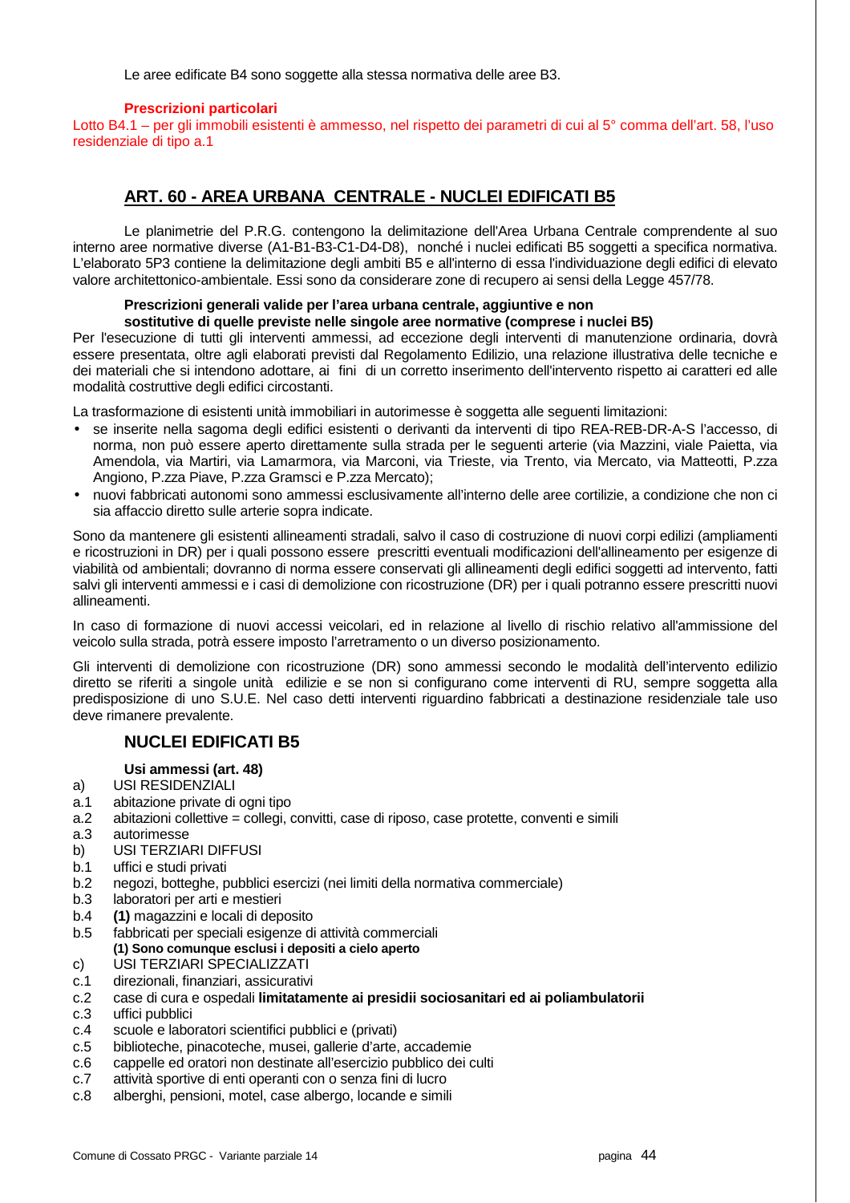Le aree edificate B4 sono soggette alla stessa normativa delle aree B3.

**Prescrizioni particolari**

Lotto B4.1 – per gli immobili esistenti è ammesso, nel rispetto dei parametri di cui al 5° comma dell'art. 58, l'uso residenziale di tipo a.1

## ART. 60 - AREA URBANA CENTRALE - NUCLEI EDIFICATI B5

Le planimetrie del P.R.G. contengono la delimitazione dell'Area Urbana Centrale comprendente al suo interno aree normative diverse (A1-B1-B3-C1-D4-D8), nonché i nuclei edificati B5 soggetti a specifica normativa. L'elaborato 5P3 contiene la delimitazione degli ambiti B5 e all'interno di essa l'individuazione degli edifici di elevato valore architettonico-ambientale. Essi sono da considerare zone di recupero ai sensi della Legge 457/78.

**Prescrizioni generali valide per l'area urbana centrale, aggiuntive e non sostitutive di quelle previste nelle singole aree normative (comprese i nuclei B5)**

Per l'esecuzione di tutti gli interventi ammessi, ad eccezione degli interventi di manutenzione ordinaria, dovrà essere presentata, oltre agli elaborati previsti dal Regolamento Edilizio, una relazione illustrativa delle tecniche e dei materiali che si intendono adottare, ai fini di un corretto inserimento dell'intervento rispetto ai caratteri ed alle modalità costruttive degli edifici circostanti.

La trasformazione di esistenti unità immobiliari in autorimesse è soggetta alle seguenti limitazioni:

- se inserite nella sagoma degli edifici esistenti o derivanti da interventi di tipo REA-REB-DR-A-S l'accesso, di norma, non può essere aperto direttamente sulla strada per le seguenti arterie (via Mazzini, viale Paietta, via Amendola, via Martiri, via Lamarmora, via Marconi, via Trieste, via Trento, via Mercato, via Matteotti, P.zza Angiono, P.zza Piave, P.zza Gramsci e P.zza Mercato);
- nuovi fabbricati autonomi sono ammessi esclusivamente all'interno delle aree cortilizie, a condizione che non ci sia affaccio diretto sulle arterie sopra indicate.

Sono da mantenere gli esistenti allineamenti stradali, salvo il caso di costruzione di nuovi corpi edilizi (ampliamenti e ricostruzioni in DR) per i quali possono essere prescritti eventuali modificazioni dell'allineamento per esigenze di viabilità od ambientali; dovranno di norma essere conservati gli allineamenti degli edifici soggetti ad intervento, fatti salvi gli interventi ammessi e i casi di demolizione con ricostruzione (DR) per i quali potranno essere prescritti nuovi allineamenti.

In caso di formazione di nuovi accessi veicolari, ed in relazione al livello di rischio relativo all'ammissione del veicolo sulla strada, potrà essere imposto l'arretramento o un diverso posizionamento.

Gli interventi di demolizione con ricostruzione (DR) sono ammessi secondo le modalità dell'intervento edilizio diretto se riferiti a singole unità edilizie e se non si configurano come interventi di RU, sempre soggetta alla predisposizione di uno S.U.E. Nel caso detti interventi riguardino fabbricati a destinazione residenziale tale uso deve rimanere prevalente.

### NUCLEI EDIFICATI B5

**Usi ammessi (art. 48)**

a) USI RESIDENZIALI
a.1 abitazione private di ogni tipo
a.2 abitazioni collettive = collegi, convitti, case di riposo, case protette, conventi e simili
a.3 autorimesse
b) USI TERZIARI DIFFUSI
b.1 uffici e studi privati
b.2 negozi, botteghe, pubblici esercizi (nei limiti della normativa commerciale)
b.3 laboratori per arti e mestieri
b.4 **(1)** magazzini e locali di deposito
b.5 fabbricati per speciali esigenze di attività commerciali
**(1) Sono comunque esclusi i depositi a cielo aperto**
c) USI TERZIARI SPECIALIZZATI
c.1 direzionali, finanziari, assicurativi
c.2 case di cura e ospedali **limitatamente ai presidii sociosanitari ed ai poliambulatorii**
c.3 uffici pubblici
c.4 scuole e laboratori scientifici pubblici e (privati)
c.5 biblioteche, pinacoteche, musei, gallerie d'arte, accademie
c.6 cappelle ed oratori non destinate all'esercizio pubblico dei culti
c.7 attività sportive di enti operanti con o senza fini di lucro
c.8 alberghi, pensioni, motel, case albergo, locande e simili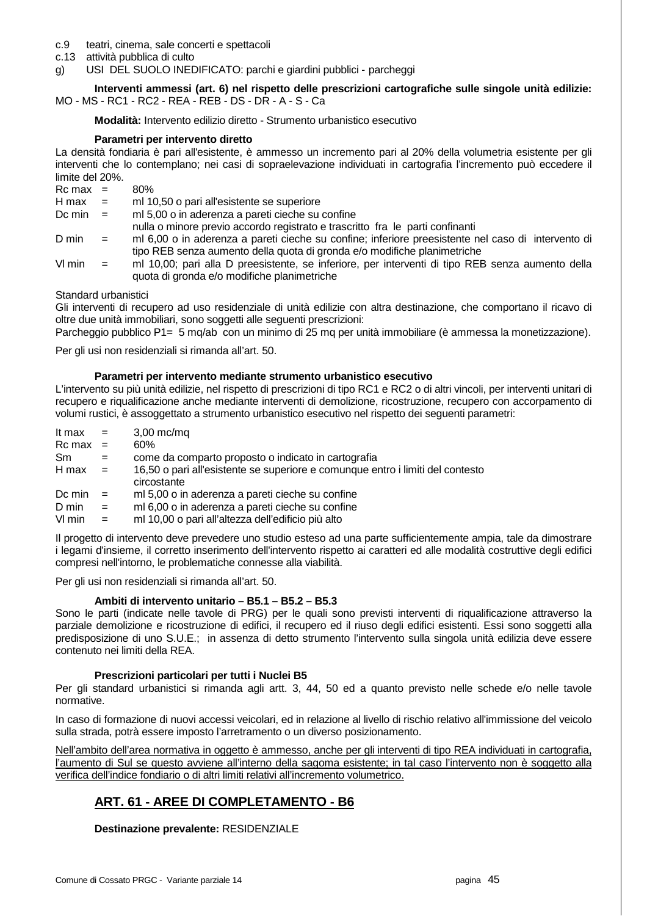c.9 teatri, cinema, sale concerti e spettacoli
c.13 attività pubblica di culto
g) USI DEL SUOLO INEDIFICATO: parchi e giardini pubblici - parcheggi

**Interventi ammessi (art. 6) nel rispetto delle prescrizioni cartografiche sulle singole unità edilizie:** MO - MS - RC1 - RC2 - REA - REB - DS - DR - A - S - Ca

**Modalità:** Intervento edilizio diretto - Strumento urbanistico esecutivo

**Parametri per intervento diretto**

La densità fondiaria è pari all'esistente, è ammesso un incremento pari al 20% della volumetria esistente per gli interventi che lo contemplano; nei casi di sopraelevazione individuati in cartografia l'incremento può eccedere il limite del 20%.

Rc max = 80%
H max = ml 10,50 o pari all'esistente se superiore
Dc min = ml 5,00 o in aderenza a pareti cieche su confine
nulla o minore previo accordo registrato e trascritto fra le parti confinanti
D min = ml 6,00 o in aderenza a pareti cieche su confine; inferiore preesistente nel caso di intervento di tipo REB senza aumento della quota di gronda e/o modifiche planimetriche
Vl min = ml 10,00; pari alla D preesistente, se inferiore, per interventi di tipo REB senza aumento della quota di gronda e/o modifiche planimetriche

Standard urbanistici

Gli interventi di recupero ad uso residenziale di unità edilizie con altra destinazione, che comportano il ricavo di oltre due unità immobiliari, sono soggetti alle seguenti prescrizioni:

Parcheggio pubblico P1= 5 mq/ab con un minimo di 25 mq per unità immobiliare (è ammessa la monetizzazione).

Per gli usi non residenziali si rimanda all'art. 50.

**Parametri per intervento mediante strumento urbanistico esecutivo**

L'intervento su più unità edilizie, nel rispetto di prescrizioni di tipo RC1 e RC2 o di altri vincoli, per interventi unitari di recupero e riqualificazione anche mediante interventi di demolizione, ricostruzione, recupero con accorpamento di volumi rustici, è assoggettato a strumento urbanistico esecutivo nel rispetto dei seguenti parametri:

It max = 3,00 mc/mq
Rc max = 60%
Sm = come da comparto proposto o indicato in cartografia
H max = 16,50 o pari all'esistente se superiore e comunque entro i limiti del contesto circostante
Dc min = ml 5,00 o in aderenza a pareti cieche su confine
D min = ml 6,00 o in aderenza a pareti cieche su confine
Vl min = ml 10,00 o pari all'altezza dell'edificio più alto

Il progetto di intervento deve prevedere uno studio esteso ad una parte sufficientemente ampia, tale da dimostrare i legami d'insieme, il corretto inserimento dell'intervento rispetto ai caratteri ed alle modalità costruttive degli edifici compresi nell'intorno, le problematiche connesse alla viabilità.

Per gli usi non residenziali si rimanda all'art. 50.

**Ambiti di intervento unitario – B5.1 – B5.2 – B5.3**

Sono le parti (indicate nelle tavole di PRG) per le quali sono previsti interventi di riqualificazione attraverso la parziale demolizione e ricostruzione di edifici, il recupero ed il riuso degli edifici esistenti. Essi sono soggetti alla predisposizione di uno S.U.E.; in assenza di detto strumento l'intervento sulla singola unità edilizia deve essere contenuto nei limiti della REA.

**Prescrizioni particolari per tutti i Nuclei B5**

Per gli standard urbanistici si rimanda agli artt. 3, 44, 50 ed a quanto previsto nelle schede e/o nelle tavole normative.

In caso di formazione di nuovi accessi veicolari, ed in relazione al livello di rischio relativo all'immissione del veicolo sulla strada, potrà essere imposto l'arretramento o un diverso posizionamento.

<u>Nell'ambito dell'area normativa in oggetto è ammesso, anche per gli interventi di tipo REA individuati in cartografia, l'aumento di Sul se questo avviene all'interno della sagoma esistente; in tal caso l'intervento non è soggetto alla verifica dell'indice fondiario o di altri limiti relativi all'incremento volumetrico.</u>

## ART. 61 - AREE DI COMPLETAMENTO - B6

**Destinazione prevalente:** RESIDENZIALE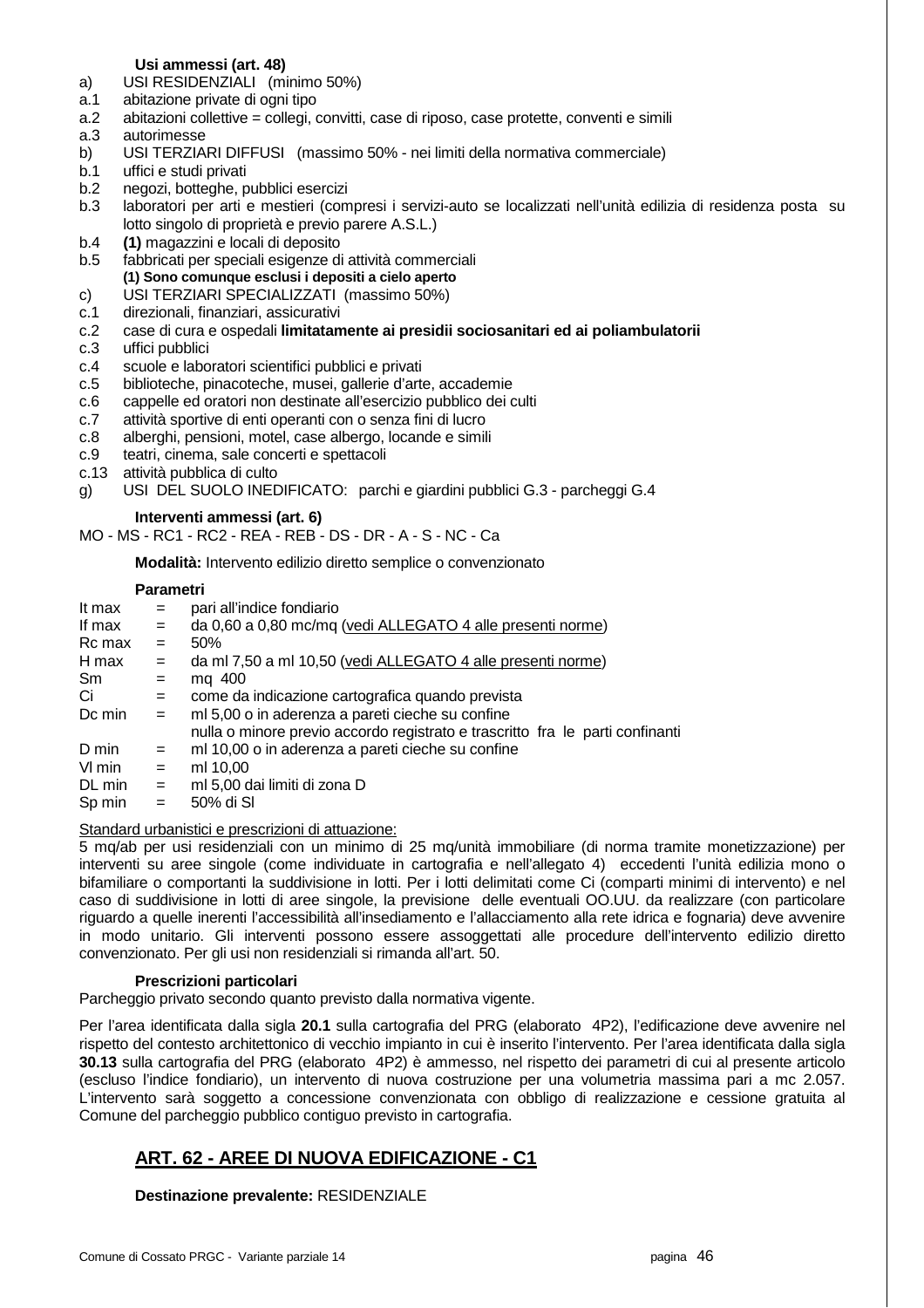**Usi ammessi (art. 48)**

a) USI RESIDENZIALI (minimo 50%)
a.1 abitazione private di ogni tipo
a.2 abitazioni collettive = collegi, convitti, case di riposo, case protette, conventi e simili
a.3 autorimesse
b) USI TERZIARI DIFFUSI (massimo 50% - nei limiti della normativa commerciale)
b.1 uffici e studi privati
b.2 negozi, botteghe, pubblici esercizi
b.3 laboratori per arti e mestieri (compresi i servizi-auto se localizzati nell'unità edilizia di residenza posta su lotto singolo di proprietà e previo parere A.S.L.)
b.4 **(1)** magazzini e locali di deposito
b.5 fabbricati per speciali esigenze di attività commerciali
**(1) Sono comunque esclusi i depositi a cielo aperto**
c) USI TERZIARI SPECIALIZZATI (massimo 50%)
c.1 direzionali, finanziari, assicurativi
c.2 case di cura e ospedali **limitatamente ai presidii sociosanitari ed ai poliambulatorii**
c.3 uffici pubblici
c.4 scuole e laboratori scientifici pubblici e privati
c.5 biblioteche, pinacoteche, musei, gallerie d'arte, accademie
c.6 cappelle ed oratori non destinate all'esercizio pubblico dei culti
c.7 attività sportive di enti operanti con o senza fini di lucro
c.8 alberghi, pensioni, motel, case albergo, locande e simili
c.9 teatri, cinema, sale concerti e spettacoli
c.13 attività pubblica di culto
g) USI DEL SUOLO INEDIFICATO: parchi e giardini pubblici G.3 - parcheggi G.4

**Interventi ammessi (art. 6)**

MO - MS - RC1 - RC2 - REA - REB - DS - DR - A - S - NC - Ca

**Modalità:** Intervento edilizio diretto semplice o convenzionato

**Parametri**

| | | |
|---|---|---|
| It max | = | pari all'indice fondiario |
| If max | = | da 0,60 a 0,80 mc/mq (vedi ALLEGATO 4 alle presenti norme) |
| Rc max | = | 50% |
| H max | = | da ml 7,50 a ml 10,50 (vedi ALLEGATO 4 alle presenti norme) |
| Sm | = | mq 400 |
| Ci | = | come da indicazione cartografica quando prevista |
| Dc min | = | ml 5,00 o in aderenza a pareti cieche su confine<br>nulla o minore previo accordo registrato e trascritto fra le parti confinanti |
| D min | = | ml 10,00 o in aderenza a pareti cieche su confine |
| Vl min | = | ml 10,00 |
| DL min | = | ml 5,00 dai limiti di zona D |
| Sp min | = | 50% di Sl |

Standard urbanistici e prescrizioni di attuazione:

5 mq/ab per usi residenziali con un minimo di 25 mq/unità immobiliare (di norma tramite monetizzazione) per interventi su aree singole (come individuate in cartografia e nell'allegato 4) eccedenti l'unità edilizia mono o bifamiliare o comportanti la suddivisione in lotti. Per i lotti delimitati come Ci (comparti minimi di intervento) e nel caso di suddivisione in lotti di aree singole, la previsione delle eventuali OO.UU. da realizzare (con particolare riguardo a quelle inerenti l'accessibilità all'insediamento e l'allacciamento alla rete idrica e fognaria) deve avvenire in modo unitario. Gli interventi possono essere assoggettati alle procedure dell'intervento edilizio diretto convenzionato. Per gli usi non residenziali si rimanda all'art. 50.

**Prescrizioni particolari**

Parcheggio privato secondo quanto previsto dalla normativa vigente.

Per l'area identificata dalla sigla **20.1** sulla cartografia del PRG (elaborato 4P2), l'edificazione deve avvenire nel rispetto del contesto architettonico di vecchio impianto in cui è inserito l'intervento. Per l'area identificata dalla sigla **30.13** sulla cartografia del PRG (elaborato 4P2) è ammesso, nel rispetto dei parametri di cui al presente articolo (escluso l'indice fondiario), un intervento di nuova costruzione per una volumetria massima pari a mc 2.057. L'intervento sarà soggetto a concessione convenzionata con obbligo di realizzazione e cessione gratuita al Comune del parcheggio pubblico contiguo previsto in cartografia.

## ART. 62 - AREE DI NUOVA EDIFICAZIONE - C1

**Destinazione prevalente:** RESIDENZIALE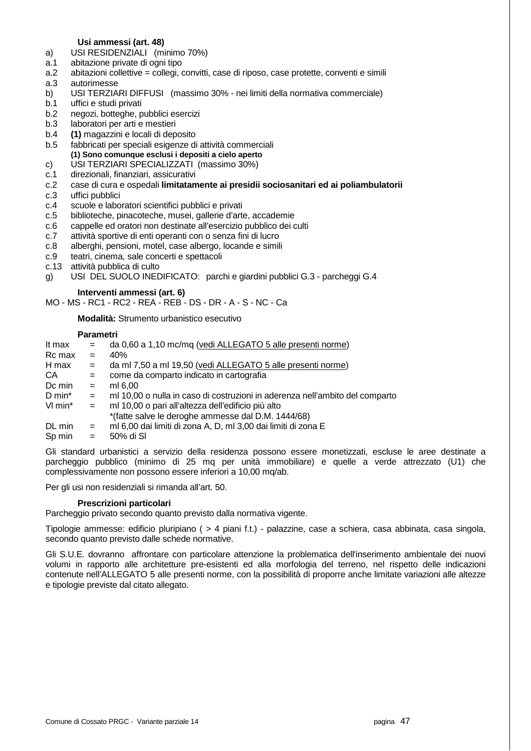**Usi ammessi (art. 48)**

a) USI RESIDENZIALI (minimo 70%)
a.1 abitazione private di ogni tipo
a.2 abitazioni collettive = collegi, convitti, case di riposo, case protette, conventi e simili
a.3 autorimesse
b) USI TERZIARI DIFFUSI (massimo 30% - nei limiti della normativa commerciale)
b.1 uffici e studi privati
b.2 negozi, botteghe, pubblici esercizi
b.3 laboratori per arti e mestieri
b.4 **(1)** magazzini e locali di deposito
b.5 fabbricati per speciali esigenze di attività commerciali
**(1) Sono comunque esclusi i depositi a cielo aperto**
c) USI TERZIARI SPECIALIZZATI (massimo 30%)
c.1 direzionali, finanziari, assicurativi
c.2 case di cura e ospedali **limitatamente ai presidii sociosanitari ed ai poliambulatorii**
c.3 uffici pubblici
c.4 scuole e laboratori scientifici pubblici e privati
c.5 biblioteche, pinacoteche, musei, gallerie d'arte, accademie
c.6 cappelle ed oratori non destinate all'esercizio pubblico dei culti
c.7 attività sportive di enti operanti con o senza fini di lucro
c.8 alberghi, pensioni, motel, case albergo, locande e simili
c.9 teatri, cinema, sale concerti e spettacoli
c.13 attività pubblica di culto
g) USI DEL SUOLO INEDIFICATO: parchi e giardini pubblici G.3 - parcheggi G.4

**Interventi ammessi (art. 6)**

MO - MS - RC1 - RC2 - REA - REB - DS - DR - A - S - NC - Ca

**Modalità:** Strumento urbanistico esecutivo

**Parametri**

| | | |
|---|---|---|
| It max | = | da 0,60 a 1,10 mc/mq (vedi ALLEGATO 5 alle presenti norme) |
| Rc max | = | 40% |
| H max | = | da ml 7,50 a ml 19,50 (vedi ALLEGATO 5 alle presenti norme) |
| CA | = | come da comparto indicato in cartografia |
| Dc min | = | ml 6,00 |
| D min* | = | ml 10,00 o nulla in caso di costruzioni in aderenza nell'ambito del comparto |
| Vl min* | = | ml 10,00 o pari all'altezza dell'edificio più alto<br>*(fatte salve le deroghe ammesse dal D.M. 1444/68) |
| DL min | = | ml 6,00 dai limiti di zona A, D, ml 3,00 dai limiti di zona E |
| Sp min | = | 50% di Sl |

Gli standard urbanistici a servizio della residenza possono essere monetizzati, escluse le aree destinate a parcheggio pubblico (minimo di 25 mq per unità immobiliare) e quelle a verde attrezzato (U1) che complessivamente non possono essere inferiori a 10,00 mq/ab.

Per gli usi non residenziali si rimanda all'art. 50.

**Prescrizioni particolari**

Parcheggio privato secondo quanto previsto dalla normativa vigente.

Tipologie ammesse: edificio pluripiano ( > 4 piani f.t.) - palazzine, case a schiera, casa abbinata, casa singola, secondo quanto previsto dalle schede normative.

Gli S.U.E. dovranno affrontare con particolare attenzione la problematica dell'inserimento ambientale dei nuovi volumi in rapporto alle architetture pre-esistenti ed alla morfologia del terreno, nel rispetto delle indicazioni contenute nell'ALLEGATO 5 alle presenti norme, con la possibilità di proporre anche limitate variazioni alle altezze e tipologie previste dal citato allegato.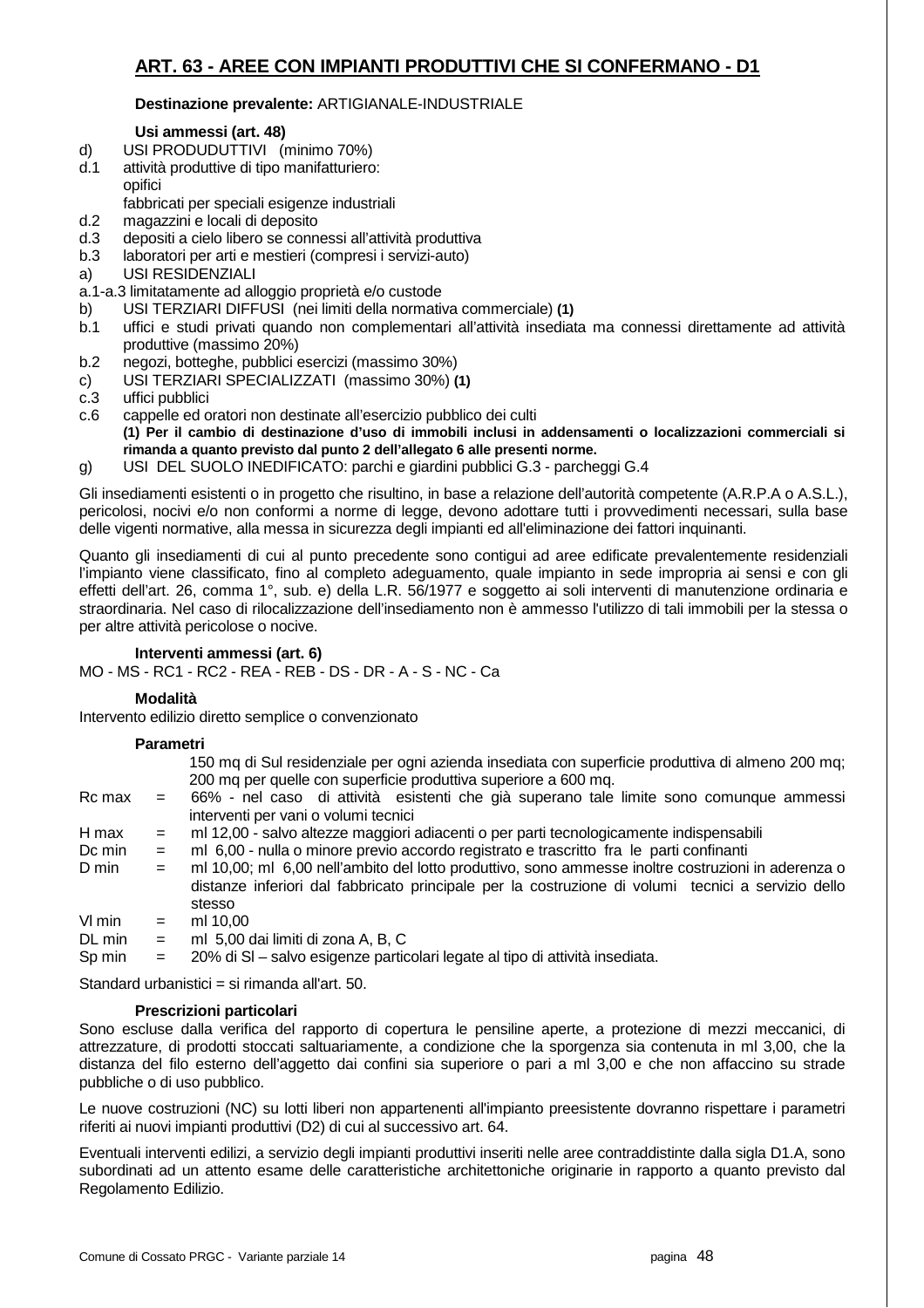## ART. 63 - AREE CON IMPIANTI PRODUTTIVI CHE SI CONFERMANO - D1

**Destinazione prevalente:** ARTIGIANALE-INDUSTRIALE

**Usi ammessi (art. 48)**

d) USI PRODUDUTTIVI (minimo 70%)
d.1 attività produttive di tipo manifatturiero:
opifici
fabbricati per speciali esigenze industriali
d.2 magazzini e locali di deposito
d.3 depositi a cielo libero se connessi all'attività produttiva
b.3 laboratori per arti e mestieri (compresi i servizi-auto)
a) USI RESIDENZIALI
a.1-a.3 limitatamente ad alloggio proprietà e/o custode
b) USI TERZIARI DIFFUSI (nei limiti della normativa commerciale) **(1)**
b.1 uffici e studi privati quando non complementari all'attività insediata ma connessi direttamente ad attività produttive (massimo 20%)
b.2 negozi, botteghe, pubblici esercizi (massimo 30%)
c) USI TERZIARI SPECIALIZZATI (massimo 30%) **(1)**
c.3 uffici pubblici
c.6 cappelle ed oratori non destinate all'esercizio pubblico dei culti
**(1) Per il cambio di destinazione d'uso di immobili inclusi in addensamenti o localizzazioni commerciali si rimanda a quanto previsto dal punto 2 dell'allegato 6 alle presenti norme.**
g) USI DEL SUOLO INEDIFICATO: parchi e giardini pubblici G.3 - parcheggi G.4

Gli insediamenti esistenti o in progetto che risultino, in base a relazione dell'autorità competente (A.R.P.A o A.S.L.), pericolosi, nocivi e/o non conformi a norme di legge, devono adottare tutti i provvedimenti necessari, sulla base delle vigenti normative, alla messa in sicurezza degli impianti ed all'eliminazione dei fattori inquinanti.

Quanto gli insediamenti di cui al punto precedente sono contigui ad aree edificate prevalentemente residenziali l'impianto viene classificato, fino al completo adeguamento, quale impianto in sede impropria ai sensi e con gli effetti dell'art. 26, comma 1°, sub. e) della L.R. 56/1977 e soggetto ai soli interventi di manutenzione ordinaria e straordinaria. Nel caso di rilocalizzazione dell'insediamento non è ammesso l'utilizzo di tali immobili per la stessa o per altre attività pericolose o nocive.

**Interventi ammessi (art. 6)**

MO - MS - RC1 - RC2 - REA - REB - DS - DR - A - S - NC - Ca

**Modalità**

Intervento edilizio diretto semplice o convenzionato

**Parametri**

150 mq di Sul residenziale per ogni azienda insediata con superficie produttiva di almeno 200 mq; 200 mq per quelle con superficie produttiva superiore a 600 mq.

| | | |
|---|---|---|
| Rc max | = | 66% - nel caso di attività esistenti che già superano tale limite sono comunque ammessi interventi per vani o volumi tecnici |
| H max | = | ml 12,00 - salvo altezze maggiori adiacenti o per parti tecnologicamente indispensabili |
| Dc min | = | ml 6,00 - nulla o minore previo accordo registrato e trascritto fra le parti confinanti |
| D min | = | ml 10,00; ml 6,00 nell'ambito del lotto produttivo, sono ammesse inoltre costruzioni in aderenza o distanze inferiori dal fabbricato principale per la costruzione di volumi tecnici a servizio dello stesso |
| Vl min | = | ml 10,00 |
| DL min | = | ml 5,00 dai limiti di zona A, B, C |
| Sp min | = | 20% di Sl – salvo esigenze particolari legate al tipo di attività insediata. |

Standard urbanistici = si rimanda all'art. 50.

**Prescrizioni particolari**

Sono escluse dalla verifica del rapporto di copertura le pensiline aperte, a protezione di mezzi meccanici, di attrezzature, di prodotti stoccati saltuariamente, a condizione che la sporgenza sia contenuta in ml 3,00, che la distanza del filo esterno dell'aggetto dai confini sia superiore o pari a ml 3,00 e che non affaccino su strade pubbliche o di uso pubblico.

Le nuove costruzioni (NC) su lotti liberi non appartenenti all'impianto preesistente dovranno rispettare i parametri riferiti ai nuovi impianti produttivi (D2) di cui al successivo art. 64.

Eventuali interventi edilizi, a servizio degli impianti produttivi inseriti nelle aree contraddistinte dalla sigla D1.A, sono subordinati ad un attento esame delle caratteristiche architettoniche originarie in rapporto a quanto previsto dal Regolamento Edilizio.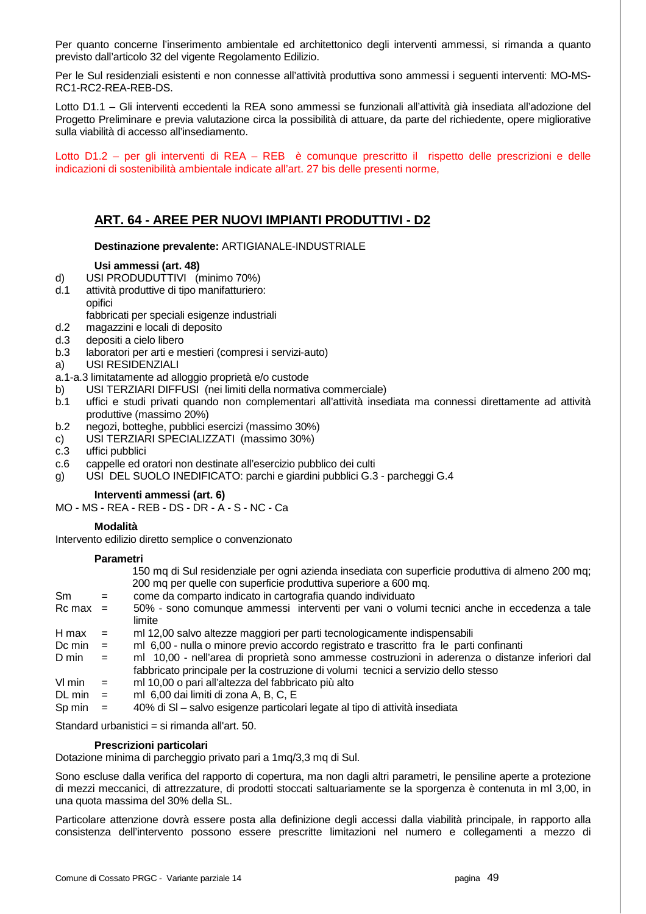Per quanto concerne l'inserimento ambientale ed architettonico degli interventi ammessi, si rimanda a quanto previsto dall'articolo 32 del vigente Regolamento Edilizio.

Per le Sul residenziali esistenti e non connesse all'attività produttiva sono ammessi i seguenti interventi: MO-MS-RC1-RC2-REA-REB-DS.

Lotto D1.1 – Gli interventi eccedenti la REA sono ammessi se funzionali all'attività già insediata all'adozione del Progetto Preliminare e previa valutazione circa la possibilità di attuare, da parte del richiedente, opere migliorative sulla viabilità di accesso all'insediamento.

Lotto D1.2 – per gli interventi di REA – REB è comunque prescritto il rispetto delle prescrizioni e delle indicazioni di sostenibilità ambientale indicate all'art. 27 bis delle presenti norme,

## ART. 64 - AREE PER NUOVI IMPIANTI PRODUTTIVI - D2

**Destinazione prevalente:** ARTIGIANALE-INDUSTRIALE

**Usi ammessi (art. 48)**

- d) USI PRODUDUTTIVI (minimo 70%)
- d.1 attività produttive di tipo manifatturiero:
  opifici
  fabbricati per speciali esigenze industriali
- d.2 magazzini e locali di deposito
- d.3 depositi a cielo libero
- b.3 laboratori per arti e mestieri (compresi i servizi-auto)
- a) USI RESIDENZIALI
- a.1-a.3 limitatamente ad alloggio proprietà e/o custode
- b) USI TERZIARI DIFFUSI (nei limiti della normativa commerciale)
- b.1 uffici e studi privati quando non complementari all'attività insediata ma connessi direttamente ad attività produttive (massimo 20%)
- b.2 negozi, botteghe, pubblici esercizi (massimo 30%)
- c) USI TERZIARI SPECIALIZZATI (massimo 30%)
- c.3 uffici pubblici
- c.6 cappelle ed oratori non destinate all'esercizio pubblico dei culti
- g) USI DEL SUOLO INEDIFICATO: parchi e giardini pubblici G.3 - parcheggi G.4

**Interventi ammessi (art. 6)**

MO - MS - REA - REB - DS - DR - A - S - NC - Ca

**Modalità**

Intervento edilizio diretto semplice o convenzionato

**Parametri**

150 mq di Sul residenziale per ogni azienda insediata con superficie produttiva di almeno 200 mq; 200 mq per quelle con superficie produttiva superiore a 600 mq.

| | | |
|---|---|---|
| Sm | = | come da comparto indicato in cartografia quando individuato |
| Rc max | = | 50% - sono comunque ammessi interventi per vani o volumi tecnici anche in eccedenza a tale limite |
| H max | = | ml 12,00 salvo altezze maggiori per parti tecnologicamente indispensabili |
| Dc min | = | ml 6,00 - nulla o minore previo accordo registrato e trascritto fra le parti confinanti |
| D min | = | ml 10,00 - nell'area di proprietà sono ammesse costruzioni in aderenza o distanze inferiori dal fabbricato principale per la costruzione di volumi tecnici a servizio dello stesso |
| Vl min | = | ml 10,00 o pari all'altezza del fabbricato più alto |
| DL min | = | ml 6,00 dai limiti di zona A, B, C, E |
| Sp min | = | 40% di Sl – salvo esigenze particolari legate al tipo di attività insediata |

Standard urbanistici = si rimanda all'art. 50.

**Prescrizioni particolari**

Dotazione minima di parcheggio privato pari a 1mq/3,3 mq di Sul.

Sono escluse dalla verifica del rapporto di copertura, ma non dagli altri parametri, le pensiline aperte a protezione di mezzi meccanici, di attrezzature, di prodotti stoccati saltuariamente se la sporgenza è contenuta in ml 3,00, in una quota massima del 30% della SL.

Particolare attenzione dovrà essere posta alla definizione degli accessi dalla viabilità principale, in rapporto alla consistenza dell'intervento possono essere prescritte limitazioni nel numero e collegamenti a mezzo di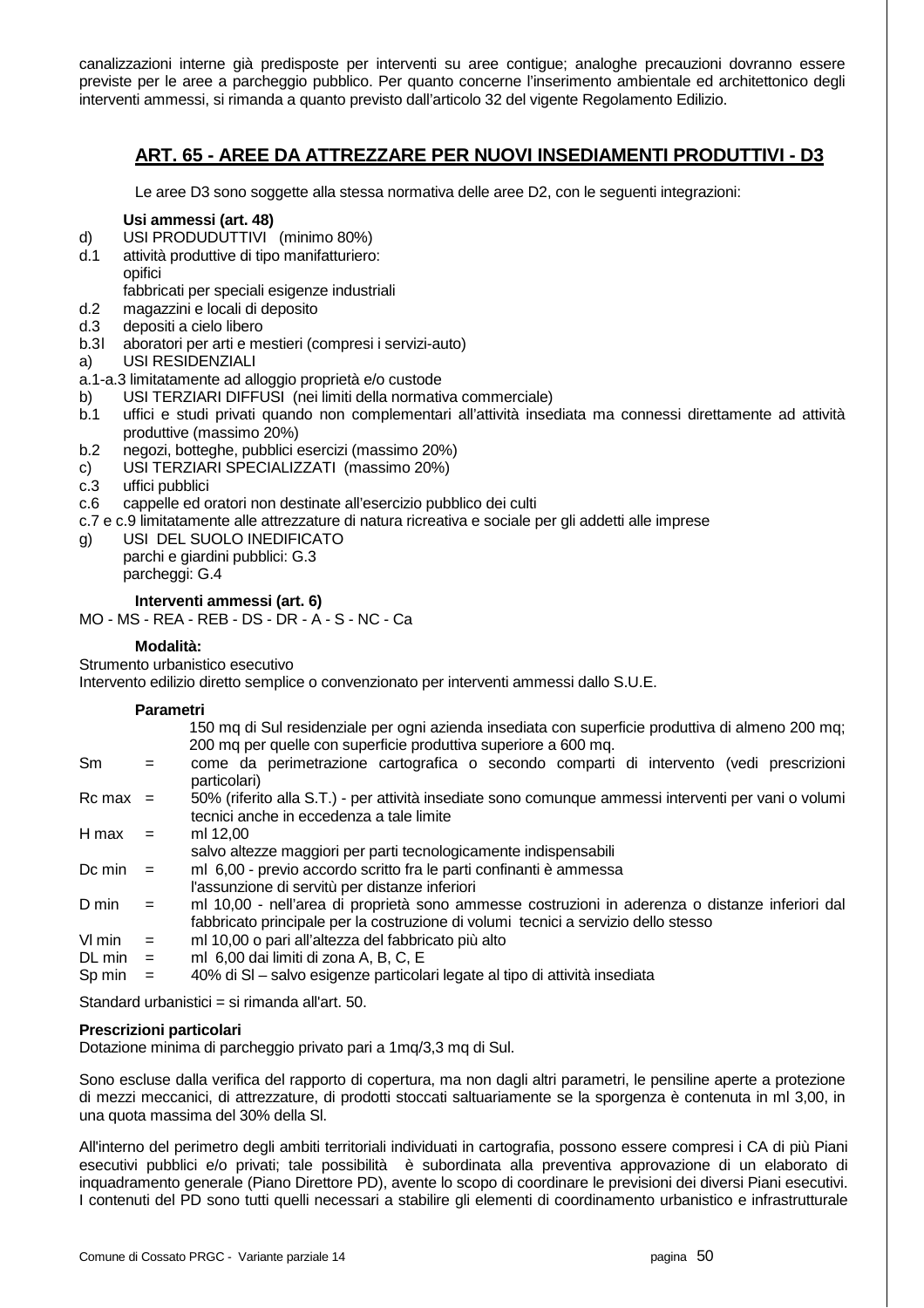canalizzazioni interne già predisposte per interventi su aree contigue; analoghe precauzioni dovranno essere previste per le aree a parcheggio pubblico. Per quanto concerne l'inserimento ambientale ed architettonico degli interventi ammessi, si rimanda a quanto previsto dall'articolo 32 del vigente Regolamento Edilizio.

## ART. 65 - AREE DA ATTREZZARE PER NUOVI INSEDIAMENTI PRODUTTIVI - D3

Le aree D3 sono soggette alla stessa normativa delle aree D2, con le seguenti integrazioni:

**Usi ammessi (art. 48)**

d) USI PRODUDUTTIVI (minimo 80%)
d.1 attività produttive di tipo manifatturiero:
opifici
fabbricati per speciali esigenze industriali
d.2 magazzini e locali di deposito
d.3 depositi a cielo libero
b.3l aboratori per arti e mestieri (compresi i servizi-auto)
a) USI RESIDENZIALI
a.1-a.3 limitatamente ad alloggio proprietà e/o custode
b) USI TERZIARI DIFFUSI (nei limiti della normativa commerciale)
b.1 uffici e studi privati quando non complementari all'attività insediata ma connessi direttamente ad attività produttive (massimo 20%)
b.2 negozi, botteghe, pubblici esercizi (massimo 20%)
c) USI TERZIARI SPECIALIZZATI (massimo 20%)
c.3 uffici pubblici
c.6 cappelle ed oratori non destinate all'esercizio pubblico dei culti
c.7 e c.9 limitatamente alle attrezzature di natura ricreativa e sociale per gli addetti alle imprese
g) USI DEL SUOLO INEDIFICATO
parchi e giardini pubblici: G.3
parcheggi: G.4

**Interventi ammessi (art. 6)**

MO - MS - REA - REB - DS - DR - A - S - NC - Ca

**Modalità:**

Strumento urbanistico esecutivo
Intervento edilizio diretto semplice o convenzionato per interventi ammessi dallo S.U.E.

**Parametri**

150 mq di Sul residenziale per ogni azienda insediata con superficie produttiva di almeno 200 mq; 200 mq per quelle con superficie produttiva superiore a 600 mq.

Sm = come da perimetrazione cartografica o secondo comparti di intervento (vedi prescrizioni particolari)
Rc max = 50% (riferito alla S.T.) - per attività insediate sono comunque ammessi interventi per vani o volumi tecnici anche in eccedenza a tale limite
H max = ml 12,00
salvo altezze maggiori per parti tecnologicamente indispensabili
Dc min = ml 6,00 - previo accordo scritto fra le parti confinanti è ammessa l'assunzione di servitù per distanze inferiori
D min = ml 10,00 - nell'area di proprietà sono ammesse costruzioni in aderenza o distanze inferiori dal fabbricato principale per la costruzione di volumi tecnici a servizio dello stesso
Vl min = ml 10,00 o pari all'altezza del fabbricato più alto
DL min = ml 6,00 dai limiti di zona A, B, C, E
Sp min = 40% di Sl – salvo esigenze particolari legate al tipo di attività insediata

Standard urbanistici = si rimanda all'art. 50.

**Prescrizioni particolari**

Dotazione minima di parcheggio privato pari a 1mq/3,3 mq di Sul.

Sono escluse dalla verifica del rapporto di copertura, ma non dagli altri parametri, le pensiline aperte a protezione di mezzi meccanici, di attrezzature, di prodotti stoccati saltuariamente se la sporgenza è contenuta in ml 3,00, in una quota massima del 30% della Sl.

All'interno del perimetro degli ambiti territoriali individuati in cartografia, possono essere compresi i CA di più Piani esecutivi pubblici e/o privati; tale possibilità è subordinata alla preventiva approvazione di un elaborato di inquadramento generale (Piano Direttore PD), avente lo scopo di coordinare le previsioni dei diversi Piani esecutivi. I contenuti del PD sono tutti quelli necessari a stabilire gli elementi di coordinamento urbanistico e infrastrutturale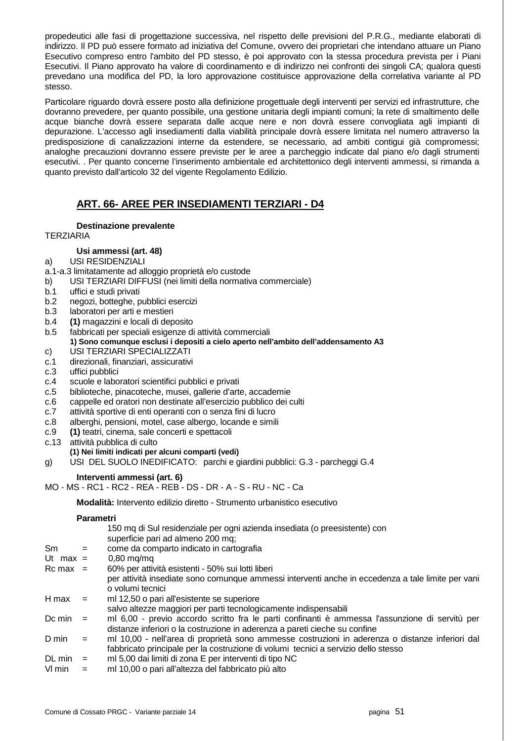propedeutici alle fasi di progettazione successiva, nel rispetto delle previsioni del P.R.G., mediante elaborati di indirizzo. Il PD può essere formato ad iniziativa del Comune, ovvero dei proprietari che intendano attuare un Piano Esecutivo compreso entro l'ambito del PD stesso, è poi approvato con la stessa procedura prevista per i Piani Esecutivi. Il Piano approvato ha valore di coordinamento e di indirizzo nei confronti dei singoli CA; qualora questi prevedano una modifica del PD, la loro approvazione costituisce approvazione della correlativa variante al PD stesso.

Particolare riguardo dovrà essere posto alla definizione progettuale degli interventi per servizi ed infrastrutture, che dovranno prevedere, per quanto possibile, una gestione unitaria degli impianti comuni; la rete di smaltimento delle acque bianche dovrà essere separata dalle acque nere e non dovrà essere convogliata agli impianti di depurazione. L'accesso agli insediamenti dalla viabilità principale dovrà essere limitata nel numero attraverso la predisposizione di canalizzazioni interne da estendere, se necessario, ad ambiti contigui già compromessi; analoghe precauzioni dovranno essere previste per le aree a parcheggio indicate dal piano e/o dagli strumenti esecutivi. . Per quanto concerne l'inserimento ambientale ed architettonico degli interventi ammessi, si rimanda a quanto previsto dall'articolo 32 del vigente Regolamento Edilizio.

## ART. 66- AREE PER INSEDIAMENTI TERZIARI - D4

**Destinazione prevalente**

TERZIARIA

**Usi ammessi (art. 48)**

a) USI RESIDENZIALI
a.1-a.3 limitatamente ad alloggio proprietà e/o custode
b) USI TERZIARI DIFFUSI (nei limiti della normativa commerciale)
b.1 uffici e studi privati
b.2 negozi, botteghe, pubblici esercizi
b.3 laboratori per arti e mestieri
b.4 **(1)** magazzini e locali di deposito
b.5 fabbricati per speciali esigenze di attività commerciali

**1) Sono comunque esclusi i depositi a cielo aperto nell'ambito dell'addensamento A3**

c) USI TERZIARI SPECIALIZZATI
c.1 direzionali, finanziari, assicurativi
c.3 uffici pubblici
c.4 scuole e laboratori scientifici pubblici e privati
c.5 biblioteche, pinacoteche, musei, gallerie d'arte, accademie
c.6 cappelle ed oratori non destinate all'esercizio pubblico dei culti
c.7 attività sportive di enti operanti con o senza fini di lucro
c.8 alberghi, pensioni, motel, case albergo, locande e simili
c.9 **(1)** teatri, cinema, sale concerti e spettacoli
c.13 attività pubblica di culto

**(1) Nei limiti indicati per alcuni comparti (vedi)**

g) USI DEL SUOLO INEDIFICATO: parchi e giardini pubblici: G.3 - parcheggi G.4

**Interventi ammessi (art. 6)**

MO - MS - RC1 - RC2 - REA - REB - DS - DR - A - S - RU - NC - Ca

**Modalità:** Intervento edilizio diretto - Strumento urbanistico esecutivo

**Parametri**

150 mq di Sul residenziale per ogni azienda insediata (o preesistente) con superficie pari ad almeno 200 mq;

Sm = come da comparto indicato in cartografia

Ut max = 0,80 mq/mq

Rc max = 60% per attività esistenti - 50% sui lotti liberi
per attività insediate sono comunque ammessi interventi anche in eccedenza a tale limite per vani o volumi tecnici

H max = ml 12,50 o pari all'esistente se superiore
salvo altezze maggiori per parti tecnologicamente indispensabili

Dc min = ml 6,00 - previo accordo scritto fra le parti confinanti è ammessa l'assunzione di servitù per distanze inferiori o la costruzione in aderenza a pareti cieche su confine

D min = ml 10,00 - nell'area di proprietà sono ammesse costruzioni in aderenza o distanze inferiori dal fabbricato principale per la costruzione di volumi tecnici a servizio dello stesso

DL min = ml 5,00 dai limiti di zona E per interventi di tipo NC

Vl min = ml 10,00 o pari all'altezza del fabbricato più alto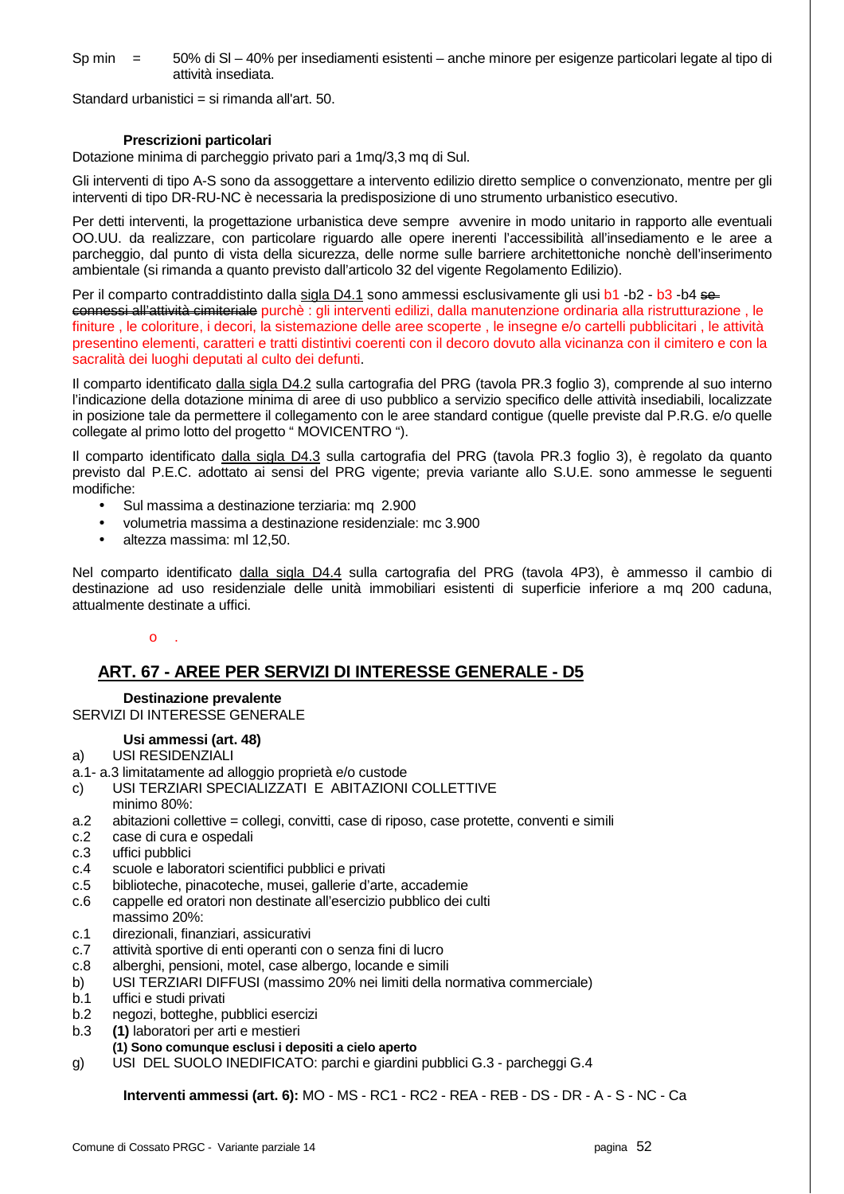Sp min = 50% di Sl – 40% per insediamenti esistenti – anche minore per esigenze particolari legate al tipo di attività insediata.

Standard urbanistici = si rimanda all'art. 50.

**Prescrizioni particolari**

Dotazione minima di parcheggio privato pari a 1mq/3,3 mq di Sul.

Gli interventi di tipo A-S sono da assoggettare a intervento edilizio diretto semplice o convenzionato, mentre per gli interventi di tipo DR-RU-NC è necessaria la predisposizione di uno strumento urbanistico esecutivo.

Per detti interventi, la progettazione urbanistica deve sempre avvenire in modo unitario in rapporto alle eventuali OO.UU. da realizzare, con particolare riguardo alle opere inerenti l'accessibilità all'insediamento e le aree a parcheggio, dal punto di vista della sicurezza, delle norme sulle barriere architettoniche nonchè dell'inserimento ambientale (si rimanda a quanto previsto dall'articolo 32 del vigente Regolamento Edilizio).

Per il comparto contraddistinto dalla sigla D4.1 sono ammessi esclusivamente gli usi b1 -b2 - b3 -b4 ~~se connessi all'attività cimiteriale~~ purchè : gli interventi edilizi, dalla manutenzione ordinaria alla ristrutturazione , le finiture , le coloriture, i decori, la sistemazione delle aree scoperte , le insegne e/o cartelli pubblicitari , le attività presentino elementi, caratteri e tratti distintivi coerenti con il decoro dovuto alla vicinanza con il cimitero e con la sacralità dei luoghi deputati al culto dei defunti.

Il comparto identificato dalla sigla D4.2 sulla cartografia del PRG (tavola PR.3 foglio 3), comprende al suo interno l'indicazione della dotazione minima di aree di uso pubblico a servizio specifico delle attività insediabili, localizzate in posizione tale da permettere il collegamento con le aree standard contigue (quelle previste dal P.R.G. e/o quelle collegate al primo lotto del progetto " MOVICENTRO ").

Il comparto identificato dalla sigla D4.3 sulla cartografia del PRG (tavola PR.3 foglio 3), è regolato da quanto previsto dal P.E.C. adottato ai sensi del PRG vigente; previa variante allo S.U.E. sono ammesse le seguenti modifiche:

- Sul massima a destinazione terziaria: mq 2.900
- volumetria massima a destinazione residenziale: mc 3.900
- altezza massima: ml 12,50.

Nel comparto identificato dalla sigla D4.4 sulla cartografia del PRG (tavola 4P3), è ammesso il cambio di destinazione ad uso residenziale delle unità immobiliari esistenti di superficie inferiore a mq 200 caduna, attualmente destinate a uffici.

o .

## ART. 67 - AREE PER SERVIZI DI INTERESSE GENERALE - D5

**Destinazione prevalente**

SERVIZI DI INTERESSE GENERALE

**Usi ammessi (art. 48)**

a) USI RESIDENZIALI  
a.1- a.3 limitatamente ad alloggio proprietà e/o custode  
c) USI TERZIARI SPECIALIZZATI E ABITAZIONI COLLETTIVE  
minimo 80%:  
a.2 abitazioni collettive = collegi, convitti, case di riposo, case protette, conventi e simili  
c.2 case di cura e ospedali  
c.3 uffici pubblici  
c.4 scuole e laboratori scientifici pubblici e privati  
c.5 biblioteche, pinacoteche, musei, gallerie d'arte, accademie  
c.6 cappelle ed oratori non destinate all'esercizio pubblico dei culti  
massimo 20%:  
c.1 direzionali, finanziari, assicurativi  
c.7 attività sportive di enti operanti con o senza fini di lucro  
c.8 alberghi, pensioni, motel, case albergo, locande e simili  
b) USI TERZIARI DIFFUSI (massimo 20% nei limiti della normativa commerciale)  
b.1 uffici e studi privati  
b.2 negozi, botteghe, pubblici esercizi  
b.3 **(1)** laboratori per arti e mestieri  
**(1) Sono comunque esclusi i depositi a cielo aperto**  
g) USI DEL SUOLO INEDIFICATO: parchi e giardini pubblici G.3 - parcheggi G.4

**Interventi ammessi (art. 6):** MO - MS - RC1 - RC2 - REA - REB - DS - DR - A - S - NC - Ca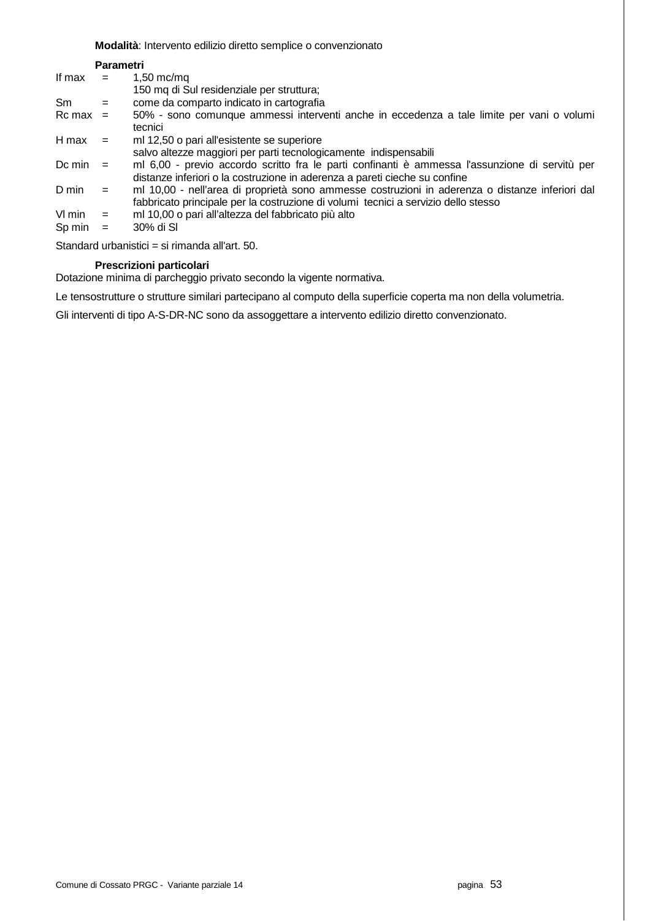**Modalità**: Intervento edilizio diretto semplice o convenzionato

**Parametri**

| | | |
|---|---|---|
| If max | = | 1,50 mc/mq<br>150 mq di Sul residenziale per struttura; |
| Sm | = | come da comparto indicato in cartografia |
| Rc max | = | 50% - sono comunque ammessi interventi anche in eccedenza a tale limite per vani o volumi tecnici |
| H max | = | ml 12,50 o pari all'esistente se superiore<br>salvo altezze maggiori per parti tecnologicamente indispensabili |
| Dc min | = | ml 6,00 - previo accordo scritto fra le parti confinanti è ammessa l'assunzione di servitù per distanze inferiori o la costruzione in aderenza a pareti cieche su confine |
| D min | = | ml 10,00 - nell'area di proprietà sono ammesse costruzioni in aderenza o distanze inferiori dal fabbricato principale per la costruzione di volumi tecnici a servizio dello stesso |
| Vl min | = | ml 10,00 o pari all'altezza del fabbricato più alto |
| Sp min | = | 30% di Sl |

Standard urbanistici = si rimanda all'art. 50.

**Prescrizioni particolari**

Dotazione minima di parcheggio privato secondo la vigente normativa.

Le tensostrutture o strutture similari partecipano al computo della superficie coperta ma non della volumetria.

Gli interventi di tipo A-S-DR-NC sono da assoggettare a intervento edilizio diretto convenzionato.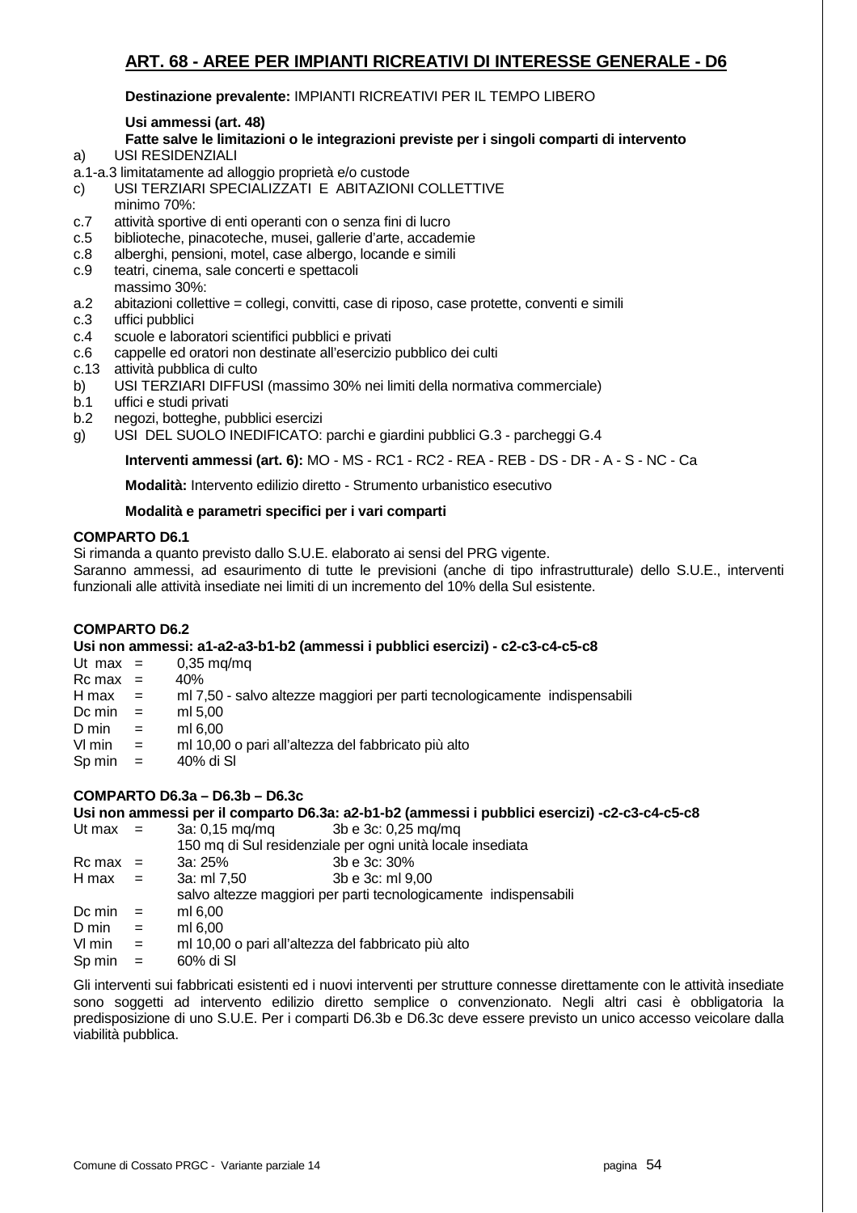## ART. 68 - AREE PER IMPIANTI RICREATIVI DI INTERESSE GENERALE - D6

**Destinazione prevalente:** IMPIANTI RICREATIVI PER IL TEMPO LIBERO

**Usi ammessi (art. 48)**
**Fatte salve le limitazioni o le integrazioni previste per i singoli comparti di intervento**

a) USI RESIDENZIALI
a.1-a.3 limitatamente ad alloggio proprietà e/o custode
c) USI TERZIARI SPECIALIZZATI E ABITAZIONI COLLETTIVE
minimo 70%:
c.7 attività sportive di enti operanti con o senza fini di lucro
c.5 biblioteche, pinacoteche, musei, gallerie d'arte, accademie
c.8 alberghi, pensioni, motel, case albergo, locande e simili
c.9 teatri, cinema, sale concerti e spettacoli
massimo 30%:
a.2 abitazioni collettive = collegi, convitti, case di riposo, case protette, conventi e simili
c.3 uffici pubblici
c.4 scuole e laboratori scientifici pubblici e privati
c.6 cappelle ed oratori non destinate all'esercizio pubblico dei culti
c.13 attività pubblica di culto
b) USI TERZIARI DIFFUSI (massimo 30% nei limiti della normativa commerciale)
b.1 uffici e studi privati
b.2 negozi, botteghe, pubblici esercizi
g) USI DEL SUOLO INEDIFICATO: parchi e giardini pubblici G.3 - parcheggi G.4

**Interventi ammessi (art. 6):** MO - MS - RC1 - RC2 - REA - REB - DS - DR - A - S - NC - Ca

**Modalità:** Intervento edilizio diretto - Strumento urbanistico esecutivo

**Modalità e parametri specifici per i vari comparti**

**COMPARTO D6.1**
Si rimanda a quanto previsto dallo S.U.E. elaborato ai sensi del PRG vigente.
Saranno ammessi, ad esaurimento di tutte le previsioni (anche di tipo infrastrutturale) dello S.U.E., interventi funzionali alle attività insediate nei limiti di un incremento del 10% della Sul esistente.

**COMPARTO D6.2**
**Usi non ammessi: a1-a2-a3-b1-b2 (ammessi i pubblici esercizi) - c2-c3-c4-c5-c8**

Ut max = 0,35 mq/mq
Rc max = 40%
H max = ml 7,50 - salvo altezze maggiori per parti tecnologicamente indispensabili
Dc min = ml 5,00
D min = ml 6,00
Vl min = ml 10,00 o pari all'altezza del fabbricato più alto
Sp min = 40% di Sl

**COMPARTO D6.3a – D6.3b – D6.3c**
**Usi non ammessi per il comparto D6.3a: a2-b1-b2 (ammessi i pubblici esercizi) -c2-c3-c4-c5-c8**

Ut max = 3a: 0,15 mq/mq 3b e 3c: 0,25 mq/mq
150 mq di Sul residenziale per ogni unità locale insediata
Rc max = 3a: 25% 3b e 3c: 30%
H max = 3a: ml 7,50 3b e 3c: ml 9,00
salvo altezze maggiori per parti tecnologicamente indispensabili
Dc min = ml 6,00
D min = ml 6,00
Vl min = ml 10,00 o pari all'altezza del fabbricato più alto
Sp min = 60% di Sl

Gli interventi sui fabbricati esistenti ed i nuovi interventi per strutture connesse direttamente con le attività insediate sono soggetti ad intervento edilizio diretto semplice o convenzionato. Negli altri casi è obbligatoria la predisposizione di uno S.U.E. Per i comparti D6.3b e D6.3c deve essere previsto un unico accesso veicolare dalla viabilità pubblica.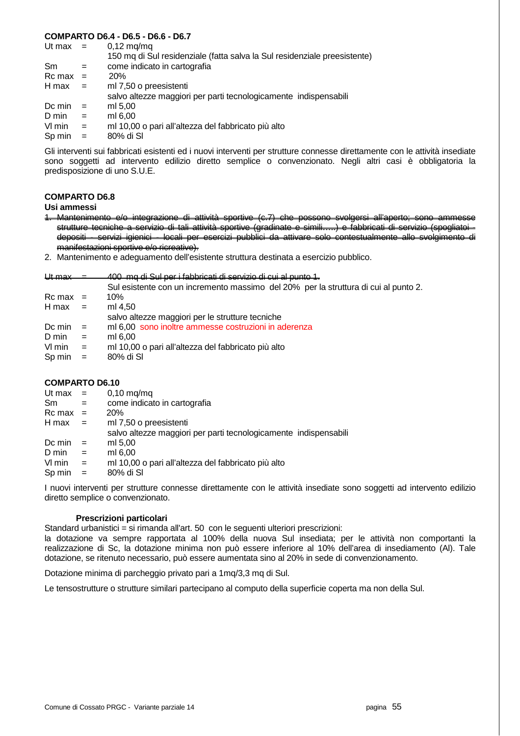**COMPARTO D6.4 - D6.5 - D6.6 - D6.7**

| | | |
|---|---|---|
| Ut max | = | 0,12 mq/mq |
| | | 150 mq di Sul residenziale (fatta salva la Sul residenziale preesistente) |
| Sm | = | come indicato in cartografia |
| Rc max | = | 20% |
| H max | = | ml 7,50 o preesistenti |
| | | salvo altezze maggiori per parti tecnologicamente indispensabili |
| Dc min | = | ml 5,00 |
| D min | = | ml 6,00 |
| Vl min | = | ml 10,00 o pari all'altezza del fabbricato più alto |
| Sp min | = | 80% di Sl |

Gli interventi sui fabbricati esistenti ed i nuovi interventi per strutture connesse direttamente con le attività insediate sono soggetti ad intervento edilizio diretto semplice o convenzionato. Negli altri casi è obbligatoria la predisposizione di uno S.U.E.

**COMPARTO D6.8**

**Usi ammessi**

1. ~~Mantenimento e/o integrazione di attività sportive (c.7) che possono svolgersi all'aperto; sono ammesse strutture tecniche a servizio di tali attività sportive (gradinate e simili…..) e fabbricati di servizio (spogliatoi - depositi - servizi igienici - locali per esercizi pubblici da attivare solo contestualmente allo svolgimento di manifestazioni sportive e/o ricreative).~~
2. Mantenimento e adeguamento dell'esistente struttura destinata a esercizio pubblico.

| | | |
|---|---|---|
| ~~Ut max~~ | ~~=~~ | ~~400 mq di Sul per i fabbricati di servizio di cui al punto 1.~~ |
| | | Sul esistente con un incremento massimo del 20% per la struttura di cui al punto 2. |
| Rc max | = | 10% |
| H max | = | ml 4,50 |
| | | salvo altezze maggiori per le strutture tecniche |
| Dc min | = | ml 6,00 sono inoltre ammesse costruzioni in aderenza |
| D min | = | ml 6,00 |
| Vl min | = | ml 10,00 o pari all'altezza del fabbricato più alto |
| Sp min | = | 80% di Sl |

**COMPARTO D6.10**

| | | |
|---|---|---|
| Ut max | = | 0,10 mq/mq |
| Sm | = | come indicato in cartografia |
| Rc max | = | 20% |
| H max | = | ml 7,50 o preesistenti |
| | | salvo altezze maggiori per parti tecnologicamente indispensabili |
| Dc min | = | ml 5,00 |
| D min | = | ml 6,00 |
| Vl min | = | ml 10,00 o pari all'altezza del fabbricato più alto |
| Sp min | = | 80% di Sl |

I nuovi interventi per strutture connesse direttamente con le attività insediate sono soggetti ad intervento edilizio diretto semplice o convenzionato.

**Prescrizioni particolari**

Standard urbanistici = si rimanda all'art. 50 con le seguenti ulteriori prescrizioni:
la dotazione va sempre rapportata al 100% della nuova Sul insediata; per le attività non comportanti la realizzazione di Sc, la dotazione minima non può essere inferiore al 10% dell'area di insediamento (AI). Tale dotazione, se ritenuto necessario, può essere aumentata sino al 20% in sede di convenzionamento.

Dotazione minima di parcheggio privato pari a 1mq/3,3 mq di Sul.

Le tensostrutture o strutture similari partecipano al computo della superficie coperta ma non della Sul.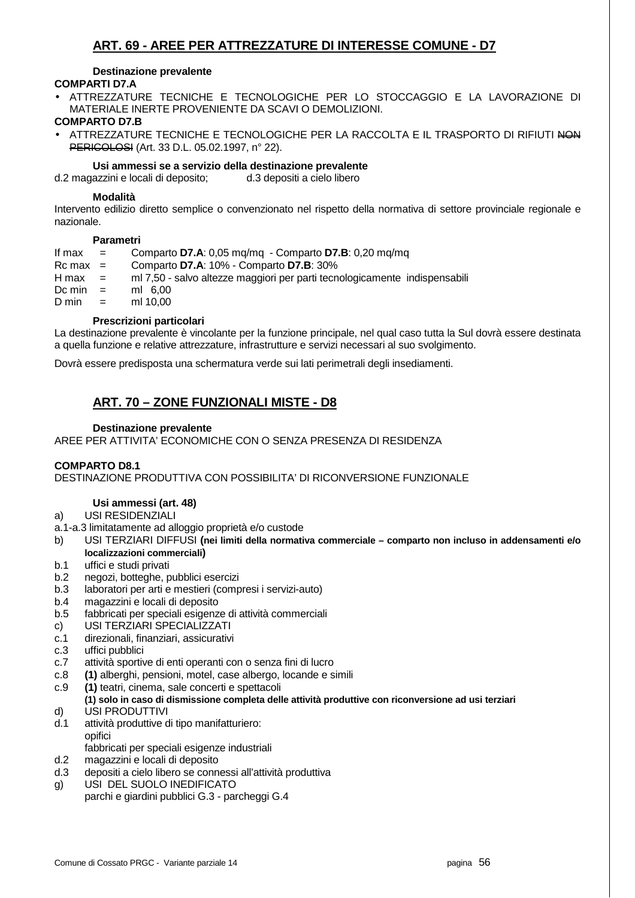## ART. 69 - AREE PER ATTREZZATURE DI INTERESSE COMUNE - D7

**Destinazione prevalente**

**COMPARTI D7.A**

- ATTREZZATURE TECNICHE E TECNOLOGICHE PER LO STOCCAGGIO E LA LAVORAZIONE DI MATERIALE INERTE PROVENIENTE DA SCAVI O DEMOLIZIONI.

**COMPARTO D7.B**

- ATTREZZATURE TECNICHE E TECNOLOGICHE PER LA RACCOLTA E IL TRASPORTO DI RIFIUTI ~~NON PERICOLOSI~~ (Art. 33 D.L. 05.02.1997, n° 22).

**Usi ammessi se a servizio della destinazione prevalente**

d.2 magazzini e locali di deposito; d.3 depositi a cielo libero

**Modalità**

Intervento edilizio diretto semplice o convenzionato nel rispetto della normativa di settore provinciale regionale e nazionale.

**Parametri**

If max = Comparto **D7.A**: 0,05 mq/mq - Comparto **D7.B**: 0,20 mq/mq
Rc max = Comparto **D7.A**: 10% - Comparto **D7.B**: 30%
H max = ml 7,50 - salvo altezze maggiori per parti tecnologicamente indispensabili
Dc min = ml 6,00
D min = ml 10,00

**Prescrizioni particolari**

La destinazione prevalente è vincolante per la funzione principale, nel qual caso tutta la Sul dovrà essere destinata a quella funzione e relative attrezzature, infrastrutture e servizi necessari al suo svolgimento.

Dovrà essere predisposta una schermatura verde sui lati perimetrali degli insediamenti.

## ART. 70 – ZONE FUNZIONALI MISTE - D8

**Destinazione prevalente**

AREE PER ATTIVITA' ECONOMICHE CON O SENZA PRESENZA DI RESIDENZA

**COMPARTO D8.1**

DESTINAZIONE PRODUTTIVA CON POSSIBILITA' DI RICONVERSIONE FUNZIONALE

**Usi ammessi (art. 48)**

a) USI RESIDENZIALI
a.1-a.3 limitatamente ad alloggio proprietà e/o custode
b) USI TERZIARI DIFFUSI **(nei limiti della normativa commerciale – comparto non incluso in addensamenti e/o localizzazioni commerciali)**
b.1 uffici e studi privati
b.2 negozi, botteghe, pubblici esercizi
b.3 laboratori per arti e mestieri (compresi i servizi-auto)
b.4 magazzini e locali di deposito
b.5 fabbricati per speciali esigenze di attività commerciali
c) USI TERZIARI SPECIALIZZATI
c.1 direzionali, finanziari, assicurativi
c.3 uffici pubblici
c.7 attività sportive di enti operanti con o senza fini di lucro
c.8 **(1)** alberghi, pensioni, motel, case albergo, locande e simili
c.9 **(1)** teatri, cinema, sale concerti e spettacoli
**(1) solo in caso di dismissione completa delle attività produttive con riconversione ad usi terziari**
d) USI PRODUTTIVI
d.1 attività produttive di tipo manifatturiero:
opifici
fabbricati per speciali esigenze industriali
d.2 magazzini e locali di deposito
d.3 depositi a cielo libero se connessi all'attività produttiva
g) USI DEL SUOLO INEDIFICATO
parchi e giardini pubblici G.3 - parcheggi G.4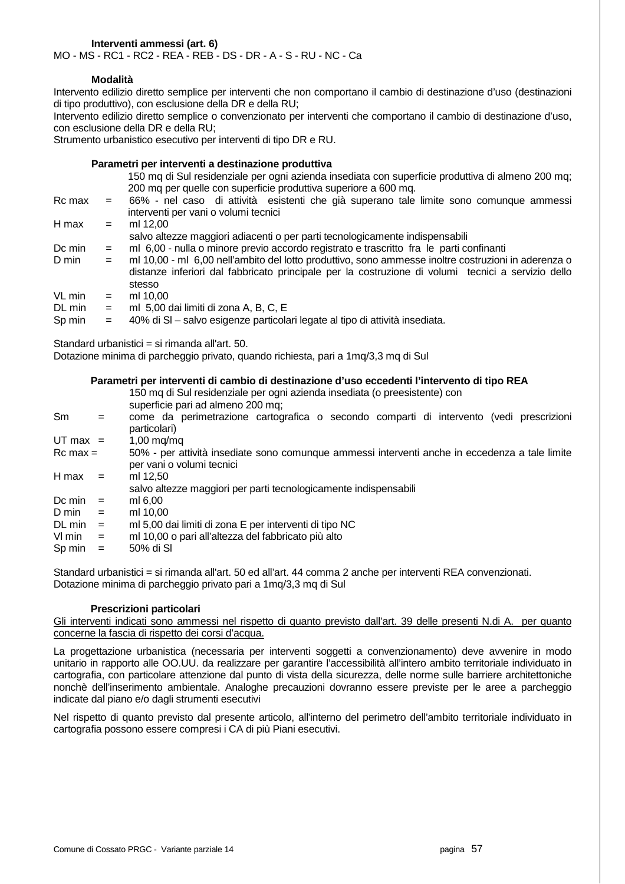**Interventi ammessi (art. 6)**

MO - MS - RC1 - RC2 - REA - REB - DS - DR - A - S - RU - NC - Ca

**Modalità**

Intervento edilizio diretto semplice per interventi che non comportano il cambio di destinazione d'uso (destinazioni di tipo produttivo), con esclusione della DR e della RU;

Intervento edilizio diretto semplice o convenzionato per interventi che comportano il cambio di destinazione d'uso, con esclusione della DR e della RU;

Strumento urbanistico esecutivo per interventi di tipo DR e RU.

**Parametri per interventi a destinazione produttiva**

150 mq di Sul residenziale per ogni azienda insediata con superficie produttiva di almeno 200 mq; 200 mq per quelle con superficie produttiva superiore a 600 mq.

| | | |
|---|---|---|
| Rc max | = | 66% - nel caso di attività esistenti che già superano tale limite sono comunque ammessi interventi per vani o volumi tecnici |
| H max | = | ml 12,00 salvo altezze maggiori adiacenti o per parti tecnologicamente indispensabili |
| Dc min | = | ml 6,00 - nulla o minore previo accordo registrato e trascritto fra le parti confinanti |
| D min | = | ml 10,00 - ml 6,00 nell'ambito del lotto produttivo, sono ammesse inoltre costruzioni in aderenza o distanze inferiori dal fabbricato principale per la costruzione di volumi tecnici a servizio dello stesso |
| VL min | = | ml 10,00 |
| DL min | = | ml 5,00 dai limiti di zona A, B, C, E |
| Sp min | = | 40% di Sl – salvo esigenze particolari legate al tipo di attività insediata. |

Standard urbanistici = si rimanda all'art. 50.

Dotazione minima di parcheggio privato, quando richiesta, pari a 1mq/3,3 mq di Sul

**Parametri per interventi di cambio di destinazione d'uso eccedenti l'intervento di tipo REA**

150 mq di Sul residenziale per ogni azienda insediata (o preesistente) con superficie pari ad almeno 200 mq;

| | | |
|---|---|---|
| Sm | = | come da perimetrazione cartografica o secondo comparti di intervento (vedi prescrizioni particolari) |
| UT max | = | 1,00 mq/mq |
| Rc max | = | 50% - per attività insediate sono comunque ammessi interventi anche in eccedenza a tale limite per vani o volumi tecnici |
| H max | = | ml 12,50 salvo altezze maggiori per parti tecnologicamente indispensabili |
| Dc min | = | ml 6,00 |
| D min | = | ml 10,00 |
| DL min | = | ml 5,00 dai limiti di zona E per interventi di tipo NC |
| Vl min | = | ml 10,00 o pari all'altezza del fabbricato più alto |
| Sp min | = | 50% di Sl |

Standard urbanistici = si rimanda all'art. 50 ed all'art. 44 comma 2 anche per interventi REA convenzionati.

Dotazione minima di parcheggio privato pari a 1mq/3,3 mq di Sul

**Prescrizioni particolari**

<u>Gli interventi indicati sono ammessi nel rispetto di quanto previsto dall'art. 39 delle presenti N.di A. per quanto concerne la fascia di rispetto dei corsi d'acqua.</u>

La progettazione urbanistica (necessaria per interventi soggetti a convenzionamento) deve avvenire in modo unitario in rapporto alle OO.UU. da realizzare per garantire l'accessibilità all'intero ambito territoriale individuato in cartografia, con particolare attenzione dal punto di vista della sicurezza, delle norme sulle barriere architettoniche nonchè dell'inserimento ambientale. Analoghe precauzioni dovranno essere previste per le aree a parcheggio indicate dal piano e/o dagli strumenti esecutivi

Nel rispetto di quanto previsto dal presente articolo, all'interno del perimetro dell'ambito territoriale individuato in cartografia possono essere compresi i CA di più Piani esecutivi.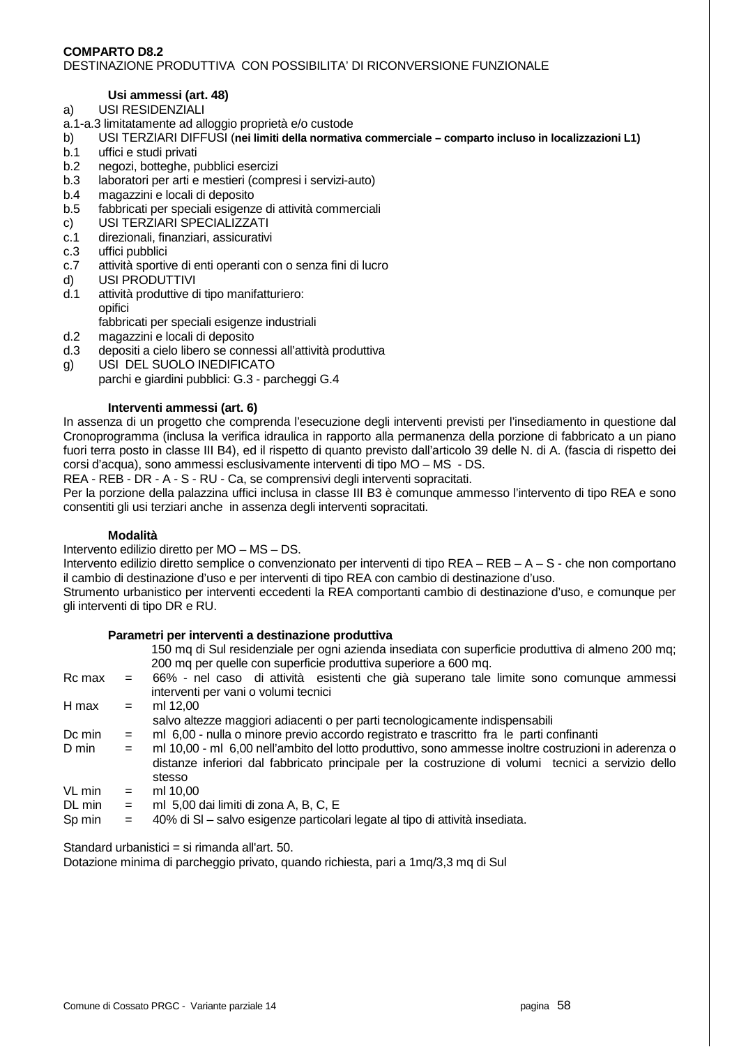**COMPARTO D8.2**
DESTINAZIONE PRODUTTIVA CON POSSIBILITA' DI RICONVERSIONE FUNZIONALE

**Usi ammessi (art. 48)**

a) USI RESIDENZIALI
a.1-a.3 limitatamente ad alloggio proprietà e/o custode
b) USI TERZIARI DIFFUSI (**nei limiti della normativa commerciale – comparto incluso in localizzazioni L1)**
b.1 uffici e studi privati
b.2 negozi, botteghe, pubblici esercizi
b.3 laboratori per arti e mestieri (compresi i servizi-auto)
b.4 magazzini e locali di deposito
b.5 fabbricati per speciali esigenze di attività commerciali
c) USI TERZIARI SPECIALIZZATI
c.1 direzionali, finanziari, assicurativi
c.3 uffici pubblici
c.7 attività sportive di enti operanti con o senza fini di lucro
d) USI PRODUTTIVI
d.1 attività produttive di tipo manifatturiero:
opifici
fabbricati per speciali esigenze industriali
d.2 magazzini e locali di deposito
d.3 depositi a cielo libero se connessi all'attività produttiva
g) USI DEL SUOLO INEDIFICATO
parchi e giardini pubblici: G.3 - parcheggi G.4

**Interventi ammessi (art. 6)**

In assenza di un progetto che comprenda l'esecuzione degli interventi previsti per l'insediamento in questione dal Cronoprogramma (inclusa la verifica idraulica in rapporto alla permanenza della porzione di fabbricato a un piano fuori terra posto in classe III B4), ed il rispetto di quanto previsto dall'articolo 39 delle N. di A. (fascia di rispetto dei corsi d'acqua), sono ammessi esclusivamente interventi di tipo MO – MS - DS.
REA - REB - DR - A - S - RU - Ca, se comprensivi degli interventi sopracitati.
Per la porzione della palazzina uffici inclusa in classe III B3 è comunque ammesso l'intervento di tipo REA e sono consentiti gli usi terziari anche in assenza degli interventi sopracitati.

**Modalità**

Intervento edilizio diretto per MO – MS – DS.
Intervento edilizio diretto semplice o convenzionato per interventi di tipo REA – REB – A – S - che non comportano il cambio di destinazione d'uso e per interventi di tipo REA con cambio di destinazione d'uso.
Strumento urbanistico per interventi eccedenti la REA comportanti cambio di destinazione d'uso, e comunque per gli interventi di tipo DR e RU.

**Parametri per interventi a destinazione produttiva**

150 mq di Sul residenziale per ogni azienda insediata con superficie produttiva di almeno 200 mq; 200 mq per quelle con superficie produttiva superiore a 600 mq.

| | | |
|---|---|---|
| Rc max | = | 66% - nel caso di attività esistenti che già superano tale limite sono comunque ammessi interventi per vani o volumi tecnici |
| H max | = | ml 12,00<br>salvo altezze maggiori adiacenti o per parti tecnologicamente indispensabili |
| Dc min | = | ml 6,00 - nulla o minore previo accordo registrato e trascritto fra le parti confinanti |
| D min | = | ml 10,00 - ml 6,00 nell'ambito del lotto produttivo, sono ammesse inoltre costruzioni in aderenza o distanze inferiori dal fabbricato principale per la costruzione di volumi tecnici a servizio dello stesso |
| VL min | = | ml 10,00 |
| DL min | = | ml 5,00 dai limiti di zona A, B, C, E |
| Sp min | = | 40% di Sl – salvo esigenze particolari legate al tipo di attività insediata. |

Standard urbanistici = si rimanda all'art. 50.
Dotazione minima di parcheggio privato, quando richiesta, pari a 1mq/3,3 mq di Sul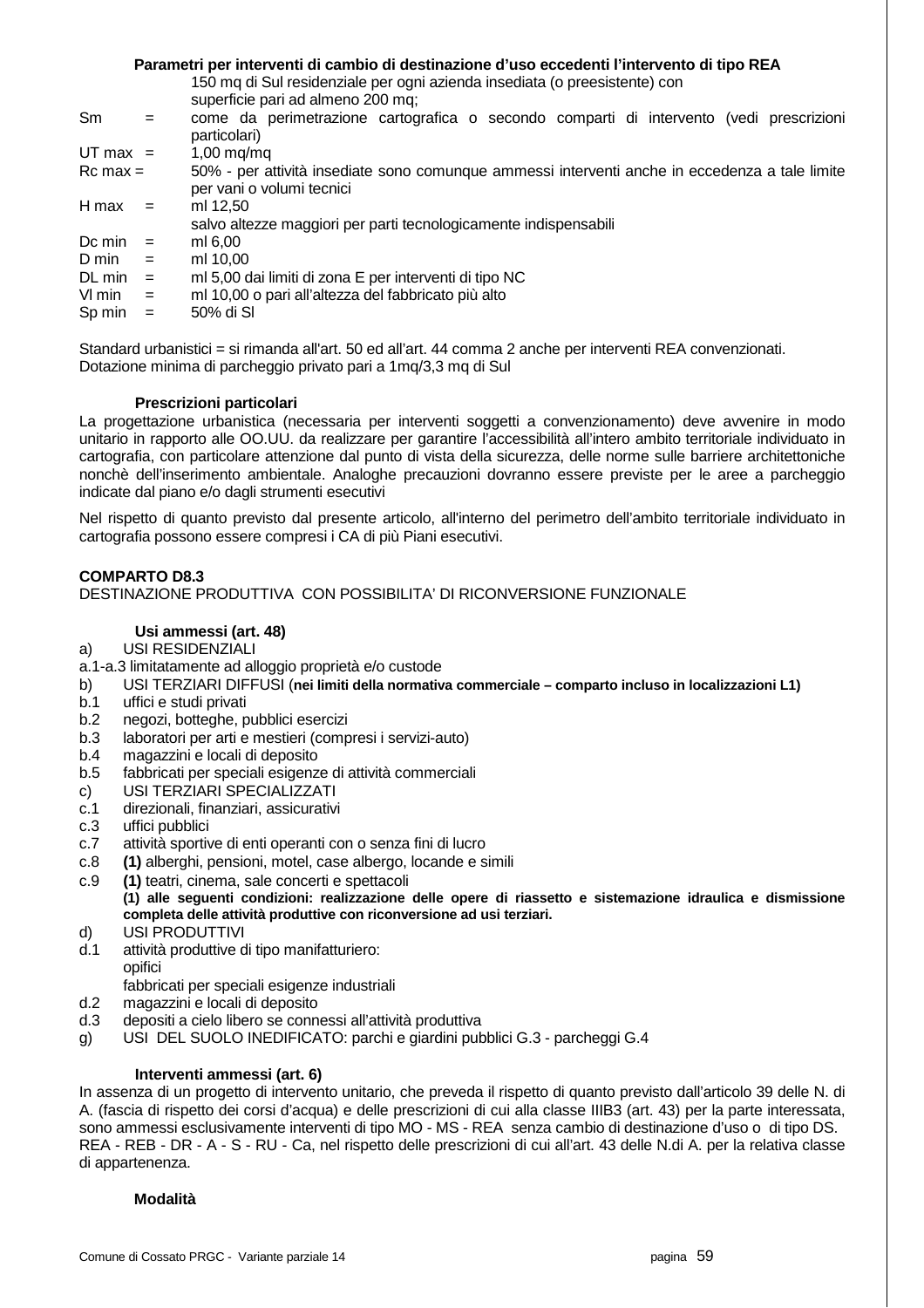**Parametri per interventi di cambio di destinazione d'uso eccedenti l'intervento di tipo REA**

150 mq di Sul residenziale per ogni azienda insediata (o preesistente) con superficie pari ad almeno 200 mq;

| | | |
|---|---|---|
| Sm | = | come da perimetrazione cartografica o secondo comparti di intervento (vedi prescrizioni particolari) |
| UT max | = | 1,00 mq/mq |
| Rc max | = | 50% - per attività insediate sono comunque ammessi interventi anche in eccedenza a tale limite per vani o volumi tecnici |
| H max | = | ml 12,50<br>salvo altezze maggiori per parti tecnologicamente indispensabili |
| Dc min | = | ml 6,00 |
| D min | = | ml 10,00 |
| DL min | = | ml 5,00 dai limiti di zona E per interventi di tipo NC |
| Vl min | = | ml 10,00 o pari all'altezza del fabbricato più alto |
| Sp min | = | 50% di Sl |

Standard urbanistici = si rimanda all'art. 50 ed all'art. 44 comma 2 anche per interventi REA convenzionati.
Dotazione minima di parcheggio privato pari a 1mq/3,3 mq di Sul

**Prescrizioni particolari**

La progettazione urbanistica (necessaria per interventi soggetti a convenzionamento) deve avvenire in modo unitario in rapporto alle OO.UU. da realizzare per garantire l'accessibilità all'intero ambito territoriale individuato in cartografia, con particolare attenzione dal punto di vista della sicurezza, delle norme sulle barriere architettoniche nonchè dell'inserimento ambientale. Analoghe precauzioni dovranno essere previste per le aree a parcheggio indicate dal piano e/o dagli strumenti esecutivi

Nel rispetto di quanto previsto dal presente articolo, all'interno del perimetro dell'ambito territoriale individuato in cartografia possono essere compresi i CA di più Piani esecutivi.

**COMPARTO D8.3**

DESTINAZIONE PRODUTTIVA CON POSSIBILITA' DI RICONVERSIONE FUNZIONALE

**Usi ammessi (art. 48)**

a) USI RESIDENZIALI
a.1-a.3 limitatamente ad alloggio proprietà e/o custode
b) USI TERZIARI DIFFUSI (**nei limiti della normativa commerciale – comparto incluso in localizzazioni L1)**
b.1 uffici e studi privati
b.2 negozi, botteghe, pubblici esercizi
b.3 laboratori per arti e mestieri (compresi i servizi-auto)
b.4 magazzini e locali di deposito
b.5 fabbricati per speciali esigenze di attività commerciali
c) USI TERZIARI SPECIALIZZATI
c.1 direzionali, finanziari, assicurativi
c.3 uffici pubblici
c.7 attività sportive di enti operanti con o senza fini di lucro
c.8 **(1)** alberghi, pensioni, motel, case albergo, locande e simili
c.9 **(1)** teatri, cinema, sale concerti e spettacoli
**(1) alle seguenti condizioni: realizzazione delle opere di riassetto e sistemazione idraulica e dismissione completa delle attività produttive con riconversione ad usi terziari.**
d) USI PRODUTTIVI
d.1 attività produttive di tipo manifatturiero:
opifici
fabbricati per speciali esigenze industriali
d.2 magazzini e locali di deposito
d.3 depositi a cielo libero se connessi all'attività produttiva
g) USI DEL SUOLO INEDIFICATO: parchi e giardini pubblici G.3 - parcheggi G.4

**Interventi ammessi (art. 6)**

In assenza di un progetto di intervento unitario, che preveda il rispetto di quanto previsto dall'articolo 39 delle N. di A. (fascia di rispetto dei corsi d'acqua) e delle prescrizioni di cui alla classe IIIB3 (art. 43) per la parte interessata, sono ammessi esclusivamente interventi di tipo MO - MS - REA senza cambio di destinazione d'uso o di tipo DS.
REA - REB - DR - A - S - RU - Ca, nel rispetto delle prescrizioni di cui all'art. 43 delle N.di A. per la relativa classe di appartenenza.

**Modalità**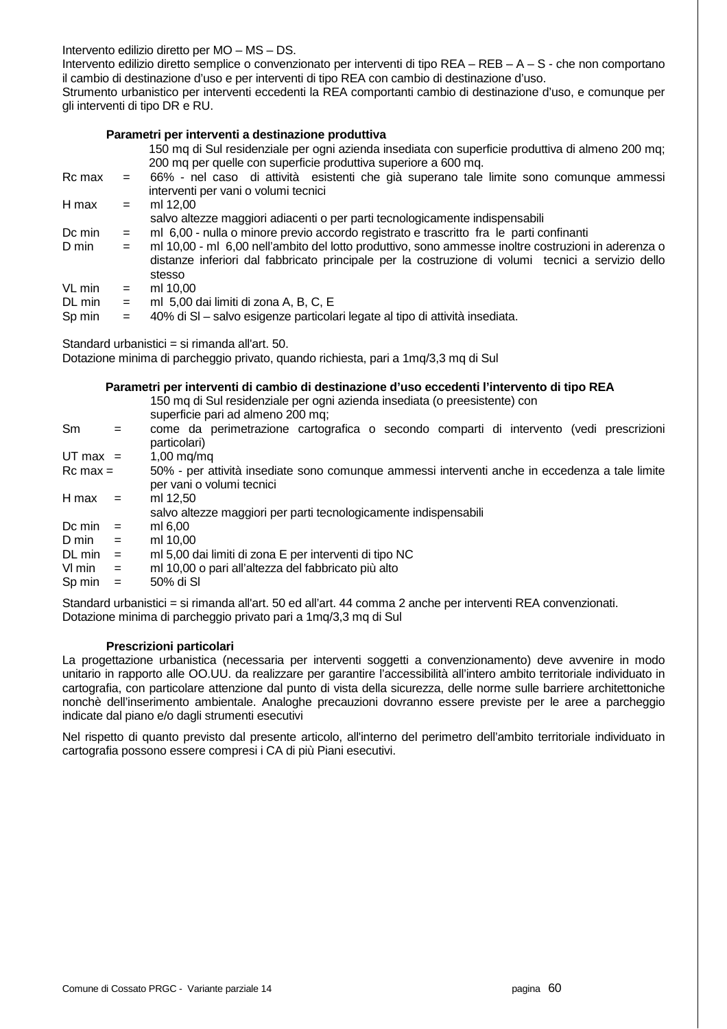Intervento edilizio diretto per MO – MS – DS.

Intervento edilizio diretto semplice o convenzionato per interventi di tipo REA – REB – A – S - che non comportano il cambio di destinazione d'uso e per interventi di tipo REA con cambio di destinazione d'uso.

Strumento urbanistico per interventi eccedenti la REA comportanti cambio di destinazione d'uso, e comunque per gli interventi di tipo DR e RU.

**Parametri per interventi a destinazione produttiva**

| | | |
|---|---|---|
| | | 150 mq di Sul residenziale per ogni azienda insediata con superficie produttiva di almeno 200 mq; 200 mq per quelle con superficie produttiva superiore a 600 mq. |
| Rc max | = | 66% - nel caso di attività esistenti che già superano tale limite sono comunque ammessi interventi per vani o volumi tecnici |
| H max | = | ml 12,00 salvo altezze maggiori adiacenti o per parti tecnologicamente indispensabili |
| Dc min | = | ml 6,00 - nulla o minore previo accordo registrato e trascritto fra le parti confinanti |
| D min | = | ml 10,00 - ml 6,00 nell'ambito del lotto produttivo, sono ammesse inoltre costruzioni in aderenza o distanze inferiori dal fabbricato principale per la costruzione di volumi tecnici a servizio dello stesso |
| VL min | = | ml 10,00 |
| DL min | = | ml 5,00 dai limiti di zona A, B, C, E |
| Sp min | = | 40% di Sl – salvo esigenze particolari legate al tipo di attività insediata. |

Standard urbanistici = si rimanda all'art. 50.

Dotazione minima di parcheggio privato, quando richiesta, pari a 1mq/3,3 mq di Sul

**Parametri per interventi di cambio di destinazione d'uso eccedenti l'intervento di tipo REA**

| | | |
|---|---|---|
| | | 150 mq di Sul residenziale per ogni azienda insediata (o preesistente) con superficie pari ad almeno 200 mq; |
| Sm | = | come da perimetrazione cartografica o secondo comparti di intervento (vedi prescrizioni particolari) |
| UT max | = | 1,00 mq/mq |
| Rc max | = | 50% - per attività insediate sono comunque ammessi interventi anche in eccedenza a tale limite per vani o volumi tecnici |
| H max | = | ml 12,50 salvo altezze maggiori per parti tecnologicamente indispensabili |
| Dc min | = | ml 6,00 |
| D min | = | ml 10,00 |
| DL min | = | ml 5,00 dai limiti di zona E per interventi di tipo NC |
| Vl min | = | ml 10,00 o pari all'altezza del fabbricato più alto |
| Sp min | = | 50% di Sl |

Standard urbanistici = si rimanda all'art. 50 ed all'art. 44 comma 2 anche per interventi REA convenzionati.

Dotazione minima di parcheggio privato pari a 1mq/3,3 mq di Sul

**Prescrizioni particolari**

La progettazione urbanistica (necessaria per interventi soggetti a convenzionamento) deve avvenire in modo unitario in rapporto alle OO.UU. da realizzare per garantire l'accessibilità all'intero ambito territoriale individuato in cartografia, con particolare attenzione dal punto di vista della sicurezza, delle norme sulle barriere architettoniche nonchè dell'inserimento ambientale. Analoghe precauzioni dovranno essere previste per le aree a parcheggio indicate dal piano e/o dagli strumenti esecutivi

Nel rispetto di quanto previsto dal presente articolo, all'interno del perimetro dell'ambito territoriale individuato in cartografia possono essere compresi i CA di più Piani esecutivi.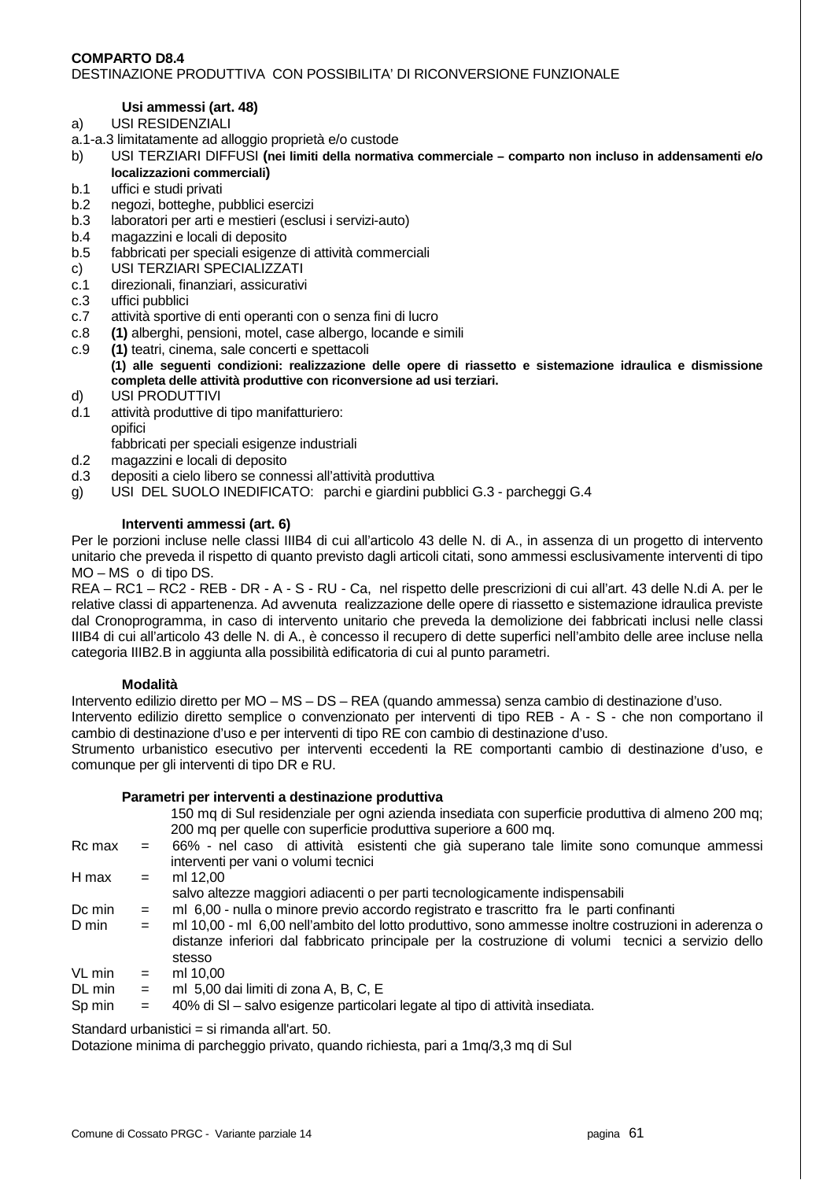**COMPARTO D8.4**
DESTINAZIONE PRODUTTIVA CON POSSIBILITA' DI RICONVERSIONE FUNZIONALE

**Usi ammessi (art. 48)**

a) USI RESIDENZIALI
a.1-a.3 limitatamente ad alloggio proprietà e/o custode
b) USI TERZIARI DIFFUSI **(nei limiti della normativa commerciale – comparto non incluso in addensamenti e/o localizzazioni commerciali)**
b.1 uffici e studi privati
b.2 negozi, botteghe, pubblici esercizi
b.3 laboratori per arti e mestieri (esclusi i servizi-auto)
b.4 magazzini e locali di deposito
b.5 fabbricati per speciali esigenze di attività commerciali
c) USI TERZIARI SPECIALIZZATI
c.1 direzionali, finanziari, assicurativi
c.3 uffici pubblici
c.7 attività sportive di enti operanti con o senza fini di lucro
c.8 **(1)** alberghi, pensioni, motel, case albergo, locande e simili
c.9 **(1)** teatri, cinema, sale concerti e spettacoli
**(1) alle seguenti condizioni: realizzazione delle opere di riassetto e sistemazione idraulica e dismissione completa delle attività produttive con riconversione ad usi terziari.**
d) USI PRODUTTIVI
d.1 attività produttive di tipo manifatturiero:
opifici
fabbricati per speciali esigenze industriali
d.2 magazzini e locali di deposito
d.3 depositi a cielo libero se connessi all'attività produttiva
g) USI DEL SUOLO INEDIFICATO: parchi e giardini pubblici G.3 - parcheggi G.4

**Interventi ammessi (art. 6)**

Per le porzioni incluse nelle classi IIIB4 di cui all'articolo 43 delle N. di A., in assenza di un progetto di intervento unitario che preveda il rispetto di quanto previsto dagli articoli citati, sono ammessi esclusivamente interventi di tipo MO – MS o di tipo DS.
REA – RC1 – RC2 - REB - DR - A - S - RU - Ca, nel rispetto delle prescrizioni di cui all'art. 43 delle N.di A. per le relative classi di appartenenza. Ad avvenuta realizzazione delle opere di riassetto e sistemazione idraulica previste dal Cronoprogramma, in caso di intervento unitario che preveda la demolizione dei fabbricati inclusi nelle classi IIIB4 di cui all'articolo 43 delle N. di A., è concesso il recupero di dette superfici nell'ambito delle aree incluse nella categoria IIIB2.B in aggiunta alla possibilità edificatoria di cui al punto parametri.

**Modalità**

Intervento edilizio diretto per MO – MS – DS – REA (quando ammessa) senza cambio di destinazione d'uso.
Intervento edilizio diretto semplice o convenzionato per interventi di tipo REB - A - S - che non comportano il cambio di destinazione d'uso e per interventi di tipo RE con cambio di destinazione d'uso.
Strumento urbanistico esecutivo per interventi eccedenti la RE comportanti cambio di destinazione d'uso, e comunque per gli interventi di tipo DR e RU.

**Parametri per interventi a destinazione produttiva**

150 mq di Sul residenziale per ogni azienda insediata con superficie produttiva di almeno 200 mq; 200 mq per quelle con superficie produttiva superiore a 600 mq.

| | | |
|---|---|---|
| Rc max | = | 66% - nel caso di attività esistenti che già superano tale limite sono comunque ammessi interventi per vani o volumi tecnici |
| H max | = | ml 12,00 salvo altezze maggiori adiacenti o per parti tecnologicamente indispensabili |
| Dc min | = | ml 6,00 - nulla o minore previo accordo registrato e trascritto fra le parti confinanti |
| D min | = | ml 10,00 - ml 6,00 nell'ambito del lotto produttivo, sono ammesse inoltre costruzioni in aderenza o distanze inferiori dal fabbricato principale per la costruzione di volumi tecnici a servizio dello stesso |
| VL min | = | ml 10,00 |
| DL min | = | ml 5,00 dai limiti di zona A, B, C, E |
| Sp min | = | 40% di Sl – salvo esigenze particolari legate al tipo di attività insediata. |

Standard urbanistici = si rimanda all'art. 50.
Dotazione minima di parcheggio privato, quando richiesta, pari a 1mq/3,3 mq di Sul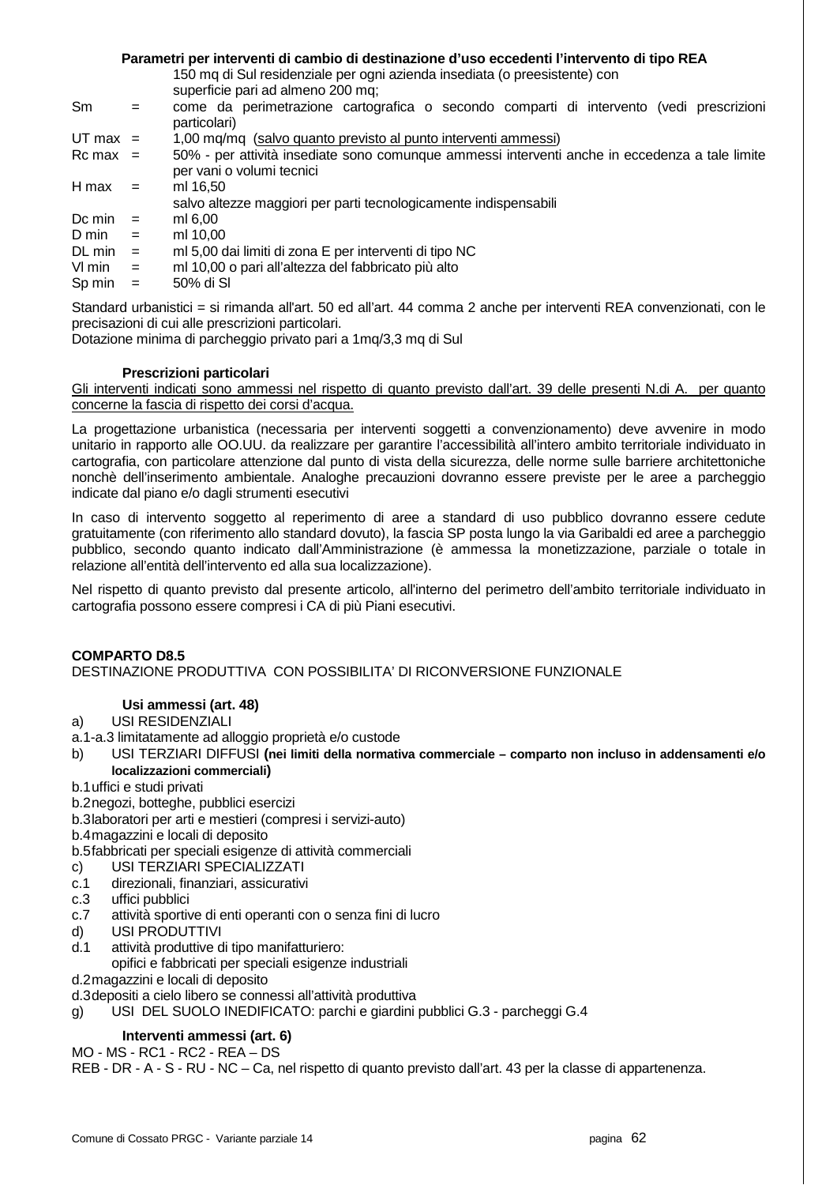**Parametri per interventi di cambio di destinazione d'uso eccedenti l'intervento di tipo REA**

150 mq di Sul residenziale per ogni azienda insediata (o preesistente) con superficie pari ad almeno 200 mq;

| | | |
|---|---|---|
| Sm | = | come da perimetrazione cartografica o secondo comparti di intervento (vedi prescrizioni particolari) |
| UT max | = | 1,00 mq/mq (salvo quanto previsto al punto interventi ammessi) |
| Rc max | = | 50% - per attività insediate sono comunque ammessi interventi anche in eccedenza a tale limite per vani o volumi tecnici |
| H max | = | ml 16,50<br>salvo altezze maggiori per parti tecnologicamente indispensabili |
| Dc min | = | ml 6,00 |
| D min | = | ml 10,00 |
| DL min | = | ml 5,00 dai limiti di zona E per interventi di tipo NC |
| Vl min | = | ml 10,00 o pari all'altezza del fabbricato più alto |
| Sp min | = | 50% di Sl |

Standard urbanistici = si rimanda all'art. 50 ed all'art. 44 comma 2 anche per interventi REA convenzionati, con le precisazioni di cui alle prescrizioni particolari.
Dotazione minima di parcheggio privato pari a 1mq/3,3 mq di Sul

**Prescrizioni particolari**

Gli interventi indicati sono ammessi nel rispetto di quanto previsto dall'art. 39 delle presenti N.di A. per quanto concerne la fascia di rispetto dei corsi d'acqua.

La progettazione urbanistica (necessaria per interventi soggetti a convenzionamento) deve avvenire in modo unitario in rapporto alle OO.UU. da realizzare per garantire l'accessibilità all'intero ambito territoriale individuato in cartografia, con particolare attenzione dal punto di vista della sicurezza, delle norme sulle barriere architettoniche nonchè dell'inserimento ambientale. Analoghe precauzioni dovranno essere previste per le aree a parcheggio indicate dal piano e/o dagli strumenti esecutivi

In caso di intervento soggetto al reperimento di aree a standard di uso pubblico dovranno essere cedute gratuitamente (con riferimento allo standard dovuto), la fascia SP posta lungo la via Garibaldi ed aree a parcheggio pubblico, secondo quanto indicato dall'Amministrazione (è ammessa la monetizzazione, parziale o totale in relazione all'entità dell'intervento ed alla sua localizzazione).

Nel rispetto di quanto previsto dal presente articolo, all'interno del perimetro dell'ambito territoriale individuato in cartografia possono essere compresi i CA di più Piani esecutivi.

**COMPARTO D8.5**

DESTINAZIONE PRODUTTIVA CON POSSIBILITA' DI RICONVERSIONE FUNZIONALE

**Usi ammessi (art. 48)**

a) USI RESIDENZIALI
a.1-a.3 limitatamente ad alloggio proprietà e/o custode
b) USI TERZIARI DIFFUSI **(nei limiti della normativa commerciale – comparto non incluso in addensamenti e/o localizzazioni commerciali)**
b.1 uffici e studi privati
b.2 negozi, botteghe, pubblici esercizi
b.3 laboratori per arti e mestieri (compresi i servizi-auto)
b.4 magazzini e locali di deposito
b.5 fabbricati per speciali esigenze di attività commerciali
c) USI TERZIARI SPECIALIZZATI
c.1 direzionali, finanziari, assicurativi
c.3 uffici pubblici
c.7 attività sportive di enti operanti con o senza fini di lucro
d) USI PRODUTTIVI
d.1 attività produttive di tipo manifatturiero:
opifici e fabbricati per speciali esigenze industriali
d.2 magazzini e locali di deposito
d.3 depositi a cielo libero se connessi all'attività produttiva
g) USI DEL SUOLO INEDIFICATO: parchi e giardini pubblici G.3 - parcheggi G.4

**Interventi ammessi (art. 6)**

MO - MS - RC1 - RC2 - REA – DS
REB - DR - A - S - RU - NC – Ca, nel rispetto di quanto previsto dall'art. 43 per la classe di appartenenza.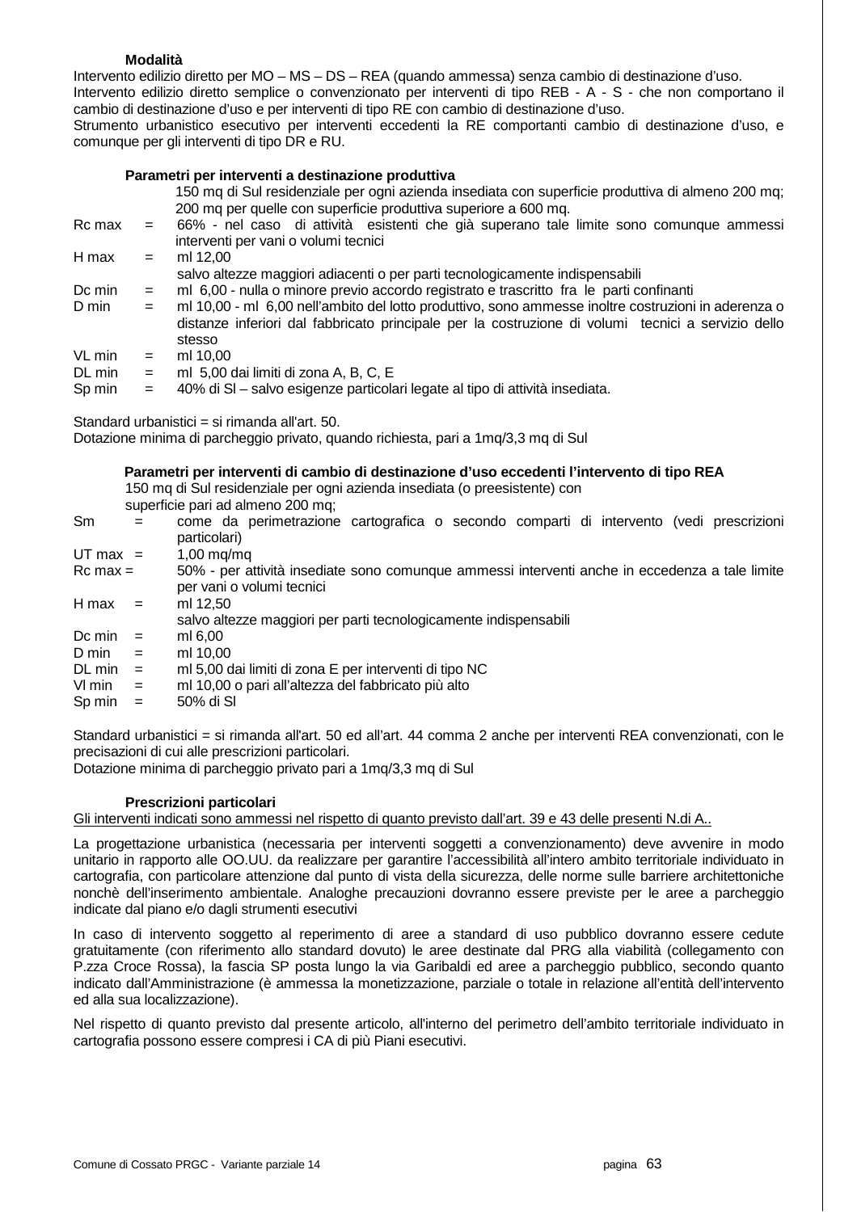**Modalità**

Intervento edilizio diretto per MO – MS – DS – REA (quando ammessa) senza cambio di destinazione d'uso.
Intervento edilizio diretto semplice o convenzionato per interventi di tipo REB - A - S - che non comportano il cambio di destinazione d'uso e per interventi di tipo RE con cambio di destinazione d'uso.
Strumento urbanistico esecutivo per interventi eccedenti la RE comportanti cambio di destinazione d'uso, e comunque per gli interventi di tipo DR e RU.

**Parametri per interventi a destinazione produttiva**

150 mq di Sul residenziale per ogni azienda insediata con superficie produttiva di almeno 200 mq; 200 mq per quelle con superficie produttiva superiore a 600 mq.

| | | |
|---|---|---|
| Rc max | = | 66% - nel caso di attività esistenti che già superano tale limite sono comunque ammessi interventi per vani o volumi tecnici |
| H max | = | ml 12,00<br>salvo altezze maggiori adiacenti o per parti tecnologicamente indispensabili |
| Dc min | = | ml 6,00 - nulla o minore previo accordo registrato e trascritto fra le parti confinanti |
| D min | = | ml 10,00 - ml 6,00 nell'ambito del lotto produttivo, sono ammesse inoltre costruzioni in aderenza o distanze inferiori dal fabbricato principale per la costruzione di volumi tecnici a servizio dello stesso |
| VL min | = | ml 10,00 |
| DL min | = | ml 5,00 dai limiti di zona A, B, C, E |
| Sp min | = | 40% di Sl – salvo esigenze particolari legate al tipo di attività insediata. |

Standard urbanistici = si rimanda all'art. 50.
Dotazione minima di parcheggio privato, quando richiesta, pari a 1mq/3,3 mq di Sul

**Parametri per interventi di cambio di destinazione d'uso eccedenti l'intervento di tipo REA**

150 mq di Sul residenziale per ogni azienda insediata (o preesistente) con superficie pari ad almeno 200 mq;

| | | |
|---|---|---|
| Sm | = | come da perimetrazione cartografica o secondo comparti di intervento (vedi prescrizioni particolari) |
| UT max | = | 1,00 mq/mq |
| Rc max | = | 50% - per attività insediate sono comunque ammessi interventi anche in eccedenza a tale limite per vani o volumi tecnici |
| H max | = | ml 12,50<br>salvo altezze maggiori per parti tecnologicamente indispensabili |
| Dc min | = | ml 6,00 |
| D min | = | ml 10,00 |
| DL min | = | ml 5,00 dai limiti di zona E per interventi di tipo NC |
| Vl min | = | ml 10,00 o pari all'altezza del fabbricato più alto |
| Sp min | = | 50% di Sl |

Standard urbanistici = si rimanda all'art. 50 ed all'art. 44 comma 2 anche per interventi REA convenzionati, con le precisazioni di cui alle prescrizioni particolari.
Dotazione minima di parcheggio privato pari a 1mq/3,3 mq di Sul

**Prescrizioni particolari**

Gli interventi indicati sono ammessi nel rispetto di quanto previsto dall'art. 39 e 43 delle presenti N.di A..

La progettazione urbanistica (necessaria per interventi soggetti a convenzionamento) deve avvenire in modo unitario in rapporto alle OO.UU. da realizzare per garantire l'accessibilità all'intero ambito territoriale individuato in cartografia, con particolare attenzione dal punto di vista della sicurezza, delle norme sulle barriere architettoniche nonchè dell'inserimento ambientale. Analoghe precauzioni dovranno essere previste per le aree a parcheggio indicate dal piano e/o dagli strumenti esecutivi

In caso di intervento soggetto al reperimento di aree a standard di uso pubblico dovranno essere cedute gratuitamente (con riferimento allo standard dovuto) le aree destinate dal PRG alla viabilità (collegamento con P.zza Croce Rossa), la fascia SP posta lungo la via Garibaldi ed aree a parcheggio pubblico, secondo quanto indicato dall'Amministrazione (è ammessa la monetizzazione, parziale o totale in relazione all'entità dell'intervento ed alla sua localizzazione).

Nel rispetto di quanto previsto dal presente articolo, all'interno del perimetro dell'ambito territoriale individuato in cartografia possono essere compresi i CA di più Piani esecutivi.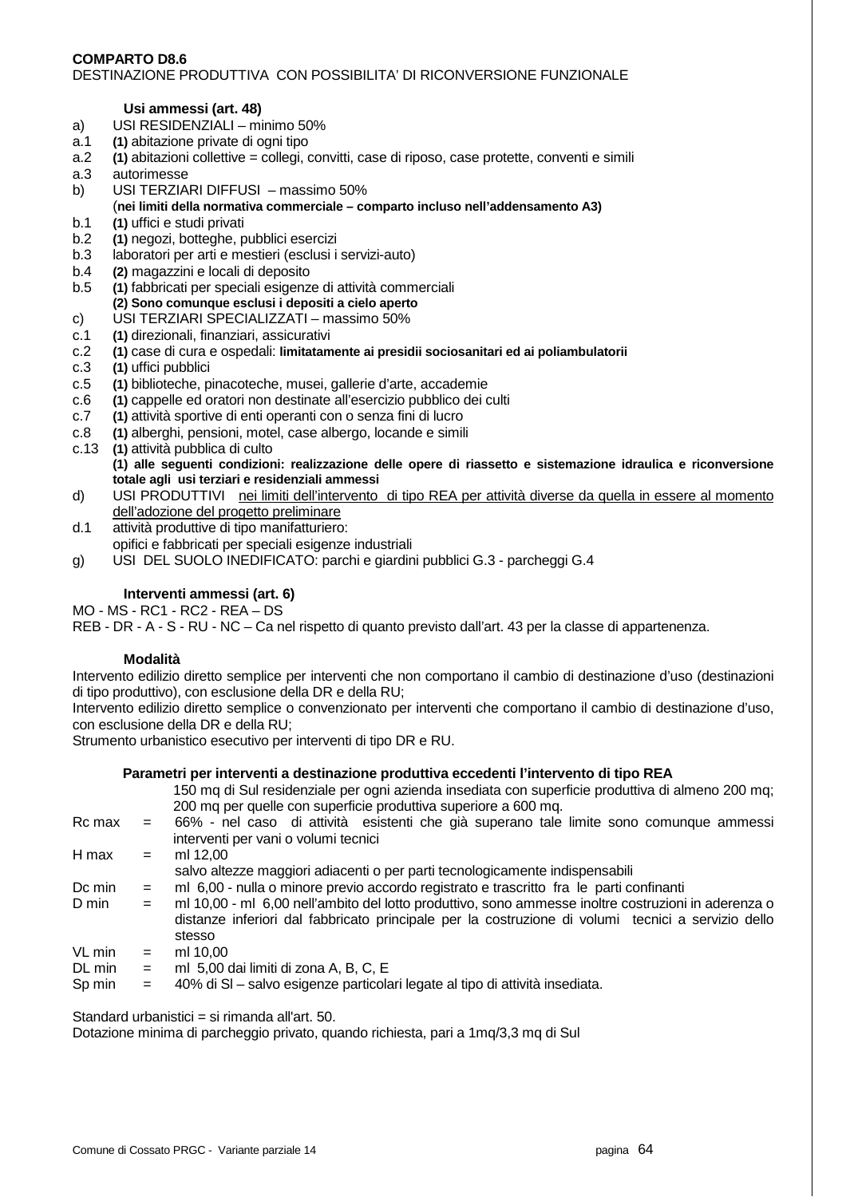**COMPARTO D8.6**

DESTINAZIONE PRODUTTIVA CON POSSIBILITA' DI RICONVERSIONE FUNZIONALE

**Usi ammessi (art. 48)**

a) USI RESIDENZIALI – minimo 50%

a.1 **(1)** abitazione private di ogni tipo

a.2 **(1)** abitazioni collettive = collegi, convitti, case di riposo, case protette, conventi e simili

a.3 autorimesse

b) USI TERZIARI DIFFUSI – massimo 50%
(**nei limiti della normativa commerciale – comparto incluso nell'addensamento A3)**

b.1 **(1)** uffici e studi privati

b.2 **(1)** negozi, botteghe, pubblici esercizi

b.3 laboratori per arti e mestieri (esclusi i servizi-auto)

b.4 **(2)** magazzini e locali di deposito

b.5 **(1)** fabbricati per speciali esigenze di attività commerciali
**(2) Sono comunque esclusi i depositi a cielo aperto**

c) USI TERZIARI SPECIALIZZATI – massimo 50%

c.1 **(1)** direzionali, finanziari, assicurativi

c.2 **(1)** case di cura e ospedali: **limitatamente ai presidii sociosanitari ed ai poliambulatorii**

c.3 **(1)** uffici pubblici

c.5 **(1)** biblioteche, pinacoteche, musei, gallerie d'arte, accademie

c.6 **(1)** cappelle ed oratori non destinate all'esercizio pubblico dei culti

c.7 **(1)** attività sportive di enti operanti con o senza fini di lucro

c.8 **(1)** alberghi, pensioni, motel, case albergo, locande e simili

c.13 **(1)** attività pubblica di culto
**(1) alle seguenti condizioni: realizzazione delle opere di riassetto e sistemazione idraulica e riconversione totale agli usi terziari e residenziali ammessi**

d) USI PRODUTTIVI nei limiti dell'intervento di tipo REA per attività diverse da quella in essere al momento dell'adozione del progetto preliminare

d.1 attività produttive di tipo manifatturiero:
opifici e fabbricati per speciali esigenze industriali

g) USI DEL SUOLO INEDIFICATO: parchi e giardini pubblici G.3 - parcheggi G.4

**Interventi ammessi (art. 6)**

MO - MS - RC1 - RC2 - REA – DS

REB - DR - A - S - RU - NC – Ca nel rispetto di quanto previsto dall'art. 43 per la classe di appartenenza.

**Modalità**

Intervento edilizio diretto semplice per interventi che non comportano il cambio di destinazione d'uso (destinazioni di tipo produttivo), con esclusione della DR e della RU;

Intervento edilizio diretto semplice o convenzionato per interventi che comportano il cambio di destinazione d'uso, con esclusione della DR e della RU;

Strumento urbanistico esecutivo per interventi di tipo DR e RU.

**Parametri per interventi a destinazione produttiva eccedenti l'intervento di tipo REA**

150 mq di Sul residenziale per ogni azienda insediata con superficie produttiva di almeno 200 mq; 200 mq per quelle con superficie produttiva superiore a 600 mq.

Rc max = 66% - nel caso di attività esistenti che già superano tale limite sono comunque ammessi interventi per vani o volumi tecnici

H max = ml 12,00
salvo altezze maggiori adiacenti o per parti tecnologicamente indispensabili

Dc min = ml 6,00 - nulla o minore previo accordo registrato e trascritto fra le parti confinanti

D min = ml 10,00 - ml 6,00 nell'ambito del lotto produttivo, sono ammesse inoltre costruzioni in aderenza o distanze inferiori dal fabbricato principale per la costruzione di volumi tecnici a servizio dello stesso

VL min = ml 10,00

DL min = ml 5,00 dai limiti di zona A, B, C, E

Sp min = 40% di Sl – salvo esigenze particolari legate al tipo di attività insediata.

Standard urbanistici = si rimanda all'art. 50.

Dotazione minima di parcheggio privato, quando richiesta, pari a 1mq/3,3 mq di Sul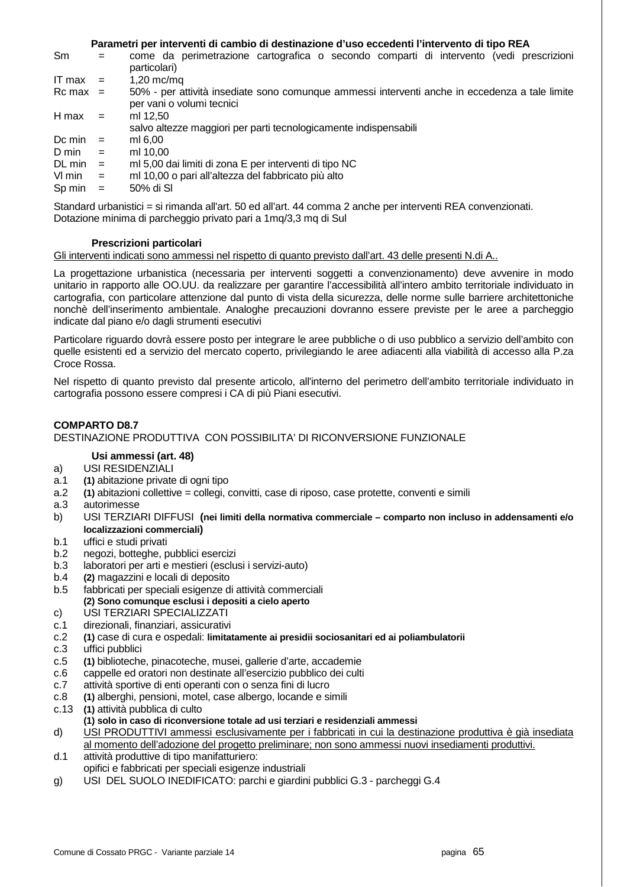**Parametri per interventi di cambio di destinazione d'uso eccedenti l'intervento di tipo REA**

| | | |
|---|---|---|
| Sm | = | come da perimetrazione cartografica o secondo comparti di intervento (vedi prescrizioni particolari) |
| IT max | = | 1,20 mc/mq |
| Rc max | = | 50% - per attività insediate sono comunque ammessi interventi anche in eccedenza a tale limite per vani o volumi tecnici |
| H max | = | ml 12,50<br>salvo altezze maggiori per parti tecnologicamente indispensabili |
| Dc min | = | ml 6,00 |
| D min | = | ml 10,00 |
| DL min | = | ml 5,00 dai limiti di zona E per interventi di tipo NC |
| Vl min | = | ml 10,00 o pari all'altezza del fabbricato più alto |
| Sp min | = | 50% di Sl |

Standard urbanistici = si rimanda all'art. 50 ed all'art. 44 comma 2 anche per interventi REA convenzionati.
Dotazione minima di parcheggio privato pari a 1mq/3,3 mq di Sul

**Prescrizioni particolari**

Gli interventi indicati sono ammessi nel rispetto di quanto previsto dall'art. 43 delle presenti N.di A..

La progettazione urbanistica (necessaria per interventi soggetti a convenzionamento) deve avvenire in modo unitario in rapporto alle OO.UU. da realizzare per garantire l'accessibilità all'intero ambito territoriale individuato in cartografia, con particolare attenzione dal punto di vista della sicurezza, delle norme sulle barriere architettoniche nonchè dell'inserimento ambientale. Analoghe precauzioni dovranno essere previste per le aree a parcheggio indicate dal piano e/o dagli strumenti esecutivi

Particolare riguardo dovrà essere posto per integrare le aree pubbliche o di uso pubblico a servizio dell'ambito con quelle esistenti ed a servizio del mercato coperto, privilegiando le aree adiacenti alla viabilità di accesso alla P.za Croce Rossa.

Nel rispetto di quanto previsto dal presente articolo, all'interno del perimetro dell'ambito territoriale individuato in cartografia possono essere compresi i CA di più Piani esecutivi.

**COMPARTO D8.7**

DESTINAZIONE PRODUTTIVA CON POSSIBILITA' DI RICONVERSIONE FUNZIONALE

**Usi ammessi (art. 48)**

- a) USI RESIDENZIALI
- a.1 **(1)** abitazione private di ogni tipo
- a.2 **(1)** abitazioni collettive = collegi, convitti, case di riposo, case protette, conventi e simili
- a.3 autorimesse
- b) USI TERZIARI DIFFUSI **(nei limiti della normativa commerciale – comparto non incluso in addensamenti e/o localizzazioni commerciali)**
- b.1 uffici e studi privati
- b.2 negozi, botteghe, pubblici esercizi
- b.3 laboratori per arti e mestieri (esclusi i servizi-auto)
- b.4 **(2)** magazzini e locali di deposito
- b.5 fabbricati per speciali esigenze di attività commerciali
  **(2) Sono comunque esclusi i depositi a cielo aperto**
- c) USI TERZIARI SPECIALIZZATI
- c.1 direzionali, finanziari, assicurativi
- c.2 **(1)** case di cura e ospedali: **limitatamente ai presidii sociosanitari ed ai poliambulatorii**
- c.3 uffici pubblici
- c.5 **(1)** biblioteche, pinacoteche, musei, gallerie d'arte, accademie
- c.6 cappelle ed oratori non destinate all'esercizio pubblico dei culti
- c.7 attività sportive di enti operanti con o senza fini di lucro
- c.8 **(1)** alberghi, pensioni, motel, case albergo, locande e simili
- c.13 **(1)** attività pubblica di culto
  **(1) solo in caso di riconversione totale ad usi terziari e residenziali ammessi**
- d) <u>USI PRODUTTIVI ammessi esclusivamente per i fabbricati in cui la destinazione produttiva è già insediata al momento dell'adozione del progetto preliminare; non sono ammessi nuovi insediamenti produttivi.</u>
- d.1 attività produttive di tipo manifatturiero:
  opifici e fabbricati per speciali esigenze industriali
- g) USI DEL SUOLO INEDIFICATO: parchi e giardini pubblici G.3 - parcheggi G.4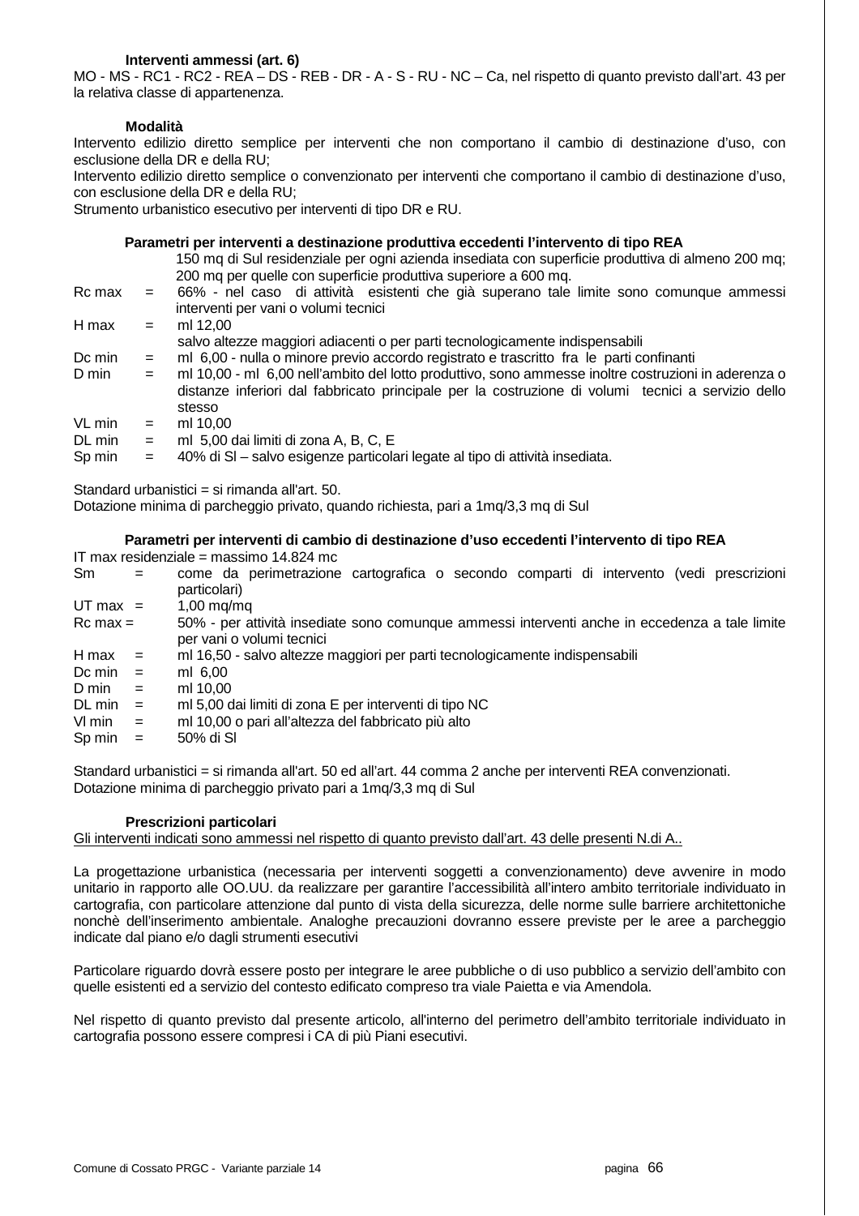**Interventi ammessi (art. 6)**

MO - MS - RC1 - RC2 - REA – DS - REB - DR - A - S - RU - NC – Ca, nel rispetto di quanto previsto dall'art. 43 per la relativa classe di appartenenza.

**Modalità**

Intervento edilizio diretto semplice per interventi che non comportano il cambio di destinazione d'uso, con esclusione della DR e della RU;

Intervento edilizio diretto semplice o convenzionato per interventi che comportano il cambio di destinazione d'uso, con esclusione della DR e della RU;

Strumento urbanistico esecutivo per interventi di tipo DR e RU.

**Parametri per interventi a destinazione produttiva eccedenti l'intervento di tipo REA**

| | | |
|---|---|---|
| | | 150 mq di Sul residenziale per ogni azienda insediata con superficie produttiva di almeno 200 mq; 200 mq per quelle con superficie produttiva superiore a 600 mq. |
| Rc max | = | 66% - nel caso di attività esistenti che già superano tale limite sono comunque ammessi interventi per vani o volumi tecnici |
| H max | = | ml 12,00 salvo altezze maggiori adiacenti o per parti tecnologicamente indispensabili |
| Dc min | = | ml 6,00 - nulla o minore previo accordo registrato e trascritto fra le parti confinanti |
| D min | = | ml 10,00 - ml 6,00 nell'ambito del lotto produttivo, sono ammesse inoltre costruzioni in aderenza o distanze inferiori dal fabbricato principale per la costruzione di volumi tecnici a servizio dello stesso |
| VL min | = | ml 10,00 |
| DL min | = | ml 5,00 dai limiti di zona A, B, C, E |
| Sp min | = | 40% di Sl – salvo esigenze particolari legate al tipo di attività insediata. |

Standard urbanistici = si rimanda all'art. 50.

Dotazione minima di parcheggio privato, quando richiesta, pari a 1mq/3,3 mq di Sul

**Parametri per interventi di cambio di destinazione d'uso eccedenti l'intervento di tipo REA**

IT max residenziale = massimo 14.824 mc

| | | |
|---|---|---|
| Sm | = | come da perimetrazione cartografica o secondo comparti di intervento (vedi prescrizioni particolari) |
| UT max | = | 1,00 mq/mq |
| Rc max | = | 50% - per attività insediate sono comunque ammessi interventi anche in eccedenza a tale limite per vani o volumi tecnici |
| H max | = | ml 16,50 - salvo altezze maggiori per parti tecnologicamente indispensabili |
| Dc min | = | ml 6,00 |
| D min | = | ml 10,00 |
| DL min | = | ml 5,00 dai limiti di zona E per interventi di tipo NC |
| Vl min | = | ml 10,00 o pari all'altezza del fabbricato più alto |
| Sp min | = | 50% di Sl |

Standard urbanistici = si rimanda all'art. 50 ed all'art. 44 comma 2 anche per interventi REA convenzionati.

Dotazione minima di parcheggio privato pari a 1mq/3,3 mq di Sul

**Prescrizioni particolari**

Gli interventi indicati sono ammessi nel rispetto di quanto previsto dall'art. 43 delle presenti N.di A..

La progettazione urbanistica (necessaria per interventi soggetti a convenzionamento) deve avvenire in modo unitario in rapporto alle OO.UU. da realizzare per garantire l'accessibilità all'intero ambito territoriale individuato in cartografia, con particolare attenzione dal punto di vista della sicurezza, delle norme sulle barriere architettoniche nonchè dell'inserimento ambientale. Analoghe precauzioni dovranno essere previste per le aree a parcheggio indicate dal piano e/o dagli strumenti esecutivi

Particolare riguardo dovrà essere posto per integrare le aree pubbliche o di uso pubblico a servizio dell'ambito con quelle esistenti ed a servizio del contesto edificato compreso tra viale Paietta e via Amendola.

Nel rispetto di quanto previsto dal presente articolo, all'interno del perimetro dell'ambito territoriale individuato in cartografia possono essere compresi i CA di più Piani esecutivi.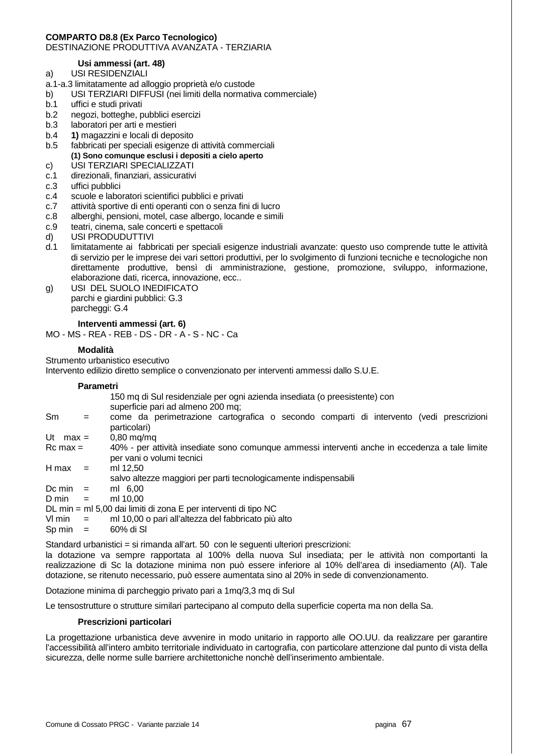**COMPARTO D8.8 (Ex Parco Tecnologico)**
DESTINAZIONE PRODUTTIVA AVANZATA - TERZIARIA

**Usi ammessi (art. 48)**

a) USI RESIDENZIALI
a.1-a.3 limitatamente ad alloggio proprietà e/o custode
b) USI TERZIARI DIFFUSI (nei limiti della normativa commerciale)
b.1 uffici e studi privati
b.2 negozi, botteghe, pubblici esercizi
b.3 laboratori per arti e mestieri
b.4 **1)** magazzini e locali di deposito
b.5 fabbricati per speciali esigenze di attività commerciali
**(1) Sono comunque esclusi i depositi a cielo aperto**
c) USI TERZIARI SPECIALIZZATI
c.1 direzionali, finanziari, assicurativi
c.3 uffici pubblici
c.4 scuole e laboratori scientifici pubblici e privati
c.7 attività sportive di enti operanti con o senza fini di lucro
c.8 alberghi, pensioni, motel, case albergo, locande e simili
c.9 teatri, cinema, sale concerti e spettacoli
d) USI PRODUDUTTIVI
d.1 limitatamente ai fabbricati per speciali esigenze industriali avanzate: questo uso comprende tutte le attività di servizio per le imprese dei vari settori produttivi, per lo svolgimento di funzioni tecniche e tecnologiche non direttamente produttive, bensì di amministrazione, gestione, promozione, sviluppo, informazione, elaborazione dati, ricerca, innovazione, ecc..
g) USI DEL SUOLO INEDIFICATO
parchi e giardini pubblici: G.3
parcheggi: G.4

**Interventi ammessi (art. 6)**

MO - MS - REA - REB - DS - DR - A - S - NC - Ca

**Modalità**

Strumento urbanistico esecutivo
Intervento edilizio diretto semplice o convenzionato per interventi ammessi dallo S.U.E.

**Parametri**

150 mq di Sul residenziale per ogni azienda insediata (o preesistente) con superficie pari ad almeno 200 mq;
Sm = come da perimetrazione cartografica o secondo comparti di intervento (vedi prescrizioni particolari)
Ut max = 0,80 mq/mq
Rc max = 40% - per attività insediate sono comunque ammessi interventi anche in eccedenza a tale limite per vani o volumi tecnici
H max = ml 12,50
salvo altezze maggiori per parti tecnologicamente indispensabili
Dc min = ml 6,00
D min = ml 10,00
DL min = ml 5,00 dai limiti di zona E per interventi di tipo NC
Vl min = ml 10,00 o pari all'altezza del fabbricato più alto
Sp min = 60% di Sl

Standard urbanistici = si rimanda all'art. 50 con le seguenti ulteriori prescrizioni:
la dotazione va sempre rapportata al 100% della nuova Sul insediata; per le attività non comportanti la realizzazione di Sc la dotazione minima non può essere inferiore al 10% dell'area di insediamento (AI). Tale dotazione, se ritenuto necessario, può essere aumentata sino al 20% in sede di convenzionamento.

Dotazione minima di parcheggio privato pari a 1mq/3,3 mq di Sul

Le tensostrutture o strutture similari partecipano al computo della superficie coperta ma non della Sa.

**Prescrizioni particolari**

La progettazione urbanistica deve avvenire in modo unitario in rapporto alle OO.UU. da realizzare per garantire l'accessibilità all'intero ambito territoriale individuato in cartografia, con particolare attenzione dal punto di vista della sicurezza, delle norme sulle barriere architettoniche nonchè dell'inserimento ambientale.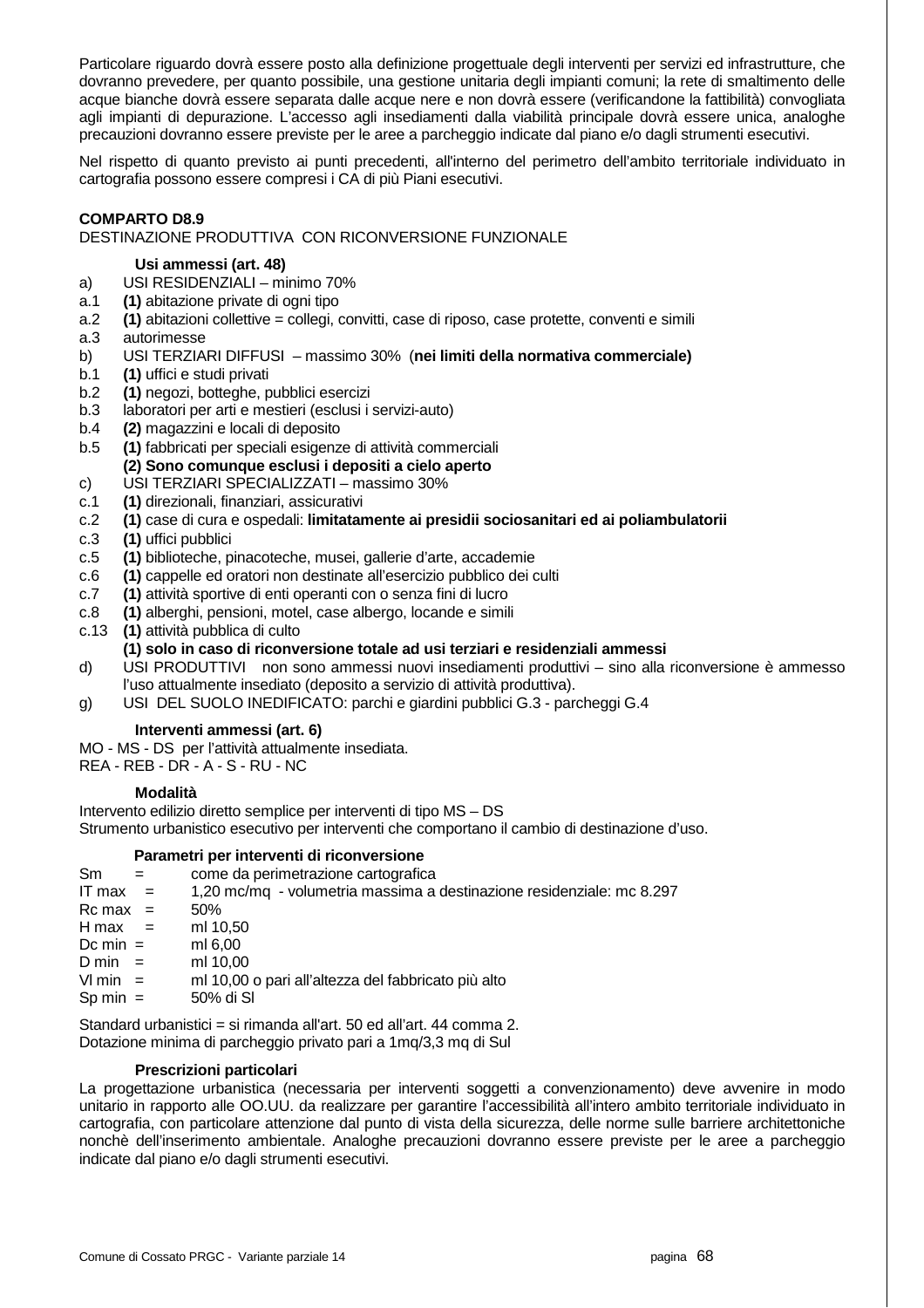Particolare riguardo dovrà essere posto alla definizione progettuale degli interventi per servizi ed infrastrutture, che dovranno prevedere, per quanto possibile, una gestione unitaria degli impianti comuni; la rete di smaltimento delle acque bianche dovrà essere separata dalle acque nere e non dovrà essere (verificandone la fattibilità) convogliata agli impianti di depurazione. L'accesso agli insediamenti dalla viabilità principale dovrà essere unica, analoghe precauzioni dovranno essere previste per le aree a parcheggio indicate dal piano e/o dagli strumenti esecutivi.

Nel rispetto di quanto previsto ai punti precedenti, all'interno del perimetro dell'ambito territoriale individuato in cartografia possono essere compresi i CA di più Piani esecutivi.

**COMPARTO D8.9**
DESTINAZIONE PRODUTTIVA CON RICONVERSIONE FUNZIONALE

**Usi ammessi (art. 48)**

a) USI RESIDENZIALI – minimo 70%
a.1 **(1)** abitazione private di ogni tipo
a.2 **(1)** abitazioni collettive = collegi, convitti, case di riposo, case protette, conventi e simili
a.3 autorimesse
b) USI TERZIARI DIFFUSI – massimo 30% (**nei limiti della normativa commerciale)**
b.1 **(1)** uffici e studi privati
b.2 **(1)** negozi, botteghe, pubblici esercizi
b.3 laboratori per arti e mestieri (esclusi i servizi-auto)
b.4 **(2)** magazzini e locali di deposito
b.5 **(1)** fabbricati per speciali esigenze di attività commerciali
**(2) Sono comunque esclusi i depositi a cielo aperto**
c) USI TERZIARI SPECIALIZZATI – massimo 30%
c.1 **(1)** direzionali, finanziari, assicurativi
c.2 **(1)** case di cura e ospedali: **limitatamente ai presidii sociosanitari ed ai poliambulatorii**
c.3 **(1)** uffici pubblici
c.5 **(1)** biblioteche, pinacoteche, musei, gallerie d'arte, accademie
c.6 **(1)** cappelle ed oratori non destinate all'esercizio pubblico dei culti
c.7 **(1)** attività sportive di enti operanti con o senza fini di lucro
c.8 **(1)** alberghi, pensioni, motel, case albergo, locande e simili
c.13 **(1)** attività pubblica di culto
**(1) solo in caso di riconversione totale ad usi terziari e residenziali ammessi**
d) USI PRODUTTIVI non sono ammessi nuovi insediamenti produttivi – sino alla riconversione è ammesso l'uso attualmente insediato (deposito a servizio di attività produttiva).
g) USI DEL SUOLO INEDIFICATO: parchi e giardini pubblici G.3 - parcheggi G.4

**Interventi ammessi (art. 6)**

MO - MS - DS per l'attività attualmente insediata.
REA - REB - DR - A - S - RU - NC

**Modalità**

Intervento edilizio diretto semplice per interventi di tipo MS – DS
Strumento urbanistico esecutivo per interventi che comportano il cambio di destinazione d'uso.

**Parametri per interventi di riconversione**

| | | |
|---|---|---|
| Sm | = | come da perimetrazione cartografica |
| IT max | = | 1,20 mc/mq - volumetria massima a destinazione residenziale: mc 8.297 |
| Rc max | = | 50% |
| H max | = | ml 10,50 |
| Dc min | = | ml 6,00 |
| D min | = | ml 10,00 |
| Vl min | = | ml 10,00 o pari all'altezza del fabbricato più alto |
| Sp min | = | 50% di Sl |

Standard urbanistici = si rimanda all'art. 50 ed all'art. 44 comma 2.
Dotazione minima di parcheggio privato pari a 1mq/3,3 mq di Sul

**Prescrizioni particolari**

La progettazione urbanistica (necessaria per interventi soggetti a convenzionamento) deve avvenire in modo unitario in rapporto alle OO.UU. da realizzare per garantire l'accessibilità all'intero ambito territoriale individuato in cartografia, con particolare attenzione dal punto di vista della sicurezza, delle norme sulle barriere architettoniche nonchè dell'inserimento ambientale. Analoghe precauzioni dovranno essere previste per le aree a parcheggio indicate dal piano e/o dagli strumenti esecutivi.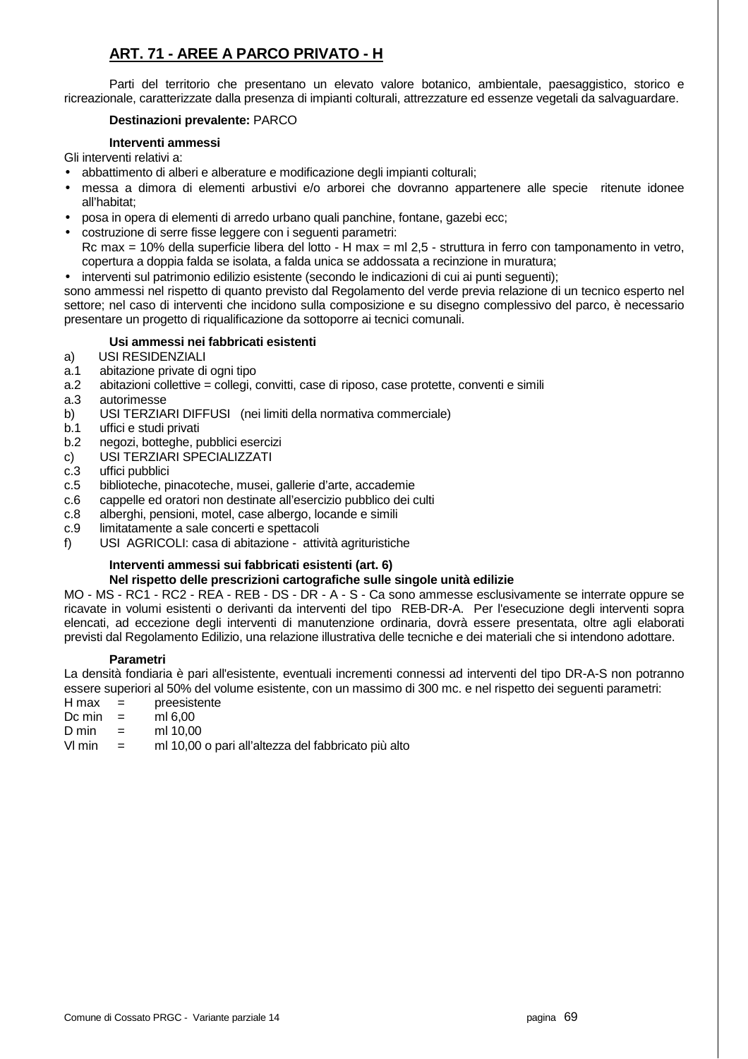## ART. 71 - AREE A PARCO PRIVATO - H

Parti del territorio che presentano un elevato valore botanico, ambientale, paesaggistico, storico e ricreazionale, caratterizzate dalla presenza di impianti colturali, attrezzature ed essenze vegetali da salvaguardare.

**Destinazioni prevalente:** PARCO

**Interventi ammessi**

Gli interventi relativi a:

- abbattimento di alberi e alberature e modificazione degli impianti colturali;
- messa a dimora di elementi arbustivi e/o arborei che dovranno appartenere alle specie ritenute idonee all'habitat;
- posa in opera di elementi di arredo urbano quali panchine, fontane, gazebi ecc;
- costruzione di serre fisse leggere con i seguenti parametri:
  Rc max = 10% della superficie libera del lotto - H max = ml 2,5 - struttura in ferro con tamponamento in vetro, copertura a doppia falda se isolata, a falda unica se addossata a recinzione in muratura;
- interventi sul patrimonio edilizio esistente (secondo le indicazioni di cui ai punti seguenti);

sono ammessi nel rispetto di quanto previsto dal Regolamento del verde previa relazione di un tecnico esperto nel settore; nel caso di interventi che incidono sulla composizione e su disegno complessivo del parco, è necessario presentare un progetto di riqualificazione da sottoporre ai tecnici comunali.

**Usi ammessi nei fabbricati esistenti**

a) USI RESIDENZIALI
a.1 abitazione private di ogni tipo
a.2 abitazioni collettive = collegi, convitti, case di riposo, case protette, conventi e simili
a.3 autorimesse
b) USI TERZIARI DIFFUSI (nei limiti della normativa commerciale)
b.1 uffici e studi privati
b.2 negozi, botteghe, pubblici esercizi
c) USI TERZIARI SPECIALIZZATI
c.3 uffici pubblici
c.5 biblioteche, pinacoteche, musei, gallerie d'arte, accademie
c.6 cappelle ed oratori non destinate all'esercizio pubblico dei culti
c.8 alberghi, pensioni, motel, case albergo, locande e simili
c.9 limitatamente a sale concerti e spettacoli
f) USI AGRICOLI: casa di abitazione - attività agrituristiche

**Interventi ammessi sui fabbricati esistenti (art. 6)**
**Nel rispetto delle prescrizioni cartografiche sulle singole unità edilizie**

MO - MS - RC1 - RC2 - REA - REB - DS - DR - A - S - Ca sono ammesse esclusivamente se interrate oppure se ricavate in volumi esistenti o derivanti da interventi del tipo REB-DR-A. Per l'esecuzione degli interventi sopra elencati, ad eccezione degli interventi di manutenzione ordinaria, dovrà essere presentata, oltre agli elaborati previsti dal Regolamento Edilizio, una relazione illustrativa delle tecniche e dei materiali che si intendono adottare.

**Parametri**

La densità fondiaria è pari all'esistente, eventuali incrementi connessi ad interventi del tipo DR-A-S non potranno essere superiori al 50% del volume esistente, con un massimo di 300 mc. e nel rispetto dei seguenti parametri:

H max = preesistente
Dc min = ml 6,00
D min = ml 10,00
Vl min = ml 10,00 o pari all'altezza del fabbricato più alto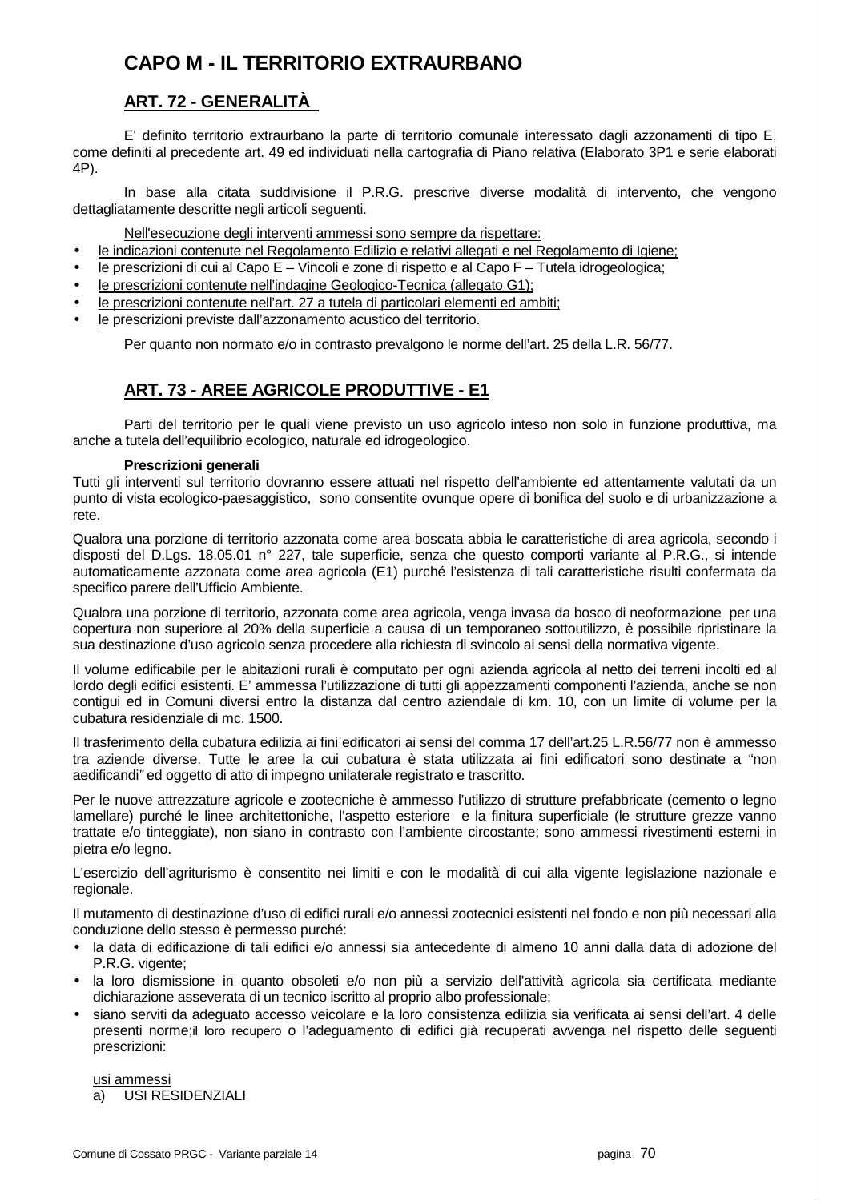# CAPO M - IL TERRITORIO EXTRAURBANO

## ART. 72 - GENERALITÀ

E' definito territorio extraurbano la parte di territorio comunale interessato dagli azzonamenti di tipo E, come definiti al precedente art. 49 ed individuati nella cartografia di Piano relativa (Elaborato 3P1 e serie elaborati 4P).

In base alla citata suddivisione il P.R.G. prescrive diverse modalità di intervento, che vengono dettagliatamente descritte negli articoli seguenti.

Nell'esecuzione degli interventi ammessi sono sempre da rispettare:

- le indicazioni contenute nel Regolamento Edilizio e relativi allegati e nel Regolamento di Igiene;
- le prescrizioni di cui al Capo E – Vincoli e zone di rispetto e al Capo F – Tutela idrogeologica;
- le prescrizioni contenute nell'indagine Geologico-Tecnica (allegato G1);
- le prescrizioni contenute nell'art. 27 a tutela di particolari elementi ed ambiti;
- le prescrizioni previste dall'azzonamento acustico del territorio.

Per quanto non normato e/o in contrasto prevalgono le norme dell'art. 25 della L.R. 56/77.

## ART. 73 - AREE AGRICOLE PRODUTTIVE - E1

Parti del territorio per le quali viene previsto un uso agricolo inteso non solo in funzione produttiva, ma anche a tutela dell'equilibrio ecologico, naturale ed idrogeologico.

**Prescrizioni generali**

Tutti gli interventi sul territorio dovranno essere attuati nel rispetto dell'ambiente ed attentamente valutati da un punto di vista ecologico-paesaggistico, sono consentite ovunque opere di bonifica del suolo e di urbanizzazione a rete.

Qualora una porzione di territorio azzonata come area boscata abbia le caratteristiche di area agricola, secondo i disposti del D.Lgs. 18.05.01 n° 227, tale superficie, senza che questo comporti variante al P.R.G., si intende automaticamente azzonata come area agricola (E1) purché l'esistenza di tali caratteristiche risulti confermata da specifico parere dell'Ufficio Ambiente.

Qualora una porzione di territorio, azzonata come area agricola, venga invasa da bosco di neoformazione per una copertura non superiore al 20% della superficie a causa di un temporaneo sottoutilizzo, è possibile ripristinare la sua destinazione d'uso agricolo senza procedere alla richiesta di svincolo ai sensi della normativa vigente.

Il volume edificabile per le abitazioni rurali è computato per ogni azienda agricola al netto dei terreni incolti ed al lordo degli edifici esistenti. E' ammessa l'utilizzazione di tutti gli appezzamenti componenti l'azienda, anche se non contigui ed in Comuni diversi entro la distanza dal centro aziendale di km. 10, con un limite di volume per la cubatura residenziale di mc. 1500.

Il trasferimento della cubatura edilizia ai fini edificatori ai sensi del comma 17 dell'art.25 L.R.56/77 non è ammesso tra aziende diverse. Tutte le aree la cui cubatura è stata utilizzata ai fini edificatori sono destinate a "non aedificandi" ed oggetto di atto di impegno unilaterale registrato e trascritto.

Per le nuove attrezzature agricole e zootecniche è ammesso l'utilizzo di strutture prefabbricate (cemento o legno lamellare) purché le linee architettoniche, l'aspetto esteriore e la finitura superficiale (le strutture grezze vanno trattate e/o tinteggiate), non siano in contrasto con l'ambiente circostante; sono ammessi rivestimenti esterni in pietra e/o legno.

L'esercizio dell'agriturismo è consentito nei limiti e con le modalità di cui alla vigente legislazione nazionale e regionale.

Il mutamento di destinazione d'uso di edifici rurali e/o annessi zootecnici esistenti nel fondo e non più necessari alla conduzione dello stesso è permesso purché:

- la data di edificazione di tali edifici e/o annessi sia antecedente di almeno 10 anni dalla data di adozione del P.R.G. vigente;
- la loro dismissione in quanto obsoleti e/o non più a servizio dell'attività agricola sia certificata mediante dichiarazione asseverata di un tecnico iscritto al proprio albo professionale;
- siano serviti da adeguato accesso veicolare e la loro consistenza edilizia sia verificata ai sensi dell'art. 4 delle presenti norme;il loro recupero o l'adeguamento di edifici già recuperati avvenga nel rispetto delle seguenti prescrizioni:

usi ammessi

a) USI RESIDENZIALI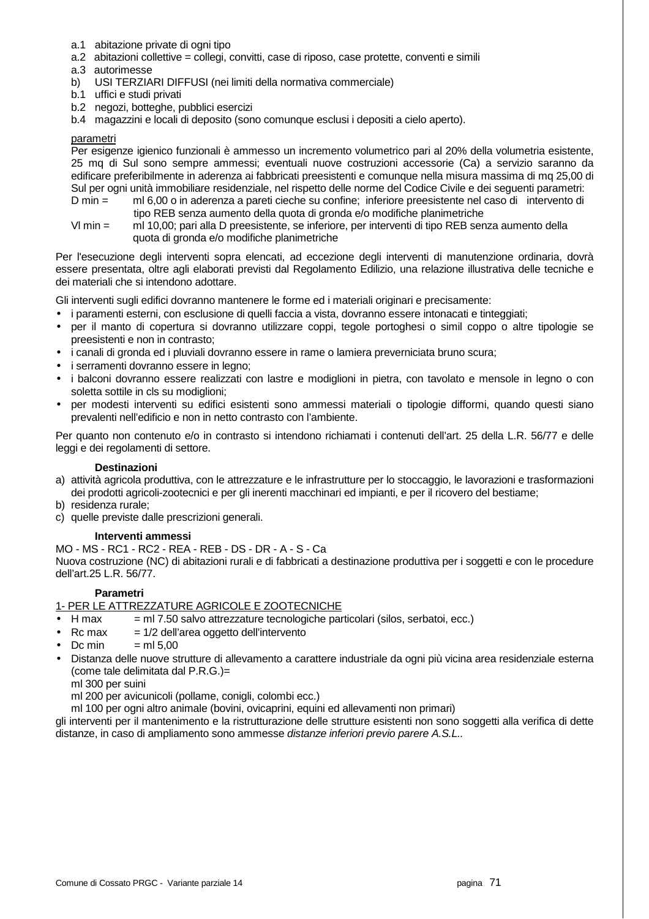- a.1 abitazione private di ogni tipo
- a.2 abitazioni collettive = collegi, convitti, case di riposo, case protette, conventi e simili
- a.3 autorimesse
- b) USI TERZIARI DIFFUSI (nei limiti della normativa commerciale)
- b.1 uffici e studi privati
- b.2 negozi, botteghe, pubblici esercizi
- b.4 magazzini e locali di deposito (sono comunque esclusi i depositi a cielo aperto).

<u>parametri</u>

Per esigenze igienico funzionali è ammesso un incremento volumetrico pari al 20% della volumetria esistente, 25 mq di Sul sono sempre ammessi; eventuali nuove costruzioni accessorie (Ca) a servizio saranno da edificare preferibilmente in aderenza ai fabbricati preesistenti e comunque nella misura massima di mq 25,00 di Sul per ogni unità immobiliare residenziale, nel rispetto delle norme del Codice Civile e dei seguenti parametri:

D min = ml 6,00 o in aderenza a pareti cieche su confine; inferiore preesistente nel caso di intervento di tipo REB senza aumento della quota di gronda e/o modifiche planimetriche

Vl min = ml 10,00; pari alla D preesistente, se inferiore, per interventi di tipo REB senza aumento della quota di gronda e/o modifiche planimetriche

Per l'esecuzione degli interventi sopra elencati, ad eccezione degli interventi di manutenzione ordinaria, dovrà essere presentata, oltre agli elaborati previsti dal Regolamento Edilizio, una relazione illustrativa delle tecniche e dei materiali che si intendono adottare.

Gli interventi sugli edifici dovranno mantenere le forme ed i materiali originari e precisamente:

- i paramenti esterni, con esclusione di quelli faccia a vista, dovranno essere intonacati e tinteggiati;
- per il manto di copertura si dovranno utilizzare coppi, tegole portoghesi o simil coppo o altre tipologie se preesistenti e non in contrasto;
- i canali di gronda ed i pluviali dovranno essere in rame o lamiera preverniciata bruno scura;
- i serramenti dovranno essere in legno;
- i balconi dovranno essere realizzati con lastre e modiglioni in pietra, con tavolato e mensole in legno o con soletta sottile in cls su modiglioni;
- per modesti interventi su edifici esistenti sono ammessi materiali o tipologie difformi, quando questi siano prevalenti nell'edificio e non in netto contrasto con l'ambiente.

Per quanto non contenuto e/o in contrasto si intendono richiamati i contenuti dell'art. 25 della L.R. 56/77 e delle leggi e dei regolamenti di settore.

**Destinazioni**

a) attività agricola produttiva, con le attrezzature e le infrastrutture per lo stoccaggio, le lavorazioni e trasformazioni dei prodotti agricoli-zootecnici e per gli inerenti macchinari ed impianti, e per il ricovero del bestiame;
b) residenza rurale;
c) quelle previste dalle prescrizioni generali.

**Interventi ammessi**

MO - MS - RC1 - RC2 - REA - REB - DS - DR - A - S - Ca

Nuova costruzione (NC) di abitazioni rurali e di fabbricati a destinazione produttiva per i soggetti e con le procedure dell'art.25 L.R. 56/77.

**Parametri**

<u>1- PER LE ATTREZZATURE AGRICOLE E ZOOTECNICHE</u>

- H max = ml 7.50 salvo attrezzature tecnologiche particolari (silos, serbatoi, ecc.)
- Rc max = 1/2 dell'area oggetto dell'intervento
- Dc min = ml 5,00
- Distanza delle nuove strutture di allevamento a carattere industriale da ogni più vicina area residenziale esterna (come tale delimitata dal P.R.G.)=
  ml 300 per suini
  ml 200 per avicunicoli (pollame, conigli, colombi ecc.)
  ml 100 per ogni altro animale (bovini, ovicaprini, equini ed allevamenti non primari)

gli interventi per il mantenimento e la ristrutturazione delle strutture esistenti non sono soggetti alla verifica di dette distanze, in caso di ampliamento sono ammesse *distanze inferiori previo parere A.S.L.*.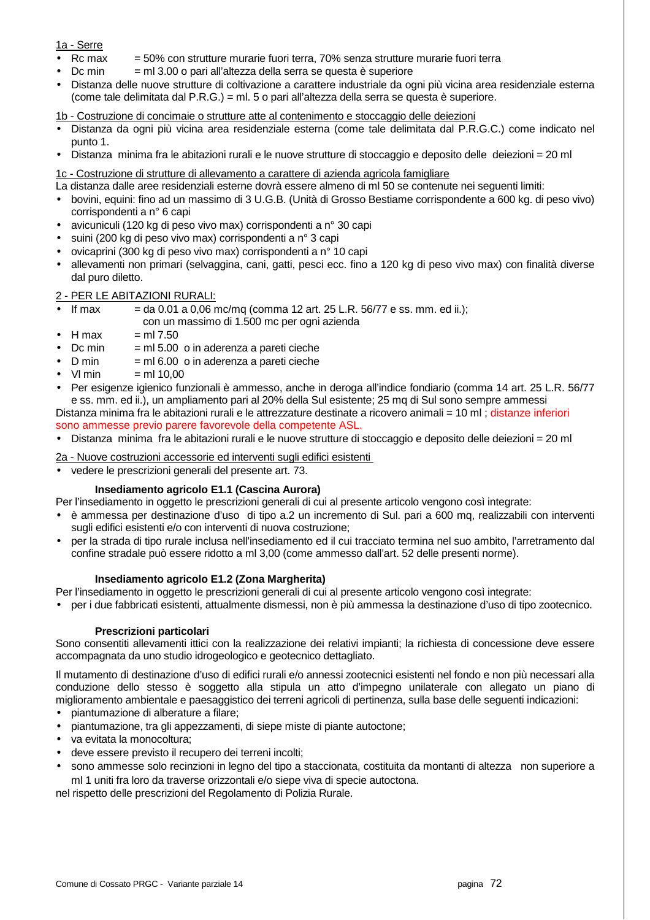1a - Serre

- Rc max = 50% con strutture murarie fuori terra, 70% senza strutture murarie fuori terra
- Dc min = ml 3.00 o pari all'altezza della serra se questa è superiore
- Distanza delle nuove strutture di coltivazione a carattere industriale da ogni più vicina area residenziale esterna (come tale delimitata dal P.R.G.) = ml. 5 o pari all'altezza della serra se questa è superiore.

1b - Costruzione di concimaie o strutture atte al contenimento e stoccaggio delle deiezioni

- Distanza da ogni più vicina area residenziale esterna (come tale delimitata dal P.R.G.C.) come indicato nel punto 1.
- Distanza minima fra le abitazioni rurali e le nuove strutture di stoccaggio e deposito delle deiezioni = 20 ml

1c - Costruzione di strutture di allevamento a carattere di azienda agricola famigliare

La distanza dalle aree residenziali esterne dovrà essere almeno di ml 50 se contenute nei seguenti limiti:

- bovini, equini: fino ad un massimo di 3 U.G.B. (Unità di Grosso Bestiame corrispondente a 600 kg. di peso vivo) corrispondenti a n° 6 capi
- avicuniculi (120 kg di peso vivo max) corrispondenti a n° 30 capi
- suini (200 kg di peso vivo max) corrispondenti a n° 3 capi
- ovicaprini (300 kg di peso vivo max) corrispondenti a n° 10 capi
- allevamenti non primari (selvaggina, cani, gatti, pesci ecc. fino a 120 kg di peso vivo max) con finalità diverse dal puro diletto.

2 - PER LE ABITAZIONI RURALI:

- If max = da 0.01 a 0,06 mc/mq (comma 12 art. 25 L.R. 56/77 e ss. mm. ed ii.); con un massimo di 1.500 mc per ogni azienda
- H max = ml 7.50
- Dc min = ml 5.00 o in aderenza a pareti cieche
- D min = ml 6.00 o in aderenza a pareti cieche
- Vl min = ml 10,00
- Per esigenze igienico funzionali è ammesso, anche in deroga all'indice fondiario (comma 14 art. 25 L.R. 56/77 e ss. mm. ed ii.), un ampliamento pari al 20% della Sul esistente; 25 mq di Sul sono sempre ammessi

Distanza minima fra le abitazioni rurali e le attrezzature destinate a ricovero animali = 10 ml ; distanze inferiori sono ammesse previo parere favorevole della competente ASL.

- Distanza minima fra le abitazioni rurali e le nuove strutture di stoccaggio e deposito delle deiezioni = 20 ml

2a - Nuove costruzioni accessorie ed interventi sugli edifici esistenti

- vedere le prescrizioni generali del presente art. 73.

**Insediamento agricolo E1.1 (Cascina Aurora)**

Per l'insediamento in oggetto le prescrizioni generali di cui al presente articolo vengono così integrate:

- è ammessa per destinazione d'uso di tipo a.2 un incremento di Sul. pari a 600 mq, realizzabili con interventi sugli edifici esistenti e/o con interventi di nuova costruzione;
- per la strada di tipo rurale inclusa nell'insediamento ed il cui tracciato termina nel suo ambito, l'arretramento dal confine stradale può essere ridotto a ml 3,00 (come ammesso dall'art. 52 delle presenti norme).

**Insediamento agricolo E1.2 (Zona Margherita)**

Per l'insediamento in oggetto le prescrizioni generali di cui al presente articolo vengono così integrate:

- per i due fabbricati esistenti, attualmente dismessi, non è più ammessa la destinazione d'uso di tipo zootecnico.

**Prescrizioni particolari**

Sono consentiti allevamenti ittici con la realizzazione dei relativi impianti; la richiesta di concessione deve essere accompagnata da uno studio idrogeologico e geotecnico dettagliato.

Il mutamento di destinazione d'uso di edifici rurali e/o annessi zootecnici esistenti nel fondo e non più necessari alla conduzione dello stesso è soggetto alla stipula un atto d'impegno unilaterale con allegato un piano di miglioramento ambientale e paesaggistico dei terreni agricoli di pertinenza, sulla base delle seguenti indicazioni:

- piantumazione di alberature a filare;
- piantumazione, tra gli appezzamenti, di siepe miste di piante autoctone;
- va evitata la monocoltura;
- deve essere previsto il recupero dei terreni incolti;
- sono ammesse solo recinzioni in legno del tipo a staccionata, costituita da montanti di altezza non superiore a ml 1 uniti fra loro da traverse orizzontali e/o siepe viva di specie autoctona.

nel rispetto delle prescrizioni del Regolamento di Polizia Rurale.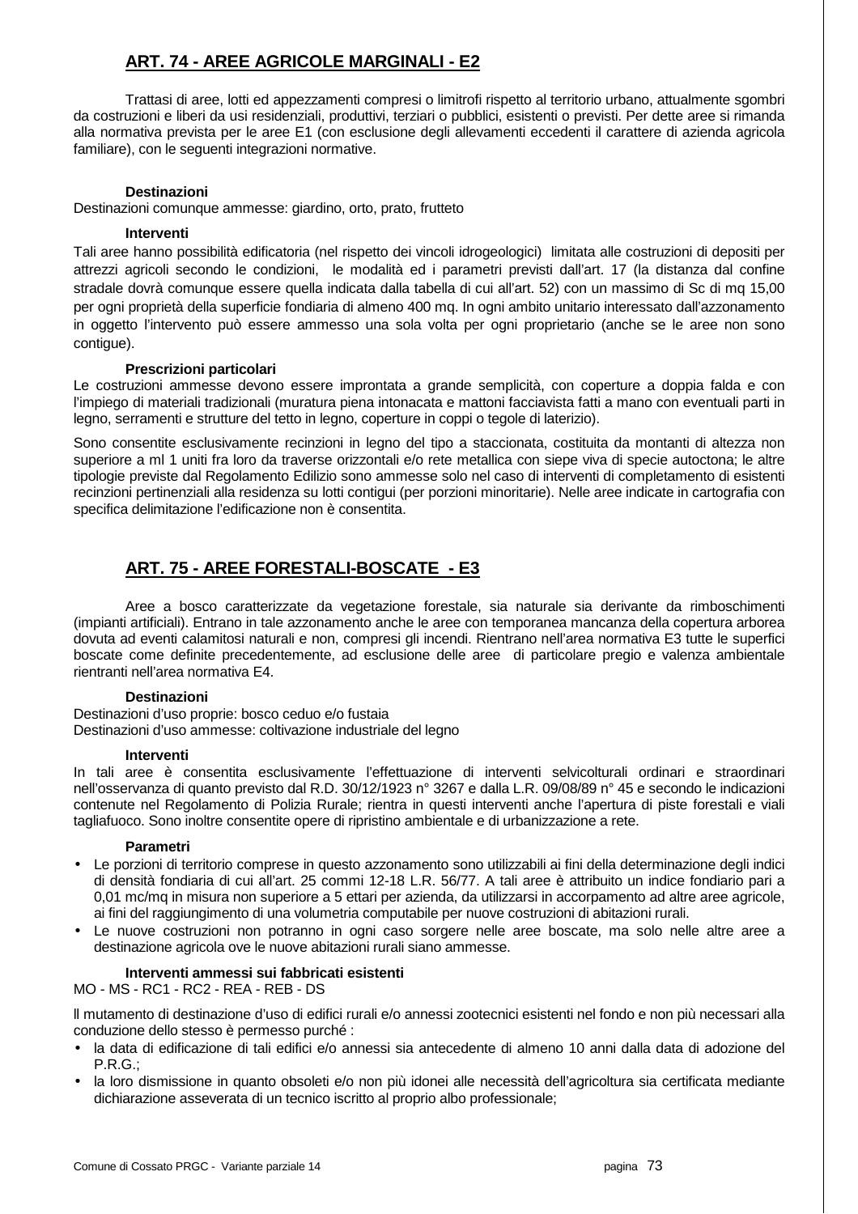## ART. 74 - AREE AGRICOLE MARGINALI - E2

Trattasi di aree, lotti ed appezzamenti compresi o limitrofi rispetto al territorio urbano, attualmente sgombri da costruzioni e liberi da usi residenziali, produttivi, terziari o pubblici, esistenti o previsti. Per dette aree si rimanda alla normativa prevista per le aree E1 (con esclusione degli allevamenti eccedenti il carattere di azienda agricola familiare), con le seguenti integrazioni normative.

**Destinazioni**

Destinazioni comunque ammesse: giardino, orto, prato, frutteto

**Interventi**

Tali aree hanno possibilità edificatoria (nel rispetto dei vincoli idrogeologici) limitata alle costruzioni di depositi per attrezzi agricoli secondo le condizioni, le modalità ed i parametri previsti dall'art. 17 (la distanza dal confine stradale dovrà comunque essere quella indicata dalla tabella di cui all'art. 52) con un massimo di Sc di mq 15,00 per ogni proprietà della superficie fondiaria di almeno 400 mq. In ogni ambito unitario interessato dall'azzonamento in oggetto l'intervento può essere ammesso una sola volta per ogni proprietario (anche se le aree non sono contigue).

**Prescrizioni particolari**

Le costruzioni ammesse devono essere improntata a grande semplicità, con coperture a doppia falda e con l'impiego di materiali tradizionali (muratura piena intonacata e mattoni facciavista fatti a mano con eventuali parti in legno, serramenti e strutture del tetto in legno, coperture in coppi o tegole di laterizio).

Sono consentite esclusivamente recinzioni in legno del tipo a staccionata, costituita da montanti di altezza non superiore a ml 1 uniti fra loro da traverse orizzontali e/o rete metallica con siepe viva di specie autoctona; le altre tipologie previste dal Regolamento Edilizio sono ammesse solo nel caso di interventi di completamento di esistenti recinzioni pertinenziali alla residenza su lotti contigui (per porzioni minoritarie). Nelle aree indicate in cartografia con specifica delimitazione l'edificazione non è consentita.

## ART. 75 - AREE FORESTALI-BOSCATE - E3

Aree a bosco caratterizzate da vegetazione forestale, sia naturale sia derivante da rimboschimenti (impianti artificiali). Entrano in tale azzonamento anche le aree con temporanea mancanza della copertura arborea dovuta ad eventi calamitosi naturali e non, compresi gli incendi. Rientrano nell'area normativa E3 tutte le superfici boscate come definite precedentemente, ad esclusione delle aree di particolare pregio e valenza ambientale rientranti nell'area normativa E4.

**Destinazioni**

Destinazioni d'uso proprie: bosco ceduo e/o fustaia
Destinazioni d'uso ammesse: coltivazione industriale del legno

**Interventi**

In tali aree è consentita esclusivamente l'effettuazione di interventi selvicolturali ordinari e straordinari nell'osservanza di quanto previsto dal R.D. 30/12/1923 n° 3267 e dalla L.R. 09/08/89 n° 45 e secondo le indicazioni contenute nel Regolamento di Polizia Rurale; rientra in questi interventi anche l'apertura di piste forestali e viali tagliafuoco. Sono inoltre consentite opere di ripristino ambientale e di urbanizzazione a rete.

**Parametri**

- Le porzioni di territorio comprese in questo azzonamento sono utilizzabili ai fini della determinazione degli indici di densità fondiaria di cui all'art. 25 commi 12-18 L.R. 56/77. A tali aree è attribuito un indice fondiario pari a 0,01 mc/mq in misura non superiore a 5 ettari per azienda, da utilizzarsi in accorpamento ad altre aree agricole, ai fini del raggiungimento di una volumetria computabile per nuove costruzioni di abitazioni rurali.
- Le nuove costruzioni non potranno in ogni caso sorgere nelle aree boscate, ma solo nelle altre aree a destinazione agricola ove le nuove abitazioni rurali siano ammesse.

**Interventi ammessi sui fabbricati esistenti**

MO - MS - RC1 - RC2 - REA - REB - DS

Il mutamento di destinazione d'uso di edifici rurali e/o annessi zootecnici esistenti nel fondo e non più necessari alla conduzione dello stesso è permesso purché :

- la data di edificazione di tali edifici e/o annessi sia antecedente di almeno 10 anni dalla data di adozione del P.R.G.;
- la loro dismissione in quanto obsoleti e/o non più idonei alle necessità dell'agricoltura sia certificata mediante dichiarazione asseverata di un tecnico iscritto al proprio albo professionale;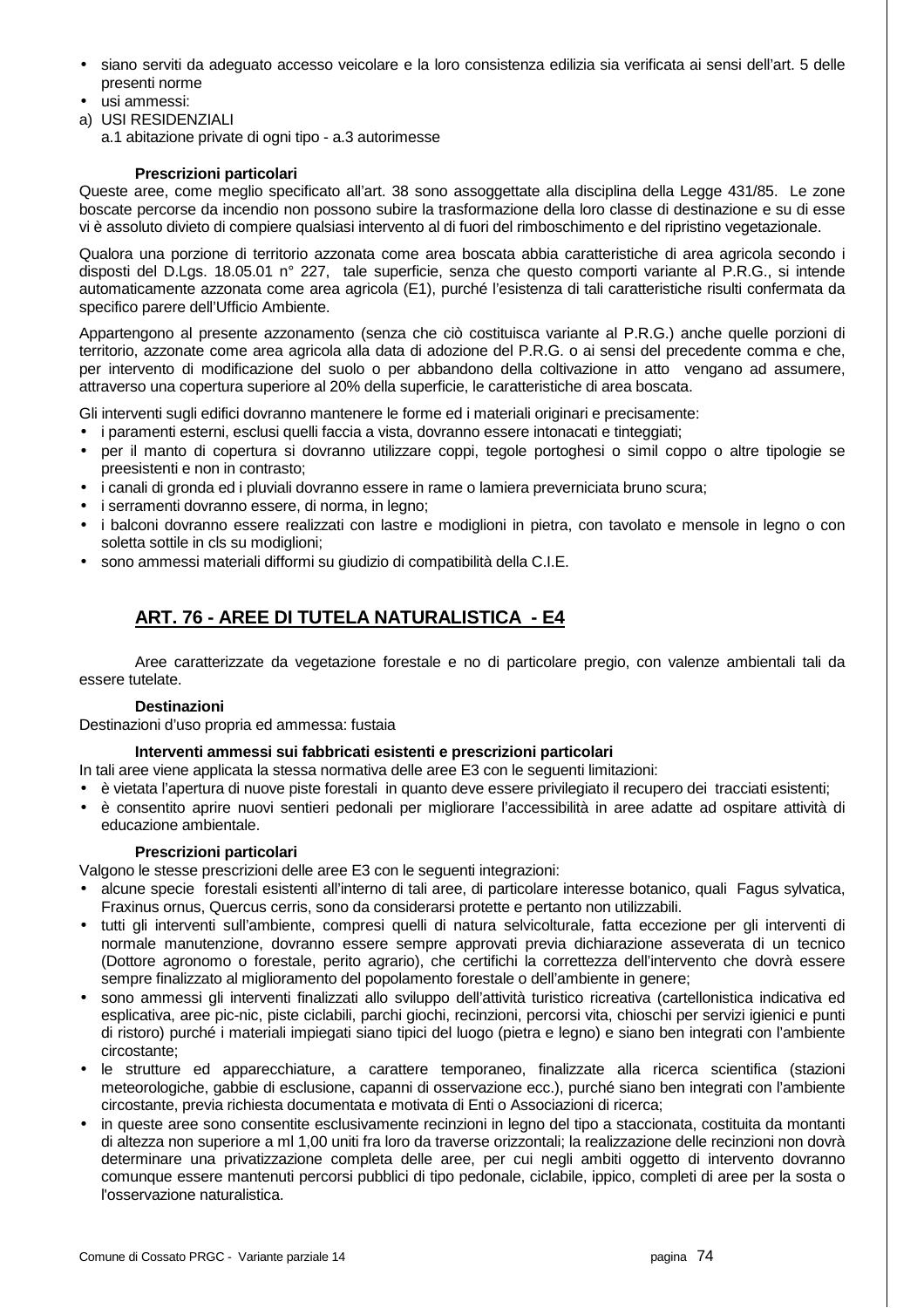- siano serviti da adeguato accesso veicolare e la loro consistenza edilizia sia verificata ai sensi dell'art. 5 delle presenti norme
- usi ammessi:

a) USI RESIDENZIALI
   a.1 abitazione private di ogni tipo - a.3 autorimesse

**Prescrizioni particolari**

Queste aree, come meglio specificato all'art. 38 sono assoggettate alla disciplina della Legge 431/85. Le zone boscate percorse da incendio non possono subire la trasformazione della loro classe di destinazione e su di esse vi è assoluto divieto di compiere qualsiasi intervento al di fuori del rimboschimento e del ripristino vegetazionale.

Qualora una porzione di territorio azzonata come area boscata abbia caratteristiche di area agricola secondo i disposti del D.Lgs. 18.05.01 n° 227, tale superficie, senza che questo comporti variante al P.R.G., si intende automaticamente azzonata come area agricola (E1), purché l'esistenza di tali caratteristiche risulti confermata da specifico parere dell'Ufficio Ambiente.

Appartengono al presente azzonamento (senza che ciò costituisca variante al P.R.G.) anche quelle porzioni di territorio, azzonate come area agricola alla data di adozione del P.R.G. o ai sensi del precedente comma e che, per intervento di modificazione del suolo o per abbandono della coltivazione in atto vengano ad assumere, attraverso una copertura superiore al 20% della superficie, le caratteristiche di area boscata.

Gli interventi sugli edifici dovranno mantenere le forme ed i materiali originari e precisamente:

- i paramenti esterni, esclusi quelli faccia a vista, dovranno essere intonacati e tinteggiati;
- per il manto di copertura si dovranno utilizzare coppi, tegole portoghesi o simil coppo o altre tipologie se preesistenti e non in contrasto;
- i canali di gronda ed i pluviali dovranno essere in rame o lamiera preverniciata bruno scura;
- i serramenti dovranno essere, di norma, in legno;
- i balconi dovranno essere realizzati con lastre e modiglioni in pietra, con tavolato e mensole in legno o con soletta sottile in cls su modiglioni;
- sono ammessi materiali difformi su giudizio di compatibilità della C.I.E.

## ART. 76 - AREE DI TUTELA NATURALISTICA - E4

Aree caratterizzate da vegetazione forestale e no di particolare pregio, con valenze ambientali tali da essere tutelate.

**Destinazioni**

Destinazioni d'uso propria ed ammessa: fustaia

**Interventi ammessi sui fabbricati esistenti e prescrizioni particolari**

In tali aree viene applicata la stessa normativa delle aree E3 con le seguenti limitazioni:

- è vietata l'apertura di nuove piste forestali in quanto deve essere privilegiato il recupero dei tracciati esistenti;
- è consentito aprire nuovi sentieri pedonali per migliorare l'accessibilità in aree adatte ad ospitare attività di educazione ambientale.

**Prescrizioni particolari**

Valgono le stesse prescrizioni delle aree E3 con le seguenti integrazioni:

- alcune specie forestali esistenti all'interno di tali aree, di particolare interesse botanico, quali Fagus sylvatica, Fraxinus ornus, Quercus cerris, sono da considerarsi protette e pertanto non utilizzabili.
- tutti gli interventi sull'ambiente, compresi quelli di natura selvicolturale, fatta eccezione per gli interventi di normale manutenzione, dovranno essere sempre approvati previa dichiarazione asseverata di un tecnico (Dottore agronomo o forestale, perito agrario), che certifichi la correttezza dell'intervento che dovrà essere sempre finalizzato al miglioramento del popolamento forestale o dell'ambiente in genere;
- sono ammessi gli interventi finalizzati allo sviluppo dell'attività turistico ricreativa (cartellonistica indicativa ed esplicativa, aree pic-nic, piste ciclabili, parchi giochi, recinzioni, percorsi vita, chioschi per servizi igienici e punti di ristoro) purché i materiali impiegati siano tipici del luogo (pietra e legno) e siano ben integrati con l'ambiente circostante;
- le strutture ed apparecchiature, a carattere temporaneo, finalizzate alla ricerca scientifica (stazioni meteorologiche, gabbie di esclusione, capanni di osservazione ecc.), purché siano ben integrati con l'ambiente circostante, previa richiesta documentata e motivata di Enti o Associazioni di ricerca;
- in queste aree sono consentite esclusivamente recinzioni in legno del tipo a staccionata, costituita da montanti di altezza non superiore a ml 1,00 uniti fra loro da traverse orizzontali; la realizzazione delle recinzioni non dovrà determinare una privatizzazione completa delle aree, per cui negli ambiti oggetto di intervento dovranno comunque essere mantenuti percorsi pubblici di tipo pedonale, ciclabile, ippico, completi di aree per la sosta o l'osservazione naturalistica.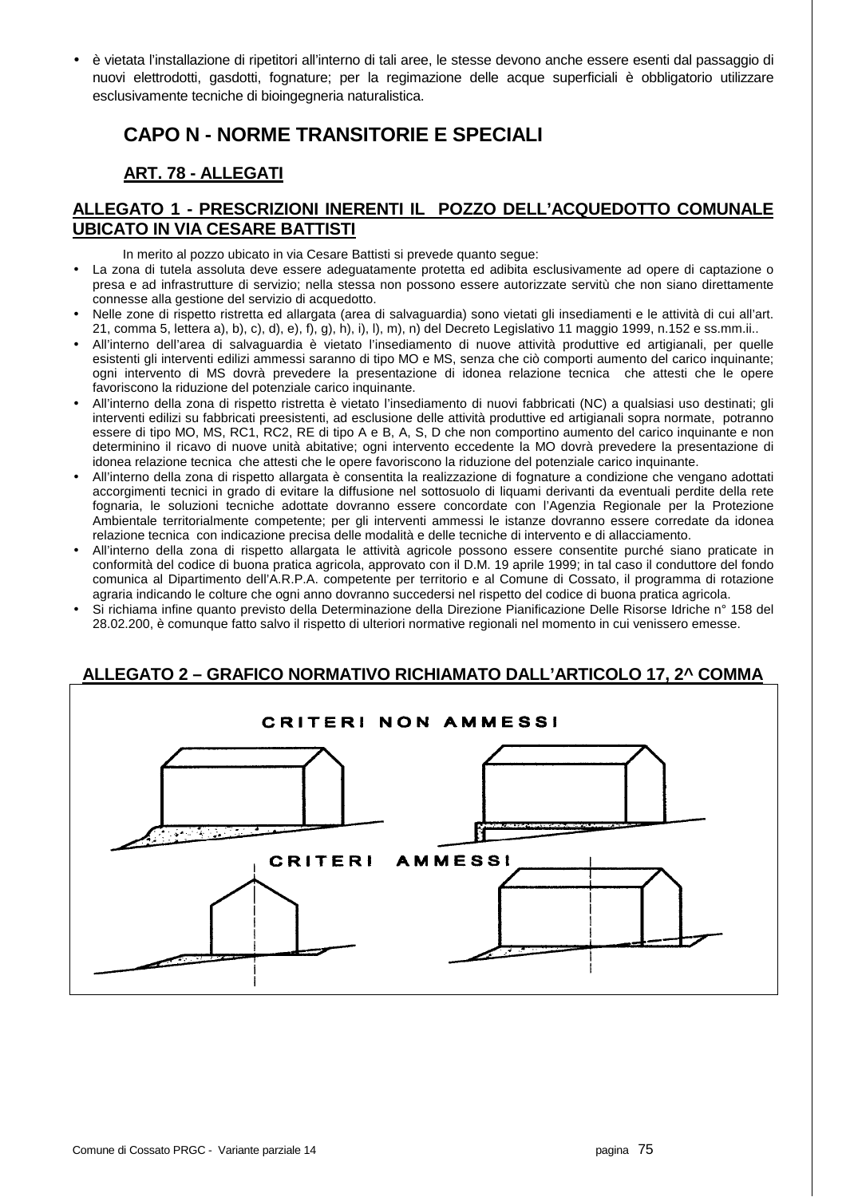- è vietata l'installazione di ripetitori all'interno di tali aree, le stesse devono anche essere esenti dal passaggio di nuovi elettrodotti, gasdotti, fognature; per la regimazione delle acque superficiali è obbligatorio utilizzare esclusivamente tecniche di bioingegneria naturalistica.

## CAPO N - NORME TRANSITORIE E SPECIALI

### ART. 78 - ALLEGATI

#### ALLEGATO 1 - PRESCRIZIONI INERENTI IL POZZO DELL'ACQUEDOTTO COMUNALE UBICATO IN VIA CESARE BATTISTI

In merito al pozzo ubicato in via Cesare Battisti si prevede quanto segue:

- La zona di tutela assoluta deve essere adeguatamente protetta ed adibita esclusivamente ad opere di captazione o presa e ad infrastrutture di servizio; nella stessa non possono essere autorizzate servitù che non siano direttamente connesse alla gestione del servizio di acquedotto.
- Nelle zone di rispetto ristretta ed allargata (area di salvaguardia) sono vietati gli insediamenti e le attività di cui all'art. 21, comma 5, lettera a), b), c), d), e), f), g), h), i), l), m), n) del Decreto Legislativo 11 maggio 1999, n.152 e ss.mm.ii..
- All'interno dell'area di salvaguardia è vietato l'insediamento di nuove attività produttive ed artigianali, per quelle esistenti gli interventi edilizi ammessi saranno di tipo MO e MS, senza che ciò comporti aumento del carico inquinante; ogni intervento di MS dovrà prevedere la presentazione di idonea relazione tecnica che attesti che le opere favoriscono la riduzione del potenziale carico inquinante.
- All'interno della zona di rispetto ristretta è vietato l'insediamento di nuovi fabbricati (NC) a qualsiasi uso destinati; gli interventi edilizi su fabbricati preesistenti, ad esclusione delle attività produttive ed artigianali sopra normate, potranno essere di tipo MO, MS, RC1, RC2, RE di tipo A e B, A, S, D che non comportino aumento del carico inquinante e non determinino il ricavo di nuove unità abitative; ogni intervento eccedente la MO dovrà prevedere la presentazione di idonea relazione tecnica che attesti che le opere favoriscono la riduzione del potenziale carico inquinante.
- All'interno della zona di rispetto allargata è consentita la realizzazione di fognature a condizione che vengano adottati accorgimenti tecnici in grado di evitare la diffusione nel sottosuolo di liquami derivanti da eventuali perdite della rete fognaria, le soluzioni tecniche adottate dovranno essere concordate con l'Agenzia Regionale per la Protezione Ambientale territorialmente competente; per gli interventi ammessi le istanze dovranno essere corredate da idonea relazione tecnica con indicazione precisa delle modalità e delle tecniche di intervento e di allacciamento.
- All'interno della zona di rispetto allargata le attività agricole possono essere consentite purché siano praticate in conformità del codice di buona pratica agricola, approvato con il D.M. 19 aprile 1999; in tal caso il conduttore del fondo comunica al Dipartimento dell'A.R.P.A. competente per territorio e al Comune di Cossato, il programma di rotazione agraria indicando le colture che ogni anno dovranno succedersi nel rispetto del codice di buona pratica agricola.
- Si richiama infine quanto previsto della Determinazione della Direzione Pianificazione Delle Risorse Idriche n° 158 del 28.02.200, è comunque fatto salvo il rispetto di ulteriori normative regionali nel momento in cui venissero emesse.

#### ALLEGATO 2 – GRAFICO NORMATIVO RICHIAMATO DALL'ARTICOLO 17, 2^ COMMA

CRITERI NON AMMESSI

CRITERI AMMESSI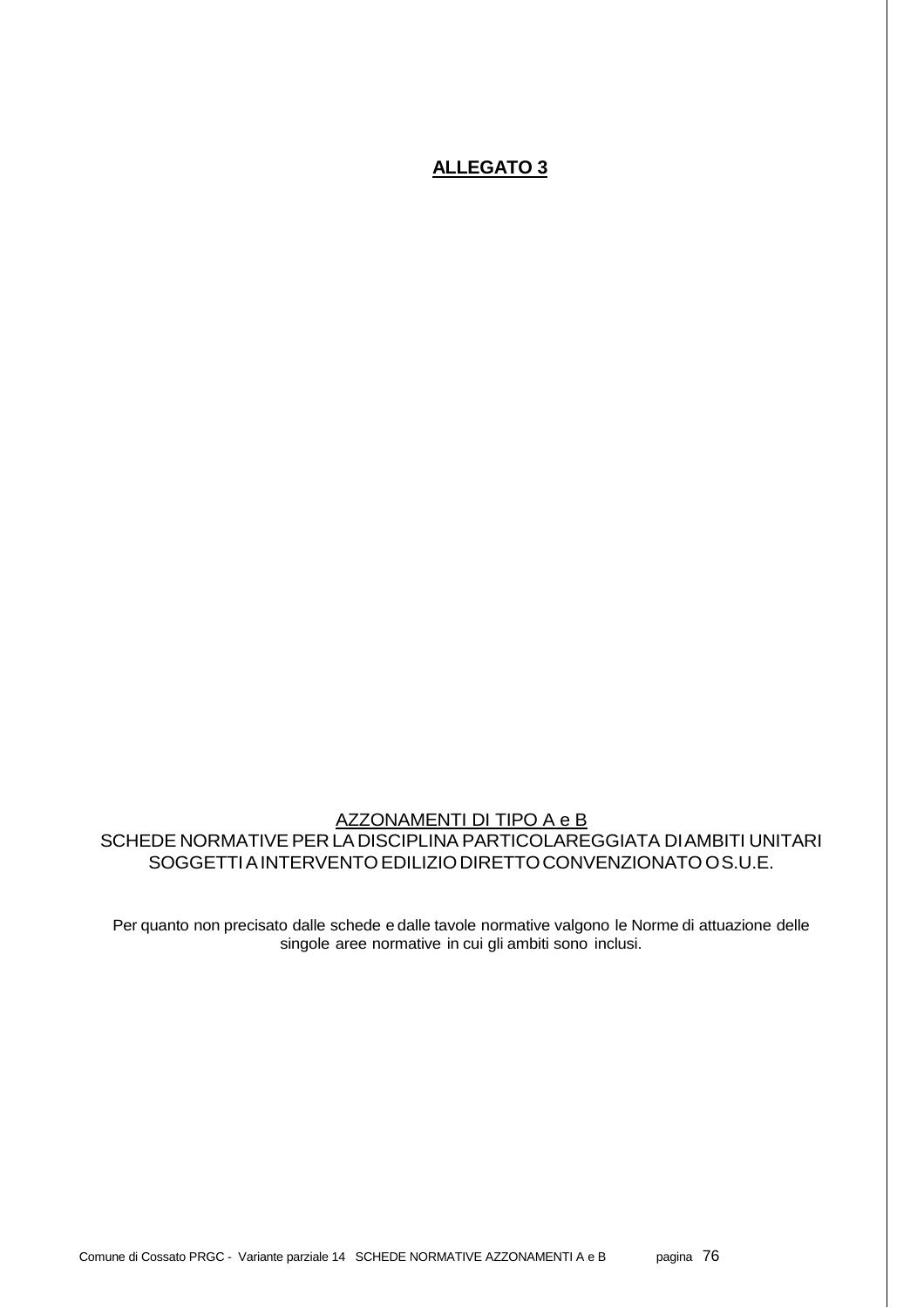# **ALLEGATO 3**

AZZONAMENTI DI TIPO A e B

SCHEDE NORMATIVE PER LA DISCIPLINA PARTICOLAREGGIATA DI AMBITI UNITARI SOGGETTI A INTERVENTO EDILIZIO DIRETTO CONVENZIONATO O S.U.E.

Per quanto non precisato dalle schede e dalle tavole normative valgono le Norme di attuazione delle singole aree normative in cui gli ambiti sono inclusi.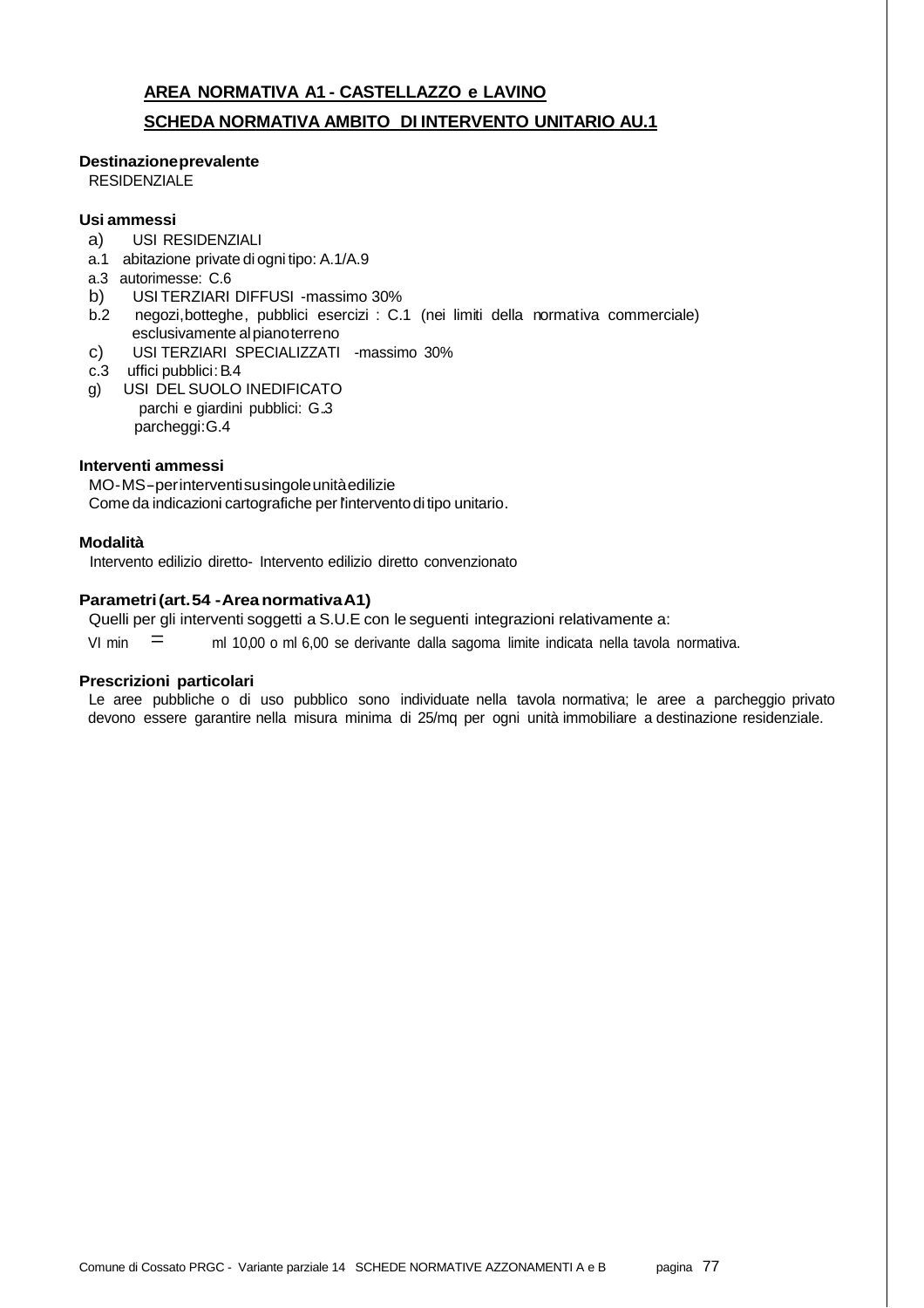**AREA NORMATIVA A1 - CASTELLAZZO e LAVINO**

**SCHEDA NORMATIVA AMBITO DI INTERVENTO UNITARIO AU.1**

**Destinazione prevalente**

RESIDENZIALE

**Usi ammessi**

a) USI RESIDENZIALI
a.1 abitazione private di ogni tipo: A.1/A.9
a.3 autorimesse: C.6
b) USI TERZIARI DIFFUSI -massimo 30%
b.2 negozi, botteghe, pubblici esercizi : C.1 (nei limiti della normativa commerciale) esclusivamente al piano terreno
c) USI TERZIARI SPECIALIZZATI -massimo 30%
c.3 uffici pubblici: B.4
g) USI DEL SUOLO INEDIFICATO
parchi e giardini pubblici: G.3
parcheggi: G.4

**Interventi ammessi**

MO-MS–per interventi su singole unità edilizie
Come da indicazioni cartografiche per l'intervento di tipo unitario.

**Modalità**

Intervento edilizio diretto- Intervento edilizio diretto convenzionato

**Parametri (art. 54 - Area normativa A1)**

Quelli per gli interventi soggetti a S.U.E con le seguenti integrazioni relativamente a:

VI min = ml 10,00 o ml 6,00 se derivante dalla sagoma limite indicata nella tavola normativa.

**Prescrizioni particolari**

Le aree pubbliche o di uso pubblico sono individuate nella tavola normativa; le aree a parcheggio privato devono essere garantire nella misura minima di 25/mq per ogni unità immobiliare a destinazione residenziale.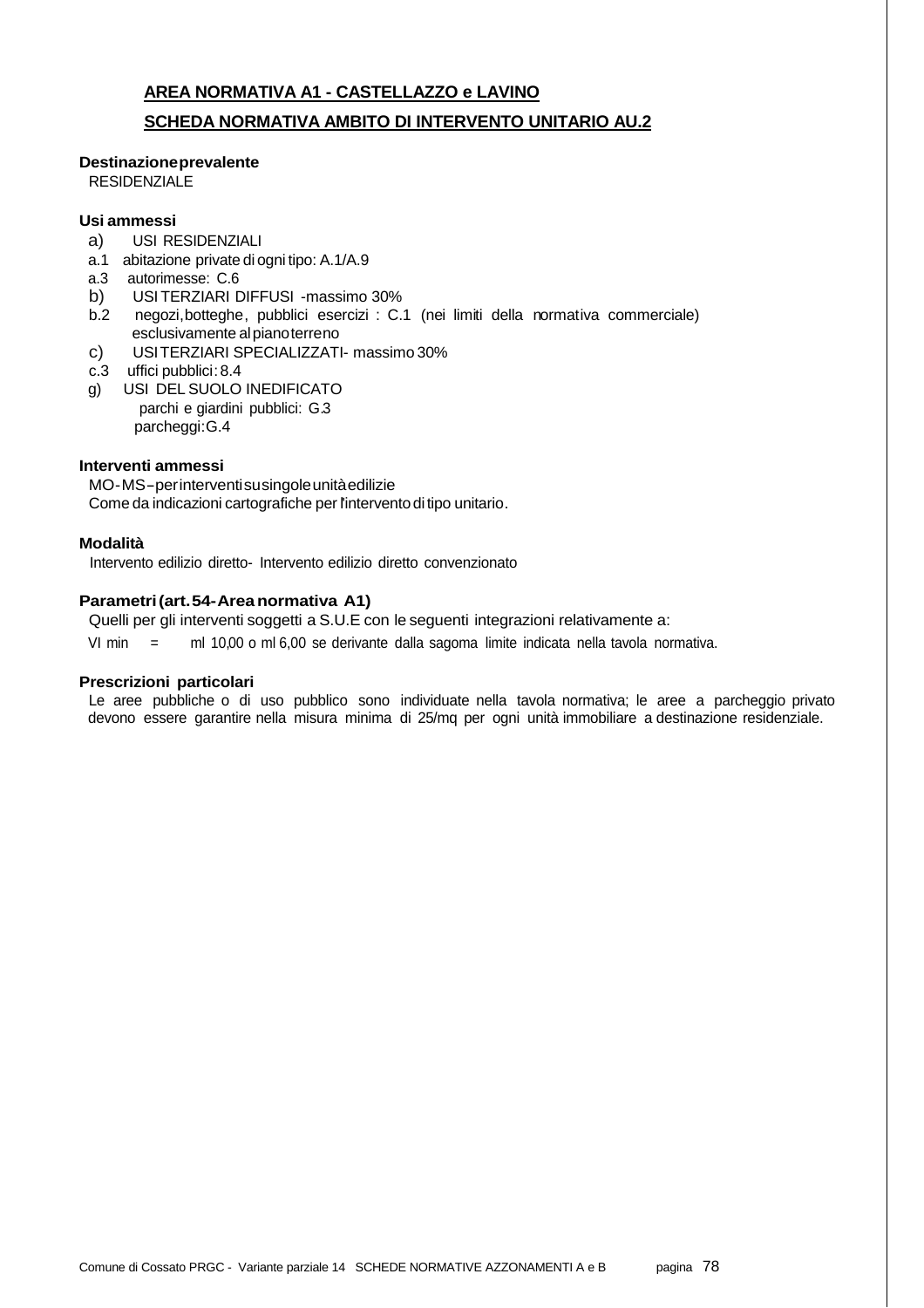**AREA NORMATIVA A1 - CASTELLAZZO e LAVINO**

**SCHEDA NORMATIVA AMBITO DI INTERVENTO UNITARIO AU.2**

**Destinazione prevalente**
RESIDENZIALE

**Usi ammessi**

a) USI RESIDENZIALI
a.1 abitazione private di ogni tipo: A.1/A.9
a.3 autorimesse: C.6
b) USI TERZIARI DIFFUSI -massimo 30%
b.2 negozi, botteghe, pubblici esercizi : C.1 (nei limiti della normativa commerciale) esclusivamente al piano terreno
c) USI TERZIARI SPECIALIZZATI- massimo 30%
c.3 uffici pubblici: 8.4
g) USI DEL SUOLO INEDIFICATO
parchi e giardini pubblici: G.3
parcheggi: G.4

**Interventi ammessi**
MO-MS – per interventi su singole unità edilizie
Come da indicazioni cartografiche per l'intervento di tipo unitario.

**Modalità**
Intervento edilizio diretto- Intervento edilizio diretto convenzionato

**Parametri (art. 54 - Area normativa A1)**
Quelli per gli interventi soggetti a S.U.E con le seguenti integrazioni relativamente a:

VI min = ml 10,00 o ml 6,00 se derivante dalla sagoma limite indicata nella tavola normativa.

**Prescrizioni particolari**
Le aree pubbliche o di uso pubblico sono individuate nella tavola normativa; le aree a parcheggio privato devono essere garantire nella misura minima di 25/mq per ogni unità immobiliare a destinazione residenziale.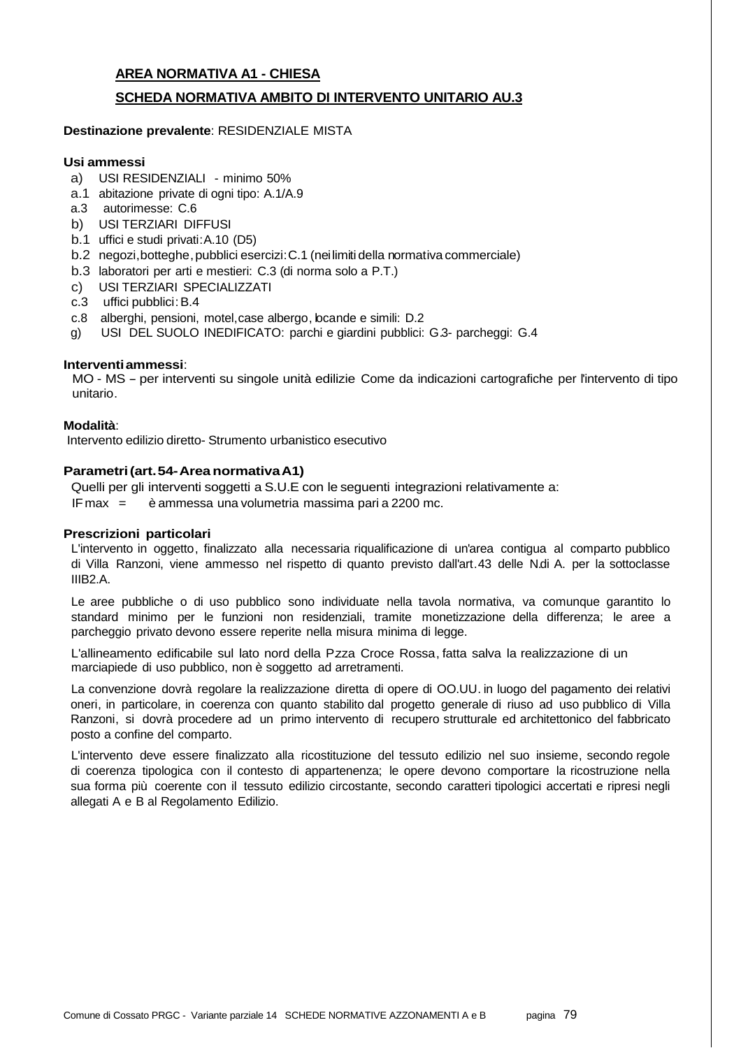**AREA NORMATIVA A1 - CHIESA**

**SCHEDA NORMATIVA AMBITO DI INTERVENTO UNITARIO AU.3**

**Destinazione prevalente**: RESIDENZIALE MISTA

**Usi ammessi**

- a) USI RESIDENZIALI - minimo 50%
- a.1 abitazione private di ogni tipo: A.1/A.9
- a.3 autorimesse: C.6
- b) USI TERZIARI DIFFUSI
- b.1 uffici e studi privati: A.10 (D5)
- b.2 negozi, botteghe, pubblici esercizi: C.1 (nei limiti della normativa commerciale)
- b.3 laboratori per arti e mestieri: C.3 (di norma solo a P.T.)
- c) USI TERZIARI SPECIALIZZATI
- c.3 uffici pubblici: B.4
- c.8 alberghi, pensioni, motel, case albergo, locande e simili: D.2
- g) USI DEL SUOLO INEDIFICATO: parchi e giardini pubblici: G.3- parcheggi: G.4

**Interventi ammessi**:

MO - MS – per interventi su singole unità edilizie Come da indicazioni cartografiche per l'intervento di tipo unitario.

**Modalità**:

Intervento edilizio diretto- Strumento urbanistico esecutivo

**Parametri (art. 54- Area normativa A1)**

Quelli per gli interventi soggetti a S.U.E con le seguenti integrazioni relativamente a:

IF max = è ammessa una volumetria massima pari a 2200 mc.

**Prescrizioni particolari**

L'intervento in oggetto, finalizzato alla necessaria riqualificazione di un'area contigua al comparto pubblico di Villa Ranzoni, viene ammesso nel rispetto di quanto previsto dall'art. 43 delle N.di A. per la sottoclasse IIIB2.A.

Le aree pubbliche o di uso pubblico sono individuate nella tavola normativa, va comunque garantito lo standard minimo per le funzioni non residenziali, tramite monetizzazione della differenza; le aree a parcheggio privato devono essere reperite nella misura minima di legge.

L'allineamento edificabile sul lato nord della Pzza Croce Rossa, fatta salva la realizzazione di un marciapiede di uso pubblico, non è soggetto ad arretramenti.

La convenzione dovrà regolare la realizzazione diretta di opere di OO.UU. in luogo del pagamento dei relativi oneri, in particolare, in coerenza con quanto stabilito dal progetto generale di riuso ad uso pubblico di Villa Ranzoni, si dovrà procedere ad un primo intervento di recupero strutturale ed architettonico del fabbricato posto a confine del comparto.

L'intervento deve essere finalizzato alla ricostituzione del tessuto edilizio nel suo insieme, secondo regole di coerenza tipologica con il contesto di appartenenza; le opere devono comportare la ricostruzione nella sua forma più coerente con il tessuto edilizio circostante, secondo caratteri tipologici accertati e ripresi negli allegati A e B al Regolamento Edilizio.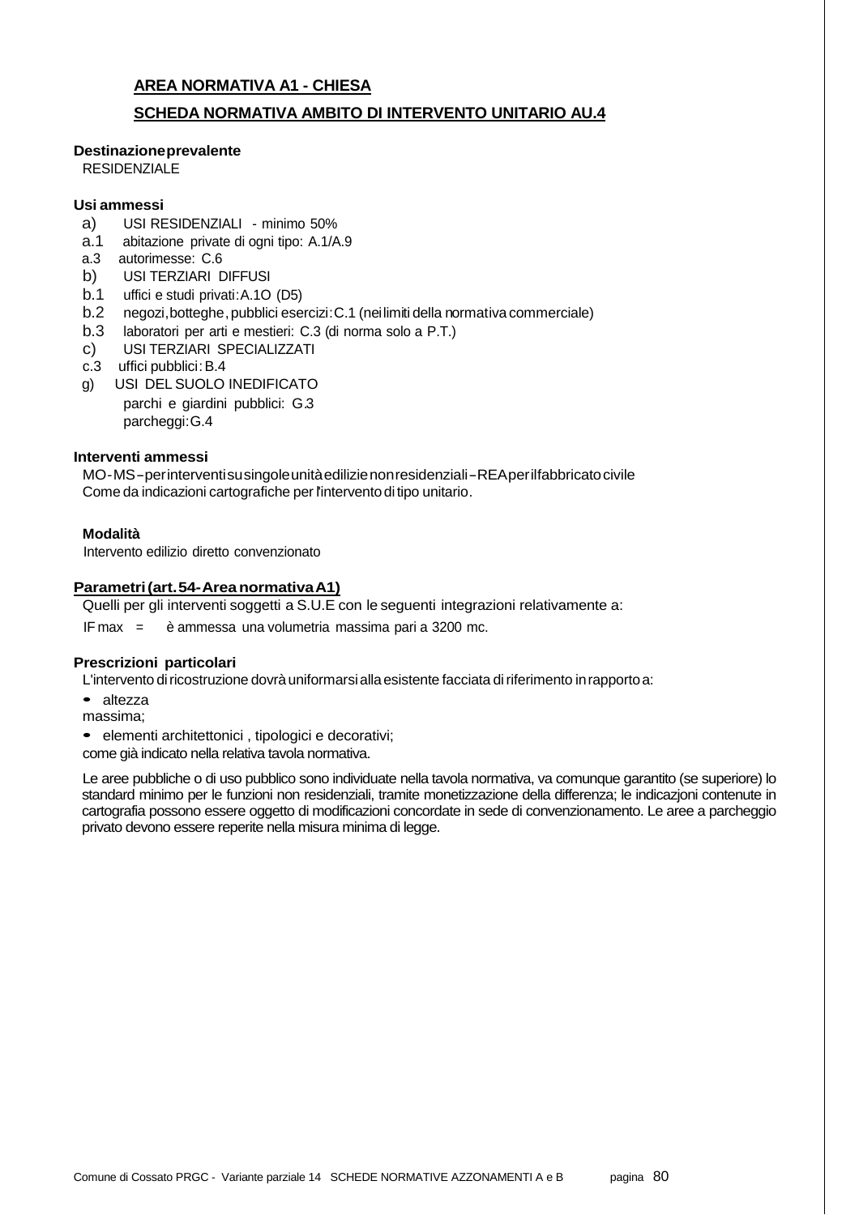## AREA NORMATIVA A1 - CHIESA

## SCHEDA NORMATIVA AMBITO DI INTERVENTO UNITARIO AU.4

**Destinazione prevalente**
RESIDENZIALE

**Usi ammessi**

- a) USI RESIDENZIALI - minimo 50%
- a.1 abitazione private di ogni tipo: A.1/A.9
- a.3 autorimesse: C.6
- b) USI TERZIARI DIFFUSI
- b.1 uffici e studi privati: A.1O (D5)
- b.2 negozi, botteghe, pubblici esercizi: C.1 (nei limiti della normativa commerciale)
- b.3 laboratori per arti e mestieri: C.3 (di norma solo a P.T.)
- c) USI TERZIARI SPECIALIZZATI
- c.3 uffici pubblici: B.4
- g) USI DEL SUOLO INEDIFICATO
  - parchi e giardini pubblici: G.3
  - parcheggi: G.4

**Interventi ammessi**
MO-MS – per interventi su singole unità edilizie non residenziali – REA per il fabbricato civile
Come da indicazioni cartografiche per l'intervento di tipo unitario.

**Modalità**
Intervento edilizio diretto convenzionato

**Parametri (art.54 - Area normativa A1)**
Quelli per gli interventi soggetti a S.U.E con le seguenti integrazioni relativamente a:

IF max = è ammessa una volumetria massima pari a 3200 mc.

**Prescrizioni particolari**
L'intervento di ricostruzione dovrà uniformarsi alla esistente facciata di riferimento in rapporto a:

- altezza massima;
- elementi architettonici , tipologici e decorativi;

come già indicato nella relativa tavola normativa.

Le aree pubbliche o di uso pubblico sono individuate nella tavola normativa, va comunque garantito (se superiore) lo standard minimo per le funzioni non residenziali, tramite monetizzazione della differenza; le indicazjoni contenute in cartografia possono essere oggetto di modificazioni concordate in sede di convenzionamento. Le aree a parcheggio privato devono essere reperite nella misura minima di legge.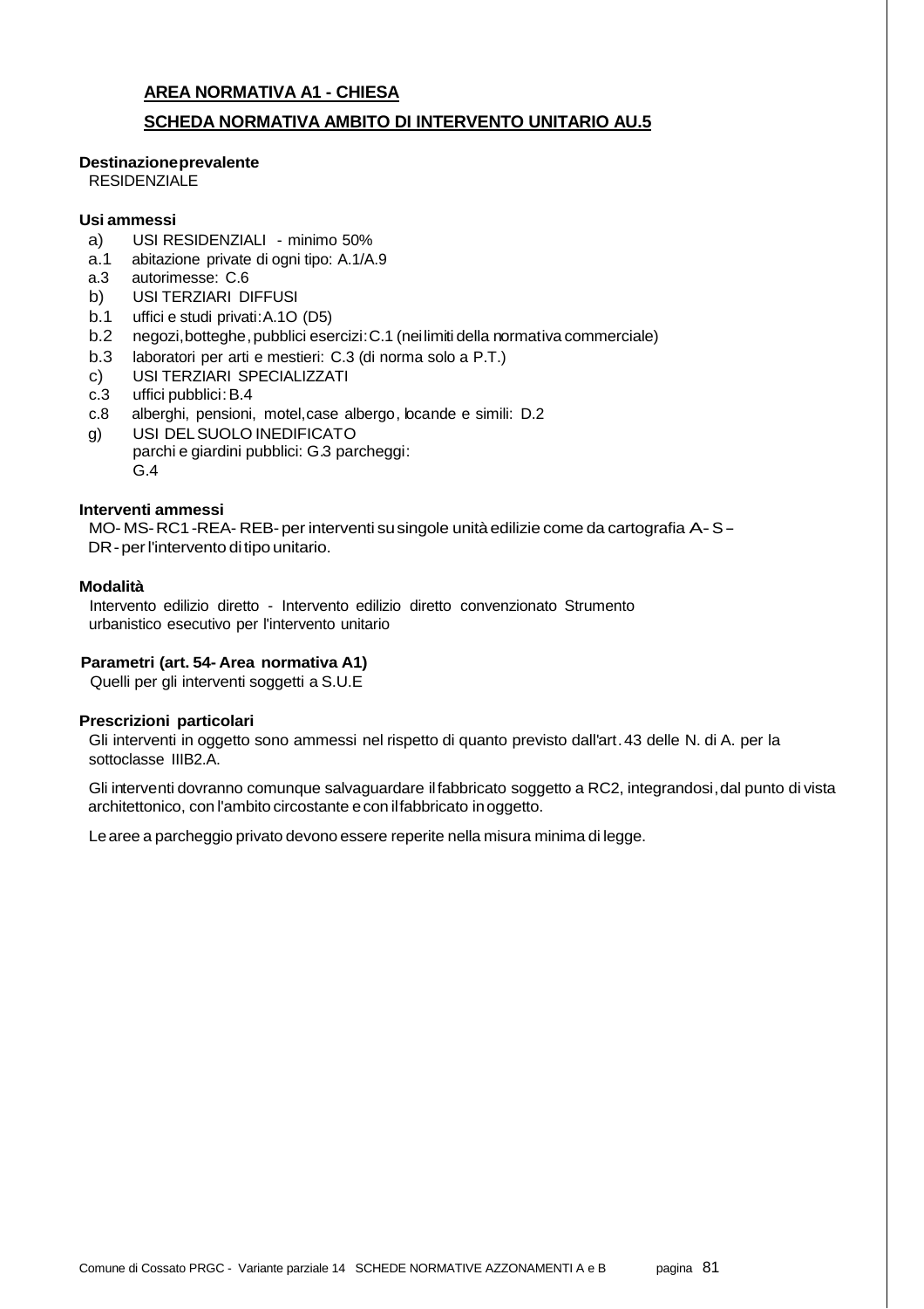## AREA NORMATIVA A1 - CHIESA

## SCHEDA NORMATIVA AMBITO DI INTERVENTO UNITARIO AU.5

**Destinazione prevalente**
RESIDENZIALE

**Usi ammessi**

a) USI RESIDENZIALI - minimo 50%
a.1 abitazione private di ogni tipo: A.1/A.9
a.3 autorimesse: C.6
b) USI TERZIARI DIFFUSI
b.1 uffici e studi privati: A.1O (D5)
b.2 negozi, botteghe, pubblici esercizi: C.1 (nei limiti della normativa commerciale)
b.3 laboratori per arti e mestieri: C.3 (di norma solo a P.T.)
c) USI TERZIARI SPECIALIZZATI
c.3 uffici pubblici: B.4
c.8 alberghi, pensioni, motel, case albergo, locande e simili: D.2
g) USI DEL SUOLO INEDIFICATO
parchi e giardini pubblici: G.3 parcheggi: G.4

**Interventi ammessi**
MO- MS- RC1 -REA- REB- per interventi su singole unità edilizie come da cartografia A- S – DR - per l'intervento di tipo unitario.

**Modalità**
Intervento edilizio diretto - Intervento edilizio diretto convenzionato Strumento urbanistico esecutivo per l'intervento unitario

**Parametri (art. 54- Area normativa A1)**
Quelli per gli interventi soggetti a S.U.E

**Prescrizioni particolari**
Gli interventi in oggetto sono ammessi nel rispetto di quanto previsto dall'art. 43 delle N. di A. per la sottoclasse IIIB2.A.

Gli interventi dovranno comunque salvaguardare il fabbricato soggetto a RC2, integrandosi, dal punto di vista architettonico, con l'ambito circostante e con il fabbricato in oggetto.

Le aree a parcheggio privato devono essere reperite nella misura minima di legge.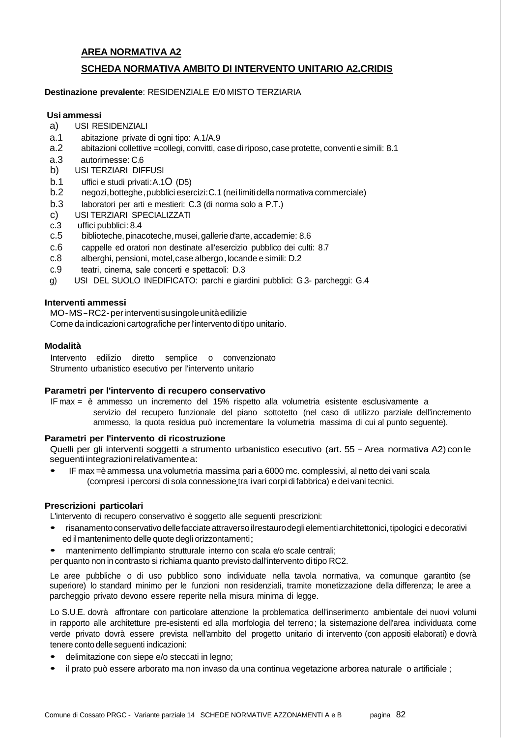## AREA NORMATIVA A2

## SCHEDA NORMATIVA AMBITO DI INTERVENTO UNITARIO A2.CRIDIS

**Destinazione prevalente**: RESIDENZIALE E/0 MISTO TERZIARIA

**Usi ammessi**

a) USI RESIDENZIALI
a.1 abitazione private di ogni tipo: A.1/A.9
a.2 abitazioni collettive =collegi, convitti, case di riposo, case protette, conventi e simili: 8.1
a.3 autorimesse: C.6
b) USI TERZIARI DIFFUSI
b.1 uffici e studi privati: A.10 (D5)
b.2 negozi, botteghe, pubblici esercizi: C.1 (nei limiti della normativa commerciale)
b.3 laboratori per arti e mestieri: C.3 (di norma solo a P.T.)
c) USI TERZIARI SPECIALIZZATI
c.3 uffici pubblici: 8.4
c.5 biblioteche, pinacoteche, musei, gallerie d'arte, accademie: 8.6
c.6 cappelle ed oratori non destinate all'esercizio pubblico dei culti: 8.7
c.8 alberghi, pensioni, motel, case albergo, locande e simili: D.2
c.9 teatri, cinema, sale concerti e spettacoli: D.3
g) USI DEL SUOLO INEDIFICATO: parchi e giardini pubblici: G.3- parcheggi: G.4

**Interventi ammessi**

MO-MS-RC2-per interventi su singole unità edilizie
Come da indicazioni cartografiche per l'intervento di tipo unitario.

**Modalità**

Intervento edilizio diretto semplice o convenzionato
Strumento urbanistico esecutivo per l'intervento unitario

**Parametri per l'intervento di recupero conservativo**

IF max = è ammesso un incremento del 15% rispetto alla volumetria esistente esclusivamente a servizio del recupero funzionale del piano sottotetto (nel caso di utilizzo parziale dell'incremento ammesso, la quota residua può incrementare la volumetria massima di cui al punto seguente).

**Parametri per l'intervento di ricostruzione**

Quelli per gli interventi soggetti a strumento urbanistico esecutivo (art. 55 – Area normativa A2) con le seguenti integrazioni relativamente a:

- IF max = è ammessa una volumetria massima pari a 6000 mc. complessivi, al netto dei vani scala (compresi i percorsi di sola connessione tra i vari corpi di fabbrica) e dei vani tecnici.

**Prescrizioni particolari**

L'intervento di recupero conservativo è soggetto alle seguenti prescrizioni:

- risanamento conservativo delle facciate attraverso il restauro degli elementi architettonici, tipologici e decorativi ed il mantenimento delle quote degli orizzontamenti;
- mantenimento dell'impianto strutturale interno con scala e/o scale centrali;

per quanto non in contrasto si richiama quanto previsto dall'intervento di tipo RC2.

Le aree pubbliche o di uso pubblico sono individuate nella tavola normativa, va comunque garantito (se superiore) lo standard minimo per le funzioni non residenziali, tramite monetizzazione della differenza; le aree a parcheggio privato devono essere reperite nella misura minima di legge.

Lo S.U.E. dovrà affrontare con particolare attenzione la problematica dell'inserimento ambientale dei nuovi volumi in rapporto alle architetture pre-esistenti ed alla morfologia del terreno; la sistemazione dell'area individuata come verde privato dovrà essere prevista nell'ambito del progetto unitario di intervento (con appositi elaborati) e dovrà tenere conto delle seguenti indicazioni:

- delimitazione con siepe e/o steccati in legno;
- il prato può essere arborato ma non invaso da una continua vegetazione arborea naturale o artificiale ;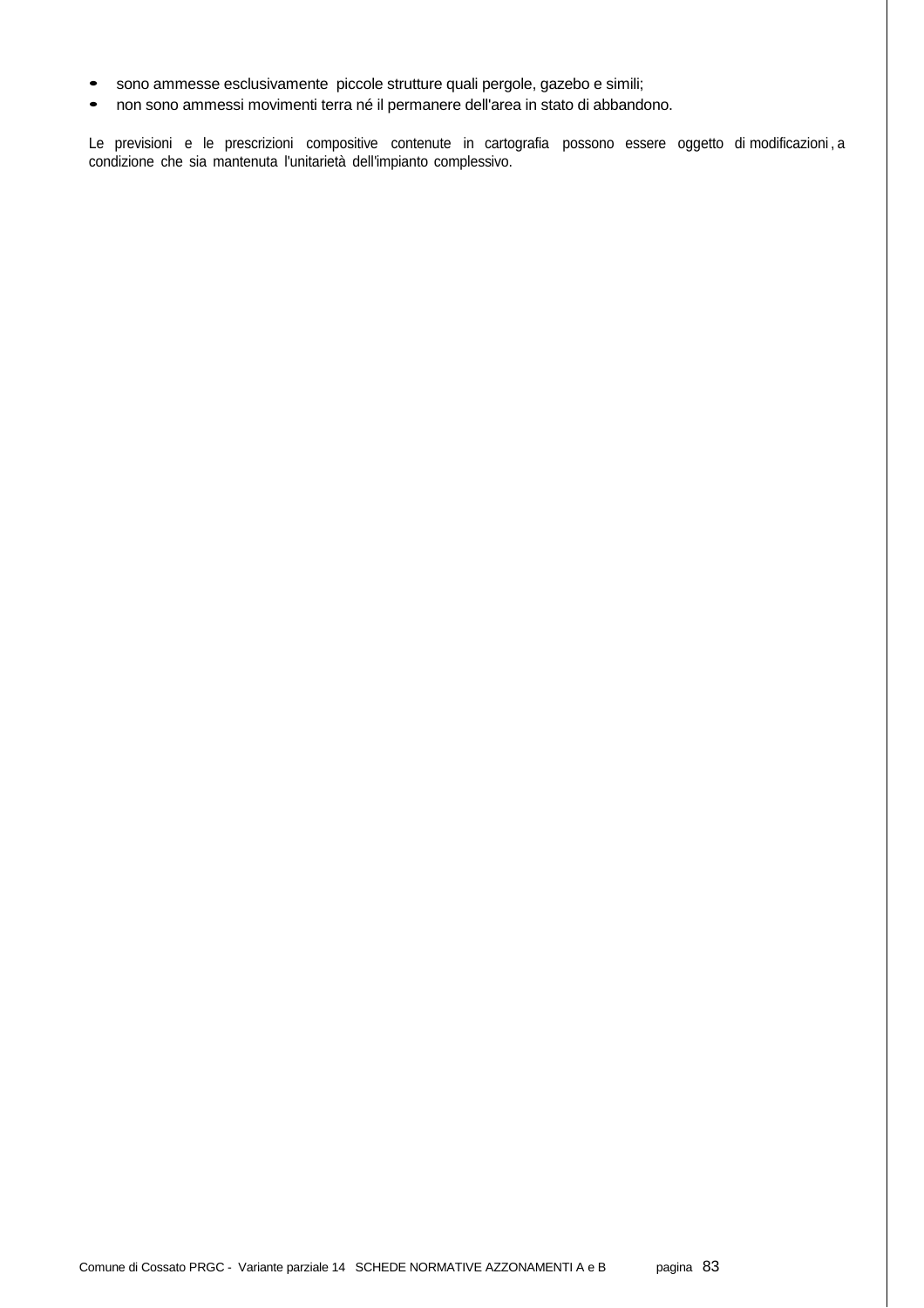- sono ammesse esclusivamente piccole strutture quali pergole, gazebo e simili;
- non sono ammessi movimenti terra né il permanere dell'area in stato di abbandono.

Le previsioni e le prescrizioni compositive contenute in cartografia possono essere oggetto di modificazioni, a condizione che sia mantenuta l'unitarietà dell'impianto complessivo.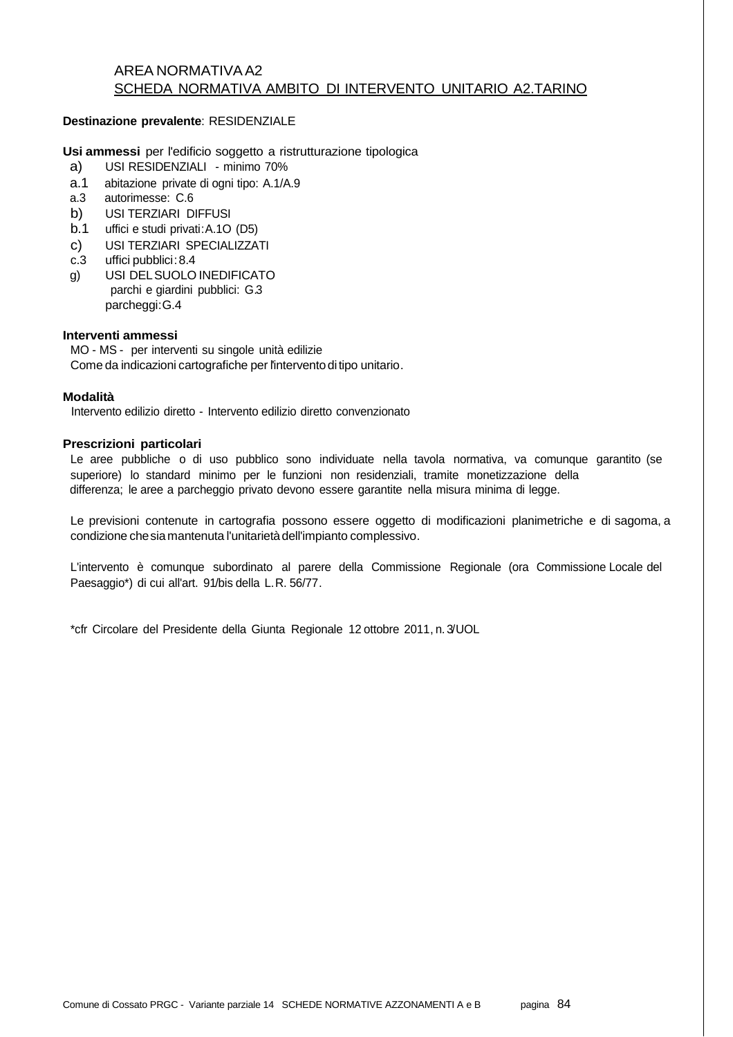AREA NORMATIVA A2

SCHEDA NORMATIVA AMBITO DI INTERVENTO UNITARIO A2.TARINO

**Destinazione prevalente**: RESIDENZIALE

**Usi ammessi** per l'edificio soggetto a ristrutturazione tipologica

a) USI RESIDENZIALI - minimo 70%
a.1 abitazione private di ogni tipo: A.1/A.9
a.3 autorimesse: C.6
b) USI TERZIARI DIFFUSI
b.1 uffici e studi privati: A.1O (D5)
c) USI TERZIARI SPECIALIZZATI
c.3 uffici pubblici: 8.4
g) USI DEL SUOLO INEDIFICATO
parchi e giardini pubblici: G.3
parcheggi: G.4

**Interventi ammessi**

MO - MS - per interventi su singole unità edilizie
Come da indicazioni cartografiche per l'intervento di tipo unitario.

**Modalità**

Intervento edilizio diretto - Intervento edilizio diretto convenzionato

**Prescrizioni particolari**

Le aree pubbliche o di uso pubblico sono individuate nella tavola normativa, va comunque garantito (se superiore) lo standard minimo per le funzioni non residenziali, tramite monetizzazione della differenza; le aree a parcheggio privato devono essere garantite nella misura minima di legge.

Le previsioni contenute in cartografia possono essere oggetto di modificazioni planimetriche e di sagoma, a condizione che sia mantenuta l'unitarietà dell'impianto complessivo.

L'intervento è comunque subordinato al parere della Commissione Regionale (ora Commissione Locale del Paesaggio*) di cui all'art. 91/bis della L.R. 56/77.

*cfr Circolare del Presidente della Giunta Regionale 12 ottobre 2011, n. 3/UOL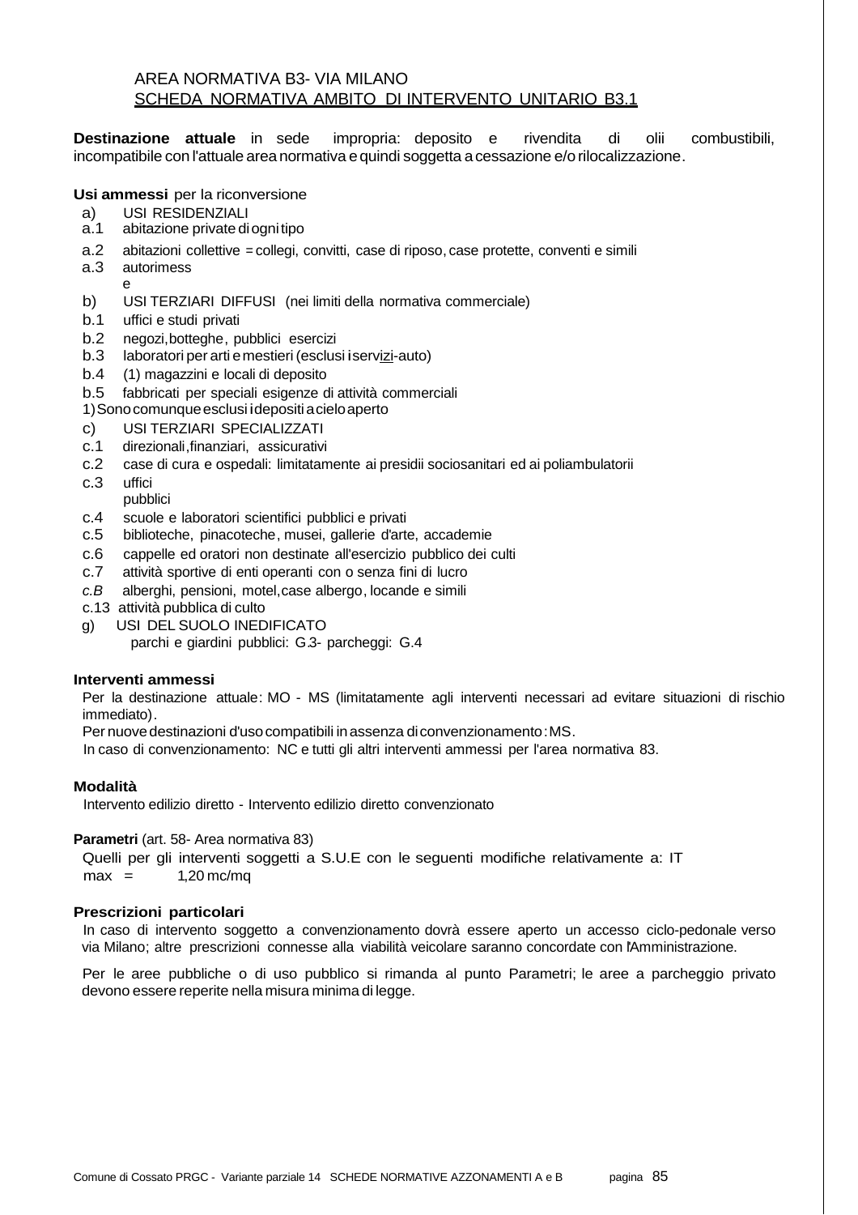AREA NORMATIVA B3- VIA MILANO

SCHEDA NORMATIVA AMBITO DI INTERVENTO UNITARIO B3.1

**Destinazione attuale** in sede impropria: deposito e rivendita di olii combustibili, incompatibile con l'attuale area normativa e quindi soggetta a cessazione e/o rilocalizzazione.

**Usi ammessi** per la riconversione

a) USI RESIDENZIALI
a.1 abitazione private di ogni tipo
a.2 abitazioni collettive = collegi, convitti, case di riposo, case protette, conventi e simili
a.3 autorimesse
b) USI TERZIARI DIFFUSI (nei limiti della normativa commerciale)
b.1 uffici e studi privati
b.2 negozi, botteghe, pubblici esercizi
b.3 laboratori per arti e mestieri (esclusi i servizi-auto)
b.4 (1) magazzini e locali di deposito
b.5 fabbricati per speciali esigenze di attività commerciali
1) Sono comunque esclusi i depositi a cielo aperto
c) USI TERZIARI SPECIALIZZATI
c.1 direzionali, finanziari, assicurativi
c.2 case di cura e ospedali: limitatamente ai presidii sociosanitari ed ai poliambulatorii
c.3 uffici pubblici
c.4 scuole e laboratori scientifici pubblici e privati
c.5 biblioteche, pinacoteche, musei, gallerie d'arte, accademie
c.6 cappelle ed oratori non destinate all'esercizio pubblico dei culti
c.7 attività sportive di enti operanti con o senza fini di lucro
*c.B* alberghi, pensioni, motel, case albergo, locande e simili
c.13 attività pubblica di culto
g) USI DEL SUOLO INEDIFICATO
parchi e giardini pubblici: G.3- parcheggi: G.4

**Interventi ammessi**

Per la destinazione attuale: MO - MS (limitatamente agli interventi necessari ad evitare situazioni di rischio immediato).

Per nuove destinazioni d'uso compatibili in assenza di convenzionamento: MS.

In caso di convenzionamento: NC e tutti gli altri interventi ammessi per l'area normativa 83.

**Modalità**

Intervento edilizio diretto - Intervento edilizio diretto convenzionato

**Parametri** (art. 58- Area normativa 83)

Quelli per gli interventi soggetti a S.U.E con le seguenti modifiche relativamente a: IT max = 1,20 mc/mq

**Prescrizioni particolari**

In caso di intervento soggetto a convenzionamento dovrà essere aperto un accesso ciclo-pedonale verso via Milano; altre prescrizioni connesse alla viabilità veicolare saranno concordate con l'Amministrazione.

Per le aree pubbliche o di uso pubblico si rimanda al punto Parametri; le aree a parcheggio privato devono essere reperite nella misura minima di legge.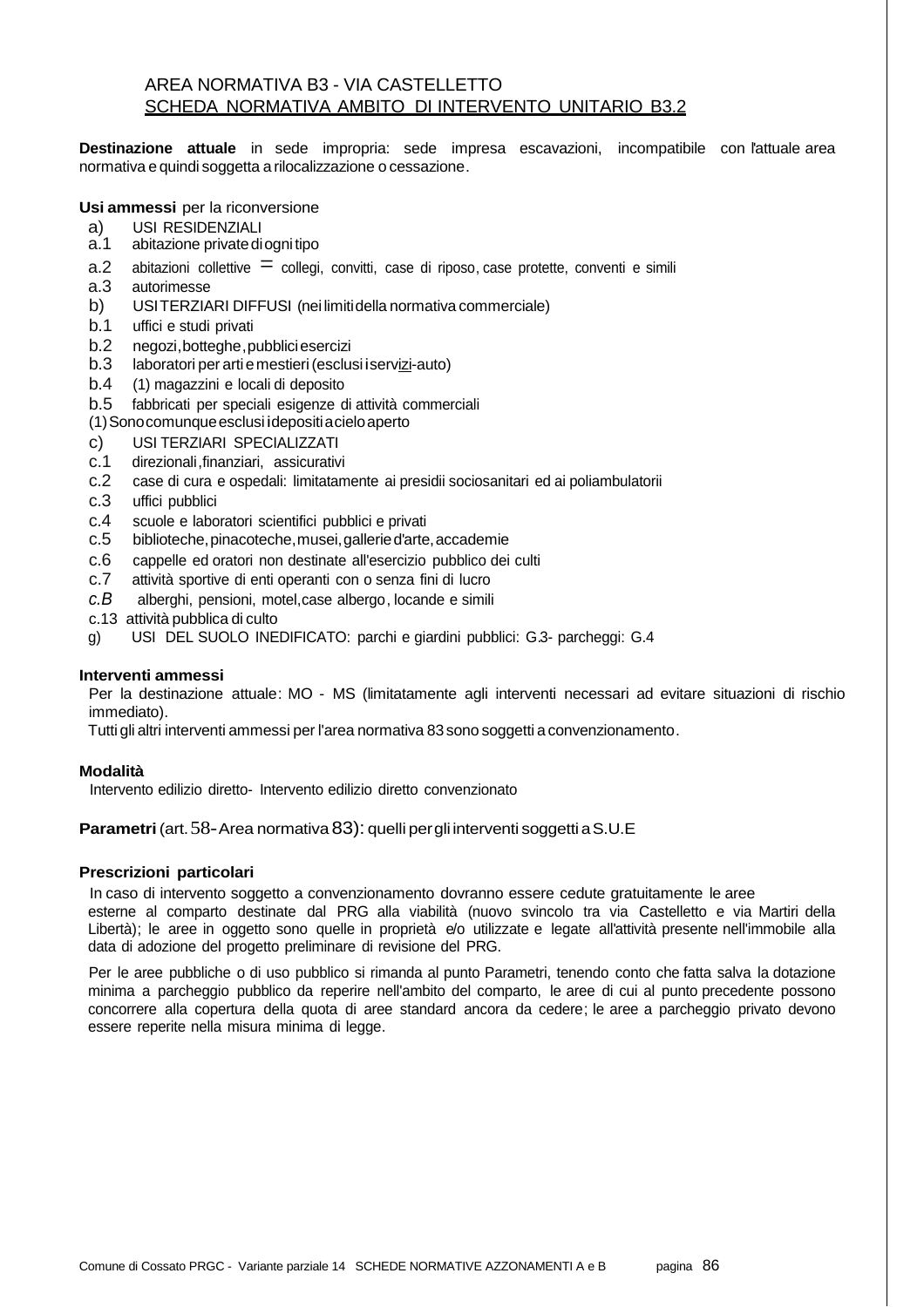AREA NORMATIVA B3 - VIA CASTELLETTO

SCHEDA NORMATIVA AMBITO DI INTERVENTO UNITARIO B3.2

**Destinazione attuale** in sede impropria: sede impresa escavazioni, incompatibile con l'attuale area normativa e quindi soggetta a rilocalizzazione o cessazione.

**Usi ammessi** per la riconversione

a) USI RESIDENZIALI
a.1 abitazione private di ogni tipo
a.2 abitazioni collettive = collegi, convitti, case di riposo, case protette, conventi e simili
a.3 autorimesse
b) USI TERZIARI DIFFUSI (nei limiti della normativa commerciale)
b.1 uffici e studi privati
b.2 negozi, botteghe, pubblici esercizi
b.3 laboratori per arti e mestieri (esclusi i servizi-auto)
b.4 (1) magazzini e locali di deposito
b.5 fabbricati per speciali esigenze di attività commerciali
(1) Sono comunque esclusi i depositi a cielo aperto
c) USI TERZIARI SPECIALIZZATI
c.1 direzionali, finanziari, assicurativi
c.2 case di cura e ospedali: limitatamente ai presidii sociosanitari ed ai poliambulatorii
c.3 uffici pubblici
c.4 scuole e laboratori scientifici pubblici e privati
c.5 biblioteche, pinacoteche, musei, gallerie d'arte, accademie
c.6 cappelle ed oratori non destinate all'esercizio pubblico dei culti
c.7 attività sportive di enti operanti con o senza fini di lucro
*c.B* alberghi, pensioni, motel, case albergo, locande e simili
c.13 attività pubblica di culto
g) USI DEL SUOLO INEDIFICATO: parchi e giardini pubblici: G.3- parcheggi: G.4

**Interventi ammessi**

Per la destinazione attuale: MO - MS (limitatamente agli interventi necessari ad evitare situazioni di rischio immediato).

Tutti gli altri interventi ammessi per l'area normativa 83 sono soggetti a convenzionamento.

**Modalità**

Intervento edilizio diretto- Intervento edilizio diretto convenzionato

**Parametri** (art. 58- Area normativa 83): quelli per gli interventi soggetti a S.U.E

**Prescrizioni particolari**

In caso di intervento soggetto a convenzionamento dovranno essere cedute gratuitamente le aree esterne al comparto destinate dal PRG alla viabilità (nuovo svincolo tra via Castelletto e via Martiri della Libertà); le aree in oggetto sono quelle in proprietà e/o utilizzate e legate all'attività presente nell'immobile alla data di adozione del progetto preliminare di revisione del PRG.

Per le aree pubbliche o di uso pubblico si rimanda al punto Parametri, tenendo conto che fatta salva la dotazione minima a parcheggio pubblico da reperire nell'ambito del comparto, le aree di cui al punto precedente possono concorrere alla copertura della quota di aree standard ancora da cedere; le aree a parcheggio privato devono essere reperite nella misura minima di legge.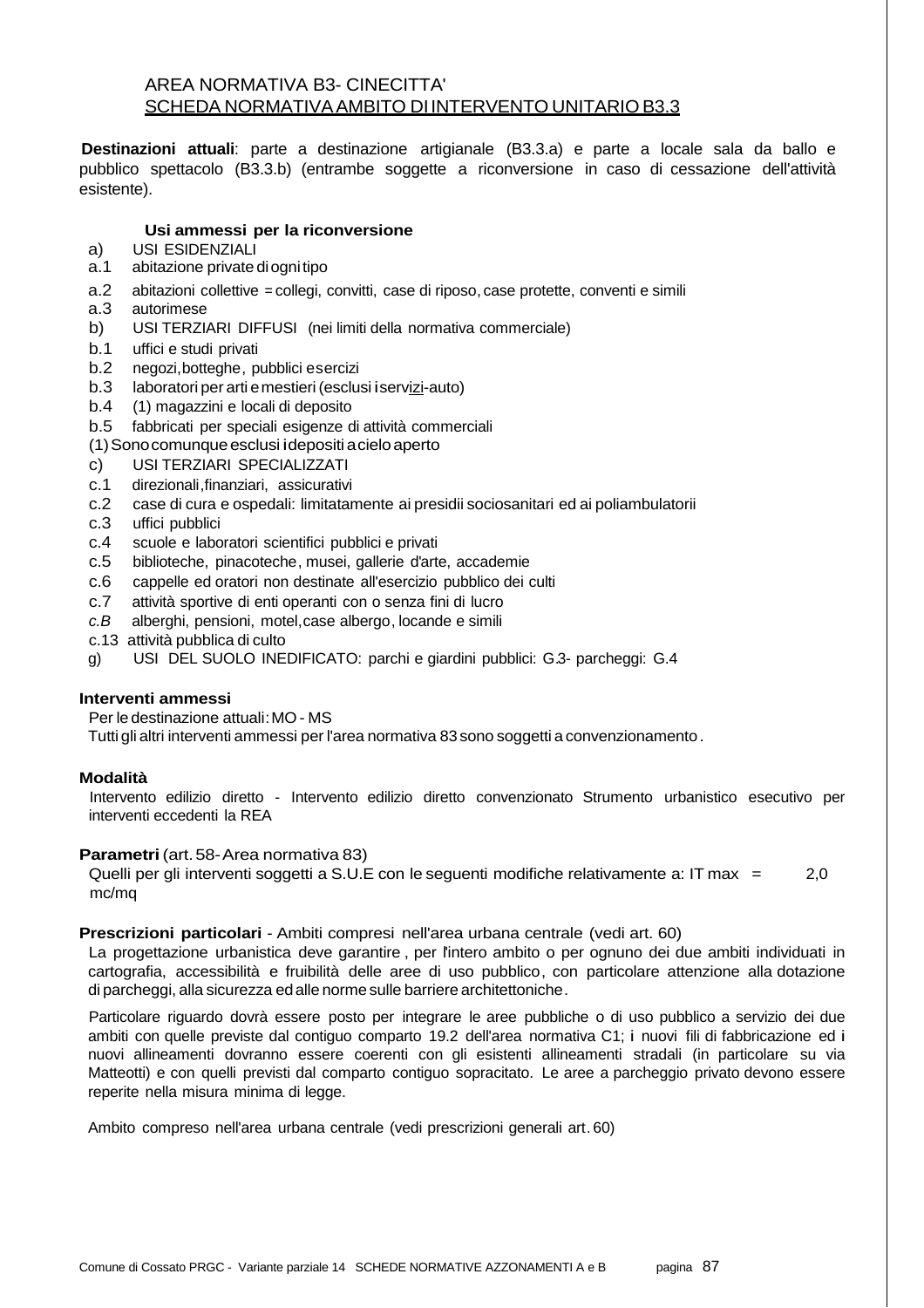AREA NORMATIVA B3- CINECITTA'

SCHEDA NORMATIVA AMBITO DI INTERVENTO UNITARIO B3.3

**Destinazioni attuali**: parte a destinazione artigianale (B3.3.a) e parte a locale sala da ballo e pubblico spettacolo (B3.3.b) (entrambe soggette a riconversione in caso di cessazione dell'attività esistente).

**Usi ammessi per la riconversione**

a) USI ESIDENZIALI
a.1 abitazione private di ogni tipo
a.2 abitazioni collettive = collegi, convitti, case di riposo, case protette, conventi e simili
a.3 autorimese
b) USI TERZIARI DIFFUSI (nei limiti della normativa commerciale)
b.1 uffici e studi privati
b.2 negozi, botteghe, pubblici esercizi
b.3 laboratori per arti e mestieri (esclusi i servizi-auto)
b.4 (1) magazzini e locali di deposito
b.5 fabbricati per speciali esigenze di attività commerciali
(1) Sono comunque esclusi i depositi a cielo aperto
c) USI TERZIARI SPECIALIZZATI
c.1 direzionali, finanziari, assicurativi
c.2 case di cura e ospedali: limitatamente ai presidii sociosanitari ed ai poliambulatorii
c.3 uffici pubblici
c.4 scuole e laboratori scientifici pubblici e privati
c.5 biblioteche, pinacoteche, musei, gallerie d'arte, accademie
c.6 cappelle ed oratori non destinate all'esercizio pubblico dei culti
c.7 attività sportive di enti operanti con o senza fini di lucro
*c.B* alberghi, pensioni, motel, case albergo, locande e simili
c.13 attività pubblica di culto
g) USI DEL SUOLO INEDIFICATO: parchi e giardini pubblici: G.3- parcheggi: G.4

**Interventi ammessi**

Per le destinazione attuali: MO - MS
Tutti gli altri interventi ammessi per l'area normativa 83 sono soggetti a convenzionamento.

**Modalità**

Intervento edilizio diretto - Intervento edilizio diretto convenzionato Strumento urbanistico esecutivo per interventi eccedenti la REA

**Parametri** (art. 58- Area normativa 83)

Quelli per gli interventi soggetti a S.U.E con le seguenti modifiche relativamente a: IT max = 2,0 mc/mq

**Prescrizioni particolari** - Ambiti compresi nell'area urbana centrale (vedi art. 60)

La progettazione urbanistica deve garantire, per l'intero ambito o per ognuno dei due ambiti individuati in cartografia, accessibilità e fruibilità delle aree di uso pubblico, con particolare attenzione alla dotazione di parcheggi, alla sicurezza ed alle norme sulle barriere architettoniche.

Particolare riguardo dovrà essere posto per integrare le aree pubbliche o di uso pubblico a servizio dei due ambiti con quelle previste dal contiguo comparto 19.2 dell'area normativa C1; i nuovi fili di fabbricazione ed i nuovi allineamenti dovranno essere coerenti con gli esistenti allineamenti stradali (in particolare su via Matteotti) e con quelli previsti dal comparto contiguo sopracitato. Le aree a parcheggio privato devono essere reperite nella misura minima di legge.

Ambito compreso nell'area urbana centrale (vedi prescrizioni generali art. 60)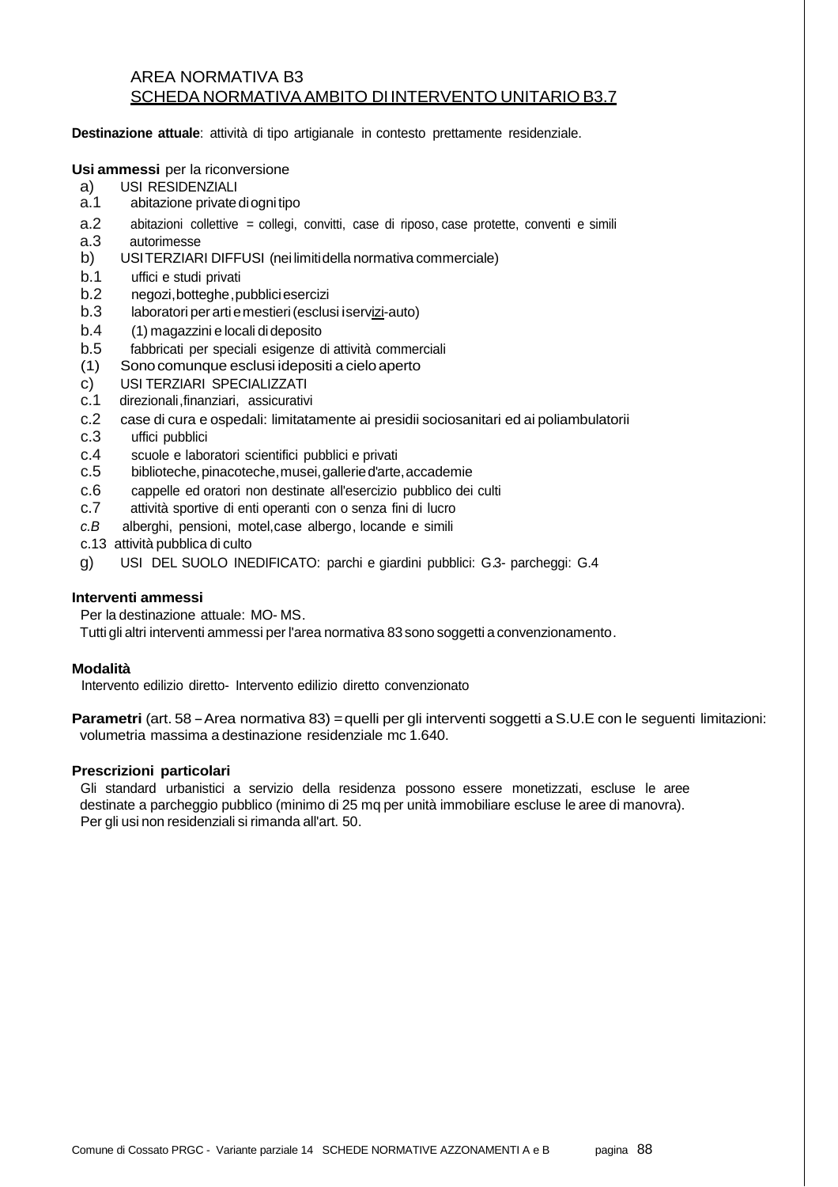AREA NORMATIVA B3

SCHEDA NORMATIVA AMBITO DI INTERVENTO UNITARIO B3.7

**Destinazione attuale**: attività di tipo artigianale in contesto prettamente residenziale.

**Usi ammessi** per la riconversione

a) USI RESIDENZIALI
a.1 abitazione private di ogni tipo
a.2 abitazioni collettive = collegi, convitti, case di riposo, case protette, conventi e simili
a.3 autorimesse
b) USI TERZIARI DIFFUSI (nei limiti della normativa commerciale)
b.1 uffici e studi privati
b.2 negozi, botteghe, pubblici esercizi
b.3 laboratori per arti e mestieri (esclusi i servizi-auto)
b.4 (1) magazzini e locali di deposito
b.5 fabbricati per speciali esigenze di attività commerciali
(1) Sono comunque esclusi i depositi a cielo aperto
c) USI TERZIARI SPECIALIZZATI
c.1 direzionali, finanziari, assicurativi
c.2 case di cura e ospedali: limitatamente ai presidii sociosanitari ed ai poliambulatorii
c.3 uffici pubblici
c.4 scuole e laboratori scientifici pubblici e privati
c.5 biblioteche, pinacoteche, musei, gallerie d'arte, accademie
c.6 cappelle ed oratori non destinate all'esercizio pubblico dei culti
c.7 attività sportive di enti operanti con o senza fini di lucro
*c.B* alberghi, pensioni, motel, case albergo, locande e simili
c.13 attività pubblica di culto
g) USI DEL SUOLO INEDIFICATO: parchi e giardini pubblici: G.3- parcheggi: G.4

**Interventi ammessi**

Per la destinazione attuale: MO- MS.
Tutti gli altri interventi ammessi per l'area normativa 83 sono soggetti a convenzionamento.

**Modalità**

Intervento edilizio diretto- Intervento edilizio diretto convenzionato

**Parametri** (art. 58 – Area normativa 83) = quelli per gli interventi soggetti a S.U.E con le seguenti limitazioni: volumetria massima a destinazione residenziale mc 1.640.

**Prescrizioni particolari**

Gli standard urbanistici a servizio della residenza possono essere monetizzati, escluse le aree destinate a parcheggio pubblico (minimo di 25 mq per unità immobiliare escluse le aree di manovra).
Per gli usi non residenziali si rimanda all'art. 50.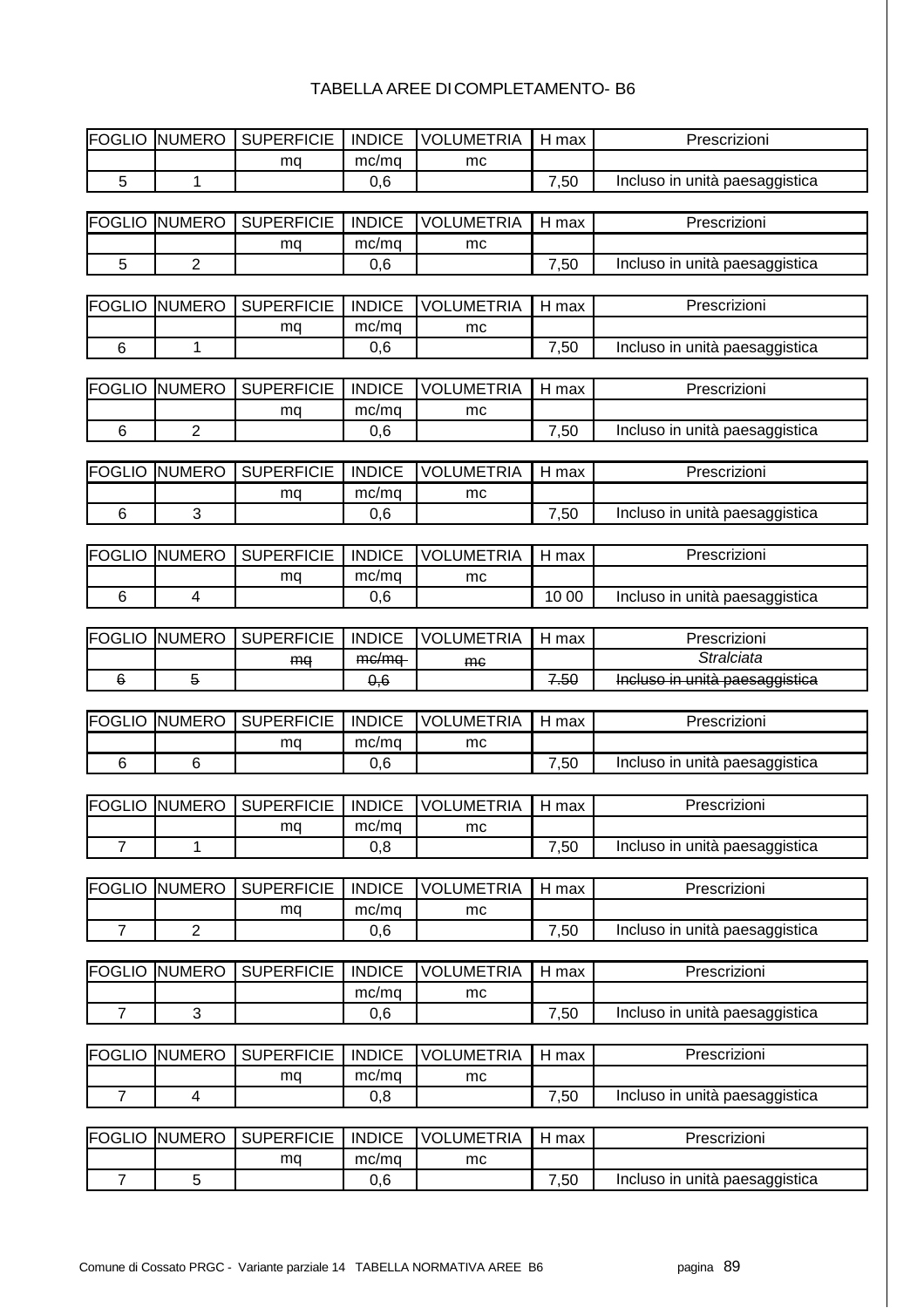# TABELLA AREE DI COMPLETAMENTO- B6

| FOGLIO | NUMERO | SUPERFICIE | INDICE | VOLUMETRIA | H max | Prescrizioni |
|---|---|---|---|---|---|---|
| | | mq | mc/mq | mc | | |
| 5 | 1 | | 0,6 | | 7,50 | Incluso in unità paesaggistica |

| FOGLIO | NUMERO | SUPERFICIE | INDICE | VOLUMETRIA | H max | Prescrizioni |
|---|---|---|---|---|---|---|
| | | mq | mc/mq | mc | | |
| 5 | 2 | | 0,6 | | 7,50 | Incluso in unità paesaggistica |

| FOGLIO | NUMERO | SUPERFICIE | INDICE | VOLUMETRIA | H max | Prescrizioni |
|---|---|---|---|---|---|---|
| | | mq | mc/mq | mc | | |
| 6 | 1 | | 0,6 | | 7,50 | Incluso in unità paesaggistica |

| FOGLIO | NUMERO | SUPERFICIE | INDICE | VOLUMETRIA | H max | Prescrizioni |
|---|---|---|---|---|---|---|
| | | mq | mc/mq | mc | | |
| 6 | 2 | | 0,6 | | 7,50 | Incluso in unità paesaggistica |

| FOGLIO | NUMERO | SUPERFICIE | INDICE | VOLUMETRIA | H max | Prescrizioni |
|---|---|---|---|---|---|---|
| | | mq | mc/mq | mc | | |
| 6 | 3 | | 0,6 | | 7,50 | Incluso in unità paesaggistica |

| FOGLIO | NUMERO | SUPERFICIE | INDICE | VOLUMETRIA | H max | Prescrizioni |
|---|---|---|---|---|---|---|
| | | mq | mc/mq | mc | | |
| 6 | 4 | | 0,6 | | 10 00 | Incluso in unità paesaggistica |

| FOGLIO | NUMERO | SUPERFICIE | INDICE | VOLUMETRIA | H max | Prescrizioni |
|---|---|---|---|---|---|---|
| | | ~~mq~~ | ~~mc/mq~~ | ~~mc~~ | | *Stralciata* |
| ~~6~~ | ~~5~~ | | ~~0,6~~ | | ~~7,50~~ | ~~Incluso in unità paesaggistica~~ |

| FOGLIO | NUMERO | SUPERFICIE | INDICE | VOLUMETRIA | H max | Prescrizioni |
|---|---|---|---|---|---|---|
| | | mq | mc/mq | mc | | |
| 6 | 6 | | 0,6 | | 7,50 | Incluso in unità paesaggistica |

| FOGLIO | NUMERO | SUPERFICIE | INDICE | VOLUMETRIA | H max | Prescrizioni |
|---|---|---|---|---|---|---|
| | | mq | mc/mq | mc | | |
| 7 | 1 | | 0,8 | | 7,50 | Incluso in unità paesaggistica |

| FOGLIO | NUMERO | SUPERFICIE | INDICE | VOLUMETRIA | H max | Prescrizioni |
|---|---|---|---|---|---|---|
| | | mq | mc/mq | mc | | |
| 7 | 2 | | 0,6 | | 7,50 | Incluso in unità paesaggistica |

| FOGLIO | NUMERO | SUPERFICIE | INDICE | VOLUMETRIA | H max | Prescrizioni |
|---|---|---|---|---|---|---|
| | | | mc/mq | mc | | |
| 7 | 3 | | 0,6 | | 7,50 | Incluso in unità paesaggistica |

| FOGLIO | NUMERO | SUPERFICIE | INDICE | VOLUMETRIA | H max | Prescrizioni |
|---|---|---|---|---|---|---|
| | | mq | mc/mq | mc | | |
| 7 | 4 | | 0,8 | | 7,50 | Incluso in unità paesaggistica |

| FOGLIO | NUMERO | SUPERFICIE | INDICE | VOLUMETRIA | H max | Prescrizioni |
|---|---|---|---|---|---|---|
| | | mq | mc/mq | mc | | |
| 7 | 5 | | 0,6 | | 7,50 | Incluso in unità paesaggistica |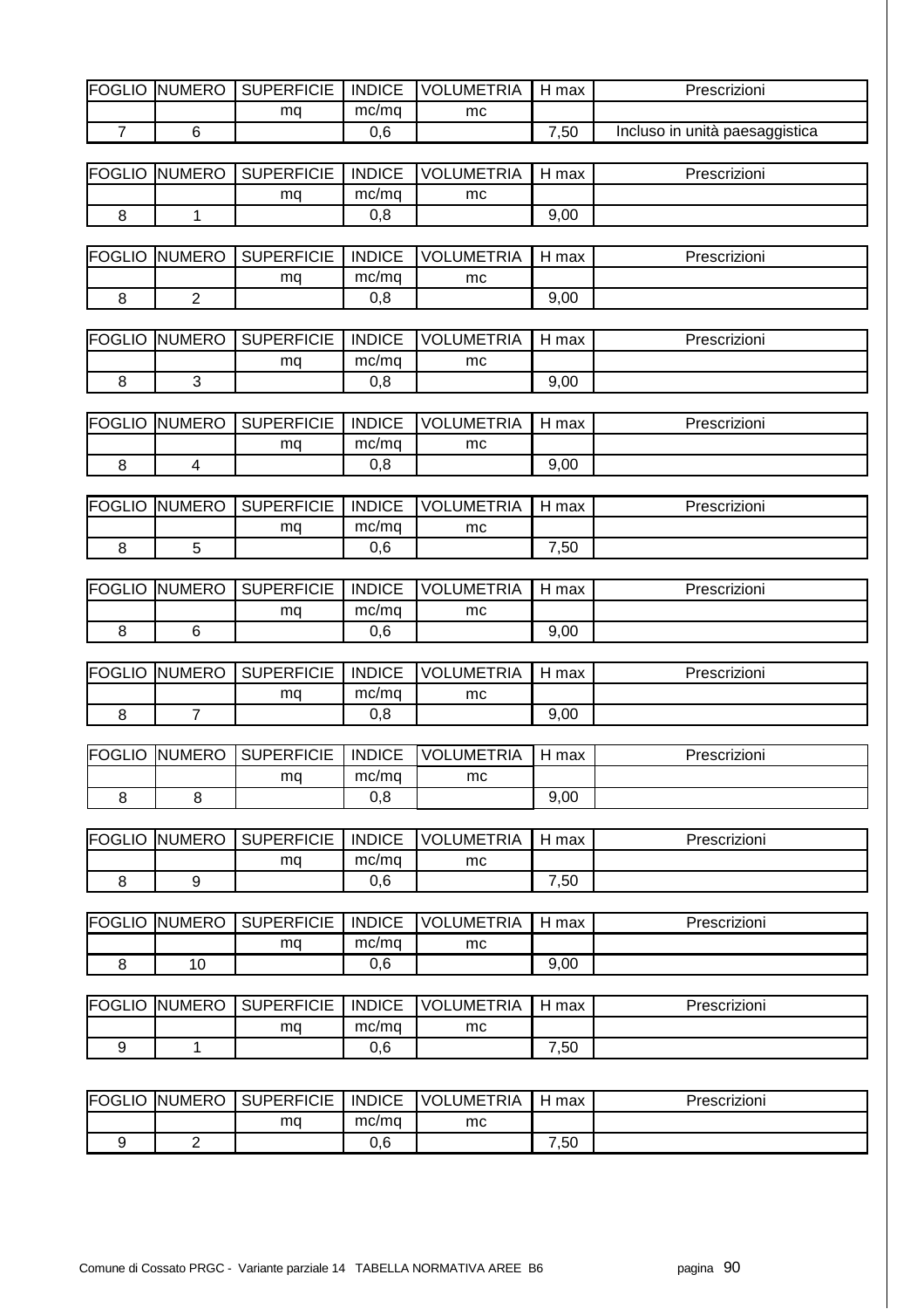| FOGLIO | NUMERO | SUPERFICIE | INDICE | VOLUMETRIA | H max | Prescrizioni |
|---|---|---|---|---|---|---|
| | | mq | mc/mq | mc | | |
| 7 | 6 | | 0,6 | | 7,50 | Incluso in unità paesaggistica |

| FOGLIO | NUMERO | SUPERFICIE | INDICE | VOLUMETRIA | H max | Prescrizioni |
|---|---|---|---|---|---|---|
| | | mq | mc/mq | mc | | |
| 8 | 1 | | 0,8 | | 9,00 | |

| FOGLIO | NUMERO | SUPERFICIE | INDICE | VOLUMETRIA | H max | Prescrizioni |
|---|---|---|---|---|---|---|
| | | mq | mc/mq | mc | | |
| 8 | 2 | | 0,8 | | 9,00 | |

| FOGLIO | NUMERO | SUPERFICIE | INDICE | VOLUMETRIA | H max | Prescrizioni |
|---|---|---|---|---|---|---|
| | | mq | mc/mq | mc | | |
| 8 | 3 | | 0,8 | | 9,00 | |

| FOGLIO | NUMERO | SUPERFICIE | INDICE | VOLUMETRIA | H max | Prescrizioni |
|---|---|---|---|---|---|---|
| | | mq | mc/mq | mc | | |
| 8 | 4 | | 0,8 | | 9,00 | |

| FOGLIO | NUMERO | SUPERFICIE | INDICE | VOLUMETRIA | H max | Prescrizioni |
|---|---|---|---|---|---|---|
| | | mq | mc/mq | mc | | |
| 8 | 5 | | 0,6 | | 7,50 | |

| FOGLIO | NUMERO | SUPERFICIE | INDICE | VOLUMETRIA | H max | Prescrizioni |
|---|---|---|---|---|---|---|
| | | mq | mc/mq | mc | | |
| 8 | 6 | | 0,6 | | 9,00 | |

| FOGLIO | NUMERO | SUPERFICIE | INDICE | VOLUMETRIA | H max | Prescrizioni |
|---|---|---|---|---|---|---|
| | | mq | mc/mq | mc | | |
| 8 | 7 | | 0,8 | | 9,00 | |

| FOGLIO | NUMERO | SUPERFICIE | INDICE | VOLUMETRIA | H max | Prescrizioni |
|---|---|---|---|---|---|---|
| | | mq | mc/mq | mc | | |
| 8 | 8 | | 0,8 | | 9,00 | |

| FOGLIO | NUMERO | SUPERFICIE | INDICE | VOLUMETRIA | H max | Prescrizioni |
|---|---|---|---|---|---|---|
| | | mq | mc/mq | mc | | |
| 8 | 9 | | 0,6 | | 7,50 | |

| FOGLIO | NUMERO | SUPERFICIE | INDICE | VOLUMETRIA | H max | Prescrizioni |
|---|---|---|---|---|---|---|
| | | mq | mc/mq | mc | | |
| 8 | 10 | | 0,6 | | 9,00 | |

| FOGLIO | NUMERO | SUPERFICIE | INDICE | VOLUMETRIA | H max | Prescrizioni |
|---|---|---|---|---|---|---|
| | | mq | mc/mq | mc | | |
| 9 | 1 | | 0,6 | | 7,50 | |

| FOGLIO | NUMERO | SUPERFICIE | INDICE | VOLUMETRIA | H max | Prescrizioni |
|---|---|---|---|---|---|---|
| | | mq | mc/mq | mc | | |
| 9 | 2 | | 0,6 | | 7,50 | |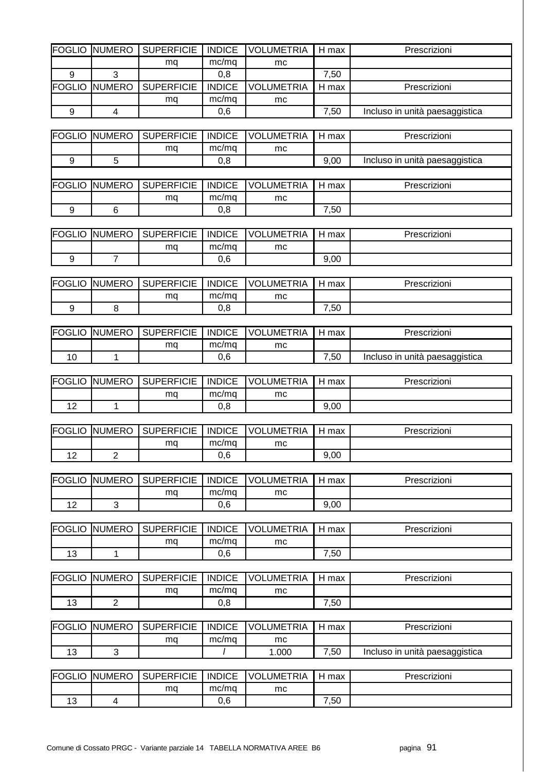| FOGLIO | NUMERO | SUPERFICIE | INDICE | VOLUMETRIA | H max | Prescrizioni |
|---|---|---|---|---|---|---|
| | | mq | mc/mq | mc | | |
| 9 | 3 | | 0,8 | | 7,50 | |

| FOGLIO | NUMERO | SUPERFICIE | INDICE | VOLUMETRIA | H max | Prescrizioni |
|---|---|---|---|---|---|---|
| | | mq | mc/mq | mc | | |
| 9 | 4 | | 0,6 | | 7,50 | Incluso in unità paesaggistica |

| FOGLIO | NUMERO | SUPERFICIE | INDICE | VOLUMETRIA | H max | Prescrizioni |
|---|---|---|---|---|---|---|
| | | mq | mc/mq | mc | | |
| 9 | 5 | | 0,8 | | 9,00 | Incluso in unità paesaggistica |

| FOGLIO | NUMERO | SUPERFICIE | INDICE | VOLUMETRIA | H max | Prescrizioni |
|---|---|---|---|---|---|---|
| | | mq | mc/mq | mc | | |
| 9 | 6 | | 0,8 | | 7,50 | |

| FOGLIO | NUMERO | SUPERFICIE | INDICE | VOLUMETRIA | H max | Prescrizioni |
|---|---|---|---|---|---|---|
| | | mq | mc/mq | mc | | |
| 9 | 7 | | 0,6 | | 9,00 | |

| FOGLIO | NUMERO | SUPERFICIE | INDICE | VOLUMETRIA | H max | Prescrizioni |
|---|---|---|---|---|---|---|
| | | mq | mc/mq | mc | | |
| 9 | 8 | | 0,8 | | 7,50 | |

| FOGLIO | NUMERO | SUPERFICIE | INDICE | VOLUMETRIA | H max | Prescrizioni |
|---|---|---|---|---|---|---|
| | | mq | mc/mq | mc | | |
| 10 | 1 | | 0,6 | | 7,50 | Incluso in unità paesaggistica |

| FOGLIO | NUMERO | SUPERFICIE | INDICE | VOLUMETRIA | H max | Prescrizioni |
|---|---|---|---|---|---|---|
| | | mq | mc/mq | mc | | |
| 12 | 1 | | 0,8 | | 9,00 | |

| FOGLIO | NUMERO | SUPERFICIE | INDICE | VOLUMETRIA | H max | Prescrizioni |
|---|---|---|---|---|---|---|
| | | mq | mc/mq | mc | | |
| 12 | 2 | | 0,6 | | 9,00 | |

| FOGLIO | NUMERO | SUPERFICIE | INDICE | VOLUMETRIA | H max | Prescrizioni |
|---|---|---|---|---|---|---|
| | | mq | mc/mq | mc | | |
| 12 | 3 | | 0,6 | | 9,00 | |

| FOGLIO | NUMERO | SUPERFICIE | INDICE | VOLUMETRIA | H max | Prescrizioni |
|---|---|---|---|---|---|---|
| | | mq | mc/mq | mc | | |
| 13 | 1 | | 0,6 | | 7,50 | |

| FOGLIO | NUMERO | SUPERFICIE | INDICE | VOLUMETRIA | H max | Prescrizioni |
|---|---|---|---|---|---|---|
| | | mq | mc/mq | mc | | |
| 13 | 2 | | 0,8 | | 7,50 | |

| FOGLIO | NUMERO | SUPERFICIE | INDICE | VOLUMETRIA | H max | Prescrizioni |
|---|---|---|---|---|---|---|
| | | mq | mc/mq | mc | | |
| 13 | 3 | | / | 1.000 | 7,50 | Incluso in unità paesaggistica |

| FOGLIO | NUMERO | SUPERFICIE | INDICE | VOLUMETRIA | H max | Prescrizioni |
|---|---|---|---|---|---|---|
| | | mq | mc/mq | mc | | |
| 13 | 4 | | 0,6 | | 7,50 | |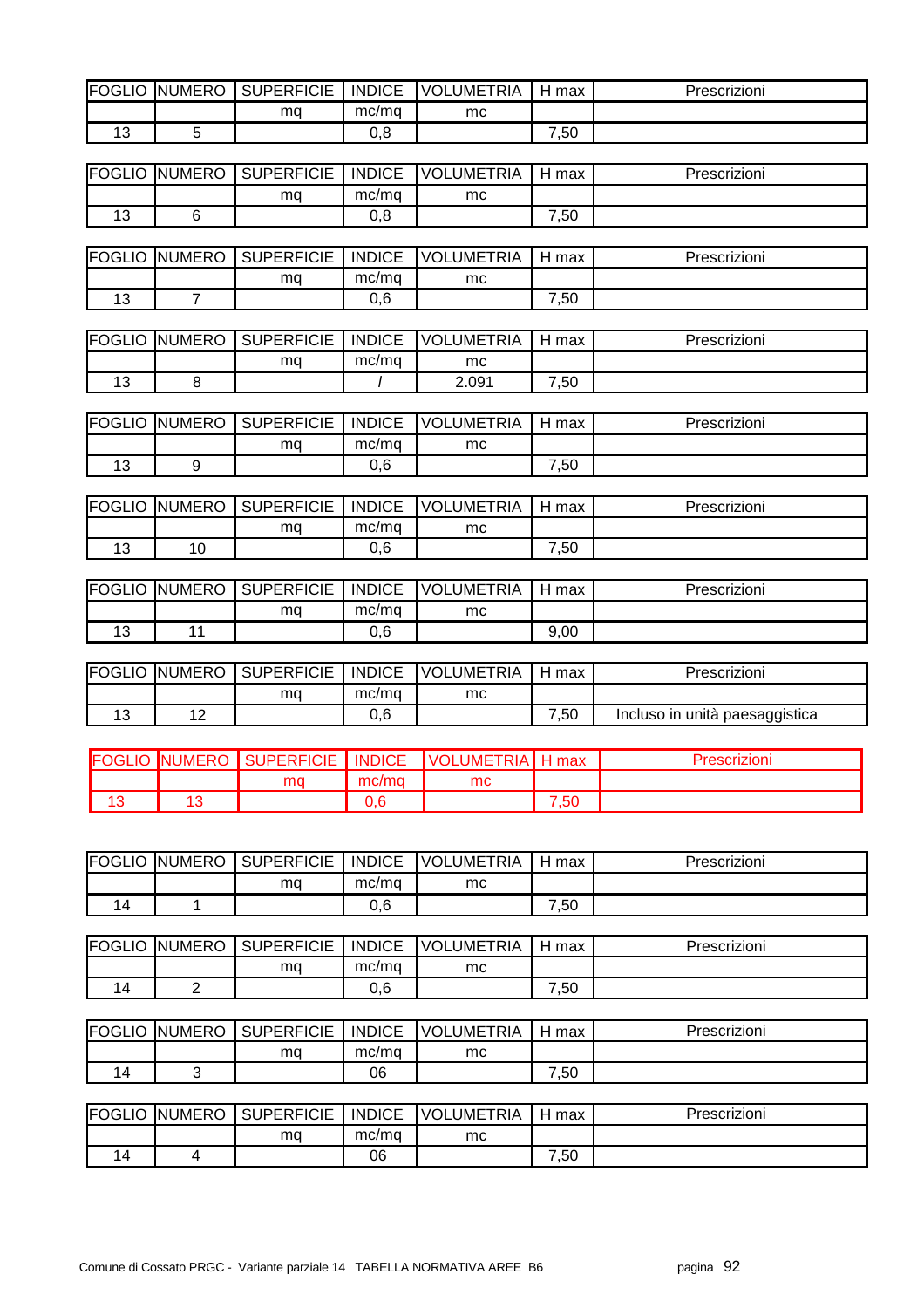| FOGLIO | NUMERO | SUPERFICIE | INDICE | VOLUMETRIA | H max | Prescrizioni |
|---|---|---|---|---|---|---|
| | | mq | mc/mq | mc | | |
| 13 | 5 | | 0,8 | | 7,50 | |

| FOGLIO | NUMERO | SUPERFICIE | INDICE | VOLUMETRIA | H max | Prescrizioni |
|---|---|---|---|---|---|---|
| | | mq | mc/mq | mc | | |
| 13 | 6 | | 0,8 | | 7,50 | |

| FOGLIO | NUMERO | SUPERFICIE | INDICE | VOLUMETRIA | H max | Prescrizioni |
|---|---|---|---|---|---|---|
| | | mq | mc/mq | mc | | |
| 13 | 7 | | 0,6 | | 7,50 | |

| FOGLIO | NUMERO | SUPERFICIE | INDICE | VOLUMETRIA | H max | Prescrizioni |
|---|---|---|---|---|---|---|
| | | mq | mc/mq | mc | | |
| 13 | 8 | | / | 2.091 | 7,50 | |

| FOGLIO | NUMERO | SUPERFICIE | INDICE | VOLUMETRIA | H max | Prescrizioni |
|---|---|---|---|---|---|---|
| | | mq | mc/mq | mc | | |
| 13 | 9 | | 0,6 | | 7,50 | |

| FOGLIO | NUMERO | SUPERFICIE | INDICE | VOLUMETRIA | H max | Prescrizioni |
|---|---|---|---|---|---|---|
| | | mq | mc/mq | mc | | |
| 13 | 10 | | 0,6 | | 7,50 | |

| FOGLIO | NUMERO | SUPERFICIE | INDICE | VOLUMETRIA | H max | Prescrizioni |
|---|---|---|---|---|---|---|
| | | mq | mc/mq | mc | | |
| 13 | 11 | | 0,6 | | 9,00 | |

| FOGLIO | NUMERO | SUPERFICIE | INDICE | VOLUMETRIA | H max | Prescrizioni |
|---|---|---|---|---|---|---|
| | | mq | mc/mq | mc | | |
| 13 | 12 | | 0,6 | | 7,50 | Incluso in unità paesaggistica |

| FOGLIO | NUMERO | SUPERFICIE | INDICE | VOLUMETRIA | H max | Prescrizioni |
|---|---|---|---|---|---|---|
| | | mq | mc/mq | mc | | |
| 13 | 13 | | 0,6 | | 7,50 | |

| FOGLIO | NUMERO | SUPERFICIE | INDICE | VOLUMETRIA | H max | Prescrizioni |
|---|---|---|---|---|---|---|
| | | mq | mc/mq | mc | | |
| 14 | 1 | | 0,6 | | 7,50 | |

| FOGLIO | NUMERO | SUPERFICIE | INDICE | VOLUMETRIA | H max | Prescrizioni |
|---|---|---|---|---|---|---|
| | | mq | mc/mq | mc | | |
| 14 | 2 | | 0,6 | | 7,50 | |

| FOGLIO | NUMERO | SUPERFICIE | INDICE | VOLUMETRIA | H max | Prescrizioni |
|---|---|---|---|---|---|---|
| | | mq | mc/mq | mc | | |
| 14 | 3 | | 06 | | 7,50 | |

| FOGLIO | NUMERO | SUPERFICIE | INDICE | VOLUMETRIA | H max | Prescrizioni |
|---|---|---|---|---|---|---|
| | | mq | mc/mq | mc | | |
| 14 | 4 | | 06 | | 7,50 | |

Comune di Cossato PRGC - Variante parziale 14 TABELLA NORMATIVA AREE B6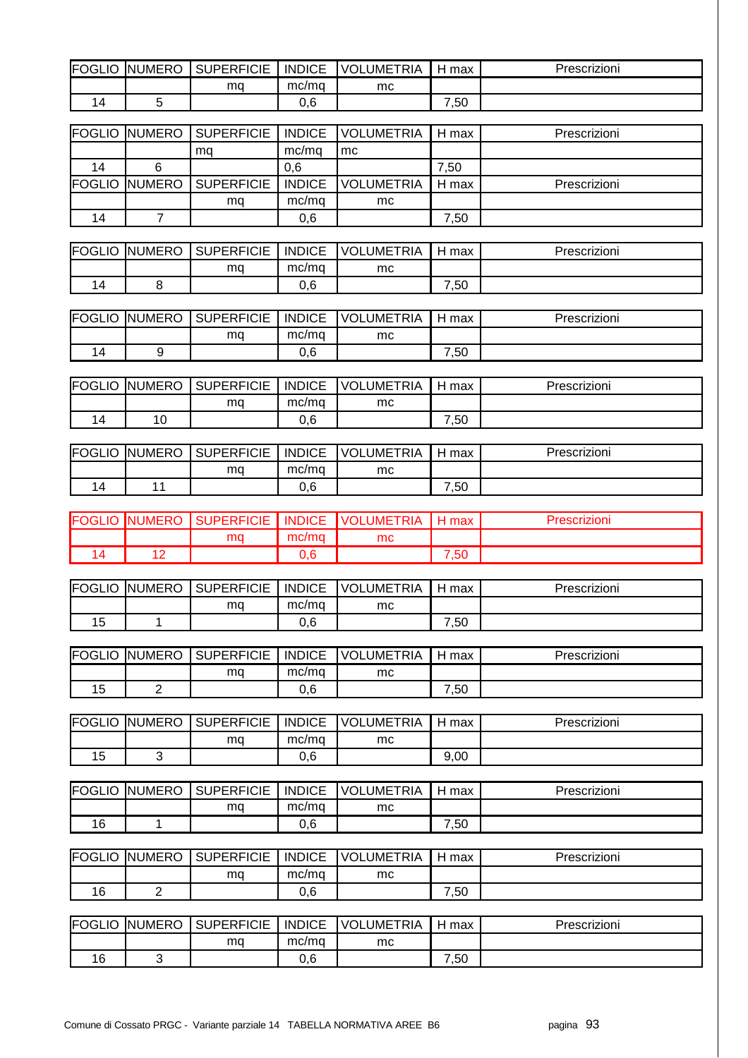| FOGLIO | NUMERO | SUPERFICIE | INDICE | VOLUMETRIA | H max | Prescrizioni |
|---|---|---|---|---|---|---|
| | | mq | mc/mq | mc | | |
| 14 | 5 | | 0,6 | | 7,50 | |

| FOGLIO | NUMERO | SUPERFICIE | INDICE | VOLUMETRIA | H max | Prescrizioni |
|---|---|---|---|---|---|---|
| | | mq | mc/mq | mc | | |
| 14 | 6 | | 0,6 | | 7,50 | |
| FOGLIO | NUMERO | SUPERFICIE | INDICE | VOLUMETRIA | H max | Prescrizioni |
| | | mq | mc/mq | mc | | |
| 14 | 7 | | 0,6 | | 7,50 | |

| FOGLIO | NUMERO | SUPERFICIE | INDICE | VOLUMETRIA | H max | Prescrizioni |
|---|---|---|---|---|---|---|
| | | mq | mc/mq | mc | | |
| 14 | 8 | | 0,6 | | 7,50 | |

| FOGLIO | NUMERO | SUPERFICIE | INDICE | VOLUMETRIA | H max | Prescrizioni |
|---|---|---|---|---|---|---|
| | | mq | mc/mq | mc | | |
| 14 | 9 | | 0,6 | | 7,50 | |

| FOGLIO | NUMERO | SUPERFICIE | INDICE | VOLUMETRIA | H max | Prescrizioni |
|---|---|---|---|---|---|---|
| | | mq | mc/mq | mc | | |
| 14 | 10 | | 0,6 | | 7,50 | |

| FOGLIO | NUMERO | SUPERFICIE | INDICE | VOLUMETRIA | H max | Prescrizioni |
|---|---|---|---|---|---|---|
| | | mq | mc/mq | mc | | |
| 14 | 11 | | 0,6 | | 7,50 | |

| FOGLIO | NUMERO | SUPERFICIE | INDICE | VOLUMETRIA | H max | Prescrizioni |
|---|---|---|---|---|---|---|
| | | mq | mc/mq | mc | | |
| 14 | 12 | | 0,6 | | 7,50 | |

| FOGLIO | NUMERO | SUPERFICIE | INDICE | VOLUMETRIA | H max | Prescrizioni |
|---|---|---|---|---|---|---|
| | | mq | mc/mq | mc | | |
| 15 | 1 | | 0,6 | | 7,50 | |

| FOGLIO | NUMERO | SUPERFICIE | INDICE | VOLUMETRIA | H max | Prescrizioni |
|---|---|---|---|---|---|---|
| | | mq | mc/mq | mc | | |
| 15 | 2 | | 0,6 | | 7,50 | |

| FOGLIO | NUMERO | SUPERFICIE | INDICE | VOLUMETRIA | H max | Prescrizioni |
|---|---|---|---|---|---|---|
| | | mq | mc/mq | mc | | |
| 15 | 3 | | 0,6 | | 9,00 | |

| FOGLIO | NUMERO | SUPERFICIE | INDICE | VOLUMETRIA | H max | Prescrizioni |
|---|---|---|---|---|---|---|
| | | mq | mc/mq | mc | | |
| 16 | 1 | | 0,6 | | 7,50 | |

| FOGLIO | NUMERO | SUPERFICIE | INDICE | VOLUMETRIA | H max | Prescrizioni |
|---|---|---|---|---|---|---|
| | | mq | mc/mq | mc | | |
| 16 | 2 | | 0,6 | | 7,50 | |

| FOGLIO | NUMERO | SUPERFICIE | INDICE | VOLUMETRIA | H max | Prescrizioni |
|---|---|---|---|---|---|---|
| | | mq | mc/mq | mc | | |
| 16 | 3 | | 0,6 | | 7,50 | |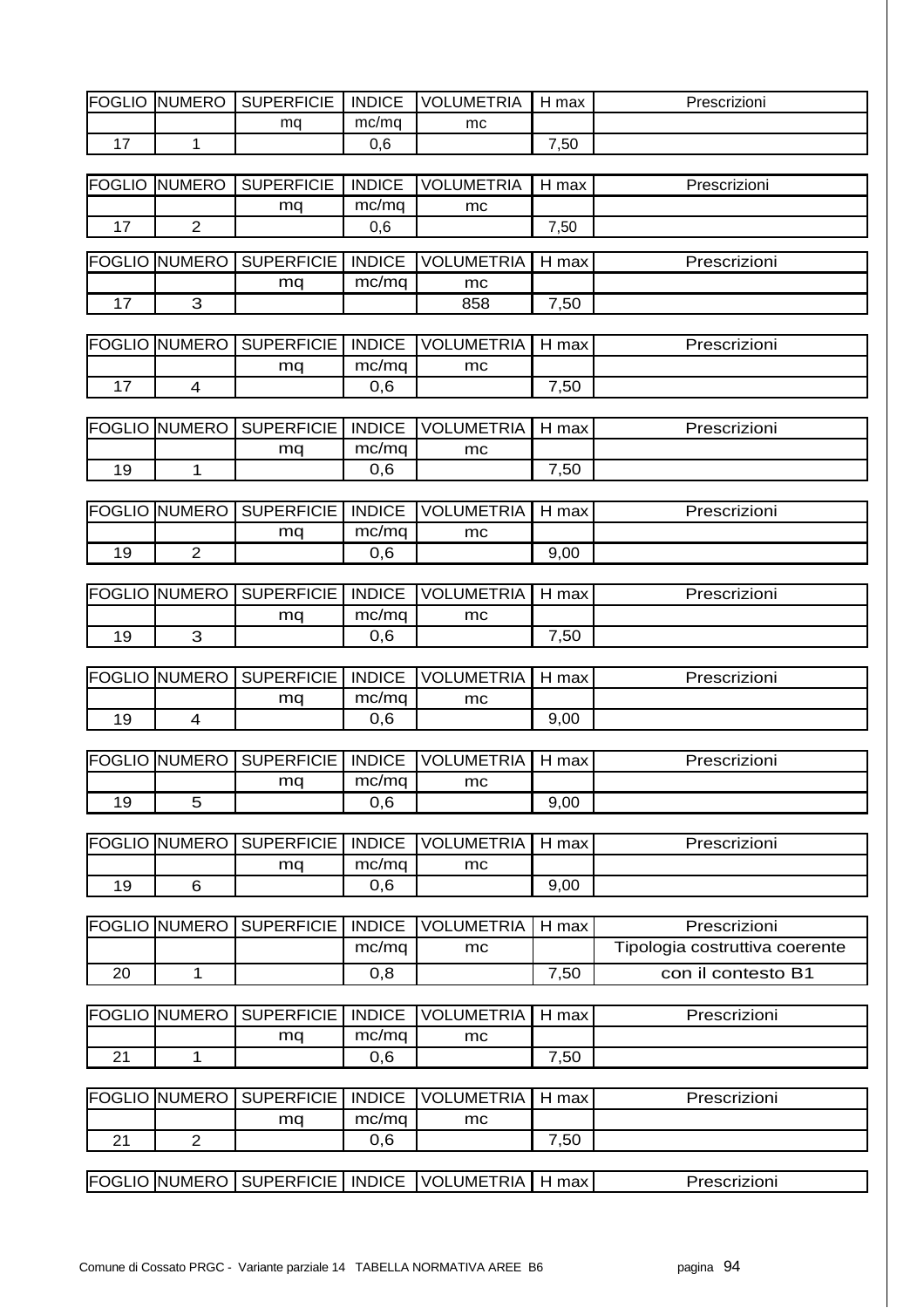| FOGLIO | NUMERO | SUPERFICIE | INDICE | VOLUMETRIA | H max | Prescrizioni |
|---|---|---|---|---|---|---|
| | | mq | mc/mq | mc | | |
| 17 | 1 | | 0,6 | | 7,50 | |

| FOGLIO | NUMERO | SUPERFICIE | INDICE | VOLUMETRIA | H max | Prescrizioni |
|---|---|---|---|---|---|---|
| | | mq | mc/mq | mc | | |
| 17 | 2 | | 0,6 | | 7,50 | |

| FOGLIO | NUMERO | SUPERFICIE | INDICE | VOLUMETRIA | H max | Prescrizioni |
|---|---|---|---|---|---|---|
| | | mq | mc/mq | mc | | |
| 17 | 3 | | | 858 | 7,50 | |

| FOGLIO | NUMERO | SUPERFICIE | INDICE | VOLUMETRIA | H max | Prescrizioni |
|---|---|---|---|---|---|---|
| | | mq | mc/mq | mc | | |
| 17 | 4 | | 0,6 | | 7,50 | |

| FOGLIO | NUMERO | SUPERFICIE | INDICE | VOLUMETRIA | H max | Prescrizioni |
|---|---|---|---|---|---|---|
| | | mq | mc/mq | mc | | |
| 19 | 1 | | 0,6 | | 7,50 | |

| FOGLIO | NUMERO | SUPERFICIE | INDICE | VOLUMETRIA | H max | Prescrizioni |
|---|---|---|---|---|---|---|
| | | mq | mc/mq | mc | | |
| 19 | 2 | | 0,6 | | 9,00 | |

| FOGLIO | NUMERO | SUPERFICIE | INDICE | VOLUMETRIA | H max | Prescrizioni |
|---|---|---|---|---|---|---|
| | | mq | mc/mq | mc | | |
| 19 | 3 | | 0,6 | | 7,50 | |

| FOGLIO | NUMERO | SUPERFICIE | INDICE | VOLUMETRIA | H max | Prescrizioni |
|---|---|---|---|---|---|---|
| | | mq | mc/mq | mc | | |
| 19 | 4 | | 0,6 | | 9,00 | |

| FOGLIO | NUMERO | SUPERFICIE | INDICE | VOLUMETRIA | H max | Prescrizioni |
|---|---|---|---|---|---|---|
| | | mq | mc/mq | mc | | |
| 19 | 5 | | 0,6 | | 9,00 | |

| FOGLIO | NUMERO | SUPERFICIE | INDICE | VOLUMETRIA | H max | Prescrizioni |
|---|---|---|---|---|---|---|
| | | mq | mc/mq | mc | | |
| 19 | 6 | | 0,6 | | 9,00 | |

| FOGLIO | NUMERO | SUPERFICIE | INDICE | VOLUMETRIA | H max | Prescrizioni |
|---|---|---|---|---|---|---|
| | | | mc/mq | mc | | Tipologia costruttiva coerente |
| 20 | 1 | | 0,8 | | 7,50 | con il contesto B1 |

| FOGLIO | NUMERO | SUPERFICIE | INDICE | VOLUMETRIA | H max | Prescrizioni |
|---|---|---|---|---|---|---|
| | | mq | mc/mq | mc | | |
| 21 | 1 | | 0,6 | | 7,50 | |

| FOGLIO | NUMERO | SUPERFICIE | INDICE | VOLUMETRIA | H max | Prescrizioni |
|---|---|---|---|---|---|---|
| | | mq | mc/mq | mc | | |
| 21 | 2 | | 0,6 | | 7,50 | |

| FOGLIO | NUMERO | SUPERFICIE | INDICE | VOLUMETRIA | H max | Prescrizioni |
|---|---|---|---|---|---|---|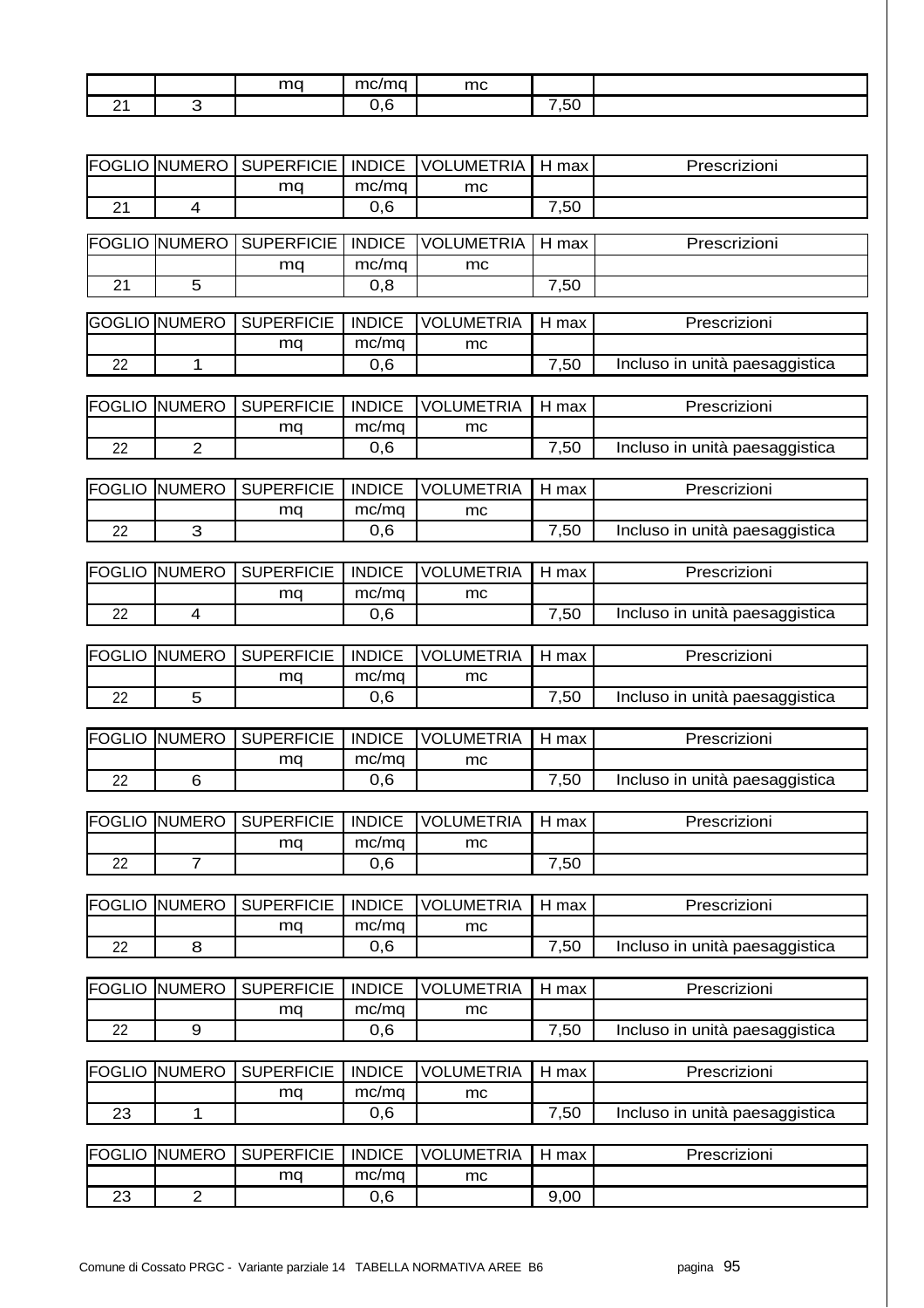| | | mq | mc/mq | mc | | |
|---|---|---|---|---|---|---|
| 21 | 3 | | 0,6 | | 7,50 | |

| FOGLIO | NUMERO | SUPERFICIE | INDICE | VOLUMETRIA | H max | Prescrizioni |
|---|---|---|---|---|---|---|
| | | mq | mc/mq | mc | | |
| 21 | 4 | | 0,6 | | 7,50 | |

| FOGLIO | NUMERO | SUPERFICIE | INDICE | VOLUMETRIA | H max | Prescrizioni |
|---|---|---|---|---|---|---|
| | | mq | mc/mq | mc | | |
| 21 | 5 | | 0,8 | | 7,50 | |

| GOGLIO | NUMERO | SUPERFICIE | INDICE | VOLUMETRIA | H max | Prescrizioni |
|---|---|---|---|---|---|---|
| | | mq | mc/mq | mc | | |
| 22 | 1 | | 0,6 | | 7,50 | Incluso in unità paesaggistica |

| FOGLIO | NUMERO | SUPERFICIE | INDICE | VOLUMETRIA | H max | Prescrizioni |
|---|---|---|---|---|---|---|
| | | mq | mc/mq | mc | | |
| 22 | 2 | | 0,6 | | 7,50 | Incluso in unità paesaggistica |

| FOGLIO | NUMERO | SUPERFICIE | INDICE | VOLUMETRIA | H max | Prescrizioni |
|---|---|---|---|---|---|---|
| | | mq | mc/mq | mc | | |
| 22 | 3 | | 0,6 | | 7,50 | Incluso in unità paesaggistica |

| FOGLIO | NUMERO | SUPERFICIE | INDICE | VOLUMETRIA | H max | Prescrizioni |
|---|---|---|---|---|---|---|
| | | mq | mc/mq | mc | | |
| 22 | 4 | | 0,6 | | 7,50 | Incluso in unità paesaggistica |

| FOGLIO | NUMERO | SUPERFICIE | INDICE | VOLUMETRIA | H max | Prescrizioni |
|---|---|---|---|---|---|---|
| | | mq | mc/mq | mc | | |
| 22 | 5 | | 0,6 | | 7,50 | Incluso in unità paesaggistica |

| FOGLIO | NUMERO | SUPERFICIE | INDICE | VOLUMETRIA | H max | Prescrizioni |
|---|---|---|---|---|---|---|
| | | mq | mc/mq | mc | | |
| 22 | 6 | | 0,6 | | 7,50 | Incluso in unità paesaggistica |

| FOGLIO | NUMERO | SUPERFICIE | INDICE | VOLUMETRIA | H max | Prescrizioni |
|---|---|---|---|---|---|---|
| | | mq | mc/mq | mc | | |
| 22 | 7 | | 0,6 | | 7,50 | |

| FOGLIO | NUMERO | SUPERFICIE | INDICE | VOLUMETRIA | H max | Prescrizioni |
|---|---|---|---|---|---|---|
| | | mq | mc/mq | mc | | |
| 22 | 8 | | 0,6 | | 7,50 | Incluso in unità paesaggistica |

| FOGLIO | NUMERO | SUPERFICIE | INDICE | VOLUMETRIA | H max | Prescrizioni |
|---|---|---|---|---|---|---|
| | | mq | mc/mq | mc | | |
| 22 | 9 | | 0,6 | | 7,50 | Incluso in unità paesaggistica |

| FOGLIO | NUMERO | SUPERFICIE | INDICE | VOLUMETRIA | H max | Prescrizioni |
|---|---|---|---|---|---|---|
| | | mq | mc/mq | mc | | |
| 23 | 1 | | 0,6 | | 7,50 | Incluso in unità paesaggistica |

| FOGLIO | NUMERO | SUPERFICIE | INDICE | VOLUMETRIA | H max | Prescrizioni |
|---|---|---|---|---|---|---|
| | | mq | mc/mq | mc | | |
| 23 | 2 | | 0,6 | | 9,00 | |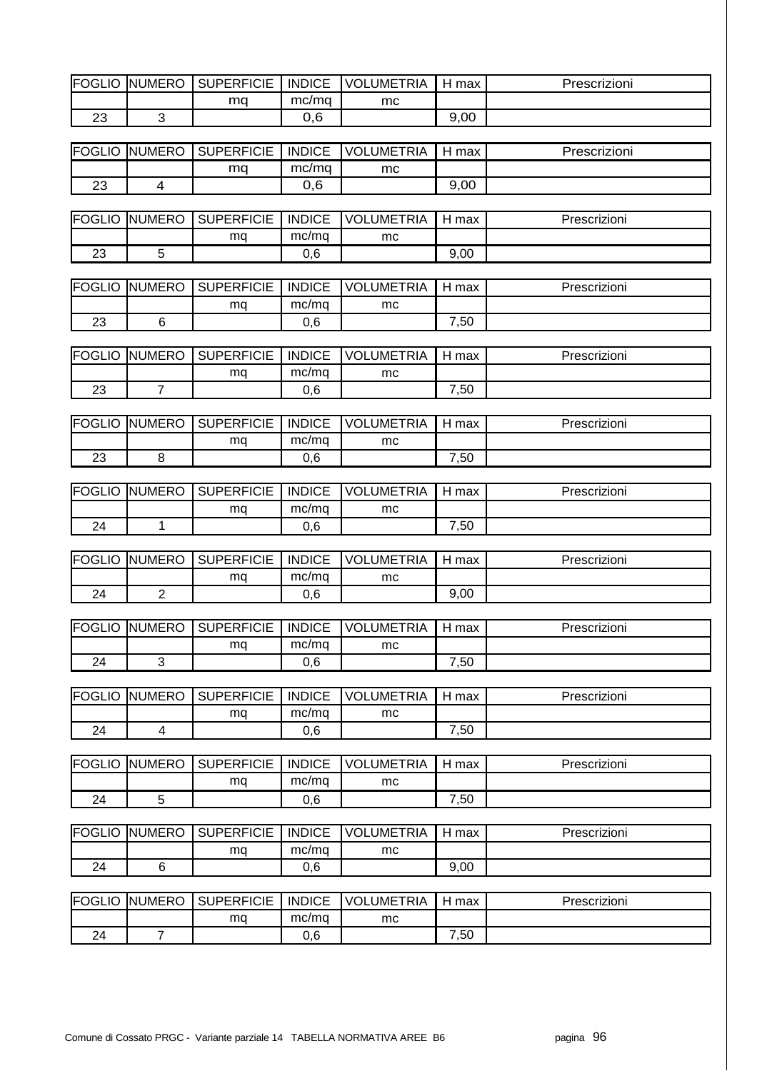| FOGLIO | NUMERO | SUPERFICIE | INDICE | VOLUMETRIA | H max | Prescrizioni |
|---|---|---|---|---|---|---|
| | | mq | mc/mq | mc | | |
| 23 | 3 | | 0,6 | | 9,00 | |

| FOGLIO | NUMERO | SUPERFICIE | INDICE | VOLUMETRIA | H max | Prescrizioni |
|---|---|---|---|---|---|---|
| | | mq | mc/mq | mc | | |
| 23 | 4 | | 0,6 | | 9,00 | |

| FOGLIO | NUMERO | SUPERFICIE | INDICE | VOLUMETRIA | H max | Prescrizioni |
|---|---|---|---|---|---|---|
| | | mq | mc/mq | mc | | |
| 23 | 5 | | 0,6 | | 9,00 | |

| FOGLIO | NUMERO | SUPERFICIE | INDICE | VOLUMETRIA | H max | Prescrizioni |
|---|---|---|---|---|---|---|
| | | mq | mc/mq | mc | | |
| 23 | 6 | | 0,6 | | 7,50 | |

| FOGLIO | NUMERO | SUPERFICIE | INDICE | VOLUMETRIA | H max | Prescrizioni |
|---|---|---|---|---|---|---|
| | | mq | mc/mq | mc | | |
| 23 | 7 | | 0,6 | | 7,50 | |

| FOGLIO | NUMERO | SUPERFICIE | INDICE | VOLUMETRIA | H max | Prescrizioni |
|---|---|---|---|---|---|---|
| | | mq | mc/mq | mc | | |
| 23 | 8 | | 0,6 | | 7,50 | |

| FOGLIO | NUMERO | SUPERFICIE | INDICE | VOLUMETRIA | H max | Prescrizioni |
|---|---|---|---|---|---|---|
| | | mq | mc/mq | mc | | |
| 24 | 1 | | 0,6 | | 7,50 | |

| FOGLIO | NUMERO | SUPERFICIE | INDICE | VOLUMETRIA | H max | Prescrizioni |
|---|---|---|---|---|---|---|
| | | mq | mc/mq | mc | | |
| 24 | 2 | | 0,6 | | 9,00 | |

| FOGLIO | NUMERO | SUPERFICIE | INDICE | VOLUMETRIA | H max | Prescrizioni |
|---|---|---|---|---|---|---|
| | | mq | mc/mq | mc | | |
| 24 | 3 | | 0,6 | | 7,50 | |

| FOGLIO | NUMERO | SUPERFICIE | INDICE | VOLUMETRIA | H max | Prescrizioni |
|---|---|---|---|---|---|---|
| | | mq | mc/mq | mc | | |
| 24 | 4 | | 0,6 | | 7,50 | |

| FOGLIO | NUMERO | SUPERFICIE | INDICE | VOLUMETRIA | H max | Prescrizioni |
|---|---|---|---|---|---|---|
| | | mq | mc/mq | mc | | |
| 24 | 5 | | 0,6 | | 7,50 | |

| FOGLIO | NUMERO | SUPERFICIE | INDICE | VOLUMETRIA | H max | Prescrizioni |
|---|---|---|---|---|---|---|
| | | mq | mc/mq | mc | | |
| 24 | 6 | | 0,6 | | 9,00 | |

| FOGLIO | NUMERO | SUPERFICIE | INDICE | VOLUMETRIA | H max | Prescrizioni |
|---|---|---|---|---|---|---|
| | | mq | mc/mq | mc | | |
| 24 | 7 | | 0,6 | | 7,50 | |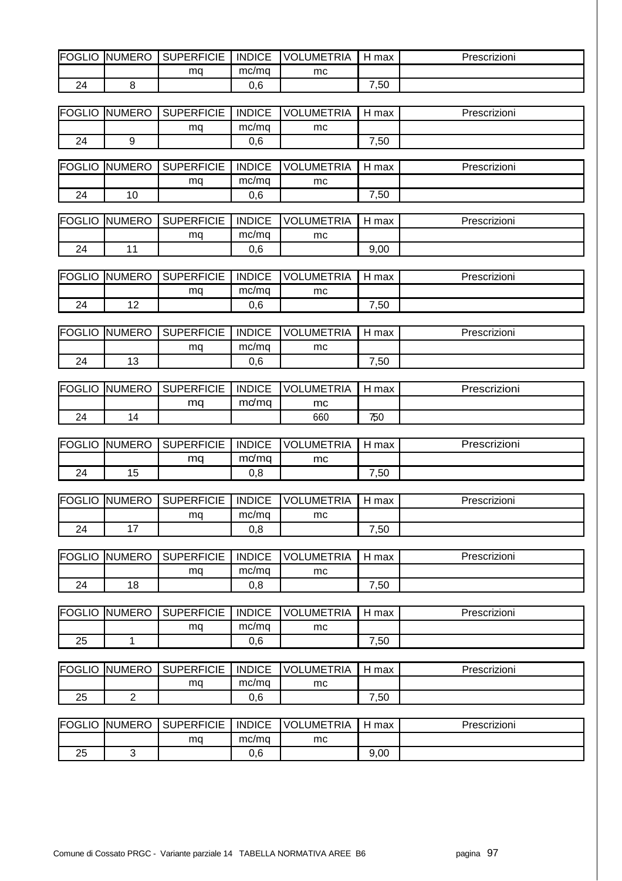| FOGLIO | NUMERO | SUPERFICIE | INDICE | VOLUMETRIA | H max | Prescrizioni |
|---|---|---|---|---|---|---|
| | | mq | mc/mq | mc | | |
| 24 | 8 | | 0,6 | | 7,50 | |

| FOGLIO | NUMERO | SUPERFICIE | INDICE | VOLUMETRIA | H max | Prescrizioni |
|---|---|---|---|---|---|---|
| | | mq | mc/mq | mc | | |
| 24 | 9 | | 0,6 | | 7,50 | |

| FOGLIO | NUMERO | SUPERFICIE | INDICE | VOLUMETRIA | H max | Prescrizioni |
|---|---|---|---|---|---|---|
| | | mq | mc/mq | mc | | |
| 24 | 10 | | 0,6 | | 7,50 | |

| FOGLIO | NUMERO | SUPERFICIE | INDICE | VOLUMETRIA | H max | Prescrizioni |
|---|---|---|---|---|---|---|
| | | mq | mc/mq | mc | | |
| 24 | 11 | | 0,6 | | 9,00 | |

| FOGLIO | NUMERO | SUPERFICIE | INDICE | VOLUMETRIA | H max | Prescrizioni |
|---|---|---|---|---|---|---|
| | | mq | mc/mq | mc | | |
| 24 | 12 | | 0,6 | | 7,50 | |

| FOGLIO | NUMERO | SUPERFICIE | INDICE | VOLUMETRIA | H max | Prescrizioni |
|---|---|---|---|---|---|---|
| | | mq | mc/mq | mc | | |
| 24 | 13 | | 0,6 | | 7,50 | |

| FOGLIO | NUMERO | SUPERFICIE | INDICE | VOLUMETRIA | H max | Prescrizioni |
|---|---|---|---|---|---|---|
| | | mq | mc/mq | mc | | |
| 24 | 14 | | | 660 | 7,50 | |

| FOGLIO | NUMERO | SUPERFICIE | INDICE | VOLUMETRIA | H max | Prescrizioni |
|---|---|---|---|---|---|---|
| | | mq | mc/mq | mc | | |
| 24 | 15 | | 0,8 | | 7,50 | |

| FOGLIO | NUMERO | SUPERFICIE | INDICE | VOLUMETRIA | H max | Prescrizioni |
|---|---|---|---|---|---|---|
| | | mq | mc/mq | mc | | |
| 24 | 17 | | 0,8 | | 7,50 | |

| FOGLIO | NUMERO | SUPERFICIE | INDICE | VOLUMETRIA | H max | Prescrizioni |
|---|---|---|---|---|---|---|
| | | mq | mc/mq | mc | | |
| 24 | 18 | | 0,8 | | 7,50 | |

| FOGLIO | NUMERO | SUPERFICIE | INDICE | VOLUMETRIA | H max | Prescrizioni |
|---|---|---|---|---|---|---|
| | | mq | mc/mq | mc | | |
| 25 | 1 | | 0,6 | | 7,50 | |

| FOGLIO | NUMERO | SUPERFICIE | INDICE | VOLUMETRIA | H max | Prescrizioni |
|---|---|---|---|---|---|---|
| | | mq | mc/mq | mc | | |
| 25 | 2 | | 0,6 | | 7,50 | |

| FOGLIO | NUMERO | SUPERFICIE | INDICE | VOLUMETRIA | H max | Prescrizioni |
|---|---|---|---|---|---|---|
| | | mq | mc/mq | mc | | |
| 25 | 3 | | 0,6 | | 9,00 | |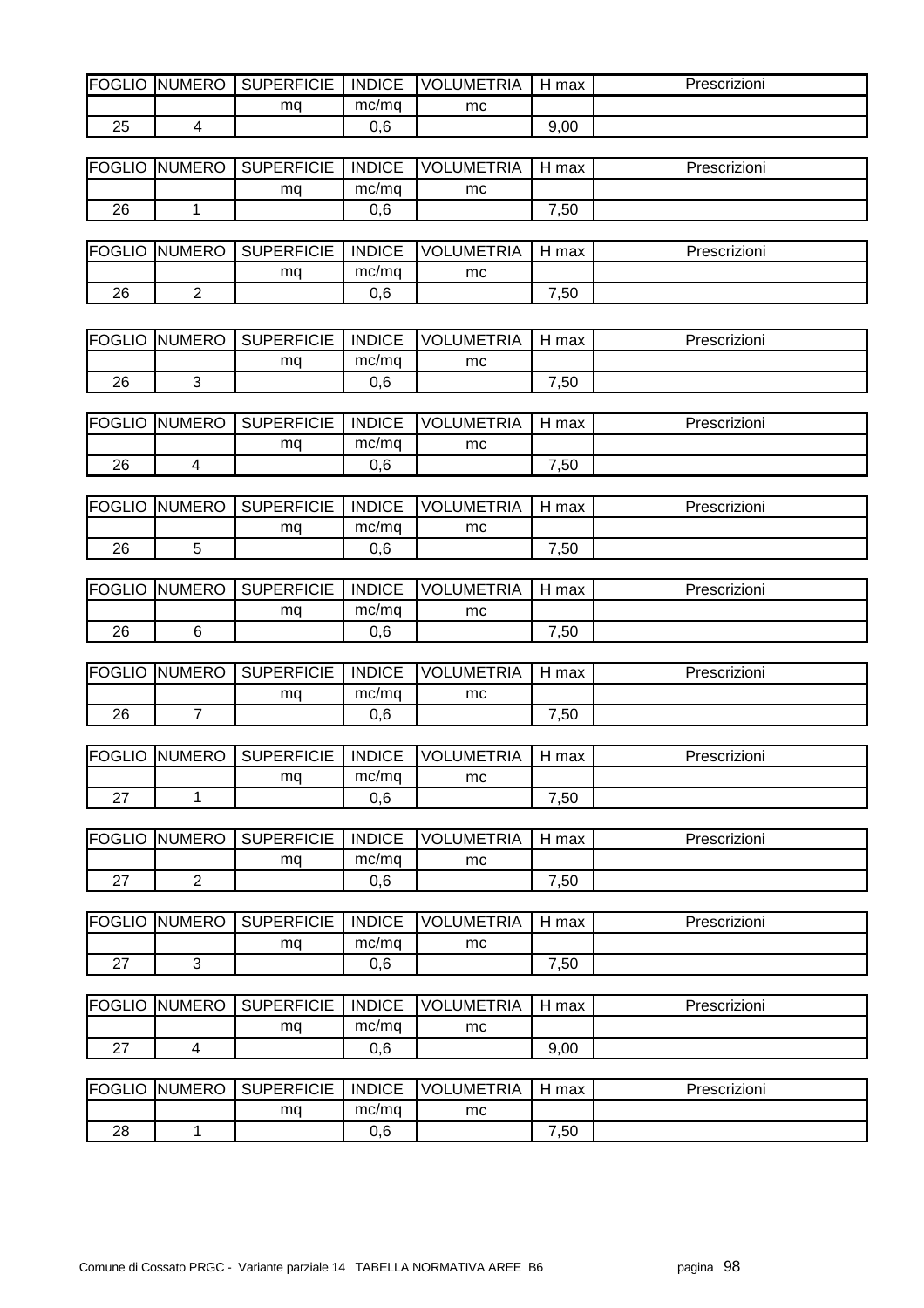| FOGLIO | NUMERO | SUPERFICIE | INDICE | VOLUMETRIA | H max | Prescrizioni |
|---|---|---|---|---|---|---|
| | | mq | mc/mq | mc | | |
| 25 | 4 | | 0,6 | | 9,00 | |

| FOGLIO | NUMERO | SUPERFICIE | INDICE | VOLUMETRIA | H max | Prescrizioni |
|---|---|---|---|---|---|---|
| | | mq | mc/mq | mc | | |
| 26 | 1 | | 0,6 | | 7,50 | |

| FOGLIO | NUMERO | SUPERFICIE | INDICE | VOLUMETRIA | H max | Prescrizioni |
|---|---|---|---|---|---|---|
| | | mq | mc/mq | mc | | |
| 26 | 2 | | 0,6 | | 7,50 | |

| FOGLIO | NUMERO | SUPERFICIE | INDICE | VOLUMETRIA | H max | Prescrizioni |
|---|---|---|---|---|---|---|
| | | mq | mc/mq | mc | | |
| 26 | 3 | | 0,6 | | 7,50 | |

| FOGLIO | NUMERO | SUPERFICIE | INDICE | VOLUMETRIA | H max | Prescrizioni |
|---|---|---|---|---|---|---|
| | | mq | mc/mq | mc | | |
| 26 | 4 | | 0,6 | | 7,50 | |

| FOGLIO | NUMERO | SUPERFICIE | INDICE | VOLUMETRIA | H max | Prescrizioni |
|---|---|---|---|---|---|---|
| | | mq | mc/mq | mc | | |
| 26 | 5 | | 0,6 | | 7,50 | |

| FOGLIO | NUMERO | SUPERFICIE | INDICE | VOLUMETRIA | H max | Prescrizioni |
|---|---|---|---|---|---|---|
| | | mq | mc/mq | mc | | |
| 26 | 6 | | 0,6 | | 7,50 | |

| FOGLIO | NUMERO | SUPERFICIE | INDICE | VOLUMETRIA | H max | Prescrizioni |
|---|---|---|---|---|---|---|
| | | mq | mc/mq | mc | | |
| 26 | 7 | | 0,6 | | 7,50 | |

| FOGLIO | NUMERO | SUPERFICIE | INDICE | VOLUMETRIA | H max | Prescrizioni |
|---|---|---|---|---|---|---|
| | | mq | mc/mq | mc | | |
| 27 | 1 | | 0,6 | | 7,50 | |

| FOGLIO | NUMERO | SUPERFICIE | INDICE | VOLUMETRIA | H max | Prescrizioni |
|---|---|---|---|---|---|---|
| | | mq | mc/mq | mc | | |
| 27 | 2 | | 0,6 | | 7,50 | |

| FOGLIO | NUMERO | SUPERFICIE | INDICE | VOLUMETRIA | H max | Prescrizioni |
|---|---|---|---|---|---|---|
| | | mq | mc/mq | mc | | |
| 27 | 3 | | 0,6 | | 7,50 | |

| FOGLIO | NUMERO | SUPERFICIE | INDICE | VOLUMETRIA | H max | Prescrizioni |
|---|---|---|---|---|---|---|
| | | mq | mc/mq | mc | | |
| 27 | 4 | | 0,6 | | 9,00 | |

| FOGLIO | NUMERO | SUPERFICIE | INDICE | VOLUMETRIA | H max | Prescrizioni |
|---|---|---|---|---|---|---|
| | | mq | mc/mq | mc | | |
| 28 | 1 | | 0,6 | | 7,50 | |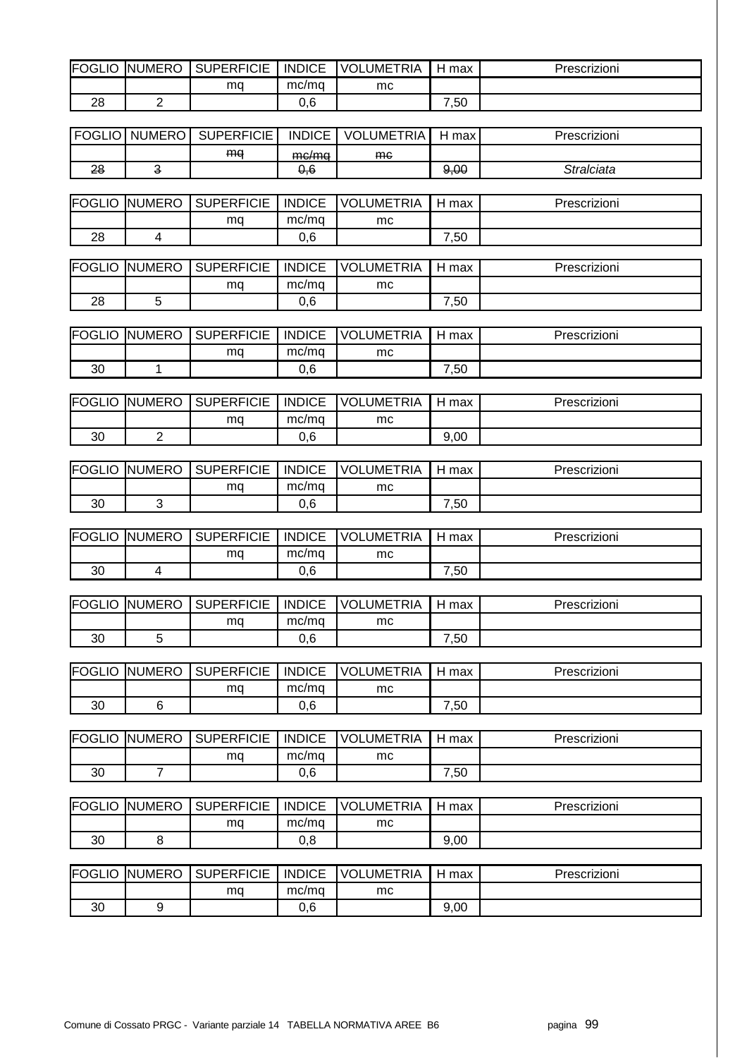| FOGLIO | NUMERO | SUPERFICIE | INDICE | VOLUMETRIA | H max | Prescrizioni |
|---|---|---|---|---|---|---|
| | | mq | mc/mq | mc | | |
| 28 | 2 | | 0,6 | | 7,50 | |

| FOGLIO | NUMERO | SUPERFICIE | INDICE | VOLUMETRIA | H max | Prescrizioni |
|---|---|---|---|---|---|---|
| | | ~~mq~~ | ~~mc/mq~~ | ~~mc~~ | | |
| ~~28~~ | ~~3~~ | | ~~0,6~~ | | ~~9,00~~ | *Stralciata* |

| FOGLIO | NUMERO | SUPERFICIE | INDICE | VOLUMETRIA | H max | Prescrizioni |
|---|---|---|---|---|---|---|
| | | mq | mc/mq | mc | | |
| 28 | 4 | | 0,6 | | 7,50 | |

| FOGLIO | NUMERO | SUPERFICIE | INDICE | VOLUMETRIA | H max | Prescrizioni |
|---|---|---|---|---|---|---|
| | | mq | mc/mq | mc | | |
| 28 | 5 | | 0,6 | | 7,50 | |

| FOGLIO | NUMERO | SUPERFICIE | INDICE | VOLUMETRIA | H max | Prescrizioni |
|---|---|---|---|---|---|---|
| | | mq | mc/mq | mc | | |
| 30 | 1 | | 0,6 | | 7,50 | |

| FOGLIO | NUMERO | SUPERFICIE | INDICE | VOLUMETRIA | H max | Prescrizioni |
|---|---|---|---|---|---|---|
| | | mq | mc/mq | mc | | |
| 30 | 2 | | 0,6 | | 9,00 | |

| FOGLIO | NUMERO | SUPERFICIE | INDICE | VOLUMETRIA | H max | Prescrizioni |
|---|---|---|---|---|---|---|
| | | mq | mc/mq | mc | | |
| 30 | 3 | | 0,6 | | 7,50 | |

| FOGLIO | NUMERO | SUPERFICIE | INDICE | VOLUMETRIA | H max | Prescrizioni |
|---|---|---|---|---|---|---|
| | | mq | mc/mq | mc | | |
| 30 | 4 | | 0,6 | | 7,50 | |

| FOGLIO | NUMERO | SUPERFICIE | INDICE | VOLUMETRIA | H max | Prescrizioni |
|---|---|---|---|---|---|---|
| | | mq | mc/mq | mc | | |
| 30 | 5 | | 0,6 | | 7,50 | |

| FOGLIO | NUMERO | SUPERFICIE | INDICE | VOLUMETRIA | H max | Prescrizioni |
|---|---|---|---|---|---|---|
| | | mq | mc/mq | mc | | |
| 30 | 6 | | 0,6 | | 7,50 | |

| FOGLIO | NUMERO | SUPERFICIE | INDICE | VOLUMETRIA | H max | Prescrizioni |
|---|---|---|---|---|---|---|
| | | mq | mc/mq | mc | | |
| 30 | 7 | | 0,6 | | 7,50 | |

| FOGLIO | NUMERO | SUPERFICIE | INDICE | VOLUMETRIA | H max | Prescrizioni |
|---|---|---|---|---|---|---|
| | | mq | mc/mq | mc | | |
| 30 | 8 | | 0,8 | | 9,00 | |

| FOGLIO | NUMERO | SUPERFICIE | INDICE | VOLUMETRIA | H max | Prescrizioni |
|---|---|---|---|---|---|---|
| | | mq | mc/mq | mc | | |
| 30 | 9 | | 0,6 | | 9,00 | |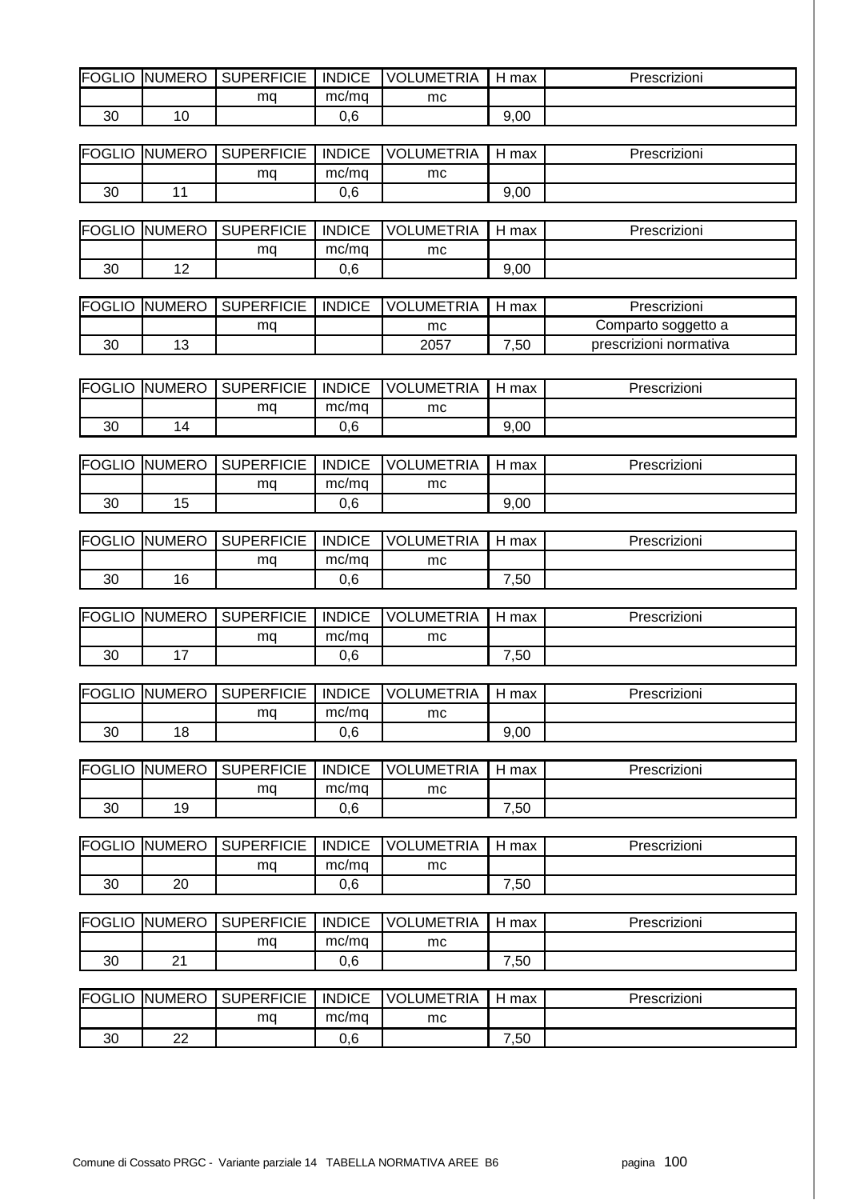| FOGLIO | NUMERO | SUPERFICIE | INDICE | VOLUMETRIA | H max | Prescrizioni |
|---|---|---|---|---|---|---|
| | | mq | mc/mq | mc | | |
| 30 | 10 | | 0,6 | | 9,00 | |

| FOGLIO | NUMERO | SUPERFICIE | INDICE | VOLUMETRIA | H max | Prescrizioni |
|---|---|---|---|---|---|---|
| | | mq | mc/mq | mc | | |
| 30 | 11 | | 0,6 | | 9,00 | |

| FOGLIO | NUMERO | SUPERFICIE | INDICE | VOLUMETRIA | H max | Prescrizioni |
|---|---|---|---|---|---|---|
| | | mq | mc/mq | mc | | |
| 30 | 12 | | 0,6 | | 9,00 | |

| FOGLIO | NUMERO | SUPERFICIE | INDICE | VOLUMETRIA | H max | Prescrizioni |
|---|---|---|---|---|---|---|
| | | mq | | mc | | Comparto soggetto a |
| 30 | 13 | | | 2057 | 7,50 | prescrizioni normativa |

| FOGLIO | NUMERO | SUPERFICIE | INDICE | VOLUMETRIA | H max | Prescrizioni |
|---|---|---|---|---|---|---|
| | | mq | mc/mq | mc | | |
| 30 | 14 | | 0,6 | | 9,00 | |

| FOGLIO | NUMERO | SUPERFICIE | INDICE | VOLUMETRIA | H max | Prescrizioni |
|---|---|---|---|---|---|---|
| | | mq | mc/mq | mc | | |
| 30 | 15 | | 0,6 | | 9,00 | |

| FOGLIO | NUMERO | SUPERFICIE | INDICE | VOLUMETRIA | H max | Prescrizioni |
|---|---|---|---|---|---|---|
| | | mq | mc/mq | mc | | |
| 30 | 16 | | 0,6 | | 7,50 | |

| FOGLIO | NUMERO | SUPERFICIE | INDICE | VOLUMETRIA | H max | Prescrizioni |
|---|---|---|---|---|---|---|
| | | mq | mc/mq | mc | | |
| 30 | 17 | | 0,6 | | 7,50 | |

| FOGLIO | NUMERO | SUPERFICIE | INDICE | VOLUMETRIA | H max | Prescrizioni |
|---|---|---|---|---|---|---|
| | | mq | mc/mq | mc | | |
| 30 | 18 | | 0,6 | | 9,00 | |

| FOGLIO | NUMERO | SUPERFICIE | INDICE | VOLUMETRIA | H max | Prescrizioni |
|---|---|---|---|---|---|---|
| | | mq | mc/mq | mc | | |
| 30 | 19 | | 0,6 | | 7,50 | |

| FOGLIO | NUMERO | SUPERFICIE | INDICE | VOLUMETRIA | H max | Prescrizioni |
|---|---|---|---|---|---|---|
| | | mq | mc/mq | mc | | |
| 30 | 20 | | 0,6 | | 7,50 | |

| FOGLIO | NUMERO | SUPERFICIE | INDICE | VOLUMETRIA | H max | Prescrizioni |
|---|---|---|---|---|---|---|
| | | mq | mc/mq | mc | | |
| 30 | 21 | | 0,6 | | 7,50 | |

| FOGLIO | NUMERO | SUPERFICIE | INDICE | VOLUMETRIA | H max | Prescrizioni |
|---|---|---|---|---|---|---|
| | | mq | mc/mq | mc | | |
| 30 | 22 | | 0,6 | | 7,50 | |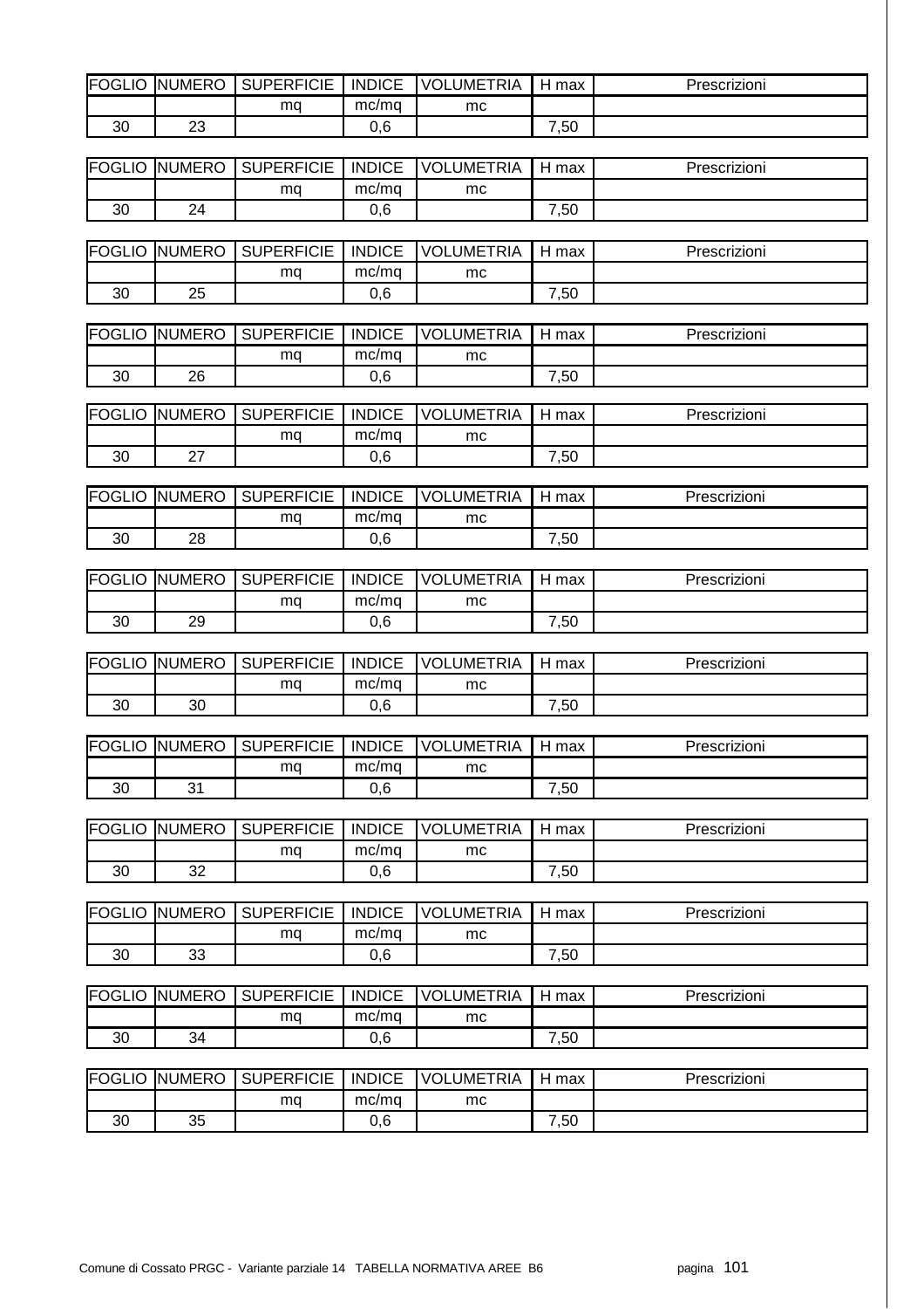| FOGLIO | NUMERO | SUPERFICIE | INDICE | VOLUMETRIA | H max | Prescrizioni |
|---|---|---|---|---|---|---|
| | | mq | mc/mq | mc | | |
| 30 | 23 | | 0,6 | | 7,50 | |

| FOGLIO | NUMERO | SUPERFICIE | INDICE | VOLUMETRIA | H max | Prescrizioni |
|---|---|---|---|---|---|---|
| | | mq | mc/mq | mc | | |
| 30 | 24 | | 0,6 | | 7,50 | |

| FOGLIO | NUMERO | SUPERFICIE | INDICE | VOLUMETRIA | H max | Prescrizioni |
|---|---|---|---|---|---|---|
| | | mq | mc/mq | mc | | |
| 30 | 25 | | 0,6 | | 7,50 | |

| FOGLIO | NUMERO | SUPERFICIE | INDICE | VOLUMETRIA | H max | Prescrizioni |
|---|---|---|---|---|---|---|
| | | mq | mc/mq | mc | | |
| 30 | 26 | | 0,6 | | 7,50 | |

| FOGLIO | NUMERO | SUPERFICIE | INDICE | VOLUMETRIA | H max | Prescrizioni |
|---|---|---|---|---|---|---|
| | | mq | mc/mq | mc | | |
| 30 | 27 | | 0,6 | | 7,50 | |

| FOGLIO | NUMERO | SUPERFICIE | INDICE | VOLUMETRIA | H max | Prescrizioni |
|---|---|---|---|---|---|---|
| | | mq | mc/mq | mc | | |
| 30 | 28 | | 0,6 | | 7,50 | |

| FOGLIO | NUMERO | SUPERFICIE | INDICE | VOLUMETRIA | H max | Prescrizioni |
|---|---|---|---|---|---|---|
| | | mq | mc/mq | mc | | |
| 30 | 29 | | 0,6 | | 7,50 | |

| FOGLIO | NUMERO | SUPERFICIE | INDICE | VOLUMETRIA | H max | Prescrizioni |
|---|---|---|---|---|---|---|
| | | mq | mc/mq | mc | | |
| 30 | 30 | | 0,6 | | 7,50 | |

| FOGLIO | NUMERO | SUPERFICIE | INDICE | VOLUMETRIA | H max | Prescrizioni |
|---|---|---|---|---|---|---|
| | | mq | mc/mq | mc | | |
| 30 | 31 | | 0,6 | | 7,50 | |

| FOGLIO | NUMERO | SUPERFICIE | INDICE | VOLUMETRIA | H max | Prescrizioni |
|---|---|---|---|---|---|---|
| | | mq | mc/mq | mc | | |
| 30 | 32 | | 0,6 | | 7,50 | |

| FOGLIO | NUMERO | SUPERFICIE | INDICE | VOLUMETRIA | H max | Prescrizioni |
|---|---|---|---|---|---|---|
| | | mq | mc/mq | mc | | |
| 30 | 33 | | 0,6 | | 7,50 | |

| FOGLIO | NUMERO | SUPERFICIE | INDICE | VOLUMETRIA | H max | Prescrizioni |
|---|---|---|---|---|---|---|
| | | mq | mc/mq | mc | | |
| 30 | 34 | | 0,6 | | 7,50 | |

| FOGLIO | NUMERO | SUPERFICIE | INDICE | VOLUMETRIA | H max | Prescrizioni |
|---|---|---|---|---|---|---|
| | | mq | mc/mq | mc | | |
| 30 | 35 | | 0,6 | | 7,50 | |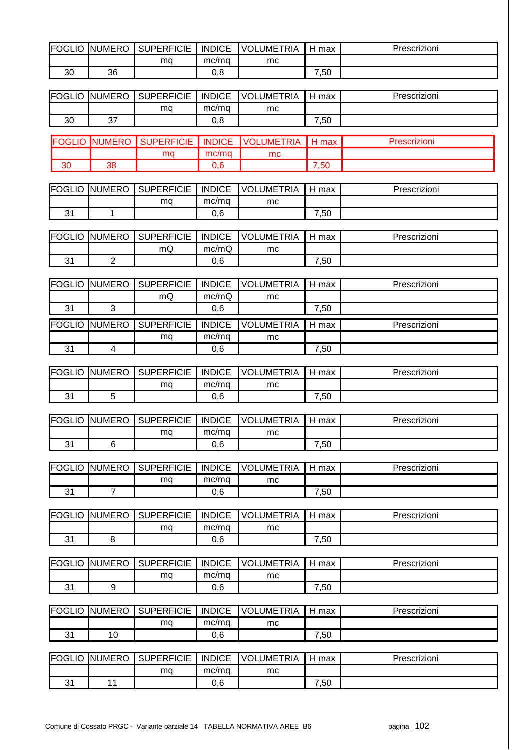| FOGLIO | NUMERO | SUPERFICIE | INDICE | VOLUMETRIA | H max | Prescrizioni |
|---|---|---|---|---|---|---|
| | | mq | mc/mq | mc | | |
| 30 | 36 | | 0,8 | | 7,50 | |

| FOGLIO | NUMERO | SUPERFICIE | INDICE | VOLUMETRIA | H max | Prescrizioni |
|---|---|---|---|---|---|---|
| | | mq | mc/mq | mc | | |
| 30 | 37 | | 0,8 | | 7,50 | |

| FOGLIO | NUMERO | SUPERFICIE | INDICE | VOLUMETRIA | H max | Prescrizioni |
|---|---|---|---|---|---|---|
| | | mq | mc/mq | mc | | |
| 30 | 38 | | 0,6 | | 7,50 | |

| FOGLIO | NUMERO | SUPERFICIE | INDICE | VOLUMETRIA | H max | Prescrizioni |
|---|---|---|---|---|---|---|
| | | mq | mc/mq | mc | | |
| 31 | 1 | | 0,6 | | 7,50 | |

| FOGLIO | NUMERO | SUPERFICIE | INDICE | VOLUMETRIA | H max | Prescrizioni |
|---|---|---|---|---|---|---|
| | | mQ | mc/mQ | mc | | |
| 31 | 2 | | 0,6 | | 7,50 | |

| FOGLIO | NUMERO | SUPERFICIE | INDICE | VOLUMETRIA | H max | Prescrizioni |
|---|---|---|---|---|---|---|
| | | mQ | mc/mQ | mc | | |
| 31 | 3 | | 0,6 | | 7,50 | |

| FOGLIO | NUMERO | SUPERFICIE | INDICE | VOLUMETRIA | H max | Prescrizioni |
|---|---|---|---|---|---|---|
| | | mq | mc/mq | mc | | |
| 31 | 4 | | 0,6 | | 7,50 | |

| FOGLIO | NUMERO | SUPERFICIE | INDICE | VOLUMETRIA | H max | Prescrizioni |
|---|---|---|---|---|---|---|
| | | mq | mc/mq | mc | | |
| 31 | 5 | | 0,6 | | 7,50 | |

| FOGLIO | NUMERO | SUPERFICIE | INDICE | VOLUMETRIA | H max | Prescrizioni |
|---|---|---|---|---|---|---|
| | | mq | mc/mq | mc | | |
| 31 | 6 | | 0,6 | | 7,50 | |

| FOGLIO | NUMERO | SUPERFICIE | INDICE | VOLUMETRIA | H max | Prescrizioni |
|---|---|---|---|---|---|---|
| | | mq | mc/mq | mc | | |
| 31 | 7 | | 0,6 | | 7,50 | |

| FOGLIO | NUMERO | SUPERFICIE | INDICE | VOLUMETRIA | H max | Prescrizioni |
|---|---|---|---|---|---|---|
| | | mq | mc/mq | mc | | |
| 31 | 8 | | 0,6 | | 7,50 | |

| FOGLIO | NUMERO | SUPERFICIE | INDICE | VOLUMETRIA | H max | Prescrizioni |
|---|---|---|---|---|---|---|
| | | mq | mc/mq | mc | | |
| 31 | 9 | | 0,6 | | 7,50 | |

| FOGLIO | NUMERO | SUPERFICIE | INDICE | VOLUMETRIA | H max | Prescrizioni |
|---|---|---|---|---|---|---|
| | | mq | mc/mq | mc | | |
| 31 | 10 | | 0,6 | | 7,50 | |

| FOGLIO | NUMERO | SUPERFICIE | INDICE | VOLUMETRIA | H max | Prescrizioni |
|---|---|---|---|---|---|---|
| | | mq | mc/mq | mc | | |
| 31 | 11 | | 0,6 | | 7,50 | |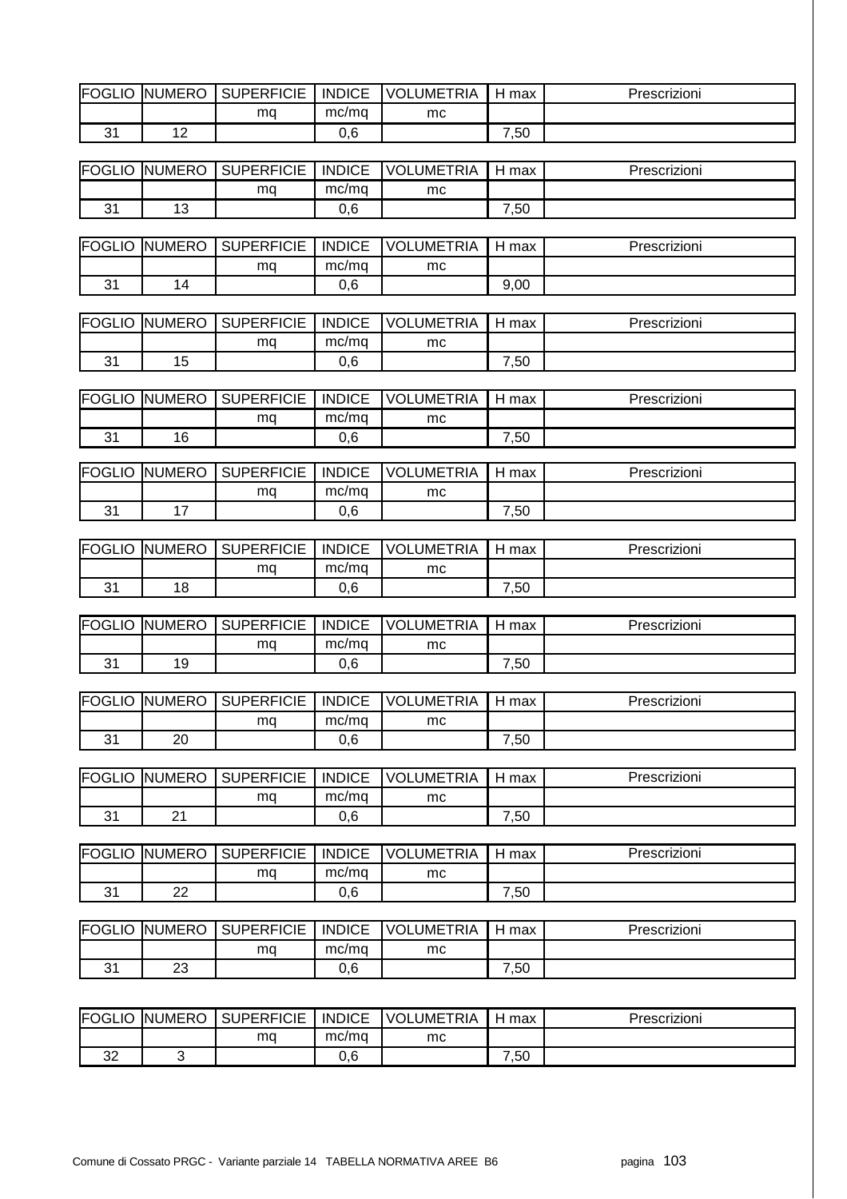| FOGLIO | NUMERO | SUPERFICIE | INDICE | VOLUMETRIA | H max | Prescrizioni |
|---|---|---|---|---|---|---|
| | | mq | mc/mq | mc | | |
| 31 | 12 | | 0,6 | | 7,50 | |

| FOGLIO | NUMERO | SUPERFICIE | INDICE | VOLUMETRIA | H max | Prescrizioni |
|---|---|---|---|---|---|---|
| | | mq | mc/mq | mc | | |
| 31 | 13 | | 0,6 | | 7,50 | |

| FOGLIO | NUMERO | SUPERFICIE | INDICE | VOLUMETRIA | H max | Prescrizioni |
|---|---|---|---|---|---|---|
| | | mq | mc/mq | mc | | |
| 31 | 14 | | 0,6 | | 9,00 | |

| FOGLIO | NUMERO | SUPERFICIE | INDICE | VOLUMETRIA | H max | Prescrizioni |
|---|---|---|---|---|---|---|
| | | mq | mc/mq | mc | | |
| 31 | 15 | | 0,6 | | 7,50 | |

| FOGLIO | NUMERO | SUPERFICIE | INDICE | VOLUMETRIA | H max | Prescrizioni |
|---|---|---|---|---|---|---|
| | | mq | mc/mq | mc | | |
| 31 | 16 | | 0,6 | | 7,50 | |

| FOGLIO | NUMERO | SUPERFICIE | INDICE | VOLUMETRIA | H max | Prescrizioni |
|---|---|---|---|---|---|---|
| | | mq | mc/mq | mc | | |
| 31 | 17 | | 0,6 | | 7,50 | |

| FOGLIO | NUMERO | SUPERFICIE | INDICE | VOLUMETRIA | H max | Prescrizioni |
|---|---|---|---|---|---|---|
| | | mq | mc/mq | mc | | |
| 31 | 18 | | 0,6 | | 7,50 | |

| FOGLIO | NUMERO | SUPERFICIE | INDICE | VOLUMETRIA | H max | Prescrizioni |
|---|---|---|---|---|---|---|
| | | mq | mc/mq | mc | | |
| 31 | 19 | | 0,6 | | 7,50 | |

| FOGLIO | NUMERO | SUPERFICIE | INDICE | VOLUMETRIA | H max | Prescrizioni |
|---|---|---|---|---|---|---|
| | | mq | mc/mq | mc | | |
| 31 | 20 | | 0,6 | | 7,50 | |

| FOGLIO | NUMERO | SUPERFICIE | INDICE | VOLUMETRIA | H max | Prescrizioni |
|---|---|---|---|---|---|---|
| | | mq | mc/mq | mc | | |
| 31 | 21 | | 0,6 | | 7,50 | |

| FOGLIO | NUMERO | SUPERFICIE | INDICE | VOLUMETRIA | H max | Prescrizioni |
|---|---|---|---|---|---|---|
| | | mq | mc/mq | mc | | |
| 31 | 22 | | 0,6 | | 7,50 | |

| FOGLIO | NUMERO | SUPERFICIE | INDICE | VOLUMETRIA | H max | Prescrizioni |
|---|---|---|---|---|---|---|
| | | mq | mc/mq | mc | | |
| 31 | 23 | | 0,6 | | 7,50 | |

| FOGLIO | NUMERO | SUPERFICIE | INDICE | VOLUMETRIA | H max | Prescrizioni |
|---|---|---|---|---|---|---|
| | | mq | mc/mq | mc | | |
| 32 | 3 | | 0,6 | | 7,50 | |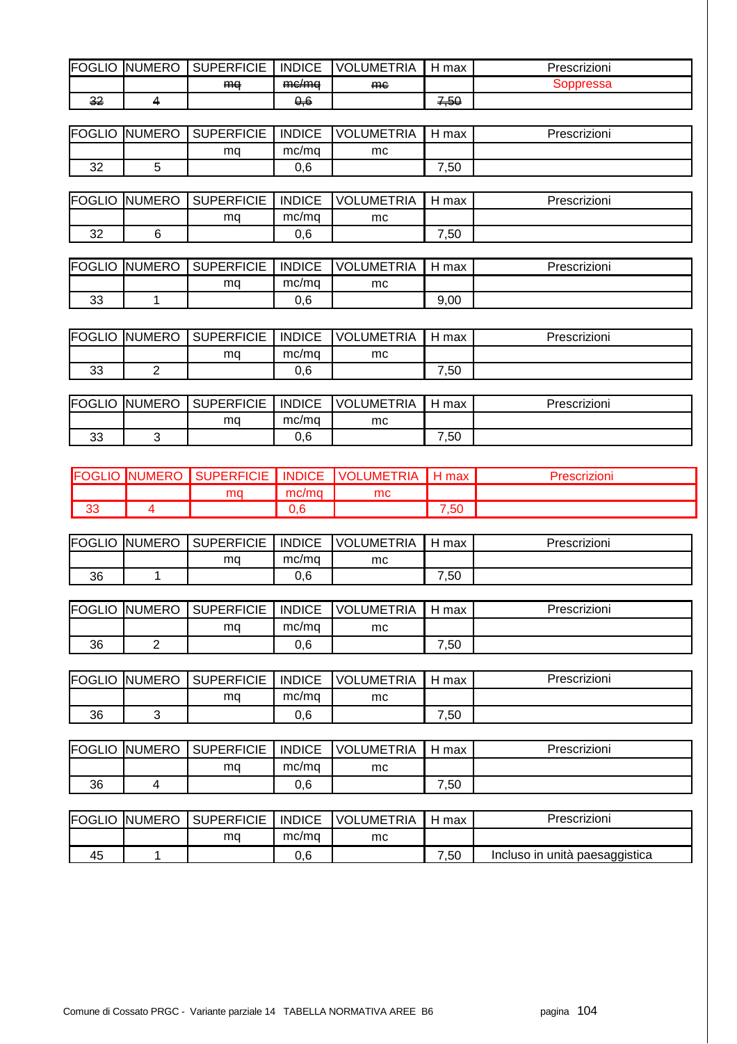| FOGLIO | NUMERO | SUPERFICIE | INDICE | VOLUMETRIA | H max | Prescrizioni |
|---|---|---|---|---|---|---|
| | | ~~mq~~ | ~~mc/mq~~ | ~~mc~~ | | Soppressa |
| ~~32~~ | ~~4~~ | | ~~0,6~~ | | ~~7,50~~ | |

| FOGLIO | NUMERO | SUPERFICIE | INDICE | VOLUMETRIA | H max | Prescrizioni |
|---|---|---|---|---|---|---|
| | | mq | mc/mq | mc | | |
| 32 | 5 | | 0,6 | | 7,50 | |

| FOGLIO | NUMERO | SUPERFICIE | INDICE | VOLUMETRIA | H max | Prescrizioni |
|---|---|---|---|---|---|---|
| | | mq | mc/mq | mc | | |
| 32 | 6 | | 0,6 | | 7,50 | |

| FOGLIO | NUMERO | SUPERFICIE | INDICE | VOLUMETRIA | H max | Prescrizioni |
|---|---|---|---|---|---|---|
| | | mq | mc/mq | mc | | |
| 33 | 1 | | 0,6 | | 9,00 | |

| FOGLIO | NUMERO | SUPERFICIE | INDICE | VOLUMETRIA | H max | Prescrizioni |
|---|---|---|---|---|---|---|
| | | mq | mc/mq | mc | | |
| 33 | 2 | | 0,6 | | 7,50 | |

| FOGLIO | NUMERO | SUPERFICIE | INDICE | VOLUMETRIA | H max | Prescrizioni |
|---|---|---|---|---|---|---|
| | | mq | mc/mq | mc | | |
| 33 | 3 | | 0,6 | | 7,50 | |

| FOGLIO | NUMERO | SUPERFICIE | INDICE | VOLUMETRIA | H max | Prescrizioni |
|---|---|---|---|---|---|---|
| | | mq | mc/mq | mc | | |
| 33 | 4 | | 0,6 | | 7,50 | |

| FOGLIO | NUMERO | SUPERFICIE | INDICE | VOLUMETRIA | H max | Prescrizioni |
|---|---|---|---|---|---|---|
| | | mq | mc/mq | mc | | |
| 36 | 1 | | 0,6 | | 7,50 | |

| FOGLIO | NUMERO | SUPERFICIE | INDICE | VOLUMETRIA | H max | Prescrizioni |
|---|---|---|---|---|---|---|
| | | mq | mc/mq | mc | | |
| 36 | 2 | | 0,6 | | 7,50 | |

| FOGLIO | NUMERO | SUPERFICIE | INDICE | VOLUMETRIA | H max | Prescrizioni |
|---|---|---|---|---|---|---|
| | | mq | mc/mq | mc | | |
| 36 | 3 | | 0,6 | | 7,50 | |

| FOGLIO | NUMERO | SUPERFICIE | INDICE | VOLUMETRIA | H max | Prescrizioni |
|---|---|---|---|---|---|---|
| | | mq | mc/mq | mc | | |
| 36 | 4 | | 0,6 | | 7,50 | |

| FOGLIO | NUMERO | SUPERFICIE | INDICE | VOLUMETRIA | H max | Prescrizioni |
|---|---|---|---|---|---|---|
| | | mq | mc/mq | mc | | |
| 45 | 1 | | 0,6 | | 7,50 | Incluso in unità paesaggistica |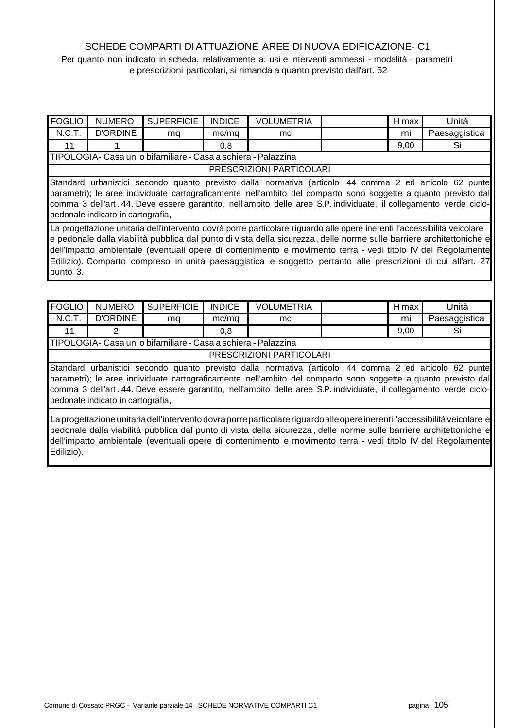SCHEDE COMPARTI DI ATTUAZIONE AREE DI NUOVA EDIFICAZIONE- C1

Per quanto non indicato in scheda, relativamente a: usi e interventi ammessi - modalità - parametri e prescrizioni particolari, si rimanda a quanto previsto dall'art. 62

| FOGLIO | NUMERO | SUPERFICIE | INDICE | VOLUMETRIA | | H max | Unità |
|---|---|---|---|---|---|---|---|
| N.C.T. | D'ORDINE | mq | mc/mq | mc | | mi | Paesaggistica |
| 11 | 1 | | 0,8 | | | 9,00 | Si |
| TIPOLOGIA- Casa uni o bifamiliare - Casa a schiera - Palazzina | | | | | | | |
| PRESCRIZIONI PARTICOLARI | | | | | | | |
| Standard urbanistici secondo quanto previsto dalla normativa (articolo 44 comma 2 ed articolo 62 punte parametri); le aree individuate cartograficamente nell'ambito del comparto sono soggette a quanto previsto dal comma 3 dell'art . 44. Deve essere garantito, nell'ambito delle aree S.P. individuate, il collegamento verde ciclo-pedonale indicato in cartografia, | | | | | | | |
| La progettazione unitaria dell'intervento dovrà porre particolare riguardo alle opere inerenti l'accessibilità veicolare e pedonale dalla viabilità pubblica dal punto di vista della sicurezza, delle norme sulle barriere architettoniche e dell'impatto ambientale (eventuali opere di contenimento e movimento terra - vedi titolo IV del Regolamente Edilizio). Comparto compreso in unità paesaggistica e soggetto pertanto alle prescrizioni di cui all'art. 27 punto 3. | | | | | | | |

| FOGLIO | NUMERO | SUPERFICIE | INDICE | VOLUMETRIA | | H max | Unità |
|---|---|---|---|---|---|---|---|
| N.C.T. | D'ORDINE | mq | mc/mq | mc | | mi | Paesaggistica |
| 11 | 2 | | 0,8 | | | 9,00 | Si |
| TIPOLOGIA- Casa uni o bifamiliare - Casa a schiera - Palazzina | | | | | | | |
| PRESCRIZIONI PARTICOLARI | | | | | | | |
| Standard urbanistici secondo quanto previsto dalla normativa (articolo 44 comma 2 ed articolo 62 punte parametri); le aree individuate cartograficamente nell'ambito del comparto sono soggette a quanto previsto dal comma 3 dell'art . 44. Deve essere garantito, nell'ambito delle aree S.P. individuate, il collegamento verde ciclo-pedonale indicato in cartografia, | | | | | | | |
| La progettazione unitaria dell'intervento dovrà porre particolare riguardo alle opere inerenti l'accessibilità veicolare e pedonale dalla viabilità pubblica dal punto di vista della sicurezza, delle norme sulle barriere architettoniche e dell'impatto ambientale (eventuali opere di contenimento e movimento terra - vedi titolo IV del Regolamente Edilizio). | | | | | | | |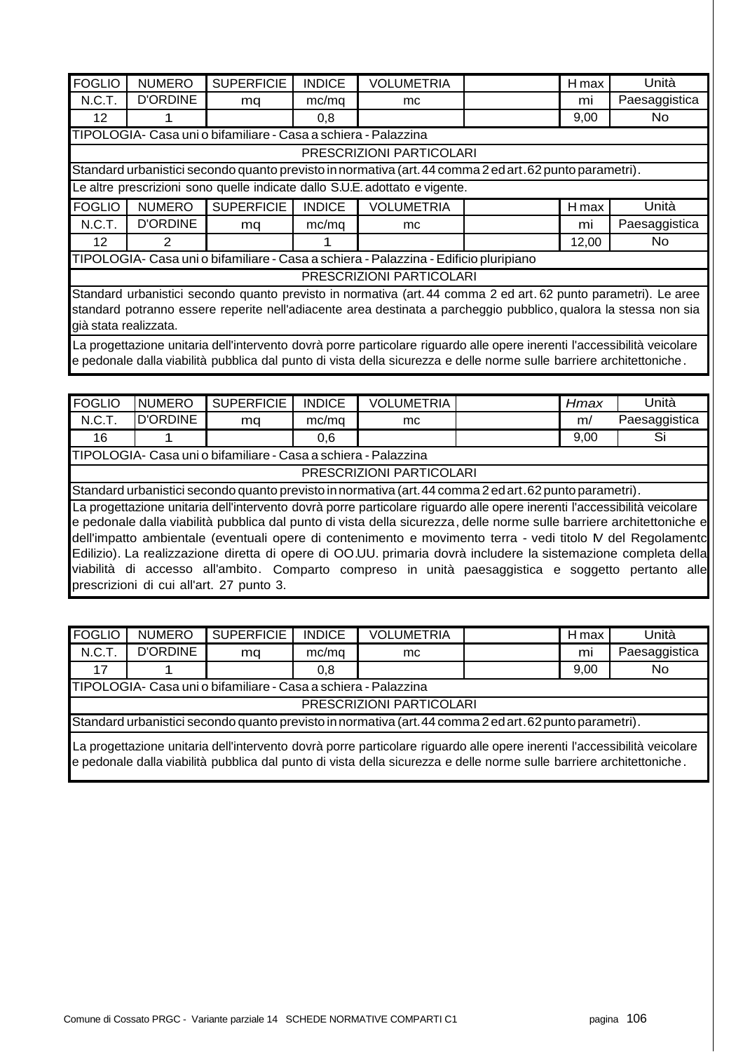| FOGLIO | NUMERO | SUPERFICIE | INDICE | VOLUMETRIA | | H max | Unità |
|---|---|---|---|---|---|---|---|
| N.C.T. | D'ORDINE | mq | mc/mq | mc | | ml | Paesaggistica |
| 12 | 1 | | 0,8 | | | 9,00 | No |
| TIPOLOGIA- Casa uni o bifamiliare - Casa a schiera - Palazzina | | | | | | | |
| PRESCRIZIONI PARTICOLARI | | | | | | | |
| Standard urbanistici secondo quanto previsto in normativa (art. 44 comma 2 ed art. 62 punto parametri). | | | | | | | |
| Le altre prescrizioni sono quelle indicate dallo S.U.E. adottato e vigente. | | | | | | | |

| FOGLIO | NUMERO | SUPERFICIE | INDICE | VOLUMETRIA | | H max | Unità |
|---|---|---|---|---|---|---|---|
| N.C.T. | D'ORDINE | mq | mc/mq | mc | | ml | Paesaggistica |
| 12 | 2 | | 1 | | | 12,00 | No |
| TIPOLOGIA- Casa uni o bifamiliare - Casa a schiera - Palazzina - Edificio pluripiano | | | | | | | |
| PRESCRIZIONI PARTICOLARI | | | | | | | |
| Standard urbanistici secondo quanto previsto in normativa (art. 44 comma 2 ed art. 62 punto parametri). Le aree standard potranno essere reperite nell'adiacente area destinata a parcheggio pubblico, qualora la stessa non sia già stata realizzata. | | | | | | | |
| La progettazione unitaria dell'intervento dovrà porre particolare riguardo alle opere inerenti l'accessibilità veicolare e pedonale dalla viabilità pubblica dal punto di vista della sicurezza e delle norme sulle barriere architettoniche. | | | | | | | |

| FOGLIO | NUMERO | SUPERFICIE | INDICE | VOLUMETRIA | | *Hmax* | Unità |
|---|---|---|---|---|---|---|---|
| N.C.T. | D'ORDINE | mq | mc/mq | mc | | m/ | Paesaggistica |
| 16 | 1 | | 0,6 | | | 9,00 | Si |
| TIPOLOGIA- Casa uni o bifamiliare - Casa a schiera - Palazzina | | | | | | | |
| PRESCRIZIONI PARTICOLARI | | | | | | | |
| Standard urbanistici secondo quanto previsto in normativa (art. 44 comma 2 ed art. 62 punto parametri). | | | | | | | |
| La progettazione unitaria dell'intervento dovrà porre particolare riguardo alle opere inerenti l'accessibilità veicolare e pedonale dalla viabilità pubblica dal punto di vista della sicurezza, delle norme sulle barriere architettoniche e dell'impatto ambientale (eventuali opere di contenimento e movimento terra - vedi titolo IV del Regolamento Edilizio). La realizzazione diretta di opere di OO.UU. primaria dovrà includere la sistemazione completa della viabilità di accesso all'ambito. Comparto compreso in unità paesaggistica e soggetto pertanto alle prescrizioni di cui all'art. 27 punto 3. | | | | | | | |

| FOGLIO | NUMERO | SUPERFICIE | INDICE | VOLUMETRIA | | H max | Unità |
|---|---|---|---|---|---|---|---|
| N.C.T. | D'ORDINE | mq | mc/mq | mc | | ml | Paesaggistica |
| 17 | 1 | | 0,8 | | | 9,00 | No |
| TIPOLOGIA- Casa uni o bifamiliare - Casa a schiera - Palazzina | | | | | | | |
| PRESCRIZIONI PARTICOLARI | | | | | | | |
| Standard urbanistici secondo quanto previsto in normativa (art. 44 comma 2 ed art. 62 punto parametri). | | | | | | | |
| La progettazione unitaria dell'intervento dovrà porre particolare riguardo alle opere inerenti l'accessibilità veicolare e pedonale dalla viabilità pubblica dal punto di vista della sicurezza e delle norme sulle barriere architettoniche. | | | | | | | |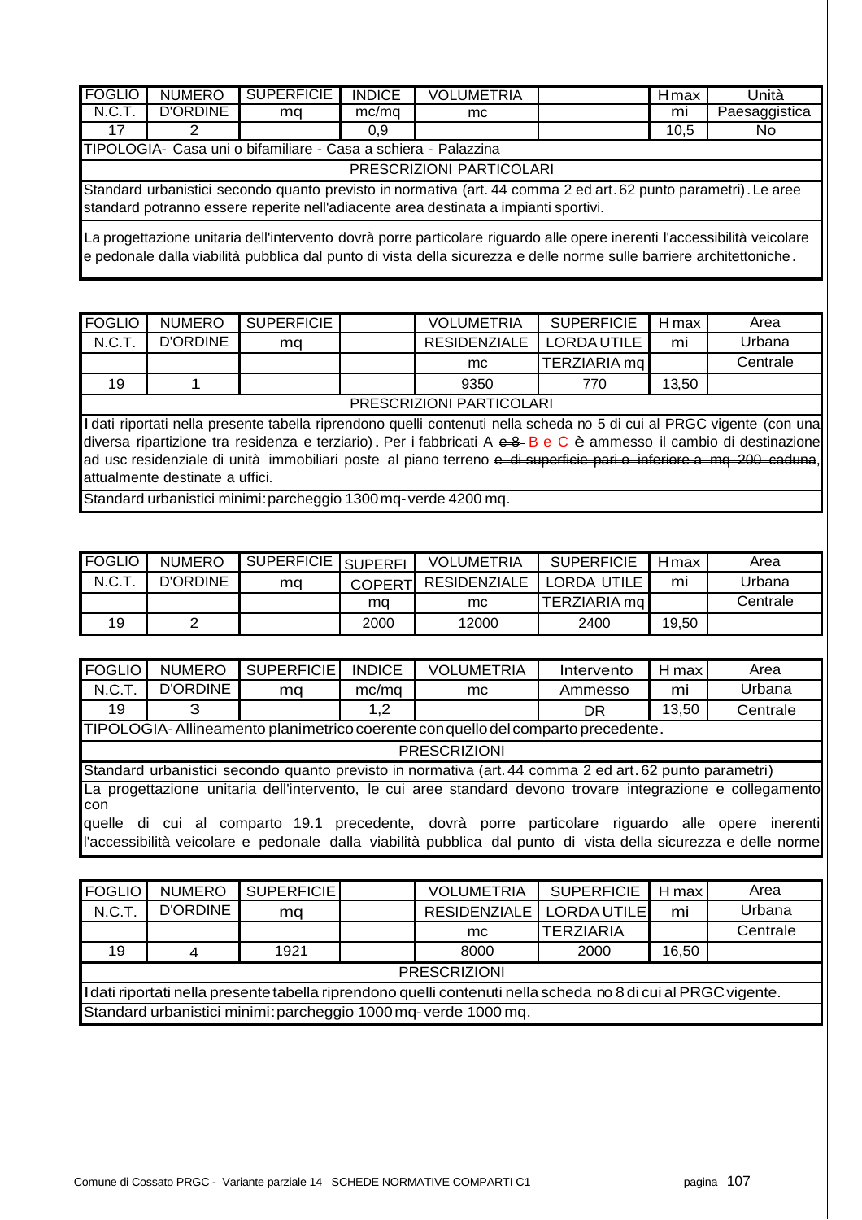| FOGLIO N.C.T. | NUMERO D'ORDINE | SUPERFICIE mq | INDICE mc/mq | VOLUMETRIA mc | | Hmax mi | Unità Paesaggistica |
|---|---|---|---|---|---|---|---|
| 17 | 2 | | 0,9 | | | 10,5 | No |
| TIPOLOGIA- Casa uni o bifamiliare - Casa a schiera - Palazzina | | | | | | | |
| PRESCRIZIONI PARTICOLARI | | | | | | | |
| Standard urbanistici secondo quanto previsto in normativa (art. 44 comma 2 ed art. 62 punto parametri). Le aree standard potranno essere reperite nell'adiacente area destinata a impianti sportivi. | | | | | | | |
| La progettazione unitaria dell'intervento dovrà porre particolare riguardo alle opere inerenti l'accessibilità veicolare e pedonale dalla viabilità pubblica dal punto di vista della sicurezza e delle norme sulle barriere architettoniche. | | | | | | | |

| FOGLIO N.C.T. | NUMERO D'ORDINE | SUPERFICIE mq | | VOLUMETRIA RESIDENZIALE mc | SUPERFICIE LORDA UTILE TERZIARIA mq | H max mi | Area Urbana Centrale |
|---|---|---|---|---|---|---|---|
| 19 | 1 | | | 9350 | 770 | 13,50 | |
| PRESCRIZIONI PARTICOLARI | | | | | | | |
| I dati riportati nella presente tabella riprendono quelli contenuti nella scheda no 5 di cui al PRGC vigente (con una diversa ripartizione tra residenza e terziario). Per i fabbricati A ~~e B~~ B e C è ammesso il cambio di destinazione ad uso residenziale di unità immobiliari poste al piano terreno ~~e di superficie pari o inferiore a mq 200 caduna~~, attualmente destinate a uffici. | | | | | | | |
| Standard urbanistici minimi: parcheggio 1300 mq - verde 4200 mq. | | | | | | | |

| FOGLIO N.C.T. | NUMERO D'ORDINE | SUPERFICIE mq | SUPERFI COPERT mq | VOLUMETRIA RESIDENZIALE mc | SUPERFICIE LORDA UTILE TERZIARIA mq | Hmax mi | Area Urbana Centrale |
|---|---|---|---|---|---|---|---|
| 19 | 2 | | 2000 | 12000 | 2400 | 19,50 | |

| FOGLIO N.C.T. | NUMERO D'ORDINE | SUPERFICIE mq | INDICE mc/mq | VOLUMETRIA mc | Intervento Ammesso | H max mi | Area Urbana |
|---|---|---|---|---|---|---|---|
| 19 | 3 | | 1,2 | | DR | 13,50 | Centrale |
| TIPOLOGIA- Allineamento planimetrico coerente con quello del comparto precedente. | | | | | | | |
| PRESCRIZIONI | | | | | | | |
| Standard urbanistici secondo quanto previsto in normativa (art. 44 comma 2 ed art. 62 punto parametri) | | | | | | | |
| La progettazione unitaria dell'intervento, le cui aree standard devono trovare integrazione e collegamento con quelle di cui al comparto 19.1 precedente, dovrà porre particolare riguardo alle opere inerenti l'accessibilità veicolare e pedonale dalla viabilità pubblica dal punto di vista della sicurezza e delle norme | | | | | | | |

| FOGLIO N.C.T. | NUMERO D'ORDINE | SUPERFICIE mq | | VOLUMETRIA RESIDENZIALE mc | SUPERFICIE LORDA UTILE TERZIARIA | H max mi | Area Urbana Centrale |
|---|---|---|---|---|---|---|---|
| 19 | 4 | 1921 | | 8000 | 2000 | 16,50 | |
| PRESCRIZIONI | | | | | | | |
| I dati riportati nella presente tabella riprendono quelli contenuti nella scheda no 8 di cui al PRGC vigente. | | | | | | | |
| Standard urbanistici minimi: parcheggio 1000 mq - verde 1000 mq. | | | | | | | |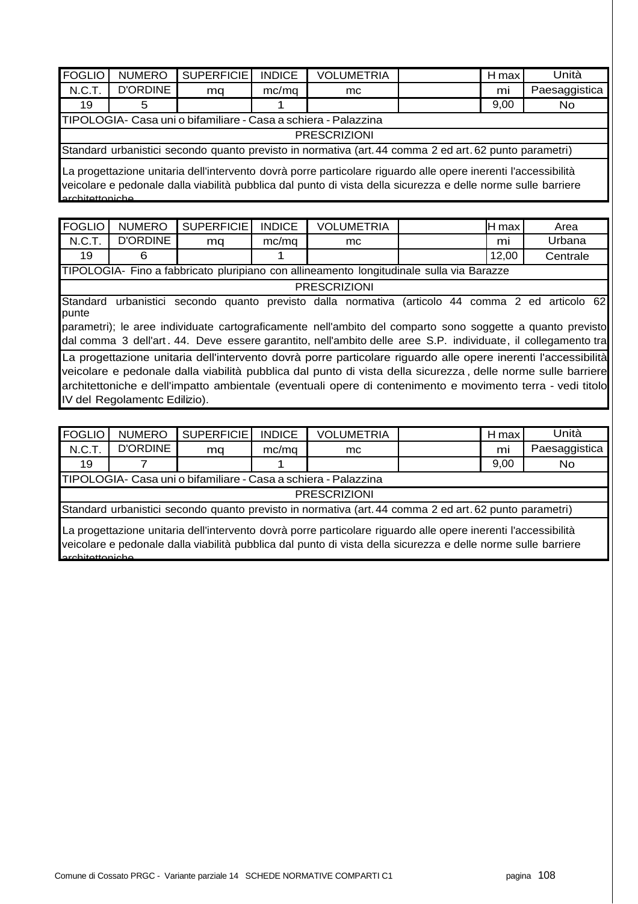| FOGLIO | NUMERO | SUPERFICIE | INDICE | VOLUMETRIA | | H max | Unità |
|---|---|---|---|---|---|---|---|
| N.C.T. | D'ORDINE | mq | mc/mq | mc | | mi | Paesaggistica |
| 19 | 5 | | 1 | | | 9,00 | No |

TIPOLOGIA- Casa uni o bifamiliare - Casa a schiera - Palazzina

PRESCRIZIONI

Standard urbanistici secondo quanto previsto in normativa (art. 44 comma 2 ed art. 62 punto parametri)

La progettazione unitaria dell'intervento dovrà porre particolare riguardo alle opere inerenti l'accessibilità veicolare e pedonale dalla viabilità pubblica dal punto di vista della sicurezza e delle norme sulle barriere architettoniche

| FOGLIO | NUMERO | SUPERFICIE | INDICE | VOLUMETRIA | | H max | Area |
|---|---|---|---|---|---|---|---|
| N.C.T. | D'ORDINE | mq | mc/mq | mc | | mi | Urbana |
| 19 | 6 | | 1 | | | 12,00 | Centrale |

TIPOLOGIA- Fino a fabbricato pluripiano con allineamento longitudinale sulla via Barazze

PRESCRIZIONI

Standard urbanistici secondo quanto previsto dalla normativa (articolo 44 comma 2 ed articolo 62 punte parametri); le aree individuate cartograficamente nell'ambito del comparto sono soggette a quanto previsto dal comma 3 dell'art. 44. Deve essere garantito, nell'ambito delle aree S.P. individuate, il collegamento tra

La progettazione unitaria dell'intervento dovrà porre particolare riguardo alle opere inerenti l'accessibilità veicolare e pedonale dalla viabilità pubblica dal punto di vista della sicurezza, delle norme sulle barriere architettoniche e dell'impatto ambientale (eventuali opere di contenimento e movimento terra - vedi titolo IV del Regolamentc Edilizio).

| FOGLIO | NUMERO | SUPERFICIE | INDICE | VOLUMETRIA | | H max | Unità |
|---|---|---|---|---|---|---|---|
| N.C.T. | D'ORDINE | mq | mc/mq | mc | | mi | Paesaggistica |
| 19 | 7 | | 1 | | | 9,00 | No |

TIPOLOGIA- Casa uni o bifamiliare - Casa a schiera - Palazzina

PRESCRIZIONI

Standard urbanistici secondo quanto previsto in normativa (art. 44 comma 2 ed art. 62 punto parametri)

La progettazione unitaria dell'intervento dovrà porre particolare riguardo alle opere inerenti l'accessibilità veicolare e pedonale dalla viabilità pubblica dal punto di vista della sicurezza e delle norme sulle barriere architettoniche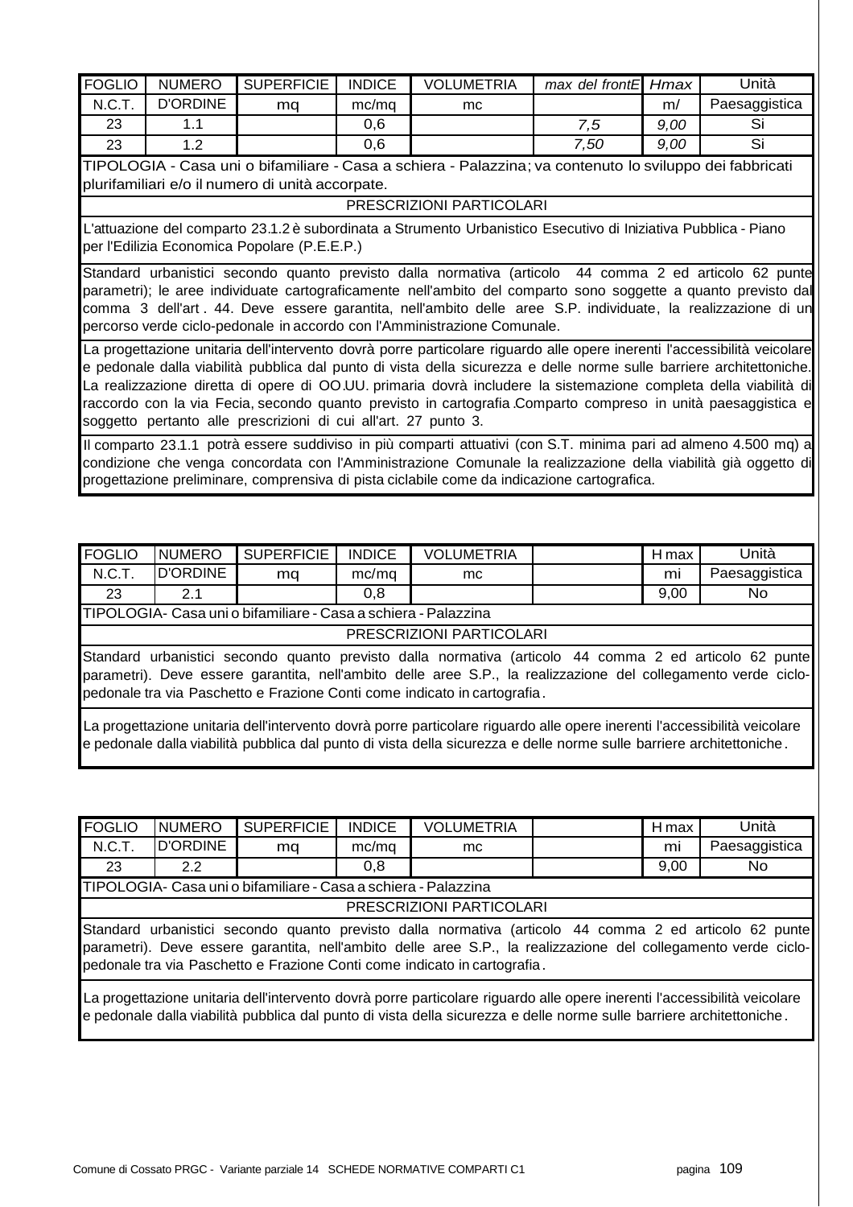| FOGLIO | NUMERO | SUPERFICIE | INDICE | VOLUMETRIA | max del frontE | Hmax | Unità |
|---|---|---|---|---|---|---|---|
| N.C.T. | D'ORDINE | mq | mc/mq | mc | | m/ | Paesaggistica |
| 23 | 1.1 | | 0,6 | | 7,5 | 9,00 | Si |
| 23 | 1.2 | | 0,6 | | 7,50 | 9,00 | Si |

TIPOLOGIA - Casa uni o bifamiliare - Casa a schiera - Palazzina; va contenuto lo sviluppo dei fabbricati plurifamiliari e/o il numero di unità accorpate.

PRESCRIZIONI PARTICOLARI

L'attuazione del comparto 23.1.2 è subordinata a Strumento Urbanistico Esecutivo di Iniziativa Pubblica - Piano per l'Edilizia Economica Popolare (P.E.E.P.)

Standard urbanistici secondo quanto previsto dalla normativa (articolo 44 comma 2 ed articolo 62 punte parametri); le aree individuate cartograficamente nell'ambito del comparto sono soggette a quanto previsto dal comma 3 dell'art. 44. Deve essere garantita, nell'ambito delle aree S.P. individuate, la realizzazione di un percorso verde ciclo-pedonale in accordo con l'Amministrazione Comunale.

La progettazione unitaria dell'intervento dovrà porre particolare riguardo alle opere inerenti l'accessibilità veicolare e pedonale dalla viabilità pubblica dal punto di vista della sicurezza e delle norme sulle barriere architettoniche. La realizzazione diretta di opere di OO.UU. primaria dovrà includere la sistemazione completa della viabilità di raccordo con la via Fecia, secondo quanto previsto in cartografia. Comparto compreso in unità paesaggistica e soggetto pertanto alle prescrizioni di cui all'art. 27 punto 3.

Il comparto 23.1.1 potrà essere suddiviso in più comparti attuativi (con S.T. minima pari ad almeno 4.500 mq) a condizione che venga concordata con l'Amministrazione Comunale la realizzazione della viabilità già oggetto di progettazione preliminare, comprensiva di pista ciclabile come da indicazione cartografica.

| FOGLIO | NUMERO | SUPERFICIE | INDICE | VOLUMETRIA | | H max | Unità |
|---|---|---|---|---|---|---|---|
| N.C.T. | D'ORDINE | mq | mc/mq | mc | | mi | Paesaggistica |
| 23 | 2.1 | | 0,8 | | | 9,00 | No |

TIPOLOGIA- Casa uni o bifamiliare - Casa a schiera - Palazzina

PRESCRIZIONI PARTICOLARI

Standard urbanistici secondo quanto previsto dalla normativa (articolo 44 comma 2 ed articolo 62 punte parametri). Deve essere garantita, nell'ambito delle aree S.P., la realizzazione del collegamento verde ciclo-pedonale tra via Paschetto e Frazione Conti come indicato in cartografia.

La progettazione unitaria dell'intervento dovrà porre particolare riguardo alle opere inerenti l'accessibilità veicolare e pedonale dalla viabilità pubblica dal punto di vista della sicurezza e delle norme sulle barriere architettoniche.

| FOGLIO | NUMERO | SUPERFICIE | INDICE | VOLUMETRIA | | H max | Unità |
|---|---|---|---|---|---|---|---|
| N.C.T. | D'ORDINE | mq | mc/mq | mc | | mi | Paesaggistica |
| 23 | 2.2 | | 0,8 | | | 9,00 | No |

TIPOLOGIA- Casa uni o bifamiliare - Casa a schiera - Palazzina

PRESCRIZIONI PARTICOLARI

Standard urbanistici secondo quanto previsto dalla normativa (articolo 44 comma 2 ed articolo 62 punte parametri). Deve essere garantita, nell'ambito delle aree S.P., la realizzazione del collegamento verde ciclo-pedonale tra via Paschetto e Frazione Conti come indicato in cartografia.

La progettazione unitaria dell'intervento dovrà porre particolare riguardo alle opere inerenti l'accessibilità veicolare e pedonale dalla viabilità pubblica dal punto di vista della sicurezza e delle norme sulle barriere architettoniche.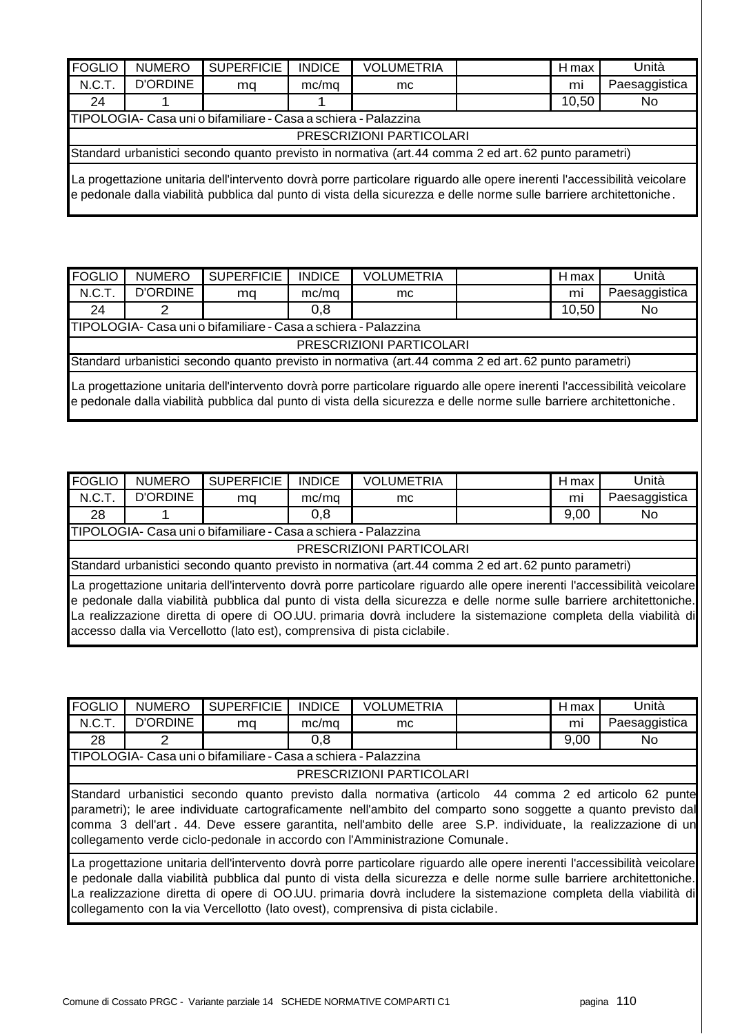| FOGLIO | NUMERO | SUPERFICIE | INDICE | VOLUMETRIA | | H max | Unità |
|---|---|---|---|---|---|---|---|
| N.C.T. | D'ORDINE | mq | mc/mq | mc | | ml | Paesaggistica |
| 24 | 1 | | 1 | | | 10,50 | No |
| TIPOLOGIA- Casa uni o bifamiliare - Casa a schiera - Palazzina | | | | | | | |
| PRESCRIZIONI PARTICOLARI | | | | | | | |
| Standard urbanistici secondo quanto previsto in normativa (art.44 comma 2 ed art.62 punto parametri) | | | | | | | |
| La progettazione unitaria dell'intervento dovrà porre particolare riguardo alle opere inerenti l'accessibilità veicolare e pedonale dalla viabilità pubblica dal punto di vista della sicurezza e delle norme sulle barriere architettoniche. | | | | | | | |

| FOGLIO | NUMERO | SUPERFICIE | INDICE | VOLUMETRIA | | H max | Unità |
|---|---|---|---|---|---|---|---|
| N.C.T. | D'ORDINE | mq | mc/mq | mc | | ml | Paesaggistica |
| 24 | 2 | | 0,8 | | | 10,50 | No |
| TIPOLOGIA- Casa uni o bifamiliare - Casa a schiera - Palazzina | | | | | | | |
| PRESCRIZIONI PARTICOLARI | | | | | | | |
| Standard urbanistici secondo quanto previsto in normativa (art.44 comma 2 ed art.62 punto parametri) | | | | | | | |
| La progettazione unitaria dell'intervento dovrà porre particolare riguardo alle opere inerenti l'accessibilità veicolare e pedonale dalla viabilità pubblica dal punto di vista della sicurezza e delle norme sulle barriere architettoniche. | | | | | | | |

| FOGLIO | NUMERO | SUPERFICIE | INDICE | VOLUMETRIA | | H max | Unità |
|---|---|---|---|---|---|---|---|
| N.C.T. | D'ORDINE | mq | mc/mq | mc | | ml | Paesaggistica |
| 28 | 1 | | 0,8 | | | 9,00 | No |
| TIPOLOGIA- Casa uni o bifamiliare - Casa a schiera - Palazzina | | | | | | | |
| PRESCRIZIONI PARTICOLARI | | | | | | | |
| Standard urbanistici secondo quanto previsto in normativa (art.44 comma 2 ed art.62 punto parametri) | | | | | | | |
| La progettazione unitaria dell'intervento dovrà porre particolare riguardo alle opere inerenti l'accessibilità veicolare e pedonale dalla viabilità pubblica dal punto di vista della sicurezza e delle norme sulle barriere architettoniche. La realizzazione diretta di opere di OO.UU. primaria dovrà includere la sistemazione completa della viabilità di accesso dalla via Vercellotto (lato est), comprensiva di pista ciclabile. | | | | | | | |

| FOGLIO | NUMERO | SUPERFICIE | INDICE | VOLUMETRIA | | H max | Unità |
|---|---|---|---|---|---|---|---|
| N.C.T. | D'ORDINE | mq | mc/mq | mc | | ml | Paesaggistica |
| 28 | 2 | | 0,8 | | | 9,00 | No |
| TIPOLOGIA- Casa uni o bifamiliare - Casa a schiera - Palazzina | | | | | | | |
| PRESCRIZIONI PARTICOLARI | | | | | | | |
| Standard urbanistici secondo quanto previsto dalla normativa (articolo 44 comma 2 ed articolo 62 punte parametri); le aree individuate cartograficamente nell'ambito del comparto sono soggette a quanto previsto dal comma 3 dell'art. 44. Deve essere garantita, nell'ambito delle aree S.P. individuate, la realizzazione di un collegamento verde ciclo-pedonale in accordo con l'Amministrazione Comunale. | | | | | | | |
| La progettazione unitaria dell'intervento dovrà porre particolare riguardo alle opere inerenti l'accessibilità veicolare e pedonale dalla viabilità pubblica dal punto di vista della sicurezza e delle norme sulle barriere architettoniche. La realizzazione diretta di opere di OO.UU. primaria dovrà includere la sistemazione completa della viabilità di collegamento con la via Vercellotto (lato ovest), comprensiva di pista ciclabile. | | | | | | | |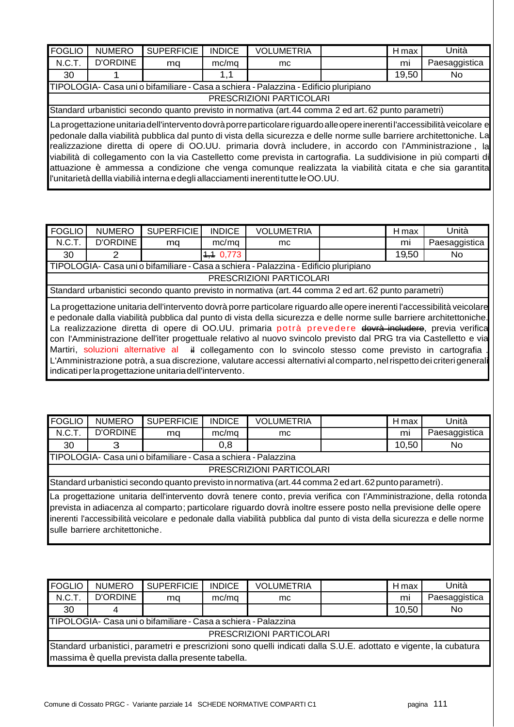| FOGLIO | NUMERO | SUPERFICIE | INDICE | VOLUMETRIA | | H max | Unità |
|---|---|---|---|---|---|---|---|
| N.C.T. | D'ORDINE | mq | mc/mq | mc | | mi | Paesaggistica |
| 30 | 1 | | 1,1 | | | 19,50 | No |
| TIPOLOGIA- Casa uni o bifamiliare - Casa a schiera - Palazzina - Edificio pluripiano | | | | | | | |
| PRESCRIZIONI PARTICOLARI | | | | | | | |
| Standard urbanistici secondo quanto previsto in normativa (art.44 comma 2 ed art.62 punto parametri) | | | | | | | |
| La progettazione unitaria dell'intervento dovrà porre particolare riguardo alle opere inerenti l'accessibilità veicolare e pedonale dalla viabilità pubblica dal punto di vista della sicurezza e delle norme sulle barriere architettoniche. La realizzazione diretta di opere di OO.UU. primaria dovrà includere, in accordo con l'Amministrazione , la viabilità di collegamento con la via Castelletto come prevista in cartografia. La suddivisione in più comparti di attuazione è ammessa a condizione che venga comunque realizzata la viabilità citata e che sia garantita l'unitarietà dellla viabilità interna e degli allacciamenti inerenti tutte le OO.UU. | | | | | | | |

| FOGLIO | NUMERO | SUPERFICIE | INDICE | VOLUMETRIA | | H max | Unità |
|---|---|---|---|---|---|---|---|
| N.C.T. | D'ORDINE | mq | mc/mq | mc | | mi | Paesaggistica |
| 30 | 2 | | ~~1,1~~ 0,773 | | | 19,50 | No |
| TIPOLOGIA- Casa uni o bifamiliare - Casa a schiera - Palazzina - Edificio pluripiano | | | | | | | |
| PRESCRIZIONI PARTICOLARI | | | | | | | |
| Standard urbanistici secondo quanto previsto in normativa (art.44 comma 2 ed art.62 punto parametri) | | | | | | | |
| La progettazione unitaria dell'intervento dovrà porre particolare riguardo alle opere inerenti l'accessibilità veicolare e pedonale dalla viabilità pubblica dal punto di vista della sicurezza e delle norme sulle barriere architettoniche. La realizzazione diretta di opere di OO.UU. primaria potrà prevedere ~~dovrà includere~~, previa verifica con l'Amministrazione dell'iter progettuale relativo al nuovo svincolo previsto dal PRG tra via Castelletto e via Martiri, soluzioni alternative al ~~il~~ collegamento con lo svincolo stesso come previsto in cartografia . L'Amministrazione potrà, a sua discrezione, valutare accessi alternativi al comparto, nel rispetto dei criteri generali indicati per la progettazione unitaria dell'intervento. | | | | | | | |

| FOGLIO | NUMERO | SUPERFICIE | INDICE | VOLUMETRIA | | H max | Unità |
|---|---|---|---|---|---|---|---|
| N.C.T. | D'ORDINE | mq | mc/mq | mc | | mi | Paesaggistica |
| 30 | 3 | | 0,8 | | | 10,50 | No |
| TIPOLOGIA- Casa uni o bifamiliare - Casa a schiera - Palazzina | | | | | | | |
| PRESCRIZIONI PARTICOLARI | | | | | | | |
| Standard urbanistici secondo quanto previsto in normativa (art.44 comma 2 ed art.62 punto parametri). | | | | | | | |
| La progettazione unitaria dell'intervento dovrà tenere conto, previa verifica con l'Amministrazione, della rotonda prevista in adiacenza al comparto; particolare riguardo dovrà inoltre essere posto nella previsione delle opere inerenti l'accessibilità veicolare e pedonale dalla viabilità pubblica dal punto di vista della sicurezza e delle norme sulle barriere architettoniche. | | | | | | | |

| FOGLIO | NUMERO | SUPERFICIE | INDICE | VOLUMETRIA | | H max | Unità |
|---|---|---|---|---|---|---|---|
| N.C.T. | D'ORDINE | mq | mc/mq | mc | | mi | Paesaggistica |
| 30 | 4 | | | | | 10,50 | No |
| TIPOLOGIA- Casa uni o bifamiliare - Casa a schiera - Palazzina | | | | | | | |
| PRESCRIZIONI PARTICOLARI | | | | | | | |
| Standard urbanistici, parametri e prescrizioni sono quelli indicati dalla S.U.E. adottato e vigente, la cubatura massima è quella prevista dalla presente tabella. | | | | | | | |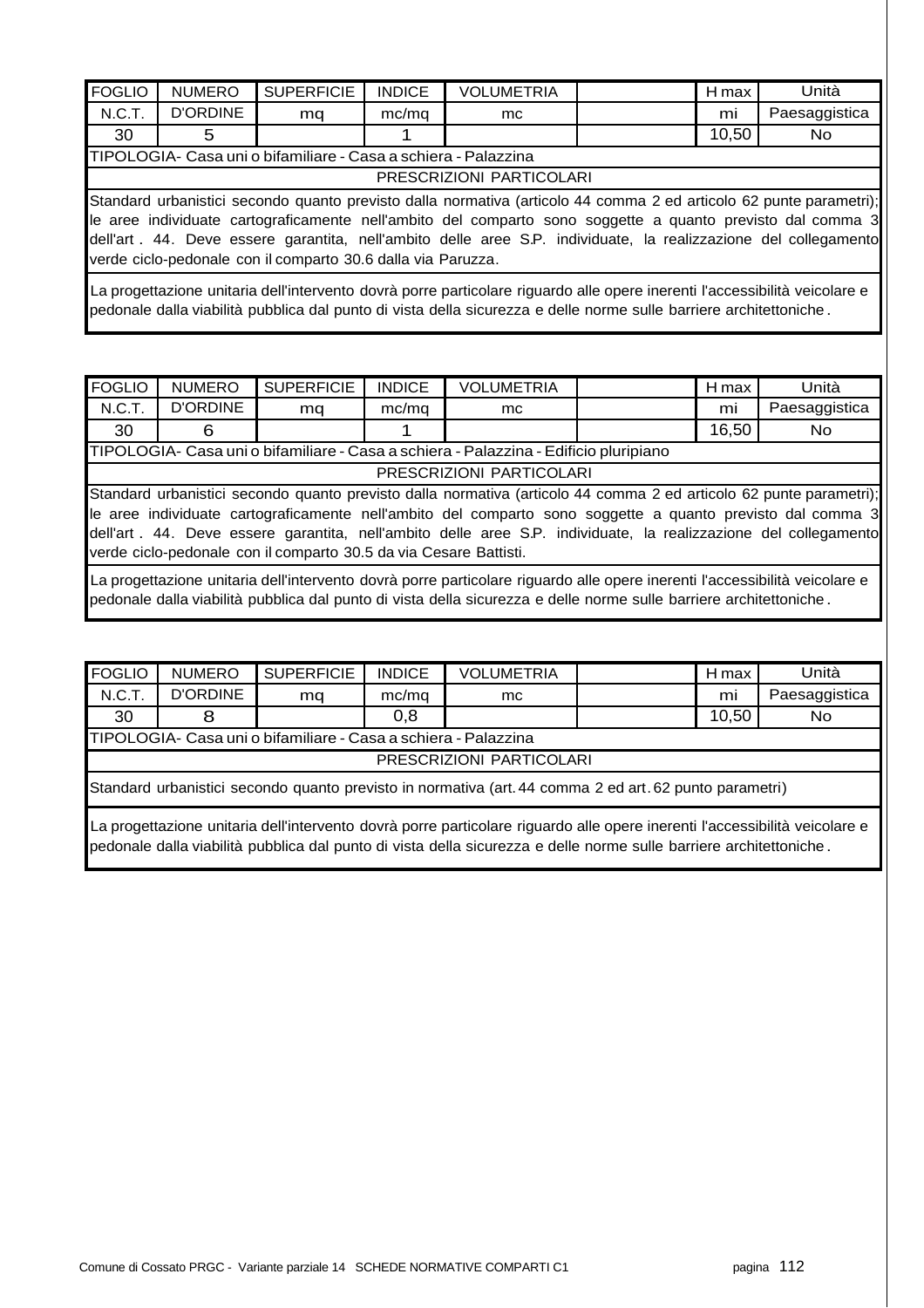| FOGLIO | NUMERO | SUPERFICIE | INDICE | VOLUMETRIA | | H max | Unità |
|---|---|---|---|---|---|---|---|
| N.C.T. | D'ORDINE | mq | mc/mq | mc | | mi | Paesaggistica |
| 30 | 5 | | 1 | | | 10,50 | No |

TIPOLOGIA- Casa uni o bifamiliare - Casa a schiera - Palazzina

PRESCRIZIONI PARTICOLARI

Standard urbanistici secondo quanto previsto dalla normativa (articolo 44 comma 2 ed articolo 62 punte parametri); le aree individuate cartograficamente nell'ambito del comparto sono soggette a quanto previsto dal comma 3 dell'art . 44. Deve essere garantita, nell'ambito delle aree S.P. individuate, la realizzazione del collegamento verde ciclo-pedonale con il comparto 30.6 dalla via Paruzza.

La progettazione unitaria dell'intervento dovrà porre particolare riguardo alle opere inerenti l'accessibilità veicolare e pedonale dalla viabilità pubblica dal punto di vista della sicurezza e delle norme sulle barriere architettoniche.

| FOGLIO | NUMERO | SUPERFICIE | INDICE | VOLUMETRIA | | H max | Unità |
|---|---|---|---|---|---|---|---|
| N.C.T. | D'ORDINE | mq | mc/mq | mc | | mi | Paesaggistica |
| 30 | 6 | | 1 | | | 16,50 | No |

TIPOLOGIA- Casa uni o bifamiliare - Casa a schiera - Palazzina - Edificio pluripiano

PRESCRIZIONI PARTICOLARI

Standard urbanistici secondo quanto previsto dalla normativa (articolo 44 comma 2 ed articolo 62 punte parametri); le aree individuate cartograficamente nell'ambito del comparto sono soggette a quanto previsto dal comma 3 dell'art . 44. Deve essere garantita, nell'ambito delle aree S.P. individuate, la realizzazione del collegamento verde ciclo-pedonale con il comparto 30.5 da via Cesare Battisti.

La progettazione unitaria dell'intervento dovrà porre particolare riguardo alle opere inerenti l'accessibilità veicolare e pedonale dalla viabilità pubblica dal punto di vista della sicurezza e delle norme sulle barriere architettoniche.

| FOGLIO | NUMERO | SUPERFICIE | INDICE | VOLUMETRIA | | H max | Unità |
|---|---|---|---|---|---|---|---|
| N.C.T. | D'ORDINE | mq | mc/mq | mc | | mi | Paesaggistica |
| 30 | 8 | | 0,8 | | | 10,50 | No |

TIPOLOGIA- Casa uni o bifamiliare - Casa a schiera - Palazzina

PRESCRIZIONI PARTICOLARI

Standard urbanistici secondo quanto previsto in normativa (art. 44 comma 2 ed art. 62 punto parametri)

La progettazione unitaria dell'intervento dovrà porre particolare riguardo alle opere inerenti l'accessibilità veicolare e pedonale dalla viabilità pubblica dal punto di vista della sicurezza e delle norme sulle barriere architettoniche.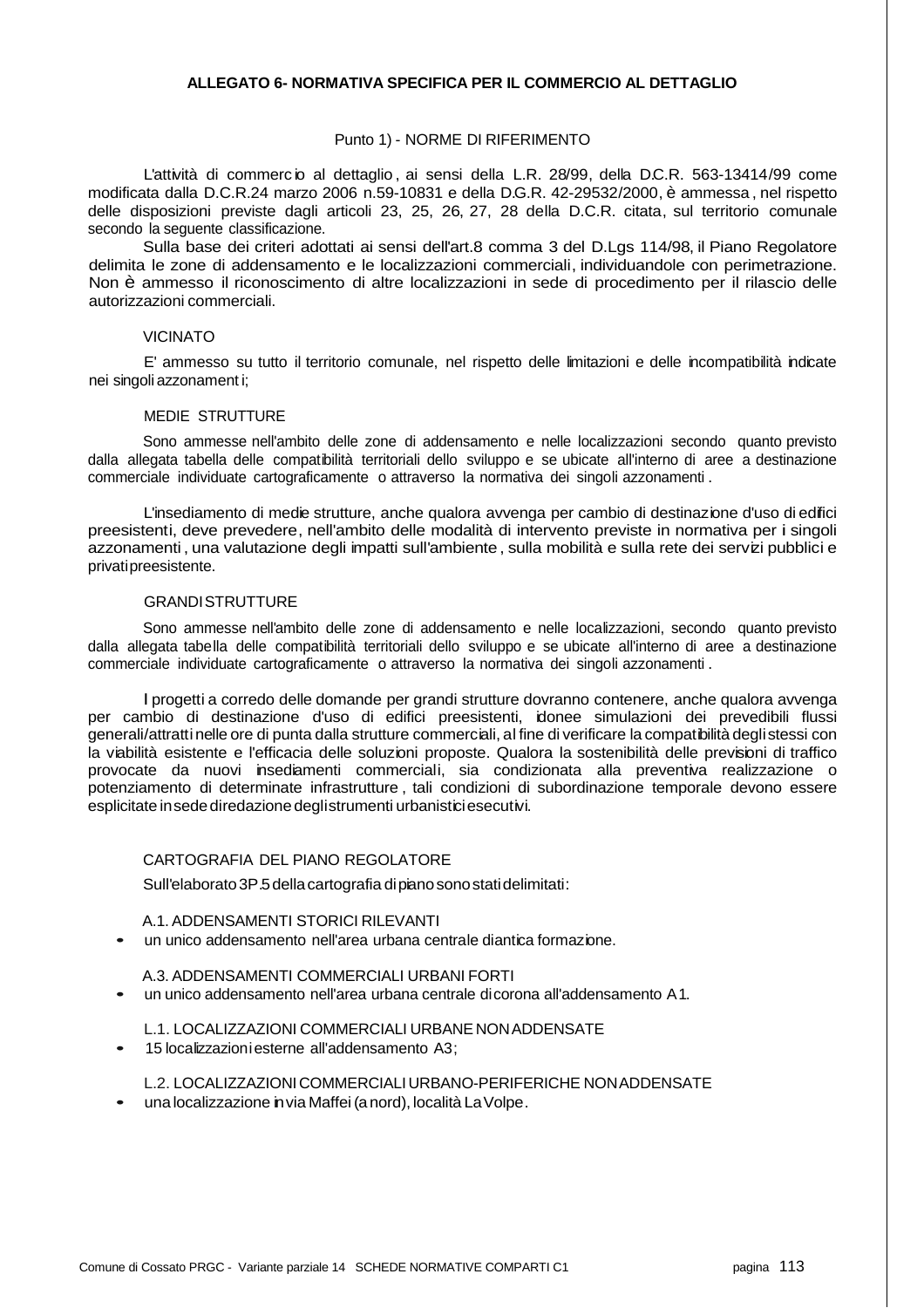## ALLEGATO 6- NORMATIVA SPECIFICA PER IL COMMERCIO AL DETTAGLIO

### Punto 1) - NORME DI RIFERIMENTO

L'attività di commercio al dettaglio, ai sensi della L.R. 28/99, della D.C.R. 563-13414/99 come modificata dalla D.C.R.24 marzo 2006 n.59-10831 e della D.G.R. 42-29532/2000, è ammessa, nel rispetto delle disposizioni previste dagli articoli 23, 25, 26, 27, 28 della D.C.R. citata, sul territorio comunale secondo la seguente classificazione.

Sulla base dei criteri adottati ai sensi dell'art.8 comma 3 del D.Lgs 114/98, il Piano Regolatore delimita le zone di addensamento e le localizzazioni commerciali, individuandole con perimetrazione. Non è ammesso il riconoscimento di altre localizzazioni in sede di procedimento per il rilascio delle autorizzazioni commerciali.

#### VICINATO

E' ammesso su tutto il territorio comunale, nel rispetto delle limitazioni e delle incompatibilità indicate nei singoli azzonamenti;

#### MEDIE STRUTTURE

Sono ammesse nell'ambito delle zone di addensamento e nelle localizzazioni secondo quanto previsto dalla allegata tabella delle compatibilità territoriali dello sviluppo e se ubicate all'interno di aree a destinazione commerciale individuate cartograficamente o attraverso la normativa dei singoli azzonamenti.

L'insediamento di medie strutture, anche qualora avvenga per cambio di destinazione d'uso di edifici preesistenti, deve prevedere, nell'ambito delle modalità di intervento previste in normativa per i singoli azzonamenti, una valutazione degli impatti sull'ambiente, sulla mobilità e sulla rete dei servizi pubblici e privati preesistente.

#### GRANDI STRUTTURE

Sono ammesse nell'ambito delle zone di addensamento e nelle localizzazioni, secondo quanto previsto dalla allegata tabella delle compatibilità territoriali dello sviluppo e se ubicate all'interno di aree a destinazione commerciale individuate cartograficamente o attraverso la normativa dei singoli azzonamenti.

I progetti a corredo delle domande per grandi strutture dovranno contenere, anche qualora avvenga per cambio di destinazione d'uso di edifici preesistenti, idonee simulazioni dei prevedibili flussi generali/attratti nelle ore di punta dalla strutture commerciali, al fine di verificare la compatibilità degli stessi con la viabilità esistente e l'efficacia delle soluzioni proposte. Qualora la sostenibilità delle previsioni di traffico provocate da nuovi insediamenti commerciali, sia condizionata alla preventiva realizzazione o potenziamento di determinate infrastrutture, tali condizioni di subordinazione temporale devono essere esplicitate in sede di redazione degli strumenti urbanistici esecutivi.

#### CARTOGRAFIA DEL PIANO REGOLATORE

Sull'elaborato 3P.5 della cartografia di piano sono stati delimitati:

A.1. ADDENSAMENTI STORICI RILEVANTI

- un unico addensamento nell'area urbana centrale di antica formazione.

A.3. ADDENSAMENTI COMMERCIALI URBANI FORTI

- un unico addensamento nell'area urbana centrale di corona all'addensamento A1.

L.1. LOCALIZZAZIONI COMMERCIALI URBANE NON ADDENSATE

- 15 localizzazioni esterne all'addensamento A3;

L.2. LOCALIZZAZIONI COMMERCIALI URBANO-PERIFERICHE NON ADDENSATE

- una localizzazione in via Maffei (a nord), località La Volpe.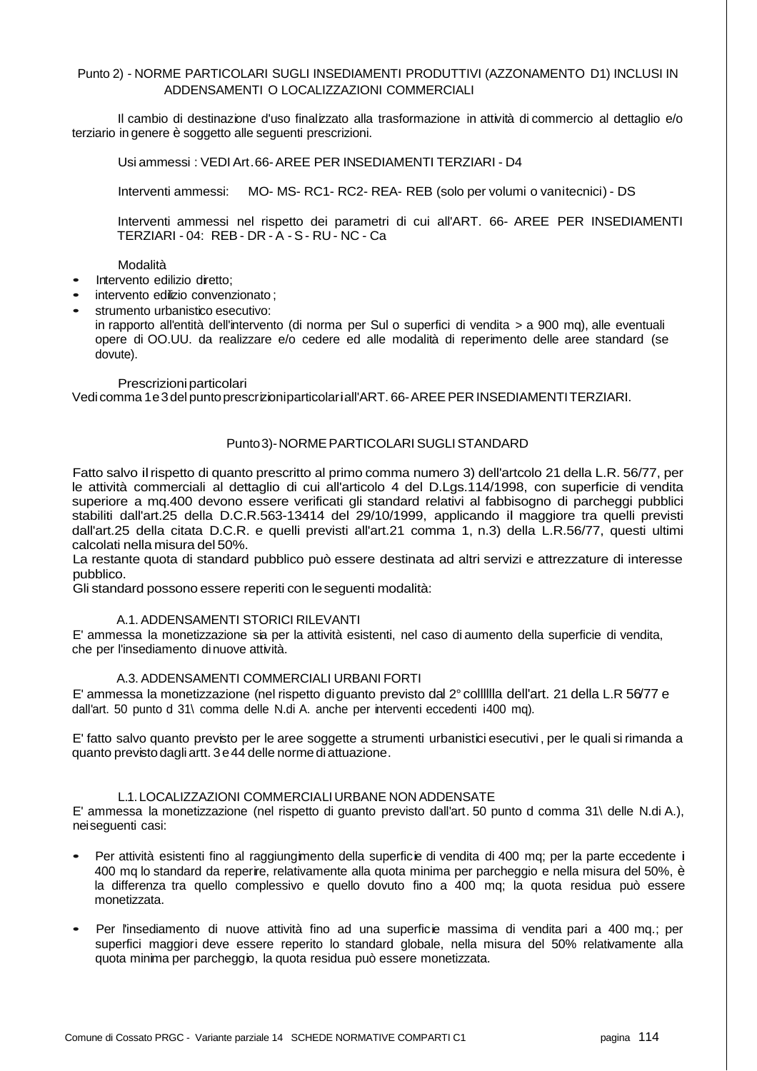Punto 2) - NORME PARTICOLARI SUGLI INSEDIAMENTI PRODUTTIVI (AZZONAMENTO D1) INCLUSI IN ADDENSAMENTI O LOCALIZZAZIONI COMMERCIALI

Il cambio di destinazione d'uso finalizzato alla trasformazione in attività di commercio al dettaglio e/o terziario in genere è soggetto alle seguenti prescrizioni.

Usi ammessi : VEDI Art.66- AREE PER INSEDIAMENTI TERZIARI - D4

Interventi ammessi: MO- MS- RC1- RC2- REA- REB (solo per volumi o vani tecnici) - DS

Interventi ammessi nel rispetto dei parametri di cui all'ART. 66- AREE PER INSEDIAMENTI TERZIARI - 04: REB - DR - A - S - RU - NC - Ca

Modalità

- Intervento edilizio diretto;
- intervento edilizio convenzionato;
- strumento urbanistico esecutivo:
  in rapporto all'entità dell'intervento (di norma per Sul o superfici di vendita > a 900 mq), alle eventuali opere di OO.UU. da realizzare e/o cedere ed alle modalità di reperimento delle aree standard (se dovute).

Prescrizioni particolari

Vedi comma 1 e 3 del punto prescrizioni particolari all'ART. 66- AREE PER INSEDIAMENTI TERZIARI.

Punto 3)- NORME PARTICOLARI SUGLI STANDARD

Fatto salvo il rispetto di quanto prescritto al primo comma numero 3) dell'artcolo 21 della L.R. 56/77, per le attività commerciali al dettaglio di cui all'articolo 4 del D.Lgs.114/1998, con superficie di vendita superiore a mq.400 devono essere verificati gli standard relativi al fabbisogno di parcheggi pubblici stabiliti dall'art.25 della D.C.R.563-13414 del 29/10/1999, applicando il maggiore tra quelli previsti dall'art.25 della citata D.C.R. e quelli previsti all'art.21 comma 1, n.3) della L.R.56/77, questi ultimi calcolati nella misura del 50%.

La restante quota di standard pubblico può essere destinata ad altri servizi e attrezzature di interesse pubblico.

Gli standard possono essere reperiti con le seguenti modalità:

A.1. ADDENSAMENTI STORICI RILEVANTI

E' ammessa la monetizzazione sia per la attività esistenti, nel caso di aumento della superficie di vendita, che per l'insediamento di nuove attività.

A.3. ADDENSAMENTI COMMERCIALI URBANI FORTI

E' ammessa la monetizzazione (nel rispetto di guanto previsto dal 2° collllla dell'art. 21 della L.R 56/77 e dall'art. 50 punto d 31\ comma delle N.di A. anche per interventi eccedenti i 400 mq).

E' fatto salvo quanto previsto per le aree soggette a strumenti urbanistici esecutivi, per le quali si rimanda a quanto previsto dagli artt. 3 e 44 delle norme di attuazione.

L.1. LOCALIZZAZIONI COMMERCIALI URBANE NON ADDENSATE

E' ammessa la monetizzazione (nel rispetto di guanto previsto dall'art. 50 punto d comma 31\ delle N.di A.), nei seguenti casi:

- Per attività esistenti fino al raggiungimento della superficie di vendita di 400 mq; per la parte eccedente i 400 mq lo standard da reperire, relativamente alla quota minima per parcheggio e nella misura del 50%, è la differenza tra quello complessivo e quello dovuto fino a 400 mq; la quota residua può essere monetizzata.

- Per l'insediamento di nuove attività fino ad una superficie massima di vendita pari a 400 mq.; per superfici maggiori deve essere reperito lo standard globale, nella misura del 50% relativamente alla quota minima per parcheggio, la quota residua può essere monetizzata.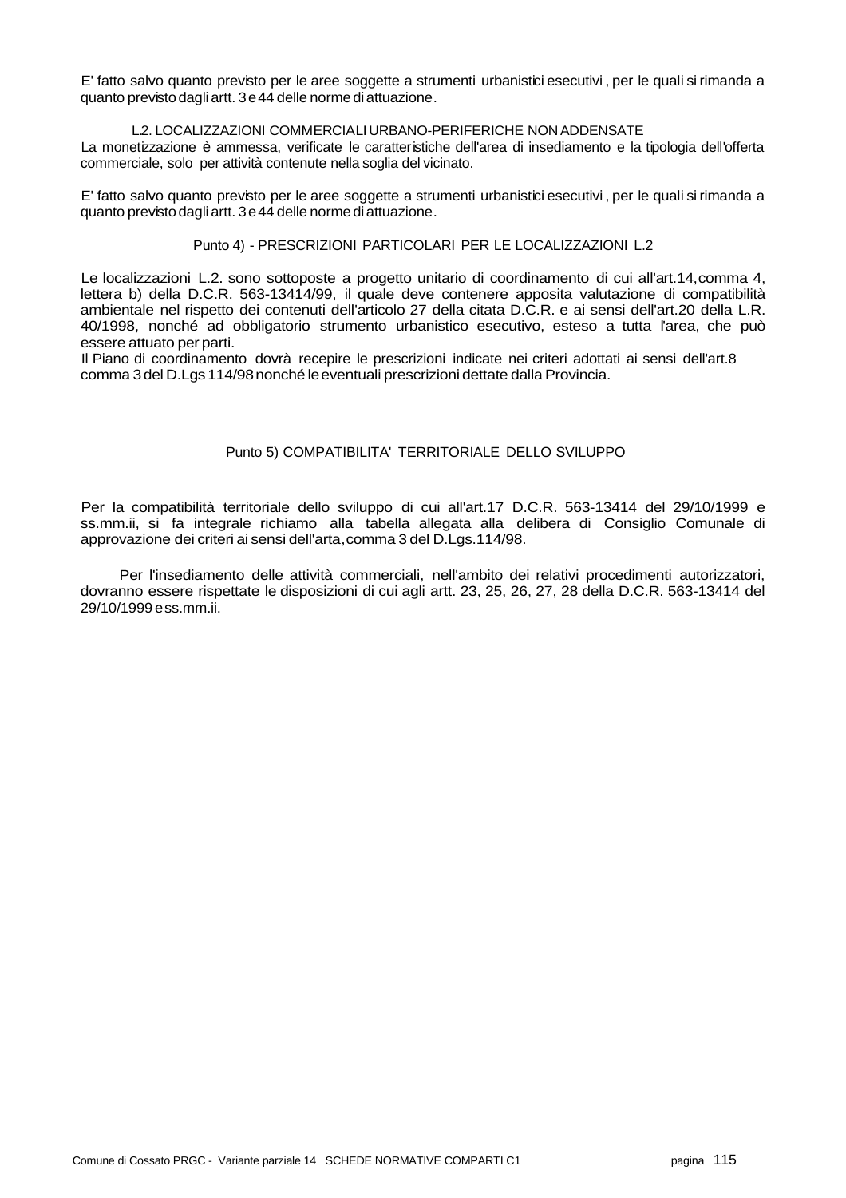E' fatto salvo quanto previsto per le aree soggette a strumenti urbanistici esecutivi , per le quali si rimanda a quanto previsto dagli artt. 3 e 44 delle norme di attuazione.

L.2. LOCALIZZAZIONI COMMERCIALI URBANO-PERIFERICHE NON ADDENSATE

La monetizzazione è ammessa, verificate le caratteristiche dell'area di insediamento e la tipologia dell'offerta commerciale, solo per attività contenute nella soglia del vicinato.

E' fatto salvo quanto previsto per le aree soggette a strumenti urbanistici esecutivi , per le quali si rimanda a quanto previsto dagli artt. 3 e 44 delle norme di attuazione.

Punto 4) - PRESCRIZIONI PARTICOLARI PER LE LOCALIZZAZIONI L.2

Le localizzazioni L.2. sono sottoposte a progetto unitario di coordinamento di cui all'art.14,comma 4, lettera b) della D.C.R. 563-13414/99, il quale deve contenere apposita valutazione di compatibilità ambientale nel rispetto dei contenuti dell'articolo 27 della citata D.C.R. e ai sensi dell'art.20 della L.R. 40/1998, nonché ad obbligatorio strumento urbanistico esecutivo, esteso a tutta l'area, che può essere attuato per parti.

Il Piano di coordinamento dovrà recepire le prescrizioni indicate nei criteri adottati ai sensi dell'art.8 comma 3 del D.Lgs 114/98 nonché le eventuali prescrizioni dettate dalla Provincia.

Punto 5) COMPATIBILITA' TERRITORIALE DELLO SVILUPPO

Per la compatibilità territoriale dello sviluppo di cui all'art.17 D.C.R. 563-13414 del 29/10/1999 e ss.mm.ii, si fa integrale richiamo alla tabella allegata alla delibera di Consiglio Comunale di approvazione dei criteri ai sensi dell'arta,comma 3 del D.Lgs.114/98.

Per l'insediamento delle attività commerciali, nell'ambito dei relativi procedimenti autorizzatori, dovranno essere rispettate le disposizioni di cui agli artt. 23, 25, 26, 27, 28 della D.C.R. 563-13414 del 29/10/1999 e ss.mm.ii.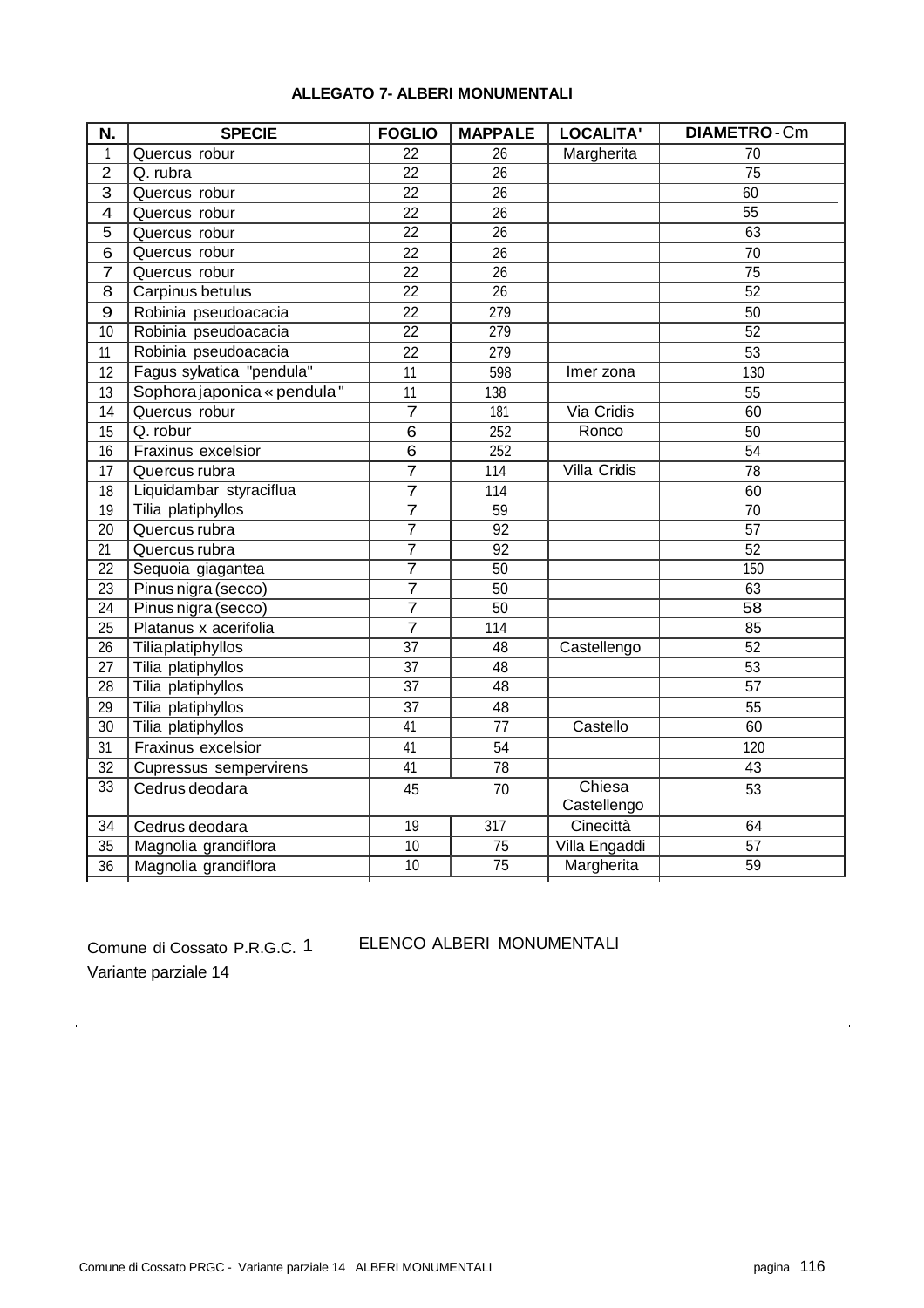**ALLEGATO 7- ALBERI MONUMENTALI**

| N. | SPECIE | FOGLIO | MAPPALE | LOCALITA' | DIAMETRO - Cm |
|---|---|---|---|---|---|
| 1 | Quercus robur | 22 | 26 | Margherita | 70 |
| 2 | Q. rubra | 22 | 26 | | 75 |
| 3 | Quercus robur | 22 | 26 | | 60 |
| 4 | Quercus robur | 22 | 26 | | 55 |
| 5 | Quercus robur | 22 | 26 | | 63 |
| 6 | Quercus robur | 22 | 26 | | 70 |
| 7 | Quercus robur | 22 | 26 | | 75 |
| 8 | Carpinus betulus | 22 | 26 | | 52 |
| 9 | Robinia pseudoacacia | 22 | 279 | | 50 |
| 10 | Robinia pseudoacacia | 22 | 279 | | 52 |
| 11 | Robinia pseudoacacia | 22 | 279 | | 53 |
| 12 | Fagus sylvatica "pendula" | 11 | 598 | Imer zona | 130 |
| 13 | Sophora japonica « pendula" | 11 | 138 | | 55 |
| 14 | Quercus robur | 7 | 181 | Via Cridis | 60 |
| 15 | Q. robur | 6 | 252 | Ronco | 50 |
| 16 | Fraxinus excelsior | 6 | 252 | | 54 |
| 17 | Quercus rubra | 7 | 114 | Villa Cridis | 78 |
| 18 | Liquidambar styraciflua | 7 | 114 | | 60 |
| 19 | Tilia platiphyllos | 7 | 59 | | 70 |
| 20 | Quercus rubra | 7 | 92 | | 57 |
| 21 | Quercus rubra | 7 | 92 | | 52 |
| 22 | Sequoia giagantea | 7 | 50 | | 150 |
| 23 | Pinus nigra (secco) | 7 | 50 | | 63 |
| 24 | Pinus nigra (secco) | 7 | 50 | | 58 |
| 25 | Platanus x acerifolia | 7 | 114 | | 85 |
| 26 | Tilia platiphyllos | 37 | 48 | Castellengo | 52 |
| 27 | Tilia platiphyllos | 37 | 48 | | 53 |
| 28 | Tilia platiphyllos | 37 | 48 | | 57 |
| 29 | Tilia platiphyllos | 37 | 48 | | 55 |
| 30 | Tilia platiphyllos | 41 | 77 | Castello | 60 |
| 31 | Fraxinus excelsior | 41 | 54 | | 120 |
| 32 | Cupressus sempervirens | 41 | 78 | | 43 |
| 33 | Cedrus deodara | 45 | 70 | Chiesa Castellengo | 53 |
| 34 | Cedrus deodara | 19 | 317 | Cinecittà | 64 |
| 35 | Magnolia grandiflora | 10 | 75 | Villa Engaddi | 57 |
| 36 | Magnolia grandiflora | 10 | 75 | Margherita | 59 |

Comune di Cossato P.R.G.C. 1 ELENCO ALBERI MONUMENTALI

Variante parziale 14